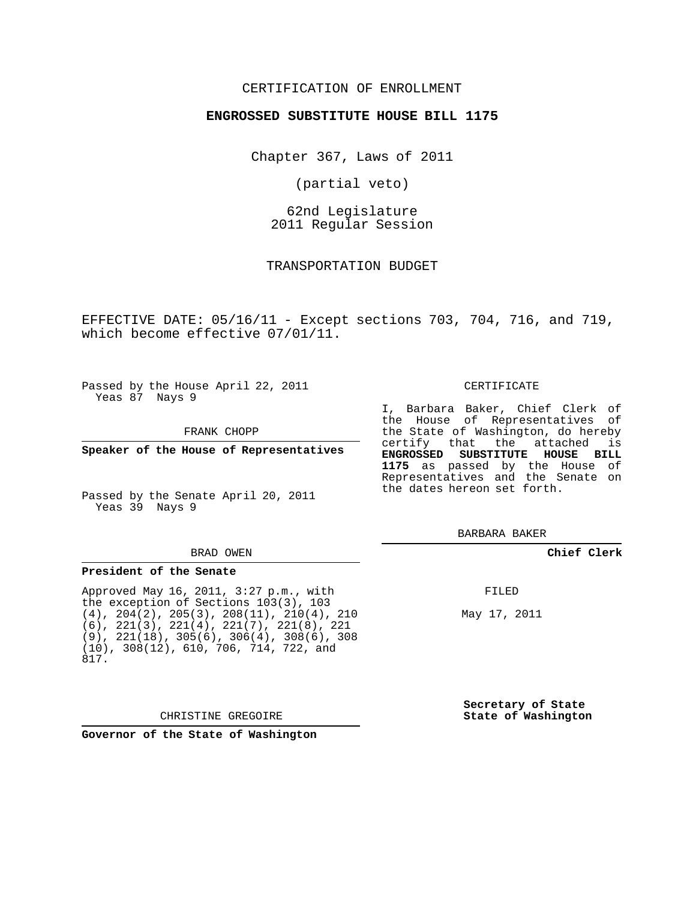CERTIFICATION OF ENROLLMENT

**ENGROSSED SUBSTITUTE HOUSE BILL 1175**

Chapter 367, Laws of 2011

(partial veto)

62nd Legislature
2011 Regular Session

TRANSPORTATION BUDGET

EFFECTIVE DATE: 05/16/11 - Except sections 703, 704, 716, and 719, which become effective 07/01/11.

Passed by the House April 22, 2011
Yeas 87 Nays 9

FRANK CHOPP

**Speaker of the House of Representatives**

Passed by the Senate April 20, 2011
Yeas 39 Nays 9

BRAD OWEN

**President of the Senate**

Approved May 16, 2011, 3:27 p.m., with the exception of Sections 103(3), 103 (4), 204(2), 205(3), 208(11), 210(4), 210 (6), 221(3), 221(4), 221(7), 221(8), 221 (9), 221(18), 305(6), 306(4), 308(6), 308 (10), 308(12), 610, 706, 714, 722, and 817.

CHRISTINE GREGOIRE

**Governor of the State of Washington**

CERTIFICATE

I, Barbara Baker, Chief Clerk of the House of Representatives of the State of Washington, do hereby certify that the attached is **ENGROSSED SUBSTITUTE HOUSE BILL 1175** as passed by the House of Representatives and the Senate on the dates hereon set forth.

BARBARA BAKER

**Chief Clerk**

FILED

May 17, 2011

**Secretary of State**
**State of Washington**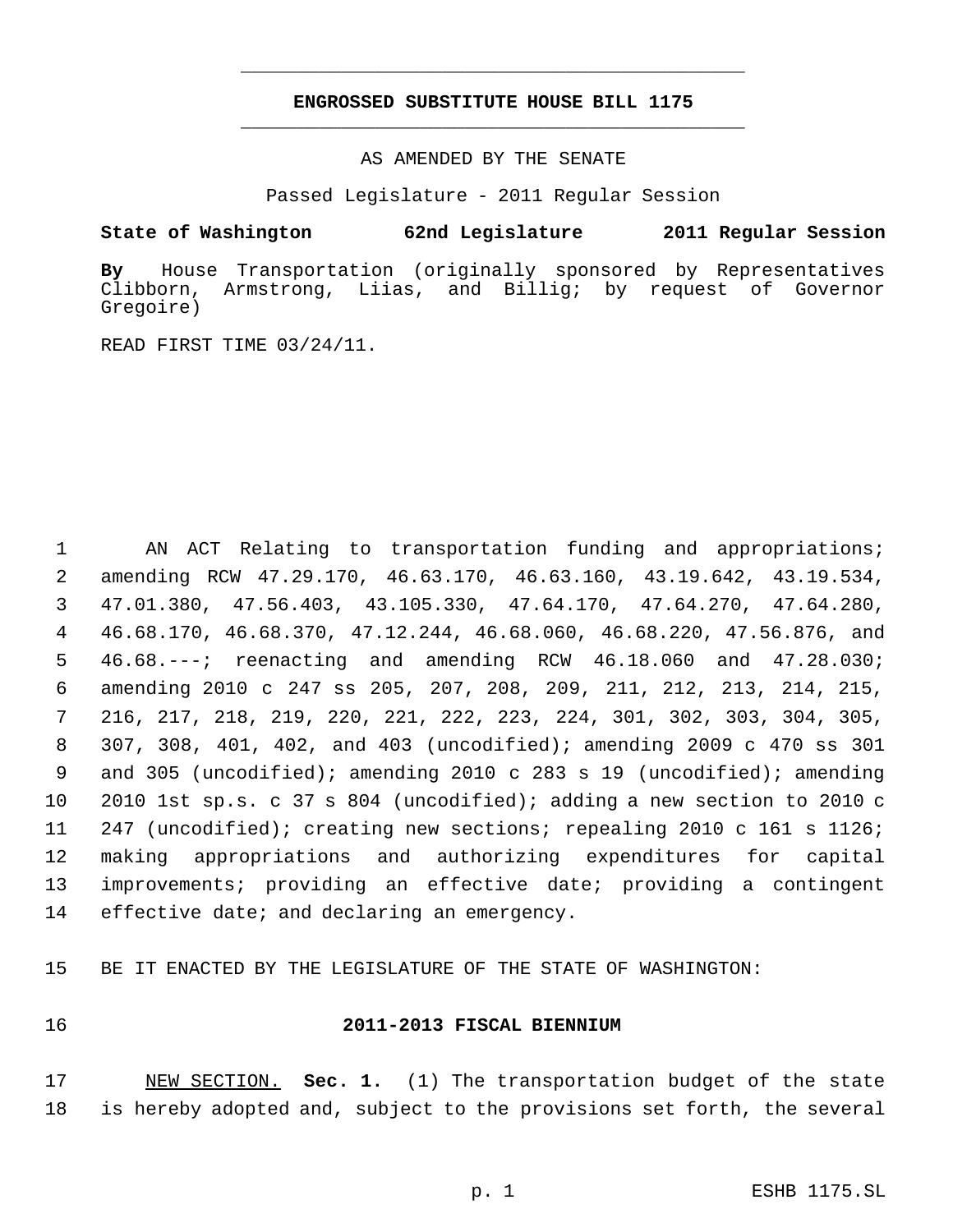# ENGROSSED SUBSTITUTE HOUSE BILL 1175

AS AMENDED BY THE SENATE

Passed Legislature - 2011 Regular Session

**State of Washington 62nd Legislature 2011 Regular Session**

**By** House Transportation (originally sponsored by Representatives Clibborn, Armstrong, Liias, and Billig; by request of Governor Gregoire)

READ FIRST TIME 03/24/11.

AN ACT Relating to transportation funding and appropriations; amending RCW 47.29.170, 46.63.170, 46.63.160, 43.19.642, 43.19.534, 47.01.380, 47.56.403, 43.105.330, 47.64.170, 47.64.270, 47.64.280, 46.68.170, 46.68.370, 47.12.244, 46.68.060, 46.68.220, 47.56.876, and 46.68.---; reenacting and amending RCW 46.18.060 and 47.28.030; amending 2010 c 247 ss 205, 207, 208, 209, 211, 212, 213, 214, 215, 216, 217, 218, 219, 220, 221, 222, 223, 224, 301, 302, 303, 304, 305, 307, 308, 401, 402, and 403 (uncodified); amending 2009 c 470 ss 301 and 305 (uncodified); amending 2010 c 283 s 19 (uncodified); amending 2010 1st sp.s. c 37 s 804 (uncodified); adding a new section to 2010 c 247 (uncodified); creating new sections; repealing 2010 c 161 s 1126; making appropriations and authorizing expenditures for capital improvements; providing an effective date; providing a contingent effective date; and declaring an emergency.

BE IT ENACTED BY THE LEGISLATURE OF THE STATE OF WASHINGTON:

## 2011-2013 FISCAL BIENNIUM

NEW SECTION. **Sec. 1.** (1) The transportation budget of the state is hereby adopted and, subject to the provisions set forth, the several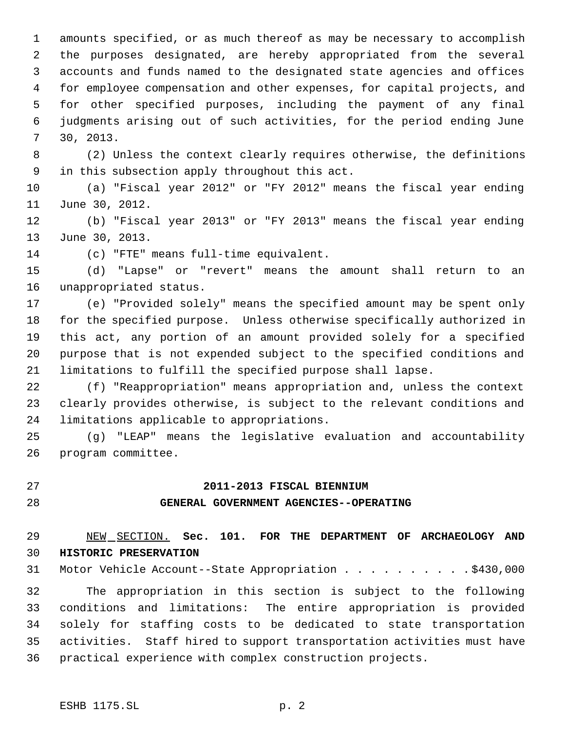amounts specified, or as much thereof as may be necessary to accomplish the purposes designated, are hereby appropriated from the several accounts and funds named to the designated state agencies and offices for employee compensation and other expenses, for capital projects, and for other specified purposes, including the payment of any final judgments arising out of such activities, for the period ending June 30, 2013.

(2) Unless the context clearly requires otherwise, the definitions in this subsection apply throughout this act.

(a) "Fiscal year 2012" or "FY 2012" means the fiscal year ending June 30, 2012.

(b) "Fiscal year 2013" or "FY 2013" means the fiscal year ending June 30, 2013.

(c) "FTE" means full-time equivalent.

(d) "Lapse" or "revert" means the amount shall return to an unappropriated status.

(e) "Provided solely" means the specified amount may be spent only for the specified purpose. Unless otherwise specifically authorized in this act, any portion of an amount provided solely for a specified purpose that is not expended subject to the specified conditions and limitations to fulfill the specified purpose shall lapse.

(f) "Reappropriation" means appropriation and, unless the context clearly provides otherwise, is subject to the relevant conditions and limitations applicable to appropriations.

(g) "LEAP" means the legislative evaluation and accountability program committee.

## 2011-2013 FISCAL BIENNIUM
## GENERAL GOVERNMENT AGENCIES--OPERATING

NEW SECTION. **Sec. 101. FOR THE DEPARTMENT OF ARCHAEOLOGY AND HISTORIC PRESERVATION**

Motor Vehicle Account--State Appropriation . . . . . . . . . . $430,000

The appropriation in this section is subject to the following conditions and limitations: The entire appropriation is provided solely for staffing costs to be dedicated to state transportation activities. Staff hired to support transportation activities must have practical experience with complex construction projects.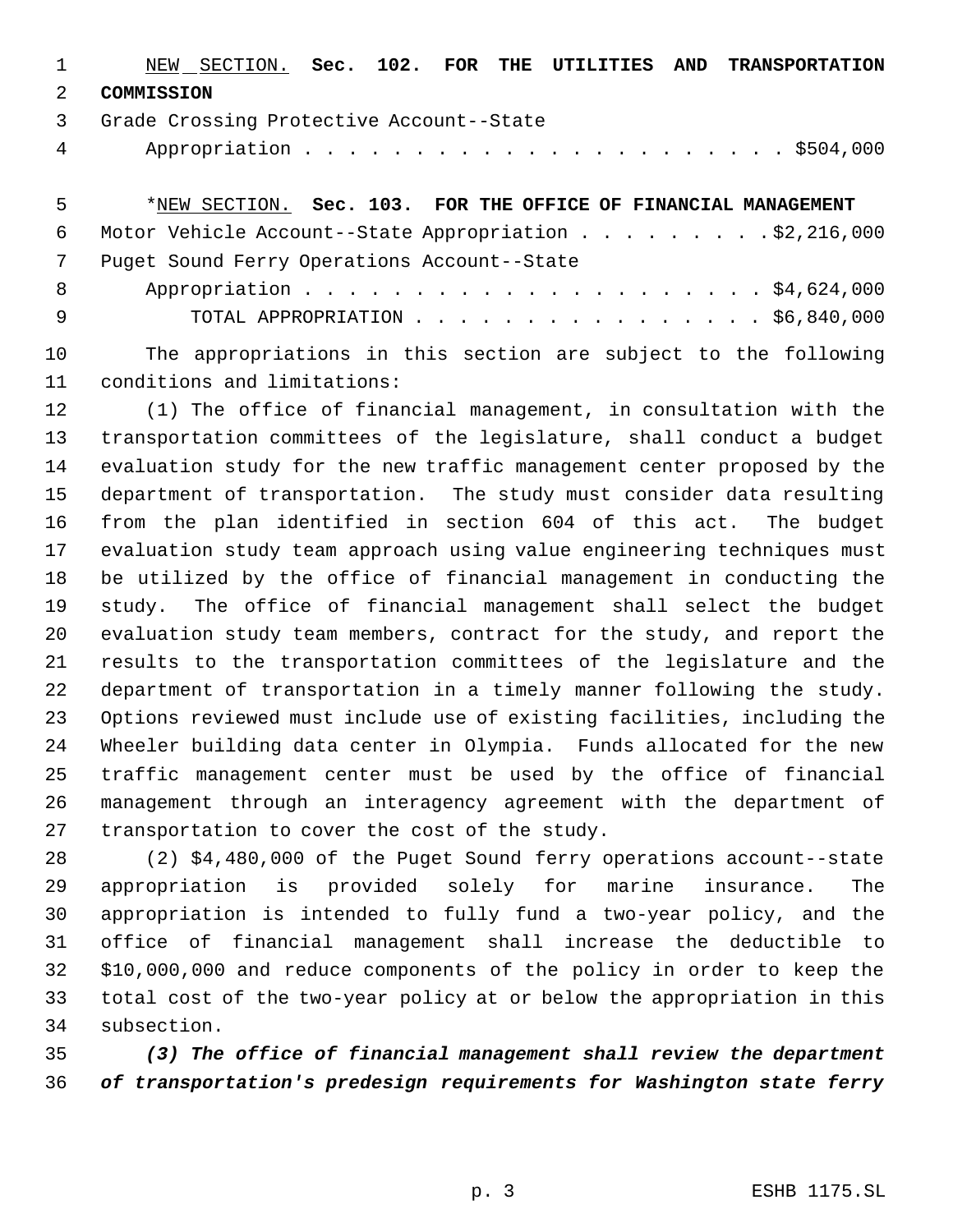NEW SECTION. **Sec. 102. FOR THE UTILITIES AND TRANSPORTATION COMMISSION**

Grade Crossing Protective Account--State
Appropriation . . . . . . . . . . . . . . . . . . . . . . $504,000

*NEW SECTION. **Sec. 103. FOR THE OFFICE OF FINANCIAL MANAGEMENT**

Motor Vehicle Account--State Appropriation . . . . . . . . . .$2,216,000
Puget Sound Ferry Operations Account--State
Appropriation . . . . . . . . . . . . . . . . . . . . . . $4,624,000
TOTAL APPROPRIATION . . . . . . . . . . . . . . . . . $6,840,000

The appropriations in this section are subject to the following conditions and limitations:

(1) The office of financial management, in consultation with the transportation committees of the legislature, shall conduct a budget evaluation study for the new traffic management center proposed by the department of transportation. The study must consider data resulting from the plan identified in section 604 of this act. The budget evaluation study team approach using value engineering techniques must be utilized by the office of financial management in conducting the study. The office of financial management shall select the budget evaluation study team members, contract for the study, and report the results to the transportation committees of the legislature and the department of transportation in a timely manner following the study. Options reviewed must include use of existing facilities, including the Wheeler building data center in Olympia. Funds allocated for the new traffic management center must be used by the office of financial management through an interagency agreement with the department of transportation to cover the cost of the study.

(2) $4,480,000 of the Puget Sound ferry operations account--state appropriation is provided solely for marine insurance. The appropriation is intended to fully fund a two-year policy, and the office of financial management shall increase the deductible to $10,000,000 and reduce components of the policy in order to keep the total cost of the two-year policy at or below the appropriation in this subsection.

***(3) The office of financial management shall review the department of transportation's predesign requirements for Washington state ferry***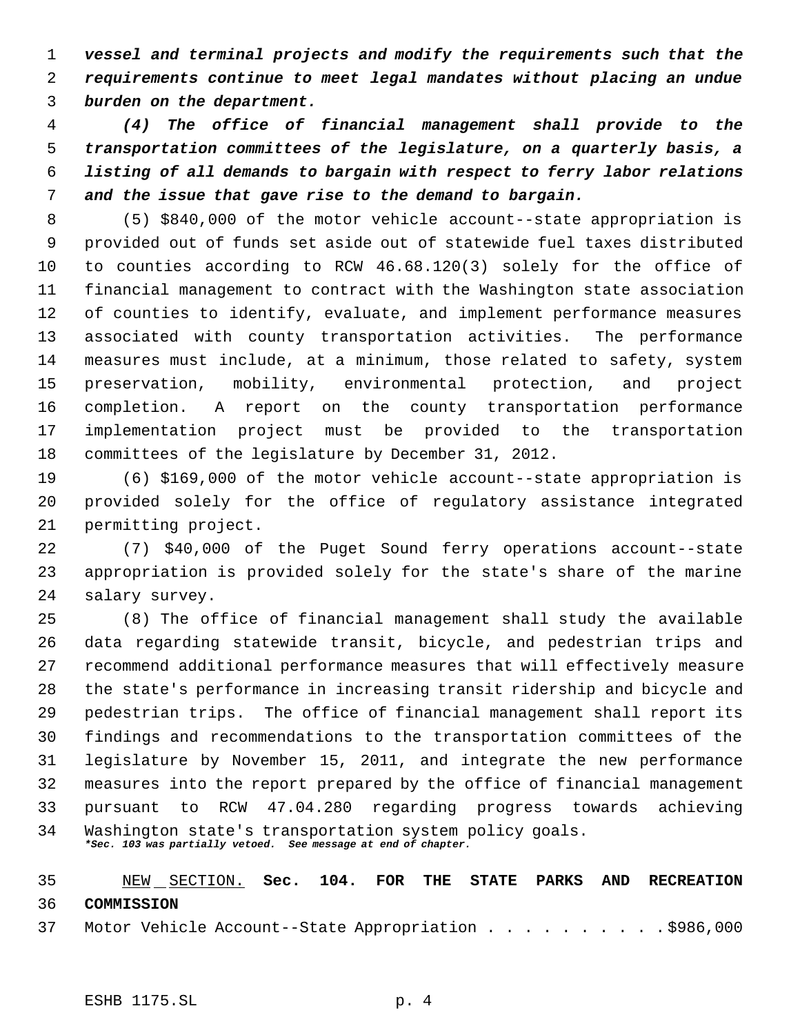***vessel and terminal projects and modify the requirements such that the requirements continue to meet legal mandates without placing an undue burden on the department.***

***(4) The office of financial management shall provide to the transportation committees of the legislature, on a quarterly basis, a listing of all demands to bargain with respect to ferry labor relations and the issue that gave rise to the demand to bargain.***

(5) $840,000 of the motor vehicle account--state appropriation is provided out of funds set aside out of statewide fuel taxes distributed to counties according to RCW 46.68.120(3) solely for the office of financial management to contract with the Washington state association of counties to identify, evaluate, and implement performance measures associated with county transportation activities. The performance measures must include, at a minimum, those related to safety, system preservation, mobility, environmental protection, and project completion. A report on the county transportation performance implementation project must be provided to the transportation committees of the legislature by December 31, 2012.

(6) $169,000 of the motor vehicle account--state appropriation is provided solely for the office of regulatory assistance integrated permitting project.

(7) $40,000 of the Puget Sound ferry operations account--state appropriation is provided solely for the state's share of the marine salary survey.

(8) The office of financial management shall study the available data regarding statewide transit, bicycle, and pedestrian trips and recommend additional performance measures that will effectively measure the state's performance in increasing transit ridership and bicycle and pedestrian trips. The office of financial management shall report its findings and recommendations to the transportation committees of the legislature by November 15, 2011, and integrate the new performance measures into the report prepared by the office of financial management pursuant to RCW 47.04.280 regarding progress towards achieving Washington state's transportation system policy goals.

***\*Sec. 103 was partially vetoed. See message at end of chapter.***

NEW SECTION. **Sec. 104. FOR THE STATE PARKS AND RECREATION COMMISSION**

Motor Vehicle Account--State Appropriation . . . . . . . . . . $986,000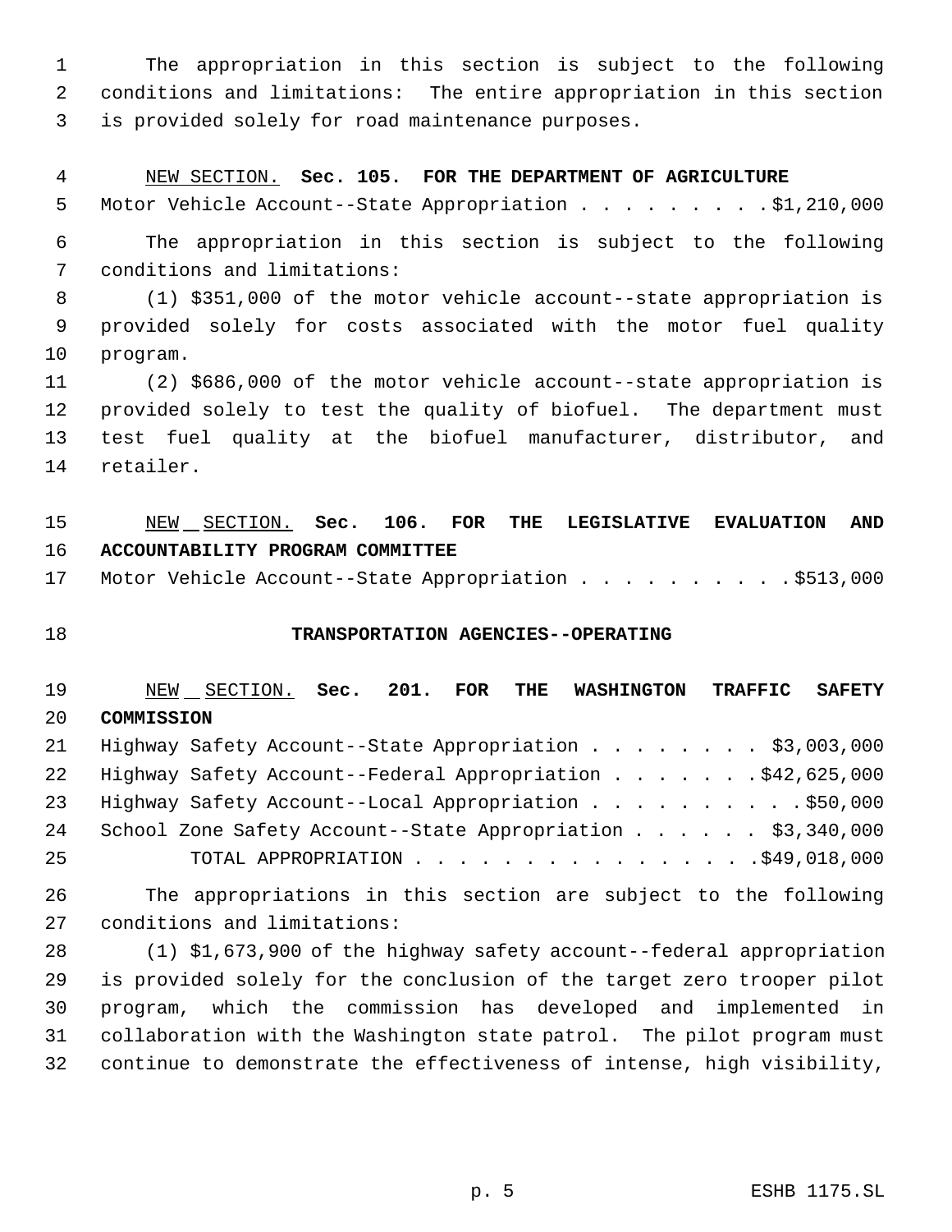The appropriation in this section is subject to the following conditions and limitations: The entire appropriation in this section is provided solely for road maintenance purposes.

NEW SECTION. **Sec. 105. FOR THE DEPARTMENT OF AGRICULTURE**

Motor Vehicle Account--State Appropriation . . . . . . . . . $1,210,000

The appropriation in this section is subject to the following conditions and limitations:

(1) $351,000 of the motor vehicle account--state appropriation is provided solely for costs associated with the motor fuel quality program.

(2) $686,000 of the motor vehicle account--state appropriation is provided solely to test the quality of biofuel. The department must test fuel quality at the biofuel manufacturer, distributor, and retailer.

NEW SECTION. **Sec. 106. FOR THE LEGISLATIVE EVALUATION AND ACCOUNTABILITY PROGRAM COMMITTEE**

Motor Vehicle Account--State Appropriation . . . . . . . . . . $513,000

**TRANSPORTATION AGENCIES--OPERATING**

NEW SECTION. **Sec. 201. FOR THE WASHINGTON TRAFFIC SAFETY COMMISSION**

Highway Safety Account--State Appropriation . . . . . . . . $3,003,000

Highway Safety Account--Federal Appropriation . . . . . . . $42,625,000

Highway Safety Account--Local Appropriation . . . . . . . . . . $50,000

School Zone Safety Account--State Appropriation . . . . . . $3,340,000

TOTAL APPROPRIATION . . . . . . . . . . . . . . . . $49,018,000

The appropriations in this section are subject to the following conditions and limitations:

(1) $1,673,900 of the highway safety account--federal appropriation is provided solely for the conclusion of the target zero trooper pilot program, which the commission has developed and implemented in collaboration with the Washington state patrol. The pilot program must continue to demonstrate the effectiveness of intense, high visibility,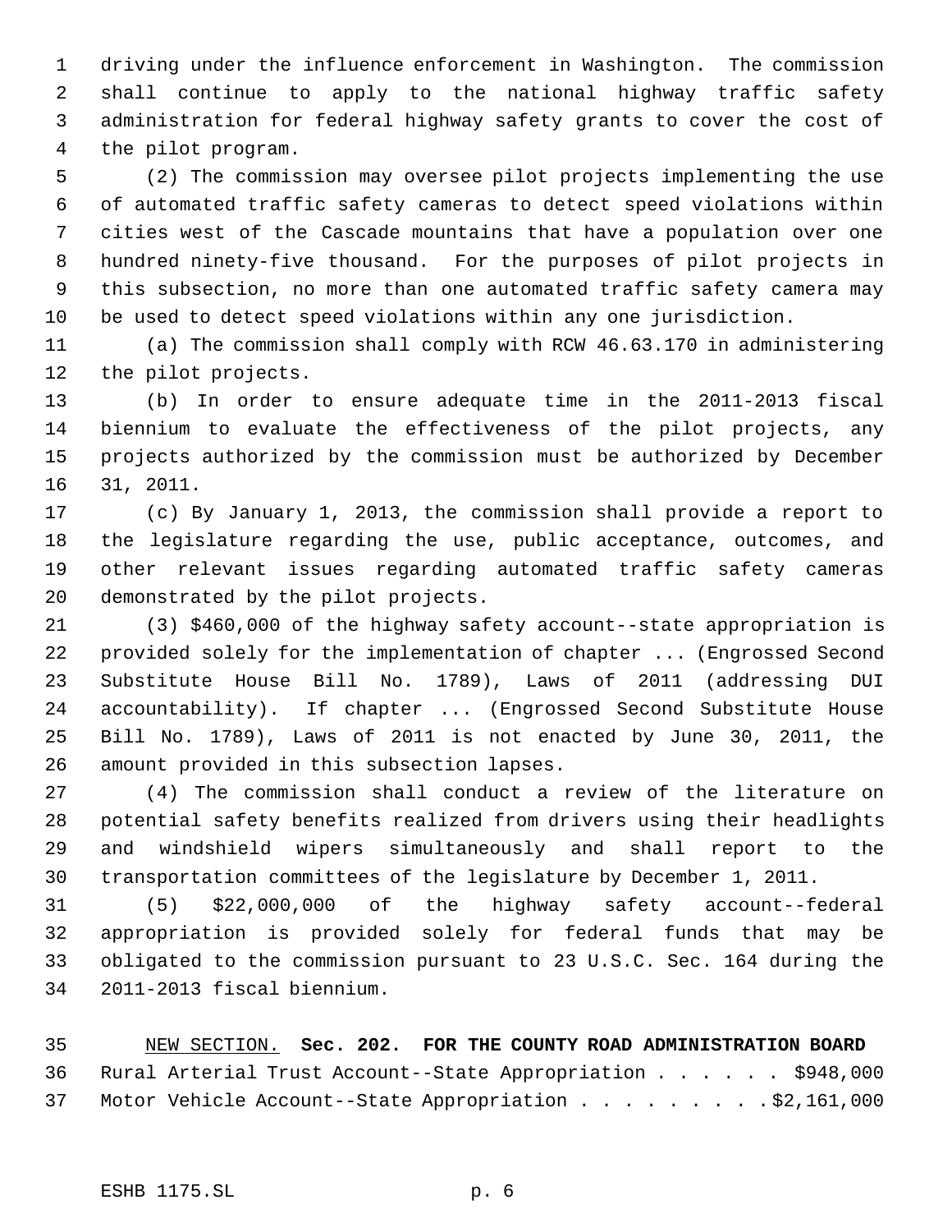driving under the influence enforcement in Washington. The commission shall continue to apply to the national highway traffic safety administration for federal highway safety grants to cover the cost of the pilot program.

(2) The commission may oversee pilot projects implementing the use of automated traffic safety cameras to detect speed violations within cities west of the Cascade mountains that have a population over one hundred ninety-five thousand. For the purposes of pilot projects in this subsection, no more than one automated traffic safety camera may be used to detect speed violations within any one jurisdiction.

(a) The commission shall comply with RCW 46.63.170 in administering the pilot projects.

(b) In order to ensure adequate time in the 2011-2013 fiscal biennium to evaluate the effectiveness of the pilot projects, any projects authorized by the commission must be authorized by December 31, 2011.

(c) By January 1, 2013, the commission shall provide a report to the legislature regarding the use, public acceptance, outcomes, and other relevant issues regarding automated traffic safety cameras demonstrated by the pilot projects.

(3) $460,000 of the highway safety account--state appropriation is provided solely for the implementation of chapter ... (Engrossed Second Substitute House Bill No. 1789), Laws of 2011 (addressing DUI accountability). If chapter ... (Engrossed Second Substitute House Bill No. 1789), Laws of 2011 is not enacted by June 30, 2011, the amount provided in this subsection lapses.

(4) The commission shall conduct a review of the literature on potential safety benefits realized from drivers using their headlights and windshield wipers simultaneously and shall report to the transportation committees of the legislature by December 1, 2011.

(5) $22,000,000 of the highway safety account--federal appropriation is provided solely for federal funds that may be obligated to the commission pursuant to 23 U.S.C. Sec. 164 during the 2011-2013 fiscal biennium.

NEW SECTION. **Sec. 202. FOR THE COUNTY ROAD ADMINISTRATION BOARD**

Rural Arterial Trust Account--State Appropriation . . . . . . $948,000

Motor Vehicle Account--State Appropriation . . . . . . . . . $2,161,000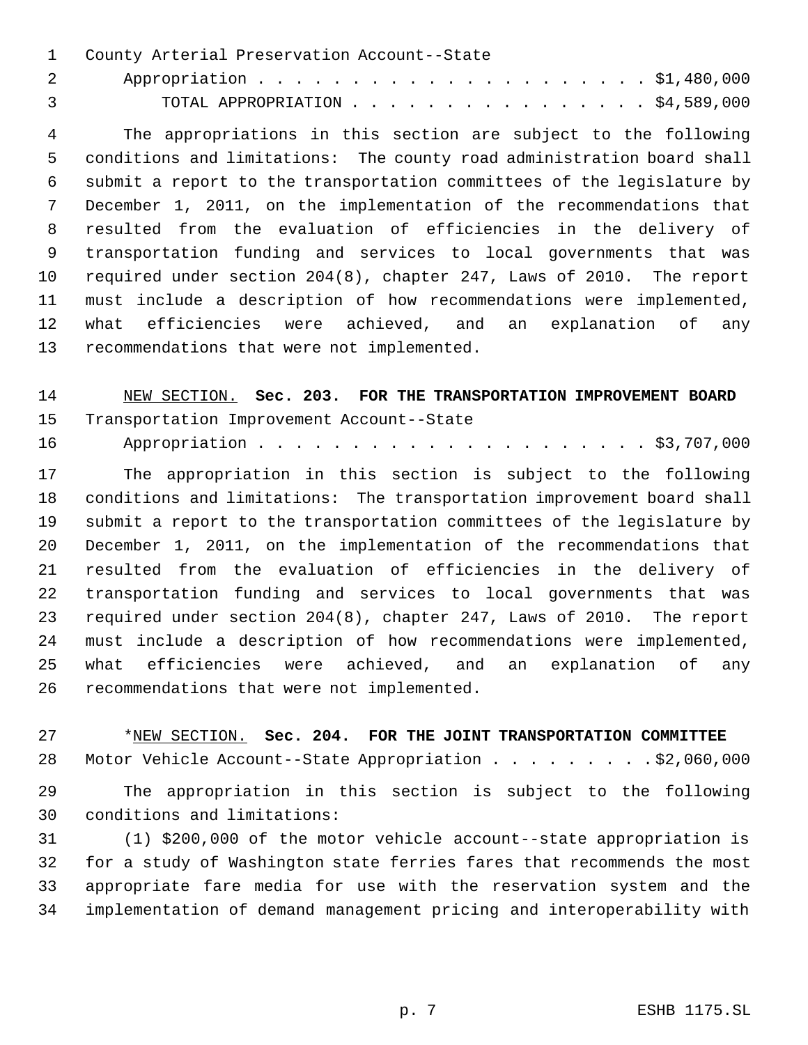County Arterial Preservation Account--State

Appropriation . . . . . . . . . . . . . . . . . . . . . $1,480,000

TOTAL APPROPRIATION . . . . . . . . . . . . . . . . $4,589,000

The appropriations in this section are subject to the following conditions and limitations: The county road administration board shall submit a report to the transportation committees of the legislature by December 1, 2011, on the implementation of the recommendations that resulted from the evaluation of efficiencies in the delivery of transportation funding and services to local governments that was required under section 204(8), chapter 247, Laws of 2010. The report must include a description of how recommendations were implemented, what efficiencies were achieved, and an explanation of any recommendations that were not implemented.

NEW SECTION. **Sec. 203. FOR THE TRANSPORTATION IMPROVEMENT BOARD**

Transportation Improvement Account--State

Appropriation . . . . . . . . . . . . . . . . . . . . . $3,707,000

The appropriation in this section is subject to the following conditions and limitations: The transportation improvement board shall submit a report to the transportation committees of the legislature by December 1, 2011, on the implementation of the recommendations that resulted from the evaluation of efficiencies in the delivery of transportation funding and services to local governments that was required under section 204(8), chapter 247, Laws of 2010. The report must include a description of how recommendations were implemented, what efficiencies were achieved, and an explanation of any recommendations that were not implemented.

*NEW SECTION. **Sec. 204. FOR THE JOINT TRANSPORTATION COMMITTEE**

Motor Vehicle Account--State Appropriation . . . . . . . . . $2,060,000

The appropriation in this section is subject to the following conditions and limitations:

(1) $200,000 of the motor vehicle account--state appropriation is for a study of Washington state ferries fares that recommends the most appropriate fare media for use with the reservation system and the implementation of demand management pricing and interoperability with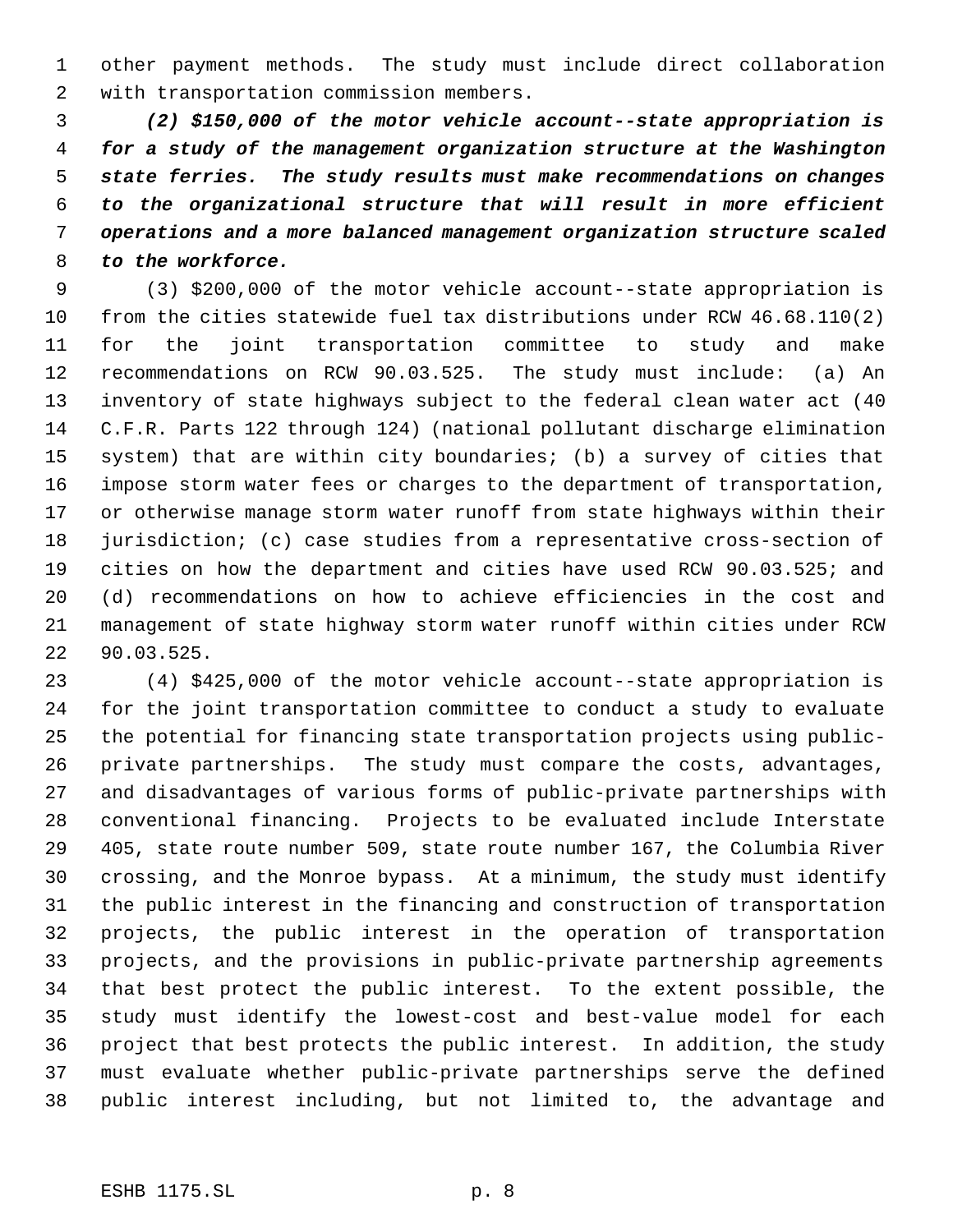other payment methods. The study must include direct collaboration with transportation commission members.

***(2) $150,000 of the motor vehicle account--state appropriation is for a study of the management organization structure at the Washington state ferries. The study results must make recommendations on changes to the organizational structure that will result in more efficient operations and a more balanced management organization structure scaled to the workforce.***

(3) $200,000 of the motor vehicle account--state appropriation is from the cities statewide fuel tax distributions under RCW 46.68.110(2) for the joint transportation committee to study and make recommendations on RCW 90.03.525. The study must include: (a) An inventory of state highways subject to the federal clean water act (40 C.F.R. Parts 122 through 124) (national pollutant discharge elimination system) that are within city boundaries; (b) a survey of cities that impose storm water fees or charges to the department of transportation, or otherwise manage storm water runoff from state highways within their jurisdiction; (c) case studies from a representative cross-section of cities on how the department and cities have used RCW 90.03.525; and (d) recommendations on how to achieve efficiencies in the cost and management of state highway storm water runoff within cities under RCW 90.03.525.

(4) $425,000 of the motor vehicle account--state appropriation is for the joint transportation committee to conduct a study to evaluate the potential for financing state transportation projects using public-private partnerships. The study must compare the costs, advantages, and disadvantages of various forms of public-private partnerships with conventional financing. Projects to be evaluated include Interstate 405, state route number 509, state route number 167, the Columbia River crossing, and the Monroe bypass. At a minimum, the study must identify the public interest in the financing and construction of transportation projects, the public interest in the operation of transportation projects, and the provisions in public-private partnership agreements that best protect the public interest. To the extent possible, the study must identify the lowest-cost and best-value model for each project that best protects the public interest. In addition, the study must evaluate whether public-private partnerships serve the defined public interest including, but not limited to, the advantage and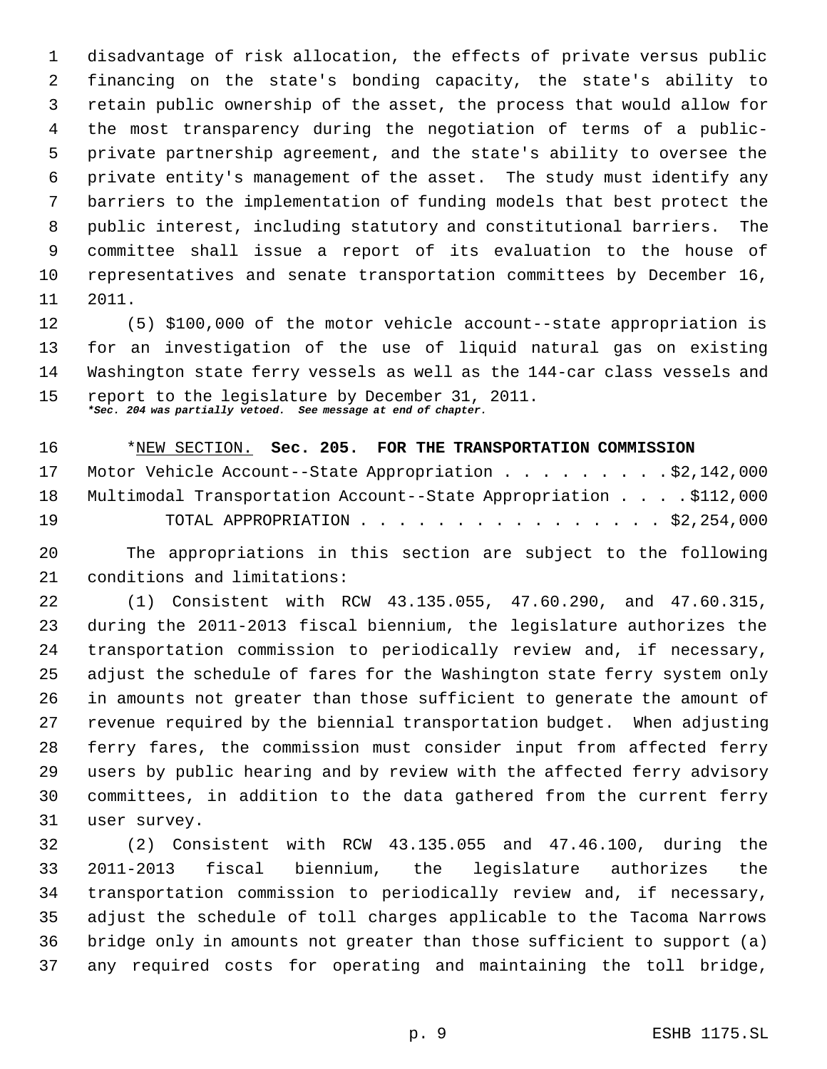disadvantage of risk allocation, the effects of private versus public financing on the state's bonding capacity, the state's ability to retain public ownership of the asset, the process that would allow for the most transparency during the negotiation of terms of a public-private partnership agreement, and the state's ability to oversee the private entity's management of the asset. The study must identify any barriers to the implementation of funding models that best protect the public interest, including statutory and constitutional barriers. The committee shall issue a report of its evaluation to the house of representatives and senate transportation committees by December 16, 2011.

(5) $100,000 of the motor vehicle account--state appropriation is for an investigation of the use of liquid natural gas on existing Washington state ferry vessels as well as the 144-car class vessels and report to the legislature by December 31, 2011.

***Sec. 204 was partially vetoed. See message at end of chapter.***

*NEW SECTION. **Sec. 205. FOR THE TRANSPORTATION COMMISSION**

| | |
|---|---|
| Motor Vehicle Account--State Appropriation | $2,142,000 |
| Multimodal Transportation Account--State Appropriation | $112,000 |
| TOTAL APPROPRIATION | $2,254,000 |

The appropriations in this section are subject to the following conditions and limitations:

(1) Consistent with RCW 43.135.055, 47.60.290, and 47.60.315, during the 2011-2013 fiscal biennium, the legislature authorizes the transportation commission to periodically review and, if necessary, adjust the schedule of fares for the Washington state ferry system only in amounts not greater than those sufficient to generate the amount of revenue required by the biennial transportation budget. When adjusting ferry fares, the commission must consider input from affected ferry users by public hearing and by review with the affected ferry advisory committees, in addition to the data gathered from the current ferry user survey.

(2) Consistent with RCW 43.135.055 and 47.46.100, during the 2011-2013 fiscal biennium, the legislature authorizes the transportation commission to periodically review and, if necessary, adjust the schedule of toll charges applicable to the Tacoma Narrows bridge only in amounts not greater than those sufficient to support (a) any required costs for operating and maintaining the toll bridge,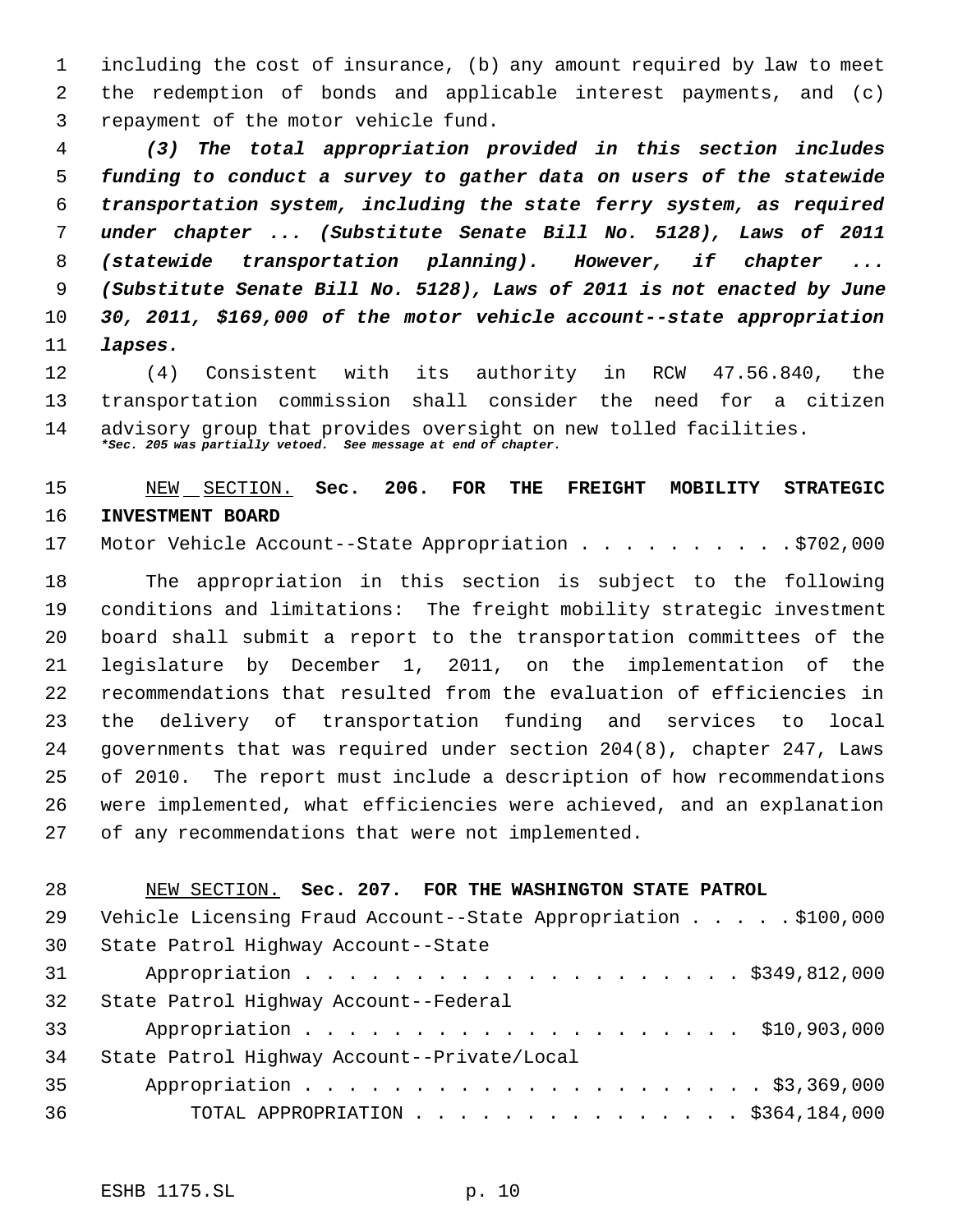including the cost of insurance, (b) any amount required by law to meet the redemption of bonds and applicable interest payments, and (c) repayment of the motor vehicle fund.

***(3) The total appropriation provided in this section includes funding to conduct a survey to gather data on users of the statewide transportation system, including the state ferry system, as required under chapter ... (Substitute Senate Bill No. 5128), Laws of 2011 (statewide transportation planning). However, if chapter ... (Substitute Senate Bill No. 5128), Laws of 2011 is not enacted by June 30, 2011, $169,000 of the motor vehicle account--state appropriation lapses.***

(4) Consistent with its authority in RCW 47.56.840, the transportation commission shall consider the need for a citizen advisory group that provides oversight on new tolled facilities.

***\*Sec. 205 was partially vetoed. See message at end of chapter.***

NEW SECTION. **Sec. 206. FOR THE FREIGHT MOBILITY STRATEGIC INVESTMENT BOARD**

Motor Vehicle Account--State Appropriation . . . . . . . . . . $702,000

The appropriation in this section is subject to the following conditions and limitations: The freight mobility strategic investment board shall submit a report to the transportation committees of the legislature by December 1, 2011, on the implementation of the recommendations that resulted from the evaluation of efficiencies in the delivery of transportation funding and services to local governments that was required under section 204(8), chapter 247, Laws of 2010. The report must include a description of how recommendations were implemented, what efficiencies were achieved, and an explanation of any recommendations that were not implemented.

NEW SECTION. **Sec. 207. FOR THE WASHINGTON STATE PATROL**

Vehicle Licensing Fraud Account--State Appropriation . . . . . $100,000
State Patrol Highway Account--State
Appropriation . . . . . . . . . . . . . . . . . . . . . $349,812,000
State Patrol Highway Account--Federal
Appropriation . . . . . . . . . . . . . . . . . . . . . $10,903,000
State Patrol Highway Account--Private/Local
Appropriation . . . . . . . . . . . . . . . . . . . . . . $3,369,000
TOTAL APPROPRIATION . . . . . . . . . . . . . . . . $364,184,000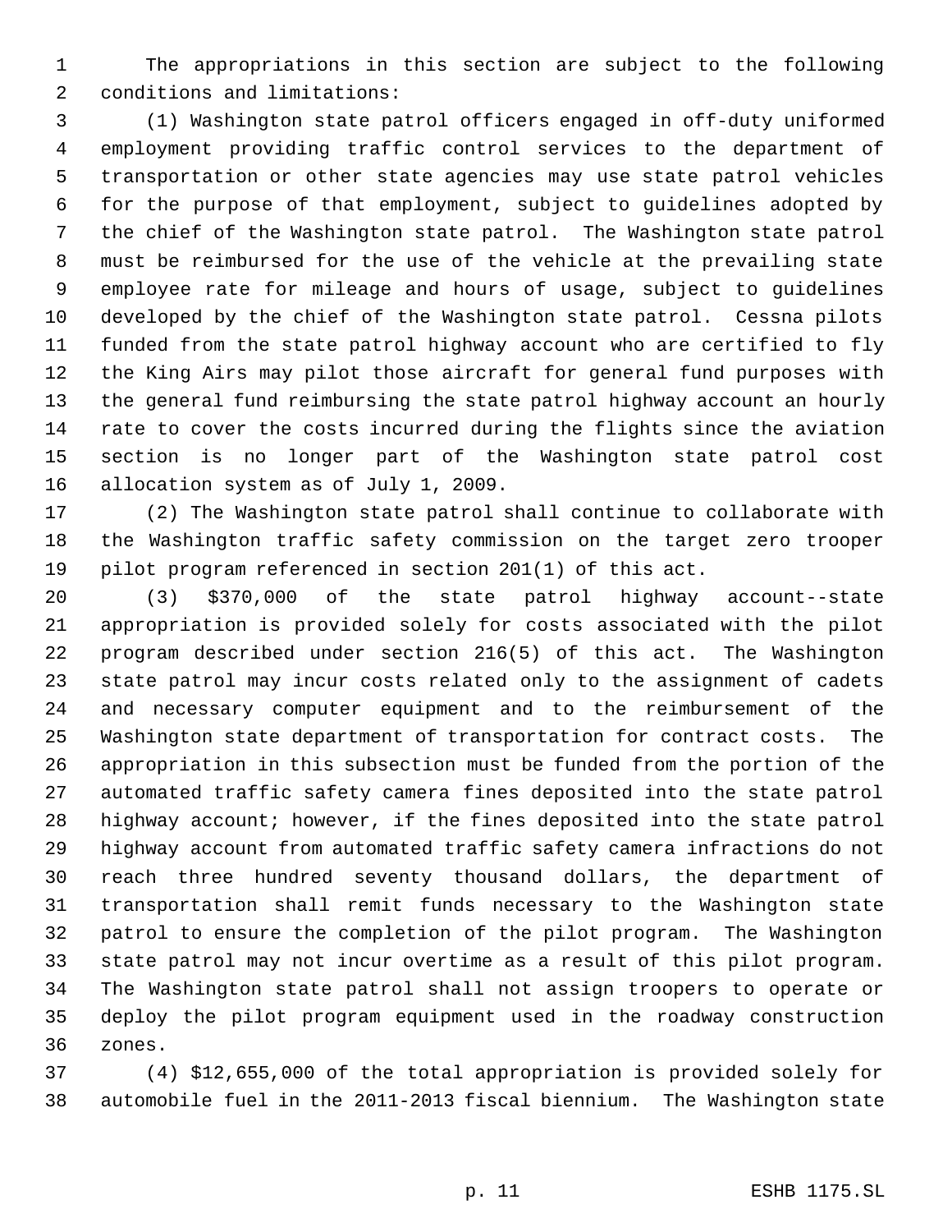The appropriations in this section are subject to the following conditions and limitations:

(1) Washington state patrol officers engaged in off-duty uniformed employment providing traffic control services to the department of transportation or other state agencies may use state patrol vehicles for the purpose of that employment, subject to guidelines adopted by the chief of the Washington state patrol. The Washington state patrol must be reimbursed for the use of the vehicle at the prevailing state employee rate for mileage and hours of usage, subject to guidelines developed by the chief of the Washington state patrol. Cessna pilots funded from the state patrol highway account who are certified to fly the King Airs may pilot those aircraft for general fund purposes with the general fund reimbursing the state patrol highway account an hourly rate to cover the costs incurred during the flights since the aviation section is no longer part of the Washington state patrol cost allocation system as of July 1, 2009.

(2) The Washington state patrol shall continue to collaborate with the Washington traffic safety commission on the target zero trooper pilot program referenced in section 201(1) of this act.

(3) $370,000 of the state patrol highway account--state appropriation is provided solely for costs associated with the pilot program described under section 216(5) of this act. The Washington state patrol may incur costs related only to the assignment of cadets and necessary computer equipment and to the reimbursement of the Washington state department of transportation for contract costs. The appropriation in this subsection must be funded from the portion of the automated traffic safety camera fines deposited into the state patrol highway account; however, if the fines deposited into the state patrol highway account from automated traffic safety camera infractions do not reach three hundred seventy thousand dollars, the department of transportation shall remit funds necessary to the Washington state patrol to ensure the completion of the pilot program. The Washington state patrol may not incur overtime as a result of this pilot program. The Washington state patrol shall not assign troopers to operate or deploy the pilot program equipment used in the roadway construction zones.

(4) $12,655,000 of the total appropriation is provided solely for automobile fuel in the 2011-2013 fiscal biennium. The Washington state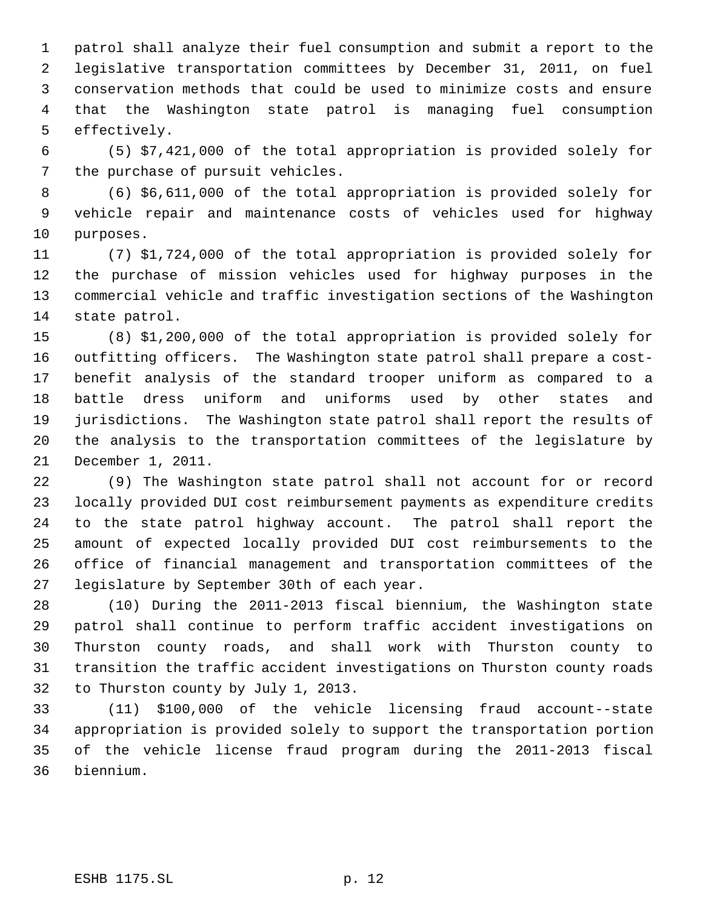patrol shall analyze their fuel consumption and submit a report to the legislative transportation committees by December 31, 2011, on fuel conservation methods that could be used to minimize costs and ensure that the Washington state patrol is managing fuel consumption effectively.

(5) $7,421,000 of the total appropriation is provided solely for the purchase of pursuit vehicles.

(6) $6,611,000 of the total appropriation is provided solely for vehicle repair and maintenance costs of vehicles used for highway purposes.

(7) $1,724,000 of the total appropriation is provided solely for the purchase of mission vehicles used for highway purposes in the commercial vehicle and traffic investigation sections of the Washington state patrol.

(8) $1,200,000 of the total appropriation is provided solely for outfitting officers. The Washington state patrol shall prepare a cost-benefit analysis of the standard trooper uniform as compared to a battle dress uniform and uniforms used by other states and jurisdictions. The Washington state patrol shall report the results of the analysis to the transportation committees of the legislature by December 1, 2011.

(9) The Washington state patrol shall not account for or record locally provided DUI cost reimbursement payments as expenditure credits to the state patrol highway account. The patrol shall report the amount of expected locally provided DUI cost reimbursements to the office of financial management and transportation committees of the legislature by September 30th of each year.

(10) During the 2011-2013 fiscal biennium, the Washington state patrol shall continue to perform traffic accident investigations on Thurston county roads, and shall work with Thurston county to transition the traffic accident investigations on Thurston county roads to Thurston county by July 1, 2013.

(11) $100,000 of the vehicle licensing fraud account--state appropriation is provided solely to support the transportation portion of the vehicle license fraud program during the 2011-2013 fiscal biennium.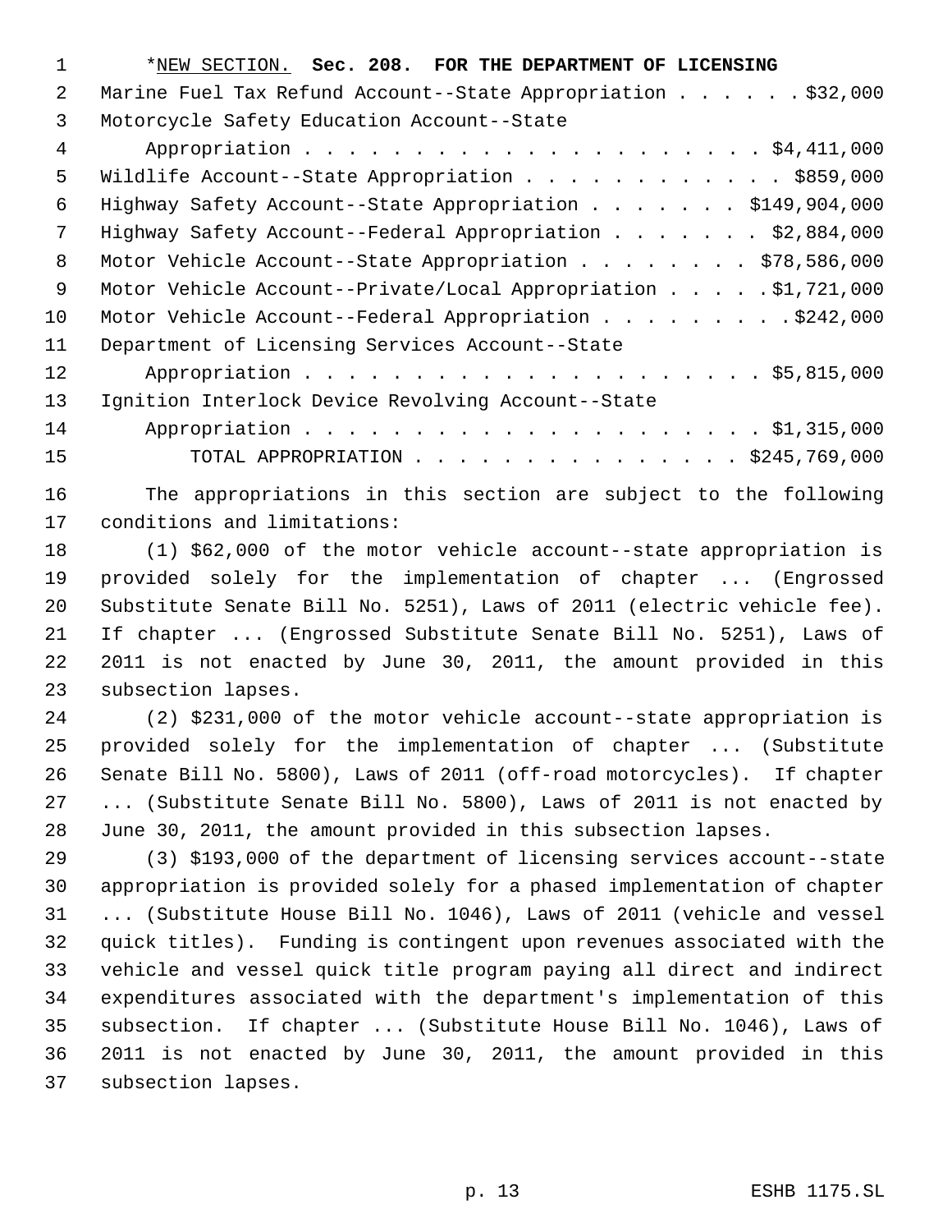*NEW SECTION. **Sec. 208. FOR THE DEPARTMENT OF LICENSING**

| | |
|---|---|
| Marine Fuel Tax Refund Account--State Appropriation | $32,000 |
| Motorcycle Safety Education Account--State Appropriation | $4,411,000 |
| Wildlife Account--State Appropriation | $859,000 |
| Highway Safety Account--State Appropriation | $149,904,000 |
| Highway Safety Account--Federal Appropriation | $2,884,000 |
| Motor Vehicle Account--State Appropriation | $78,586,000 |
| Motor Vehicle Account--Private/Local Appropriation | $1,721,000 |
| Motor Vehicle Account--Federal Appropriation | $242,000 |
| Department of Licensing Services Account--State Appropriation | $5,815,000 |
| Ignition Interlock Device Revolving Account--State Appropriation | $1,315,000 |
| TOTAL APPROPRIATION | $245,769,000 |

The appropriations in this section are subject to the following conditions and limitations:

(1) $62,000 of the motor vehicle account--state appropriation is provided solely for the implementation of chapter ... (Engrossed Substitute Senate Bill No. 5251), Laws of 2011 (electric vehicle fee). If chapter ... (Engrossed Substitute Senate Bill No. 5251), Laws of 2011 is not enacted by June 30, 2011, the amount provided in this subsection lapses.

(2) $231,000 of the motor vehicle account--state appropriation is provided solely for the implementation of chapter ... (Substitute Senate Bill No. 5800), Laws of 2011 (off-road motorcycles). If chapter ... (Substitute Senate Bill No. 5800), Laws of 2011 is not enacted by June 30, 2011, the amount provided in this subsection lapses.

(3) $193,000 of the department of licensing services account--state appropriation is provided solely for a phased implementation of chapter ... (Substitute House Bill No. 1046), Laws of 2011 (vehicle and vessel quick titles). Funding is contingent upon revenues associated with the vehicle and vessel quick title program paying all direct and indirect expenditures associated with the department's implementation of this subsection. If chapter ... (Substitute House Bill No. 1046), Laws of 2011 is not enacted by June 30, 2011, the amount provided in this subsection lapses.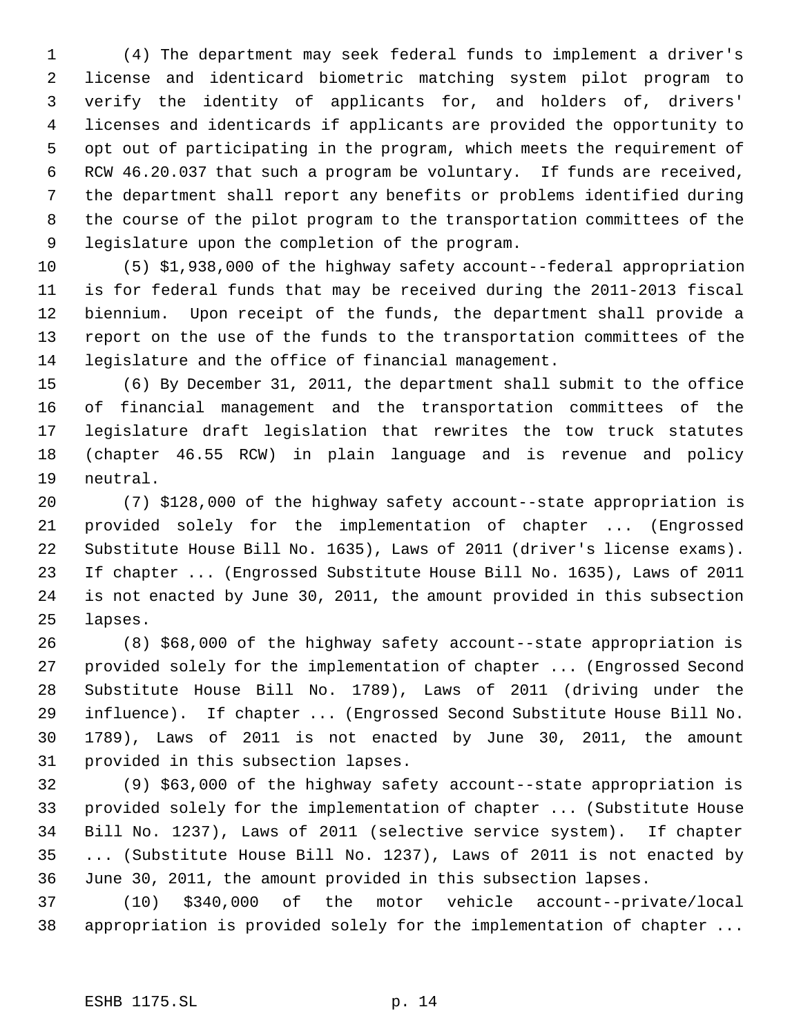(4) The department may seek federal funds to implement a driver's license and identicard biometric matching system pilot program to verify the identity of applicants for, and holders of, drivers' licenses and identicards if applicants are provided the opportunity to opt out of participating in the program, which meets the requirement of RCW 46.20.037 that such a program be voluntary. If funds are received, the department shall report any benefits or problems identified during the course of the pilot program to the transportation committees of the legislature upon the completion of the program.

(5) $1,938,000 of the highway safety account--federal appropriation is for federal funds that may be received during the 2011-2013 fiscal biennium. Upon receipt of the funds, the department shall provide a report on the use of the funds to the transportation committees of the legislature and the office of financial management.

(6) By December 31, 2011, the department shall submit to the office of financial management and the transportation committees of the legislature draft legislation that rewrites the tow truck statutes (chapter 46.55 RCW) in plain language and is revenue and policy neutral.

(7) $128,000 of the highway safety account--state appropriation is provided solely for the implementation of chapter ... (Engrossed Substitute House Bill No. 1635), Laws of 2011 (driver's license exams). If chapter ... (Engrossed Substitute House Bill No. 1635), Laws of 2011 is not enacted by June 30, 2011, the amount provided in this subsection lapses.

(8) $68,000 of the highway safety account--state appropriation is provided solely for the implementation of chapter ... (Engrossed Second Substitute House Bill No. 1789), Laws of 2011 (driving under the influence). If chapter ... (Engrossed Second Substitute House Bill No. 1789), Laws of 2011 is not enacted by June 30, 2011, the amount provided in this subsection lapses.

(9) $63,000 of the highway safety account--state appropriation is provided solely for the implementation of chapter ... (Substitute House Bill No. 1237), Laws of 2011 (selective service system). If chapter ... (Substitute House Bill No. 1237), Laws of 2011 is not enacted by June 30, 2011, the amount provided in this subsection lapses.

(10) $340,000 of the motor vehicle account--private/local appropriation is provided solely for the implementation of chapter ...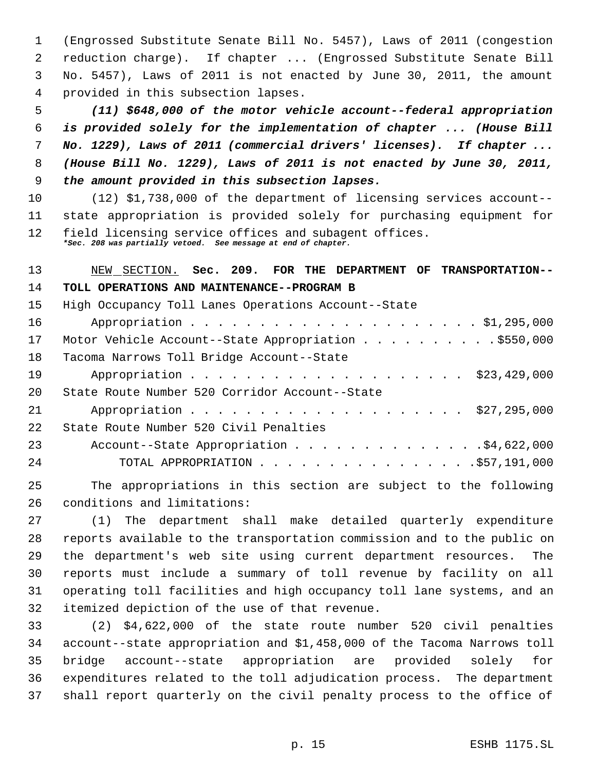(Engrossed Substitute Senate Bill No. 5457), Laws of 2011 (congestion reduction charge). If chapter ... (Engrossed Substitute Senate Bill No. 5457), Laws of 2011 is not enacted by June 30, 2011, the amount provided in this subsection lapses.

***(11) $648,000 of the motor vehicle account--federal appropriation is provided solely for the implementation of chapter ... (House Bill No. 1229), Laws of 2011 (commercial drivers' licenses). If chapter ... (House Bill No. 1229), Laws of 2011 is not enacted by June 30, 2011, the amount provided in this subsection lapses.***

(12) $1,738,000 of the department of licensing services account--state appropriation is provided solely for purchasing equipment for field licensing service offices and subagent offices.

***\*Sec. 208 was partially vetoed. See message at end of chapter.***

NEW SECTION. **Sec. 209. FOR THE DEPARTMENT OF TRANSPORTATION--TOLL OPERATIONS AND MAINTENANCE--PROGRAM B**

| | |
|---|---|
| High Occupancy Toll Lanes Operations Account--State Appropriation | $1,295,000 |
| Motor Vehicle Account--State Appropriation | $550,000 |
| Tacoma Narrows Toll Bridge Account--State Appropriation | $23,429,000 |
| State Route Number 520 Corridor Account--State Appropriation | $27,295,000 |
| State Route Number 520 Civil Penalties Account--State Appropriation | $4,622,000 |
| TOTAL APPROPRIATION | $57,191,000 |

The appropriations in this section are subject to the following conditions and limitations:

(1) The department shall make detailed quarterly expenditure reports available to the transportation commission and to the public on the department's web site using current department resources. The reports must include a summary of toll revenue by facility on all operating toll facilities and high occupancy toll lane systems, and an itemized depiction of the use of that revenue.

(2) $4,622,000 of the state route number 520 civil penalties account--state appropriation and $1,458,000 of the Tacoma Narrows toll bridge account--state appropriation are provided solely for expenditures related to the toll adjudication process. The department shall report quarterly on the civil penalty process to the office of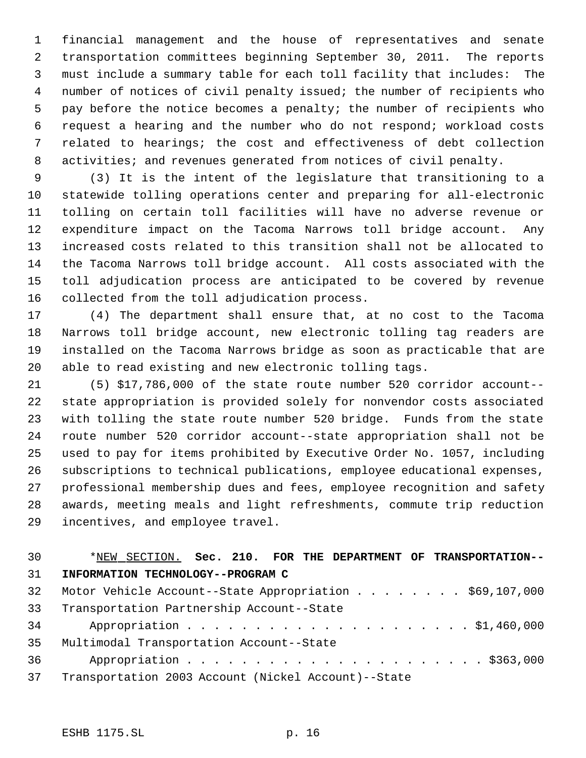financial management and the house of representatives and senate transportation committees beginning September 30, 2011. The reports must include a summary table for each toll facility that includes: The number of notices of civil penalty issued; the number of recipients who pay before the notice becomes a penalty; the number of recipients who request a hearing and the number who do not respond; workload costs related to hearings; the cost and effectiveness of debt collection activities; and revenues generated from notices of civil penalty.

(3) It is the intent of the legislature that transitioning to a statewide tolling operations center and preparing for all-electronic tolling on certain toll facilities will have no adverse revenue or expenditure impact on the Tacoma Narrows toll bridge account. Any increased costs related to this transition shall not be allocated to the Tacoma Narrows toll bridge account. All costs associated with the toll adjudication process are anticipated to be covered by revenue collected from the toll adjudication process.

(4) The department shall ensure that, at no cost to the Tacoma Narrows toll bridge account, new electronic tolling tag readers are installed on the Tacoma Narrows bridge as soon as practicable that are able to read existing and new electronic tolling tags.

(5) $17,786,000 of the state route number 520 corridor account--state appropriation is provided solely for nonvendor costs associated with tolling the state route number 520 bridge. Funds from the state route number 520 corridor account--state appropriation shall not be used to pay for items prohibited by Executive Order No. 1057, including subscriptions to technical publications, employee educational expenses, professional membership dues and fees, employee recognition and safety awards, meeting meals and light refreshments, commute trip reduction incentives, and employee travel.

*NEW SECTION. **Sec. 210. FOR THE DEPARTMENT OF TRANSPORTATION--INFORMATION TECHNOLOGY--PROGRAM C**

Motor Vehicle Account--State Appropriation . . . . . . . . $69,107,000

Transportation Partnership Account--State Appropriation . . . . . . . . . . . . . . . . . . . . . . $1,460,000

Multimodal Transportation Account--State Appropriation . . . . . . . . . . . . . . . . . . . . . . . $363,000

Transportation 2003 Account (Nickel Account)--State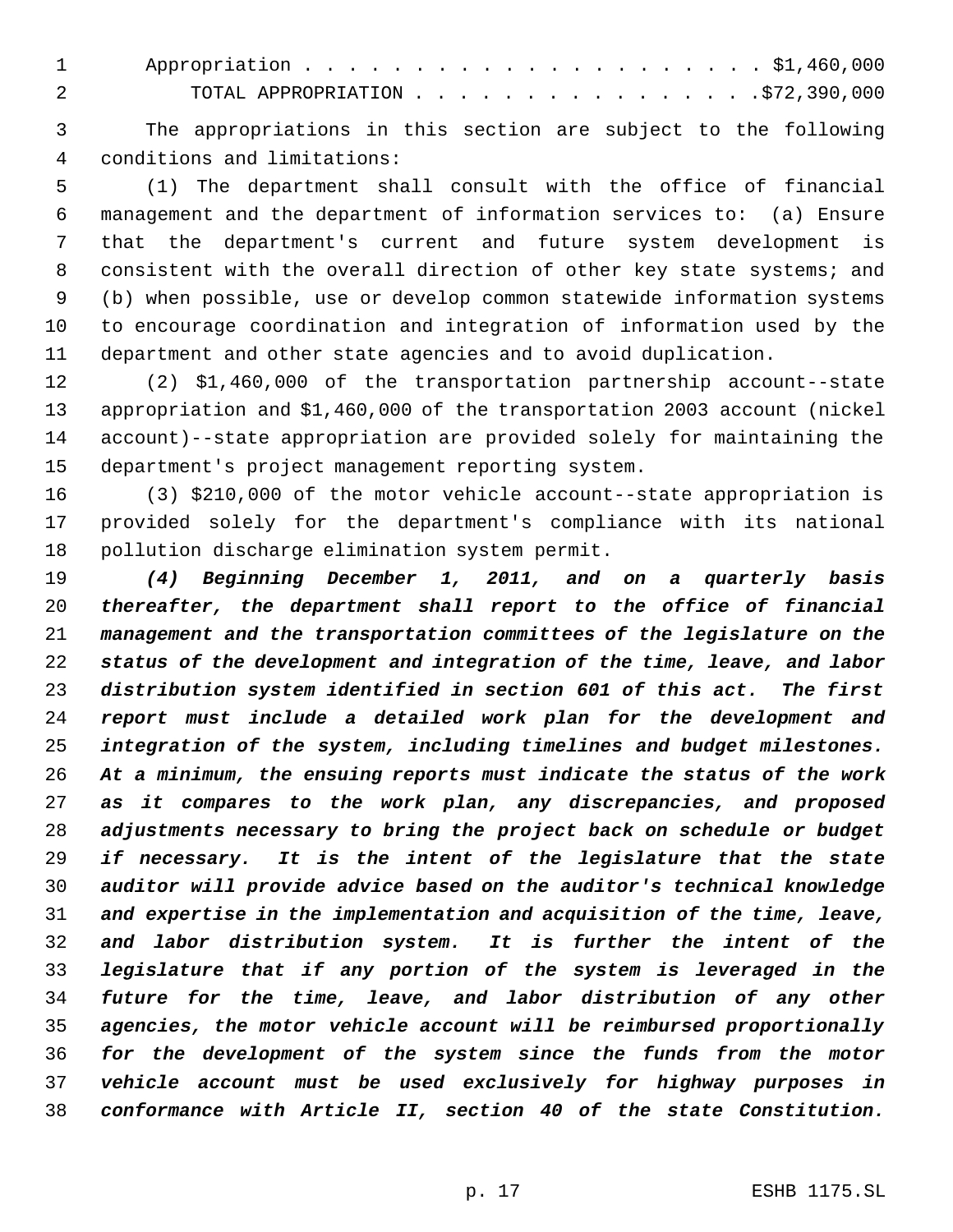Appropriation . . . . . . . . . . . . . . . . . . . . . . $1,460,000

TOTAL APPROPRIATION . . . . . . . . . . . . . . . . .$72,390,000

The appropriations in this section are subject to the following conditions and limitations:

(1) The department shall consult with the office of financial management and the department of information services to: (a) Ensure that the department's current and future system development is consistent with the overall direction of other key state systems; and (b) when possible, use or develop common statewide information systems to encourage coordination and integration of information used by the department and other state agencies and to avoid duplication.

(2) $1,460,000 of the transportation partnership account--state appropriation and $1,460,000 of the transportation 2003 account (nickel account)--state appropriation are provided solely for maintaining the department's project management reporting system.

(3) $210,000 of the motor vehicle account--state appropriation is provided solely for the department's compliance with its national pollution discharge elimination system permit.

***(4) Beginning December 1, 2011, and on a quarterly basis thereafter, the department shall report to the office of financial management and the transportation committees of the legislature on the status of the development and integration of the time, leave, and labor distribution system identified in section 601 of this act. The first report must include a detailed work plan for the development and integration of the system, including timelines and budget milestones. At a minimum, the ensuing reports must indicate the status of the work as it compares to the work plan, any discrepancies, and proposed adjustments necessary to bring the project back on schedule or budget if necessary. It is the intent of the legislature that the state auditor will provide advice based on the auditor's technical knowledge and expertise in the implementation and acquisition of the time, leave, and labor distribution system. It is further the intent of the legislature that if any portion of the system is leveraged in the future for the time, leave, and labor distribution of any other agencies, the motor vehicle account will be reimbursed proportionally for the development of the system since the funds from the motor vehicle account must be used exclusively for highway purposes in conformance with Article II, section 40 of the state Constitution.***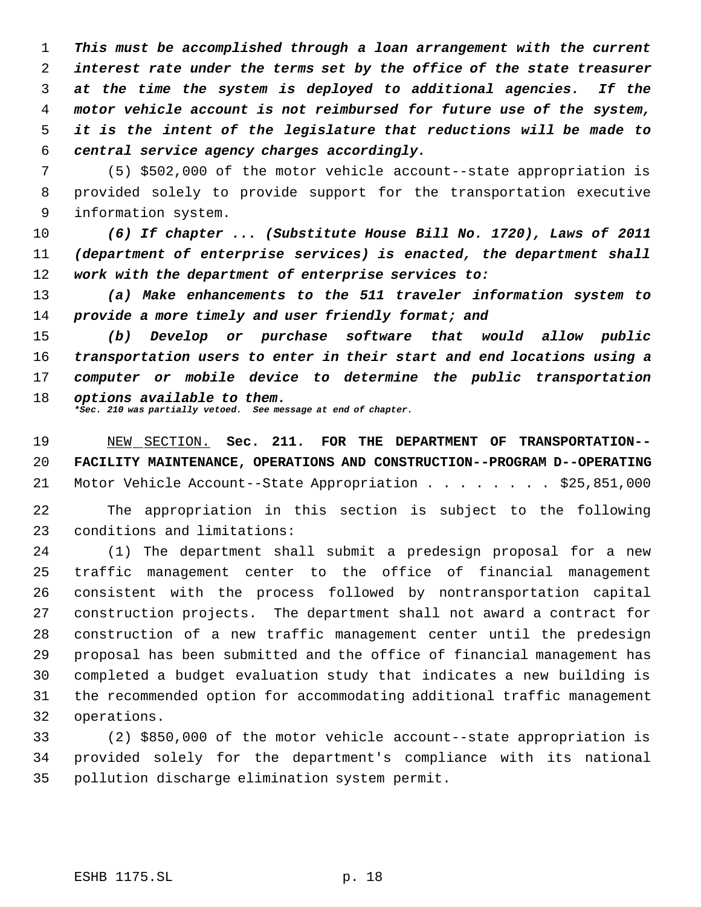*This must be accomplished through a loan arrangement with the current interest rate under the terms set by the office of the state treasurer at the time the system is deployed to additional agencies. If the motor vehicle account is not reimbursed for future use of the system, it is the intent of the legislature that reductions will be made to central service agency charges accordingly.*

(5) $502,000 of the motor vehicle account--state appropriation is provided solely to provide support for the transportation executive information system.

*(6) If chapter ... (Substitute House Bill No. 1720), Laws of 2011 (department of enterprise services) is enacted, the department shall work with the department of enterprise services to:*

*(a) Make enhancements to the 511 traveler information system to provide a more timely and user friendly format; and*

*(b) Develop or purchase software that would allow public transportation users to enter in their start and end locations using a computer or mobile device to determine the public transportation options available to them.*

***Sec. 210 was partially vetoed. See message at end of chapter.***

NEW SECTION. **Sec. 211. FOR THE DEPARTMENT OF TRANSPORTATION--FACILITY MAINTENANCE, OPERATIONS AND CONSTRUCTION--PROGRAM D--OPERATING**

Motor Vehicle Account--State Appropriation . . . . . . . . $25,851,000

The appropriation in this section is subject to the following conditions and limitations:

(1) The department shall submit a predesign proposal for a new traffic management center to the office of financial management consistent with the process followed by nontransportation capital construction projects. The department shall not award a contract for construction of a new traffic management center until the predesign proposal has been submitted and the office of financial management has completed a budget evaluation study that indicates a new building is the recommended option for accommodating additional traffic management operations.

(2) $850,000 of the motor vehicle account--state appropriation is provided solely for the department's compliance with its national pollution discharge elimination system permit.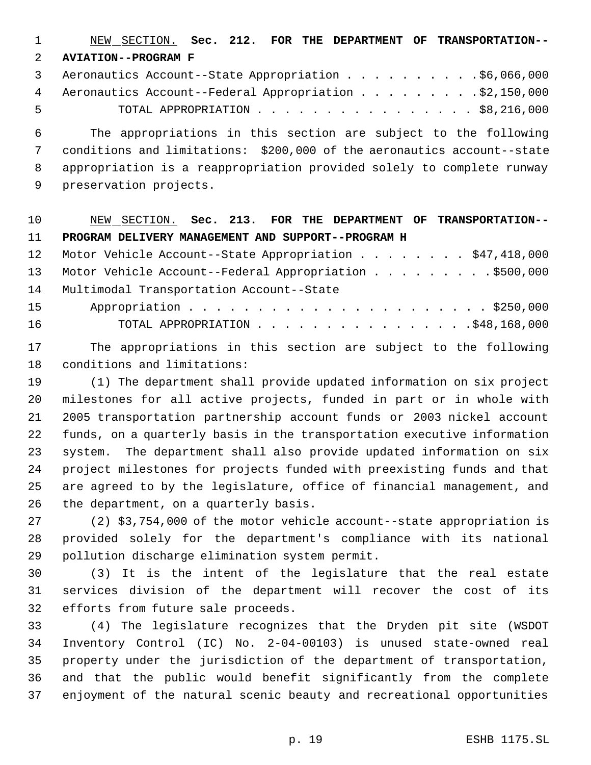NEW SECTION. **Sec. 212. FOR THE DEPARTMENT OF TRANSPORTATION--AVIATION--PROGRAM F**

Aeronautics Account--State Appropriation . . . . . . . . . . .$6,066,000
Aeronautics Account--Federal Appropriation . . . . . . . . . .$2,150,000
TOTAL APPROPRIATION . . . . . . . . . . . . . . . . . $8,216,000

The appropriations in this section are subject to the following conditions and limitations: $200,000 of the aeronautics account--state appropriation is a reappropriation provided solely to complete runway preservation projects.

NEW SECTION. **Sec. 213. FOR THE DEPARTMENT OF TRANSPORTATION--PROGRAM DELIVERY MANAGEMENT AND SUPPORT--PROGRAM H**

Motor Vehicle Account--State Appropriation . . . . . . . . . $47,418,000
Motor Vehicle Account--Federal Appropriation . . . . . . . . . .$500,000
Multimodal Transportation Account--State Appropriation . . . . . . . . . . . . . . . . . . . . . . . . $250,000
TOTAL APPROPRIATION . . . . . . . . . . . . . . . . .$48,168,000

The appropriations in this section are subject to the following conditions and limitations:

(1) The department shall provide updated information on six project milestones for all active projects, funded in part or in whole with 2005 transportation partnership account funds or 2003 nickel account funds, on a quarterly basis in the transportation executive information system. The department shall also provide updated information on six project milestones for projects funded with preexisting funds and that are agreed to by the legislature, office of financial management, and the department, on a quarterly basis.

(2) $3,754,000 of the motor vehicle account--state appropriation is provided solely for the department's compliance with its national pollution discharge elimination system permit.

(3) It is the intent of the legislature that the real estate services division of the department will recover the cost of its efforts from future sale proceeds.

(4) The legislature recognizes that the Dryden pit site (WSDOT Inventory Control (IC) No. 2-04-00103) is unused state-owned real property under the jurisdiction of the department of transportation, and that the public would benefit significantly from the complete enjoyment of the natural scenic beauty and recreational opportunities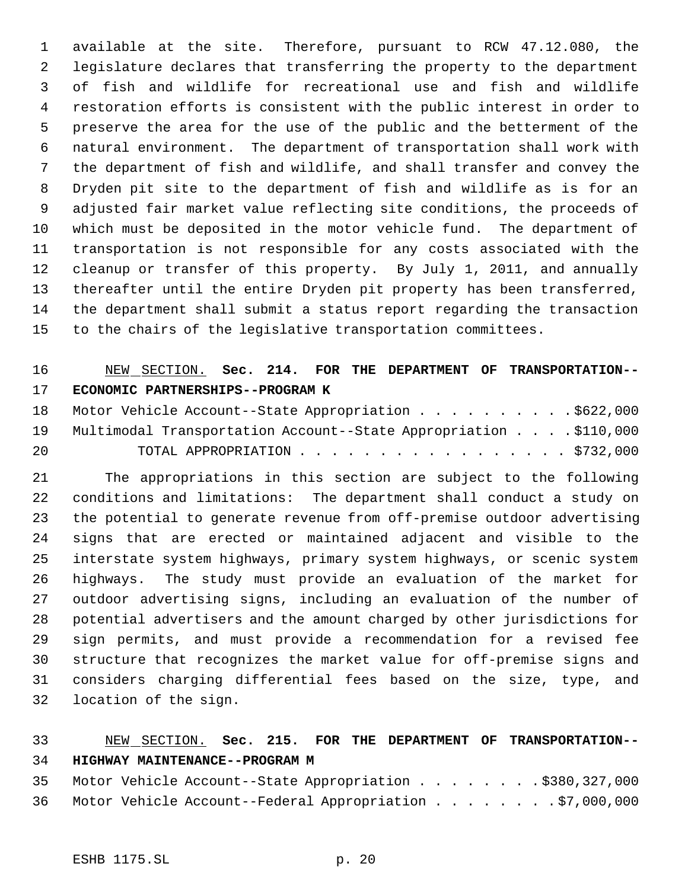available at the site. Therefore, pursuant to RCW 47.12.080, the legislature declares that transferring the property to the department of fish and wildlife for recreational use and fish and wildlife restoration efforts is consistent with the public interest in order to preserve the area for the use of the public and the betterment of the natural environment. The department of transportation shall work with the department of fish and wildlife, and shall transfer and convey the Dryden pit site to the department of fish and wildlife as is for an adjusted fair market value reflecting site conditions, the proceeds of which must be deposited in the motor vehicle fund. The department of transportation is not responsible for any costs associated with the cleanup or transfer of this property. By July 1, 2011, and annually thereafter until the entire Dryden pit property has been transferred, the department shall submit a status report regarding the transaction to the chairs of the legislative transportation committees.

NEW SECTION. **Sec. 214. FOR THE DEPARTMENT OF TRANSPORTATION--ECONOMIC PARTNERSHIPS--PROGRAM K**

| | |
|---|---|
| Motor Vehicle Account--State Appropriation | $622,000 |
| Multimodal Transportation Account--State Appropriation | $110,000 |
| TOTAL APPROPRIATION | $732,000 |

The appropriations in this section are subject to the following conditions and limitations: The department shall conduct a study on the potential to generate revenue from off-premise outdoor advertising signs that are erected or maintained adjacent and visible to the interstate system highways, primary system highways, or scenic system highways. The study must provide an evaluation of the market for outdoor advertising signs, including an evaluation of the number of potential advertisers and the amount charged by other jurisdictions for sign permits, and must provide a recommendation for a revised fee structure that recognizes the market value for off-premise signs and considers charging differential fees based on the size, type, and location of the sign.

NEW SECTION. **Sec. 215. FOR THE DEPARTMENT OF TRANSPORTATION--HIGHWAY MAINTENANCE--PROGRAM M**

| | |
|---|---|
| Motor Vehicle Account--State Appropriation | $380,327,000 |
| Motor Vehicle Account--Federal Appropriation | $7,000,000 |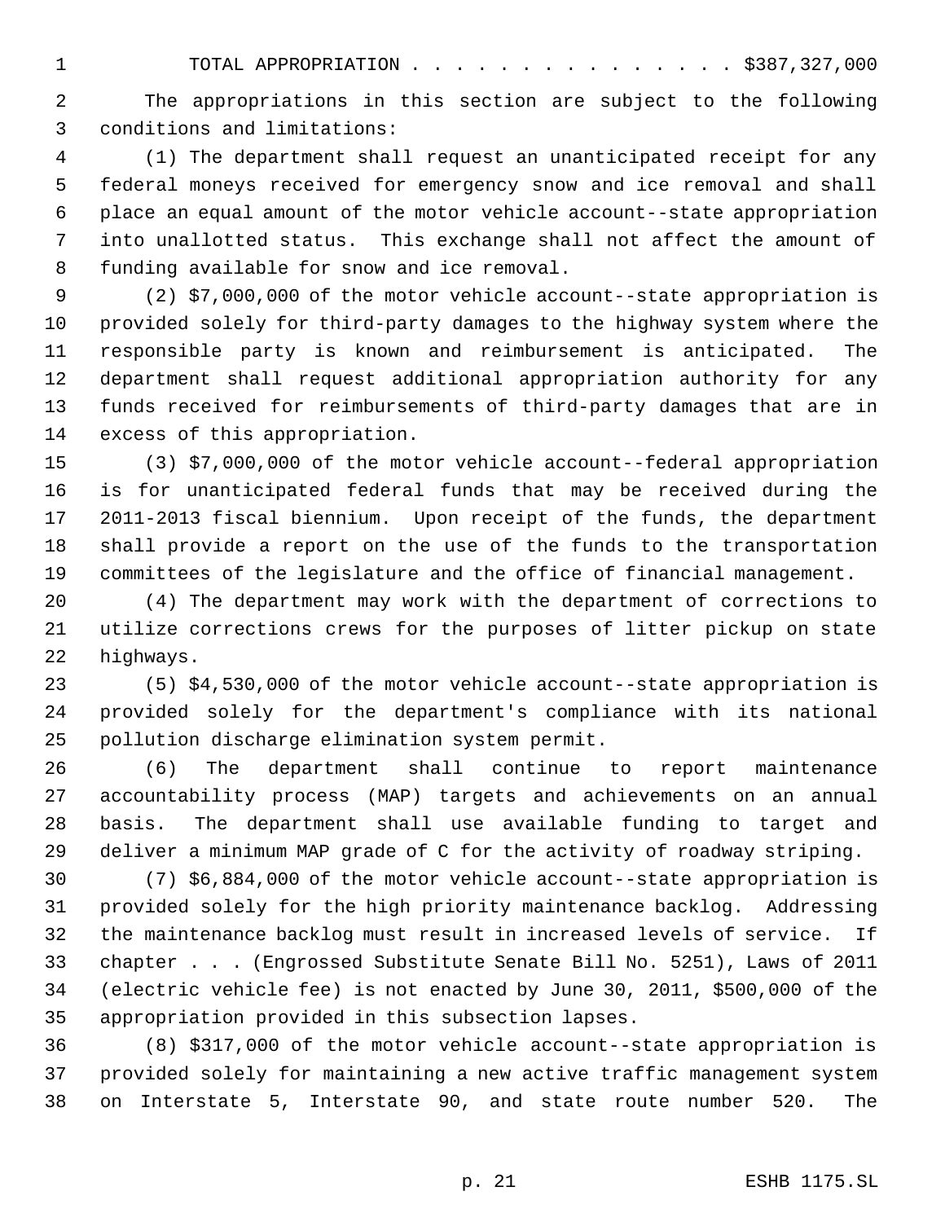TOTAL APPROPRIATION . . . . . . . . . . . . . . . . $387,327,000

The appropriations in this section are subject to the following conditions and limitations:

(1) The department shall request an unanticipated receipt for any federal moneys received for emergency snow and ice removal and shall place an equal amount of the motor vehicle account--state appropriation into unallotted status. This exchange shall not affect the amount of funding available for snow and ice removal.

(2) $7,000,000 of the motor vehicle account--state appropriation is provided solely for third-party damages to the highway system where the responsible party is known and reimbursement is anticipated. The department shall request additional appropriation authority for any funds received for reimbursements of third-party damages that are in excess of this appropriation.

(3) $7,000,000 of the motor vehicle account--federal appropriation is for unanticipated federal funds that may be received during the 2011-2013 fiscal biennium. Upon receipt of the funds, the department shall provide a report on the use of the funds to the transportation committees of the legislature and the office of financial management.

(4) The department may work with the department of corrections to utilize corrections crews for the purposes of litter pickup on state highways.

(5) $4,530,000 of the motor vehicle account--state appropriation is provided solely for the department's compliance with its national pollution discharge elimination system permit.

(6) The department shall continue to report maintenance accountability process (MAP) targets and achievements on an annual basis. The department shall use available funding to target and deliver a minimum MAP grade of C for the activity of roadway striping.

(7) $6,884,000 of the motor vehicle account--state appropriation is provided solely for the high priority maintenance backlog. Addressing the maintenance backlog must result in increased levels of service. If chapter . . . (Engrossed Substitute Senate Bill No. 5251), Laws of 2011 (electric vehicle fee) is not enacted by June 30, 2011, $500,000 of the appropriation provided in this subsection lapses.

(8) $317,000 of the motor vehicle account--state appropriation is provided solely for maintaining a new active traffic management system on Interstate 5, Interstate 90, and state route number 520. The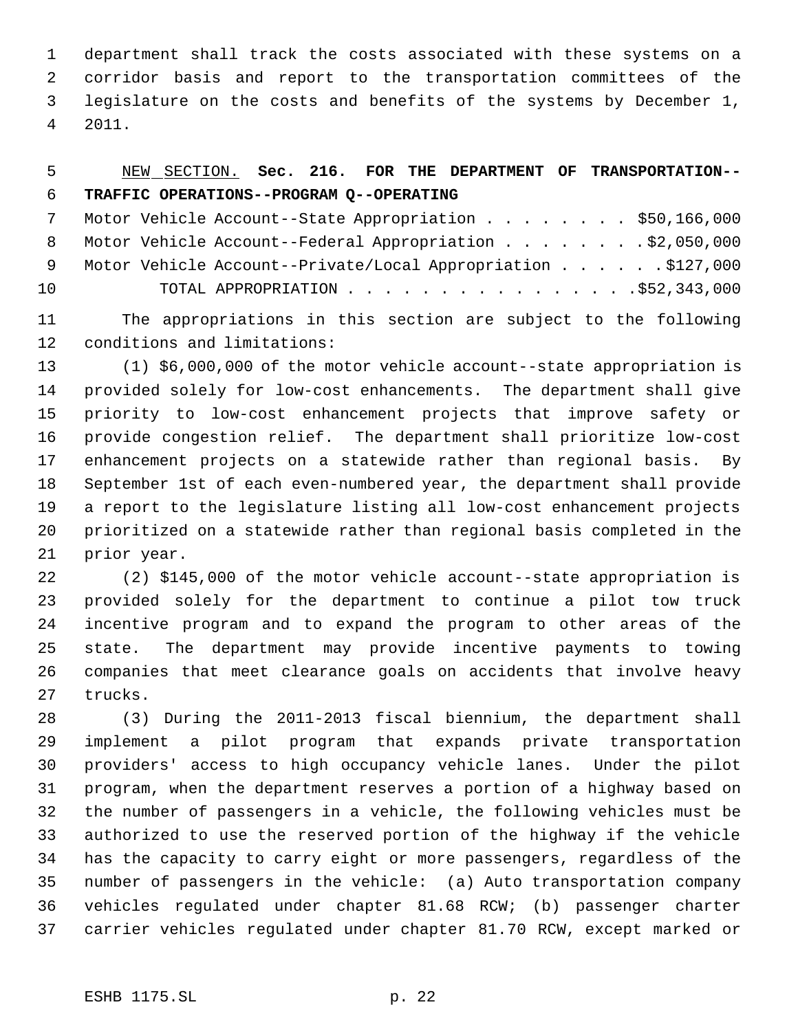department shall track the costs associated with these systems on a corridor basis and report to the transportation committees of the legislature on the costs and benefits of the systems by December 1, 2011.

NEW SECTION. **Sec. 216. FOR THE DEPARTMENT OF TRANSPORTATION--TRAFFIC OPERATIONS--PROGRAM Q--OPERATING**

| | |
|---|---|
| Motor Vehicle Account--State Appropriation | $50,166,000 |
| Motor Vehicle Account--Federal Appropriation | $2,050,000 |
| Motor Vehicle Account--Private/Local Appropriation | $127,000 |
| TOTAL APPROPRIATION | $52,343,000 |

The appropriations in this section are subject to the following conditions and limitations:

(1) $6,000,000 of the motor vehicle account--state appropriation is provided solely for low-cost enhancements. The department shall give priority to low-cost enhancement projects that improve safety or provide congestion relief. The department shall prioritize low-cost enhancement projects on a statewide rather than regional basis. By September 1st of each even-numbered year, the department shall provide a report to the legislature listing all low-cost enhancement projects prioritized on a statewide rather than regional basis completed in the prior year.

(2) $145,000 of the motor vehicle account--state appropriation is provided solely for the department to continue a pilot tow truck incentive program and to expand the program to other areas of the state. The department may provide incentive payments to towing companies that meet clearance goals on accidents that involve heavy trucks.

(3) During the 2011-2013 fiscal biennium, the department shall implement a pilot program that expands private transportation providers' access to high occupancy vehicle lanes. Under the pilot program, when the department reserves a portion of a highway based on the number of passengers in a vehicle, the following vehicles must be authorized to use the reserved portion of the highway if the vehicle has the capacity to carry eight or more passengers, regardless of the number of passengers in the vehicle: (a) Auto transportation company vehicles regulated under chapter 81.68 RCW; (b) passenger charter carrier vehicles regulated under chapter 81.70 RCW, except marked or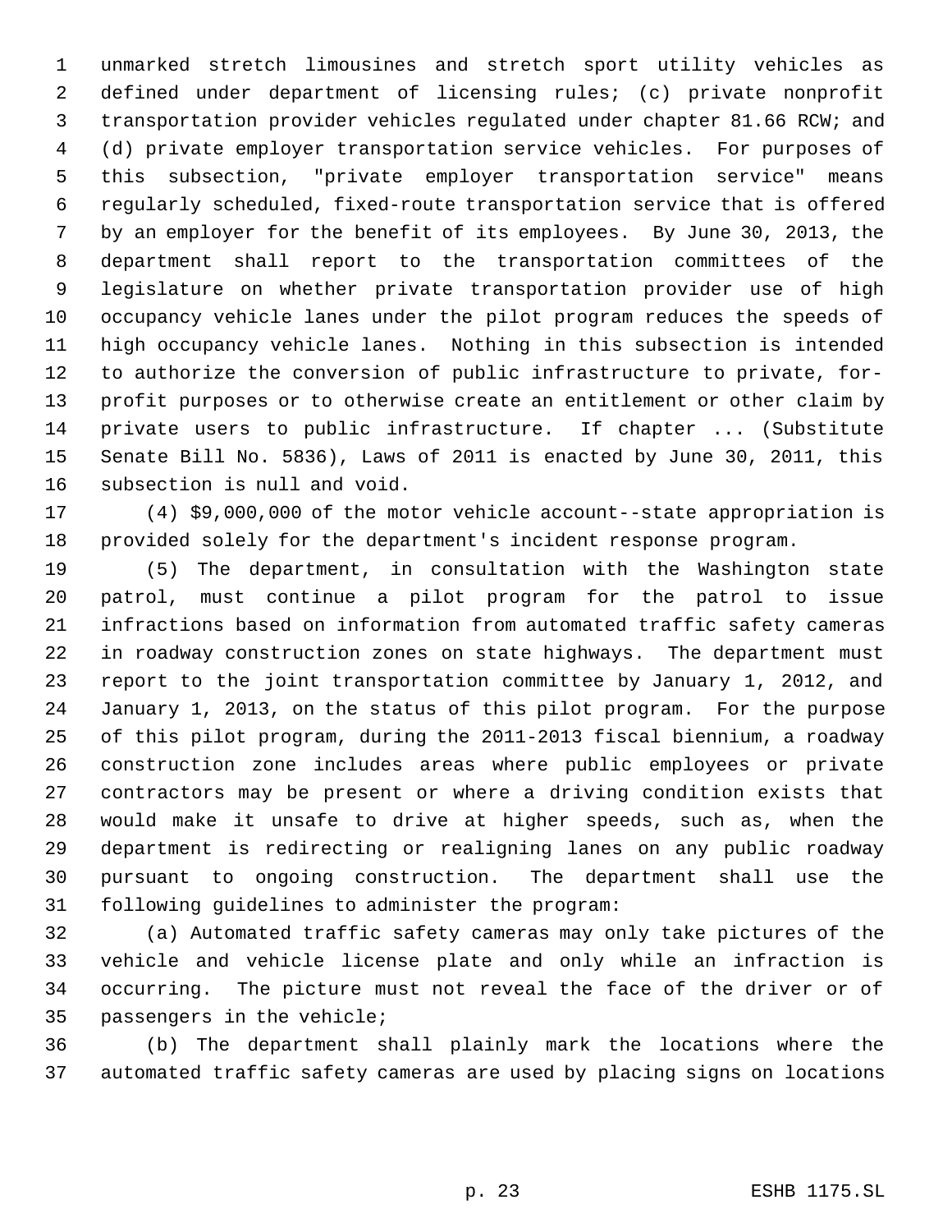unmarked stretch limousines and stretch sport utility vehicles as defined under department of licensing rules; (c) private nonprofit transportation provider vehicles regulated under chapter 81.66 RCW; and (d) private employer transportation service vehicles. For purposes of this subsection, "private employer transportation service" means regularly scheduled, fixed-route transportation service that is offered by an employer for the benefit of its employees. By June 30, 2013, the department shall report to the transportation committees of the legislature on whether private transportation provider use of high occupancy vehicle lanes under the pilot program reduces the speeds of high occupancy vehicle lanes. Nothing in this subsection is intended to authorize the conversion of public infrastructure to private, for-profit purposes or to otherwise create an entitlement or other claim by private users to public infrastructure. If chapter ... (Substitute Senate Bill No. 5836), Laws of 2011 is enacted by June 30, 2011, this subsection is null and void.

(4) $9,000,000 of the motor vehicle account--state appropriation is provided solely for the department's incident response program.

(5) The department, in consultation with the Washington state patrol, must continue a pilot program for the patrol to issue infractions based on information from automated traffic safety cameras in roadway construction zones on state highways. The department must report to the joint transportation committee by January 1, 2012, and January 1, 2013, on the status of this pilot program. For the purpose of this pilot program, during the 2011-2013 fiscal biennium, a roadway construction zone includes areas where public employees or private contractors may be present or where a driving condition exists that would make it unsafe to drive at higher speeds, such as, when the department is redirecting or realigning lanes on any public roadway pursuant to ongoing construction. The department shall use the following guidelines to administer the program:

(a) Automated traffic safety cameras may only take pictures of the vehicle and vehicle license plate and only while an infraction is occurring. The picture must not reveal the face of the driver or of passengers in the vehicle;

(b) The department shall plainly mark the locations where the automated traffic safety cameras are used by placing signs on locations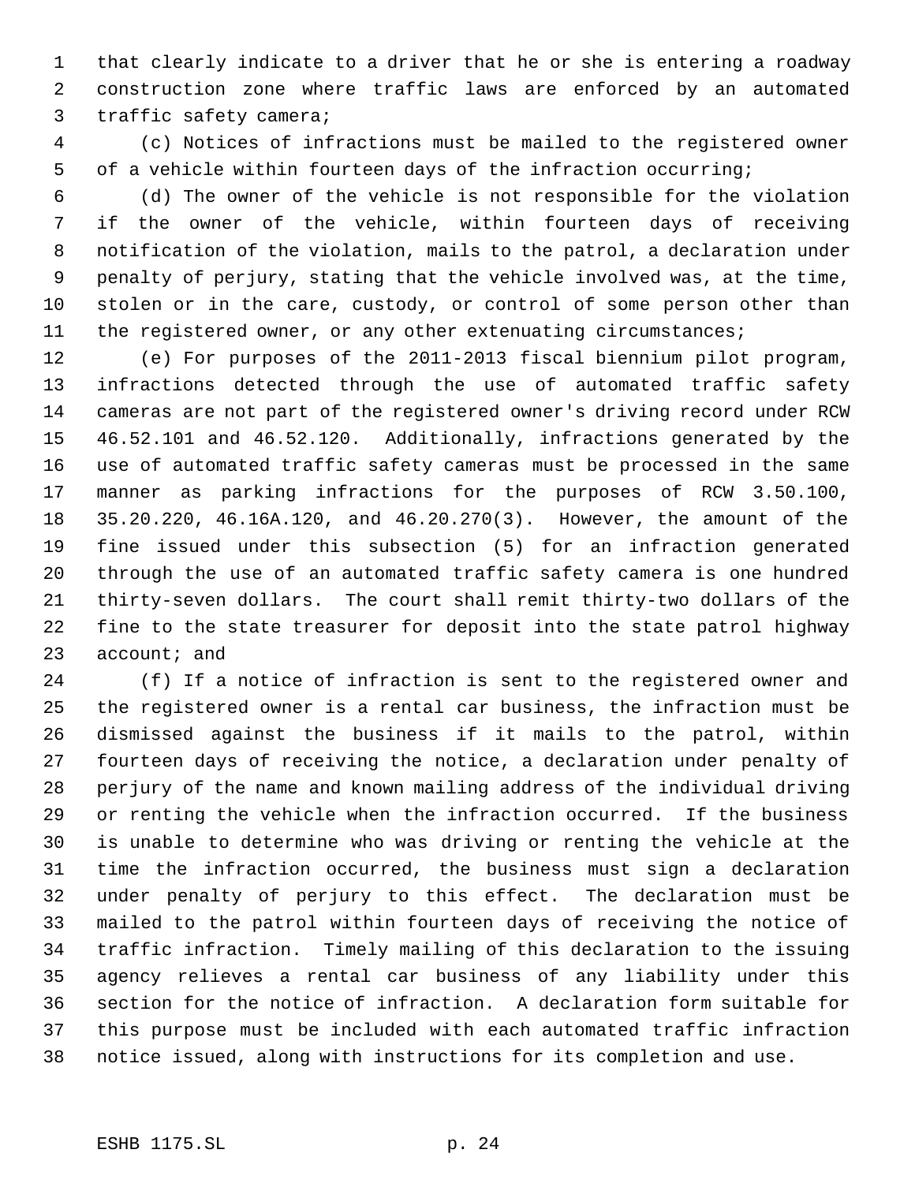that clearly indicate to a driver that he or she is entering a roadway construction zone where traffic laws are enforced by an automated traffic safety camera;

(c) Notices of infractions must be mailed to the registered owner of a vehicle within fourteen days of the infraction occurring;

(d) The owner of the vehicle is not responsible for the violation if the owner of the vehicle, within fourteen days of receiving notification of the violation, mails to the patrol, a declaration under penalty of perjury, stating that the vehicle involved was, at the time, stolen or in the care, custody, or control of some person other than the registered owner, or any other extenuating circumstances;

(e) For purposes of the 2011-2013 fiscal biennium pilot program, infractions detected through the use of automated traffic safety cameras are not part of the registered owner's driving record under RCW 46.52.101 and 46.52.120. Additionally, infractions generated by the use of automated traffic safety cameras must be processed in the same manner as parking infractions for the purposes of RCW 3.50.100, 35.20.220, 46.16A.120, and 46.20.270(3). However, the amount of the fine issued under this subsection (5) for an infraction generated through the use of an automated traffic safety camera is one hundred thirty-seven dollars. The court shall remit thirty-two dollars of the fine to the state treasurer for deposit into the state patrol highway account; and

(f) If a notice of infraction is sent to the registered owner and the registered owner is a rental car business, the infraction must be dismissed against the business if it mails to the patrol, within fourteen days of receiving the notice, a declaration under penalty of perjury of the name and known mailing address of the individual driving or renting the vehicle when the infraction occurred. If the business is unable to determine who was driving or renting the vehicle at the time the infraction occurred, the business must sign a declaration under penalty of perjury to this effect. The declaration must be mailed to the patrol within fourteen days of receiving the notice of traffic infraction. Timely mailing of this declaration to the issuing agency relieves a rental car business of any liability under this section for the notice of infraction. A declaration form suitable for this purpose must be included with each automated traffic infraction notice issued, along with instructions for its completion and use.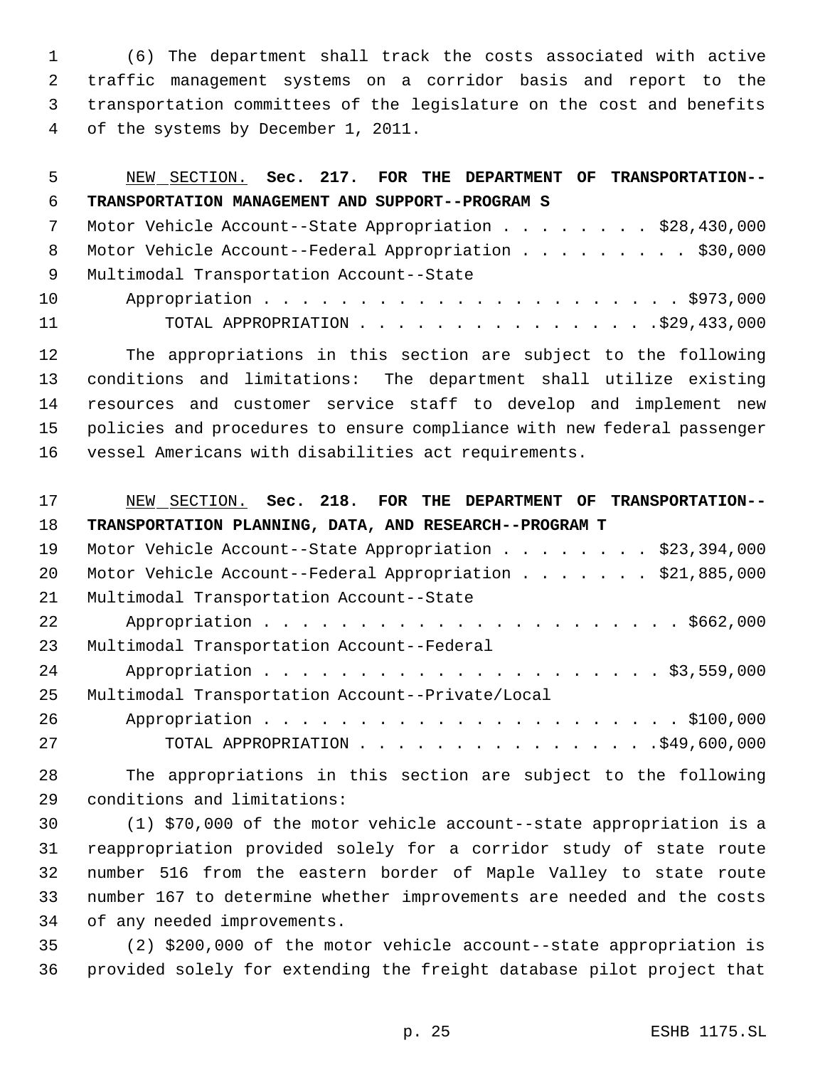(6) The department shall track the costs associated with active traffic management systems on a corridor basis and report to the transportation committees of the legislature on the cost and benefits of the systems by December 1, 2011.

NEW SECTION. **Sec. 217. FOR THE DEPARTMENT OF TRANSPORTATION--TRANSPORTATION MANAGEMENT AND SUPPORT--PROGRAM S**

Motor Vehicle Account--State Appropriation . . . . . . . . $28,430,000
Motor Vehicle Account--Federal Appropriation . . . . . . . . . $30,000
Multimodal Transportation Account--State
Appropriation . . . . . . . . . . . . . . . . . . . . . . $973,000
TOTAL APPROPRIATION . . . . . . . . . . . . . . . .$29,433,000

The appropriations in this section are subject to the following conditions and limitations: The department shall utilize existing resources and customer service staff to develop and implement new policies and procedures to ensure compliance with new federal passenger vessel Americans with disabilities act requirements.

NEW SECTION. **Sec. 218. FOR THE DEPARTMENT OF TRANSPORTATION--TRANSPORTATION PLANNING, DATA, AND RESEARCH--PROGRAM T**

Motor Vehicle Account--State Appropriation . . . . . . . . $23,394,000
Motor Vehicle Account--Federal Appropriation . . . . . . . $21,885,000
Multimodal Transportation Account--State
Appropriation . . . . . . . . . . . . . . . . . . . . . . $662,000
Multimodal Transportation Account--Federal
Appropriation . . . . . . . . . . . . . . . . . . . . . $3,559,000
Multimodal Transportation Account--Private/Local
Appropriation . . . . . . . . . . . . . . . . . . . . . . $100,000
TOTAL APPROPRIATION . . . . . . . . . . . . . . . .$49,600,000

The appropriations in this section are subject to the following conditions and limitations:

(1) $70,000 of the motor vehicle account--state appropriation is a reappropriation provided solely for a corridor study of state route number 516 from the eastern border of Maple Valley to state route number 167 to determine whether improvements are needed and the costs of any needed improvements.

(2) $200,000 of the motor vehicle account--state appropriation is provided solely for extending the freight database pilot project that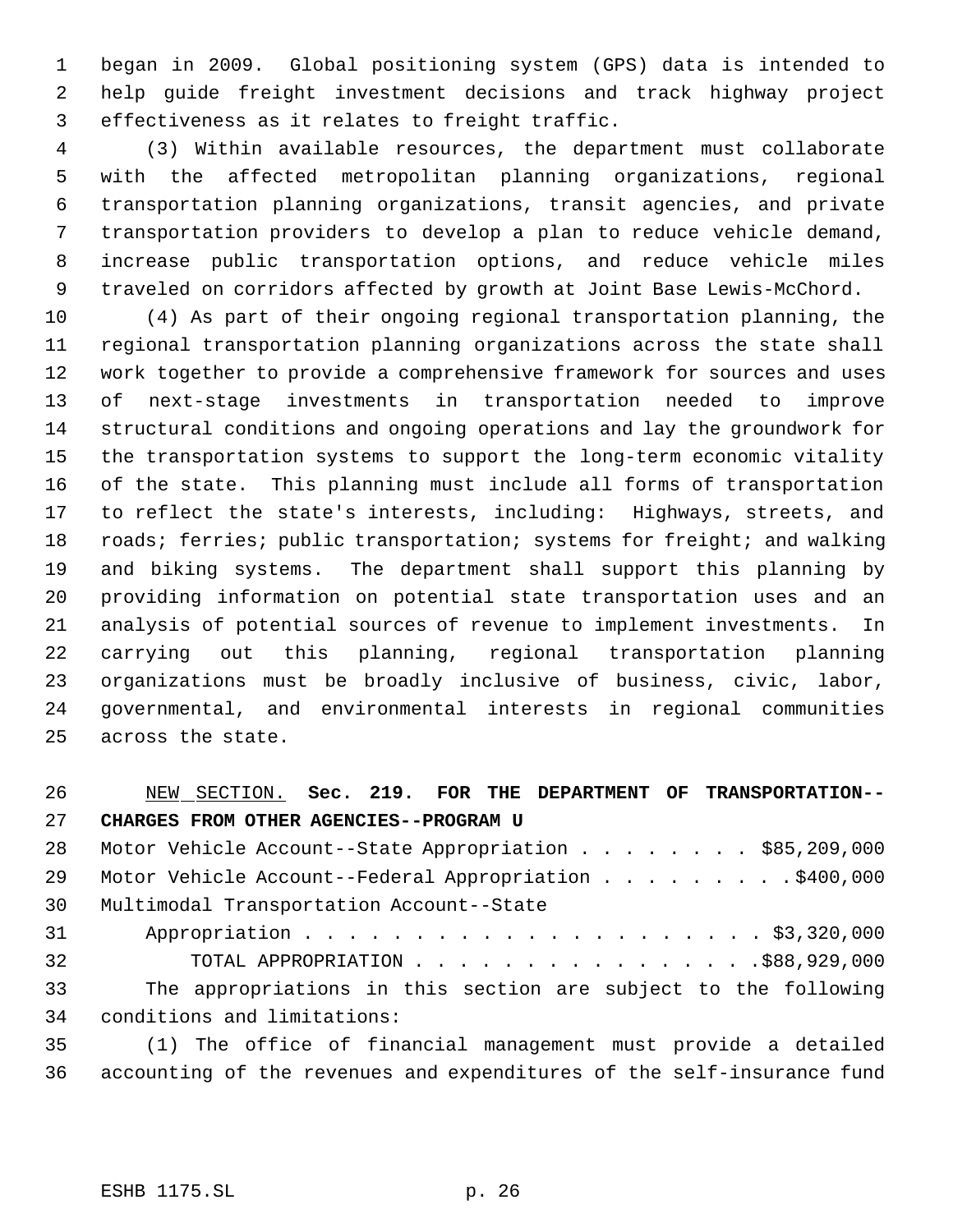began in 2009. Global positioning system (GPS) data is intended to help guide freight investment decisions and track highway project effectiveness as it relates to freight traffic.

(3) Within available resources, the department must collaborate with the affected metropolitan planning organizations, regional transportation planning organizations, transit agencies, and private transportation providers to develop a plan to reduce vehicle demand, increase public transportation options, and reduce vehicle miles traveled on corridors affected by growth at Joint Base Lewis-McChord.

(4) As part of their ongoing regional transportation planning, the regional transportation planning organizations across the state shall work together to provide a comprehensive framework for sources and uses of next-stage investments in transportation needed to improve structural conditions and ongoing operations and lay the groundwork for the transportation systems to support the long-term economic vitality of the state. This planning must include all forms of transportation to reflect the state's interests, including: Highways, streets, and roads; ferries; public transportation; systems for freight; and walking and biking systems. The department shall support this planning by providing information on potential state transportation uses and an analysis of potential sources of revenue to implement investments. In carrying out this planning, regional transportation planning organizations must be broadly inclusive of business, civic, labor, governmental, and environmental interests in regional communities across the state.

NEW SECTION. **Sec. 219. FOR THE DEPARTMENT OF TRANSPORTATION--CHARGES FROM OTHER AGENCIES--PROGRAM U**

Motor Vehicle Account--State Appropriation . . . . . . . . $85,209,000
Motor Vehicle Account--Federal Appropriation . . . . . . . . . $400,000
Multimodal Transportation Account--State
Appropriation . . . . . . . . . . . . . . . . . . . . . . $3,320,000
TOTAL APPROPRIATION . . . . . . . . . . . . . . . . $88,929,000

The appropriations in this section are subject to the following conditions and limitations:

(1) The office of financial management must provide a detailed accounting of the revenues and expenditures of the self-insurance fund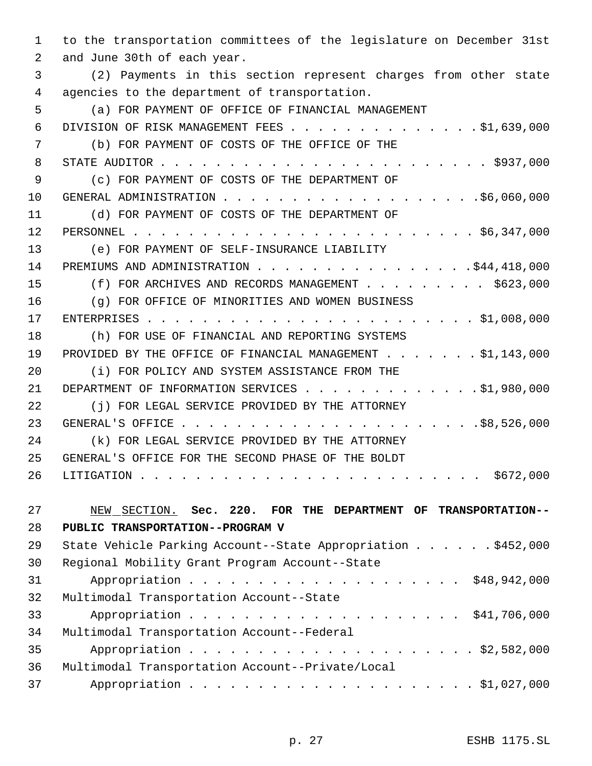to the transportation committees of the legislature on December 31st and June 30th of each year.

(2) Payments in this section represent charges from other state agencies to the department of transportation.

(a) FOR PAYMENT OF OFFICE OF FINANCIAL MANAGEMENT DIVISION OF RISK MANAGEMENT FEES . . . . . . . . . . . . . . $1,639,000

(b) FOR PAYMENT OF COSTS OF THE OFFICE OF THE STATE AUDITOR . . . . . . . . . . . . . . . . . . . . . . . . $937,000

(c) FOR PAYMENT OF COSTS OF THE DEPARTMENT OF GENERAL ADMINISTRATION . . . . . . . . . . . . . . . . . . . $6,060,000

(d) FOR PAYMENT OF COSTS OF THE DEPARTMENT OF PERSONNEL . . . . . . . . . . . . . . . . . . . . . . . . . $6,347,000

(e) FOR PAYMENT OF SELF-INSURANCE LIABILITY PREMIUMS AND ADMINISTRATION . . . . . . . . . . . . . . . . $44,418,000

(f) FOR ARCHIVES AND RECORDS MANAGEMENT . . . . . . . . . $623,000

(g) FOR OFFICE OF MINORITIES AND WOMEN BUSINESS ENTERPRISES . . . . . . . . . . . . . . . . . . . . . . . . $1,008,000

(h) FOR USE OF FINANCIAL AND REPORTING SYSTEMS PROVIDED BY THE OFFICE OF FINANCIAL MANAGEMENT . . . . . . . $1,143,000

(i) FOR POLICY AND SYSTEM ASSISTANCE FROM THE DEPARTMENT OF INFORMATION SERVICES . . . . . . . . . . . . . $1,980,000

(j) FOR LEGAL SERVICE PROVIDED BY THE ATTORNEY GENERAL'S OFFICE . . . . . . . . . . . . . . . . . . . . . . $8,526,000

(k) FOR LEGAL SERVICE PROVIDED BY THE ATTORNEY GENERAL'S OFFICE FOR THE SECOND PHASE OF THE BOLDT LITIGATION . . . . . . . . . . . . . . . . . . . . . . . . . $672,000

NEW SECTION. **Sec. 220. FOR THE DEPARTMENT OF TRANSPORTATION--PUBLIC TRANSPORTATION--PROGRAM V**

State Vehicle Parking Account--State Appropriation . . . . . . $452,000

Regional Mobility Grant Program Account--State Appropriation . . . . . . . . . . . . . . . . . . . . . $48,942,000

Multimodal Transportation Account--State Appropriation . . . . . . . . . . . . . . . . . . . . . $41,706,000

Multimodal Transportation Account--Federal Appropriation . . . . . . . . . . . . . . . . . . . . . . $2,582,000

Multimodal Transportation Account--Private/Local Appropriation . . . . . . . . . . . . . . . . . . . . . . $1,027,000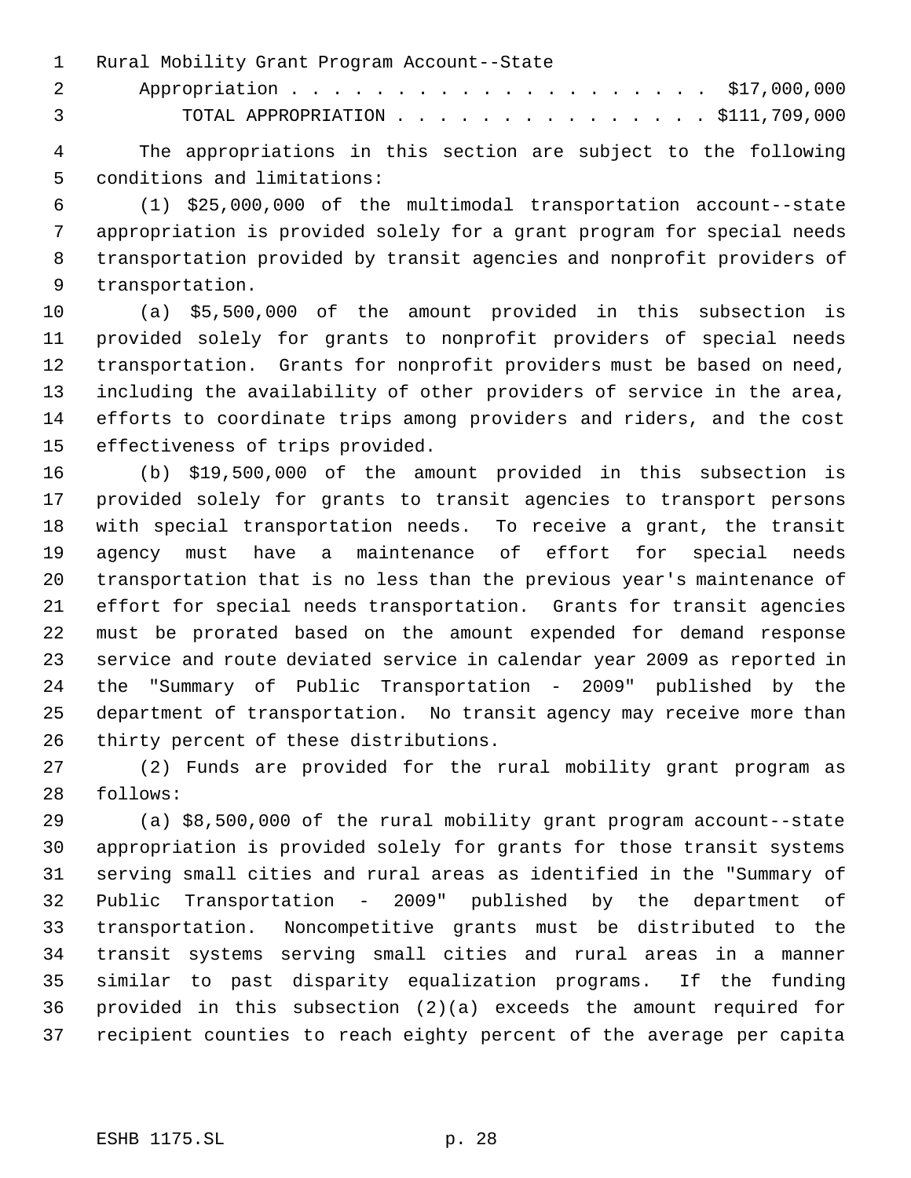Rural Mobility Grant Program Account--State

Appropriation . . . . . . . . . . . . . . . . . . . . . $17,000,000

TOTAL APPROPRIATION . . . . . . . . . . . . . . . $111,709,000

The appropriations in this section are subject to the following conditions and limitations:

(1) $25,000,000 of the multimodal transportation account--state appropriation is provided solely for a grant program for special needs transportation provided by transit agencies and nonprofit providers of transportation.

(a) $5,500,000 of the amount provided in this subsection is provided solely for grants to nonprofit providers of special needs transportation. Grants for nonprofit providers must be based on need, including the availability of other providers of service in the area, efforts to coordinate trips among providers and riders, and the cost effectiveness of trips provided.

(b) $19,500,000 of the amount provided in this subsection is provided solely for grants to transit agencies to transport persons with special transportation needs. To receive a grant, the transit agency must have a maintenance of effort for special needs transportation that is no less than the previous year's maintenance of effort for special needs transportation. Grants for transit agencies must be prorated based on the amount expended for demand response service and route deviated service in calendar year 2009 as reported in the "Summary of Public Transportation - 2009" published by the department of transportation. No transit agency may receive more than thirty percent of these distributions.

(2) Funds are provided for the rural mobility grant program as follows:

(a) $8,500,000 of the rural mobility grant program account--state appropriation is provided solely for grants for those transit systems serving small cities and rural areas as identified in the "Summary of Public Transportation - 2009" published by the department of transportation. Noncompetitive grants must be distributed to the transit systems serving small cities and rural areas in a manner similar to past disparity equalization programs. If the funding provided in this subsection (2)(a) exceeds the amount required for recipient counties to reach eighty percent of the average per capita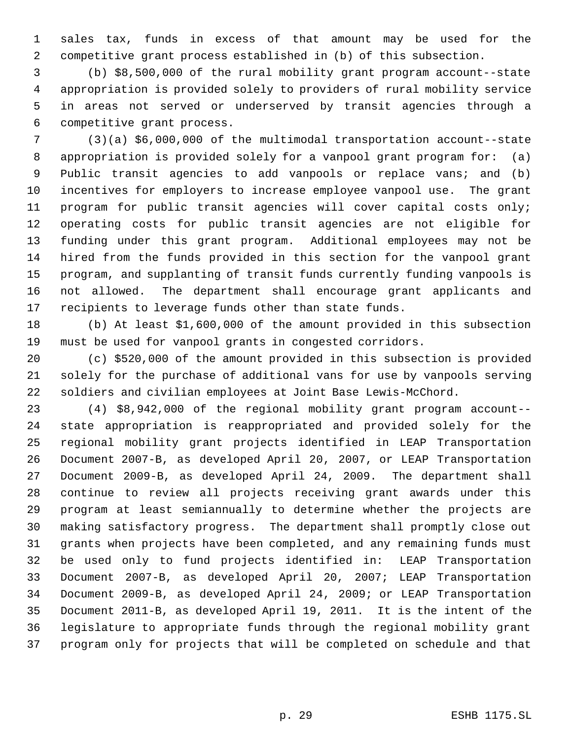sales tax, funds in excess of that amount may be used for the competitive grant process established in (b) of this subsection.

(b) $8,500,000 of the rural mobility grant program account--state appropriation is provided solely to providers of rural mobility service in areas not served or underserved by transit agencies through a competitive grant process.

(3)(a) $6,000,000 of the multimodal transportation account--state appropriation is provided solely for a vanpool grant program for: (a) Public transit agencies to add vanpools or replace vans; and (b) incentives for employers to increase employee vanpool use. The grant program for public transit agencies will cover capital costs only; operating costs for public transit agencies are not eligible for funding under this grant program. Additional employees may not be hired from the funds provided in this section for the vanpool grant program, and supplanting of transit funds currently funding vanpools is not allowed. The department shall encourage grant applicants and recipients to leverage funds other than state funds.

(b) At least $1,600,000 of the amount provided in this subsection must be used for vanpool grants in congested corridors.

(c) $520,000 of the amount provided in this subsection is provided solely for the purchase of additional vans for use by vanpools serving soldiers and civilian employees at Joint Base Lewis-McChord.

(4) $8,942,000 of the regional mobility grant program account--state appropriation is reappropriated and provided solely for the regional mobility grant projects identified in LEAP Transportation Document 2007-B, as developed April 20, 2007, or LEAP Transportation Document 2009-B, as developed April 24, 2009. The department shall continue to review all projects receiving grant awards under this program at least semiannually to determine whether the projects are making satisfactory progress. The department shall promptly close out grants when projects have been completed, and any remaining funds must be used only to fund projects identified in: LEAP Transportation Document 2007-B, as developed April 20, 2007; LEAP Transportation Document 2009-B, as developed April 24, 2009; or LEAP Transportation Document 2011-B, as developed April 19, 2011. It is the intent of the legislature to appropriate funds through the regional mobility grant program only for projects that will be completed on schedule and that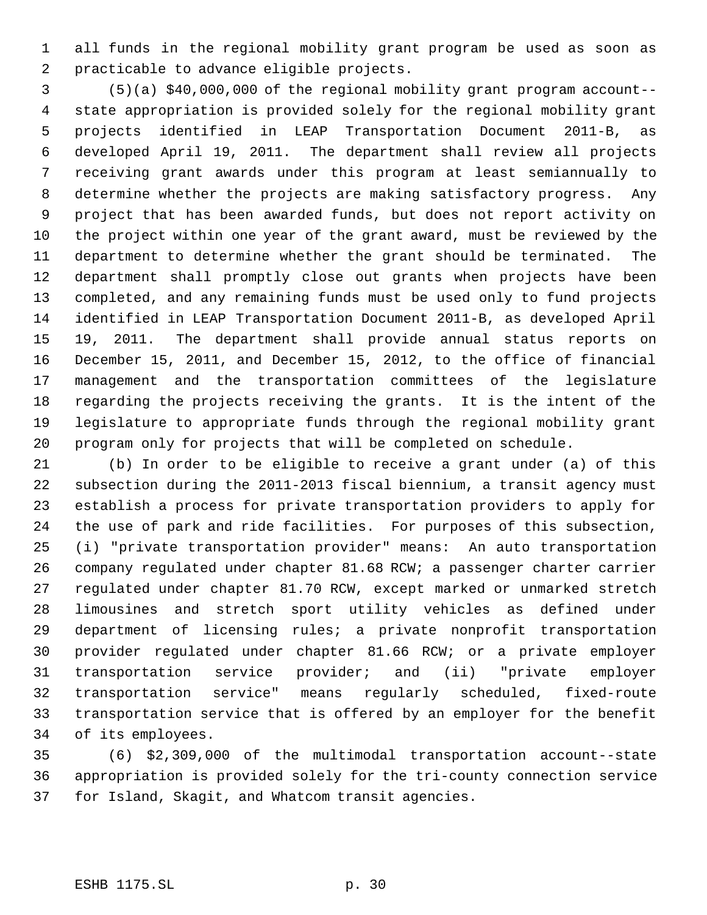all funds in the regional mobility grant program be used as soon as practicable to advance eligible projects.

(5)(a) $40,000,000 of the regional mobility grant program account--state appropriation is provided solely for the regional mobility grant projects identified in LEAP Transportation Document 2011-B, as developed April 19, 2011. The department shall review all projects receiving grant awards under this program at least semiannually to determine whether the projects are making satisfactory progress. Any project that has been awarded funds, but does not report activity on the project within one year of the grant award, must be reviewed by the department to determine whether the grant should be terminated. The department shall promptly close out grants when projects have been completed, and any remaining funds must be used only to fund projects identified in LEAP Transportation Document 2011-B, as developed April 19, 2011. The department shall provide annual status reports on December 15, 2011, and December 15, 2012, to the office of financial management and the transportation committees of the legislature regarding the projects receiving the grants. It is the intent of the legislature to appropriate funds through the regional mobility grant program only for projects that will be completed on schedule.

(b) In order to be eligible to receive a grant under (a) of this subsection during the 2011-2013 fiscal biennium, a transit agency must establish a process for private transportation providers to apply for the use of park and ride facilities. For purposes of this subsection, (i) "private transportation provider" means: An auto transportation company regulated under chapter 81.68 RCW; a passenger charter carrier regulated under chapter 81.70 RCW, except marked or unmarked stretch limousines and stretch sport utility vehicles as defined under department of licensing rules; a private nonprofit transportation provider regulated under chapter 81.66 RCW; or a private employer transportation service provider; and (ii) "private employer transportation service" means regularly scheduled, fixed-route transportation service that is offered by an employer for the benefit of its employees.

(6) $2,309,000 of the multimodal transportation account--state appropriation is provided solely for the tri-county connection service for Island, Skagit, and Whatcom transit agencies.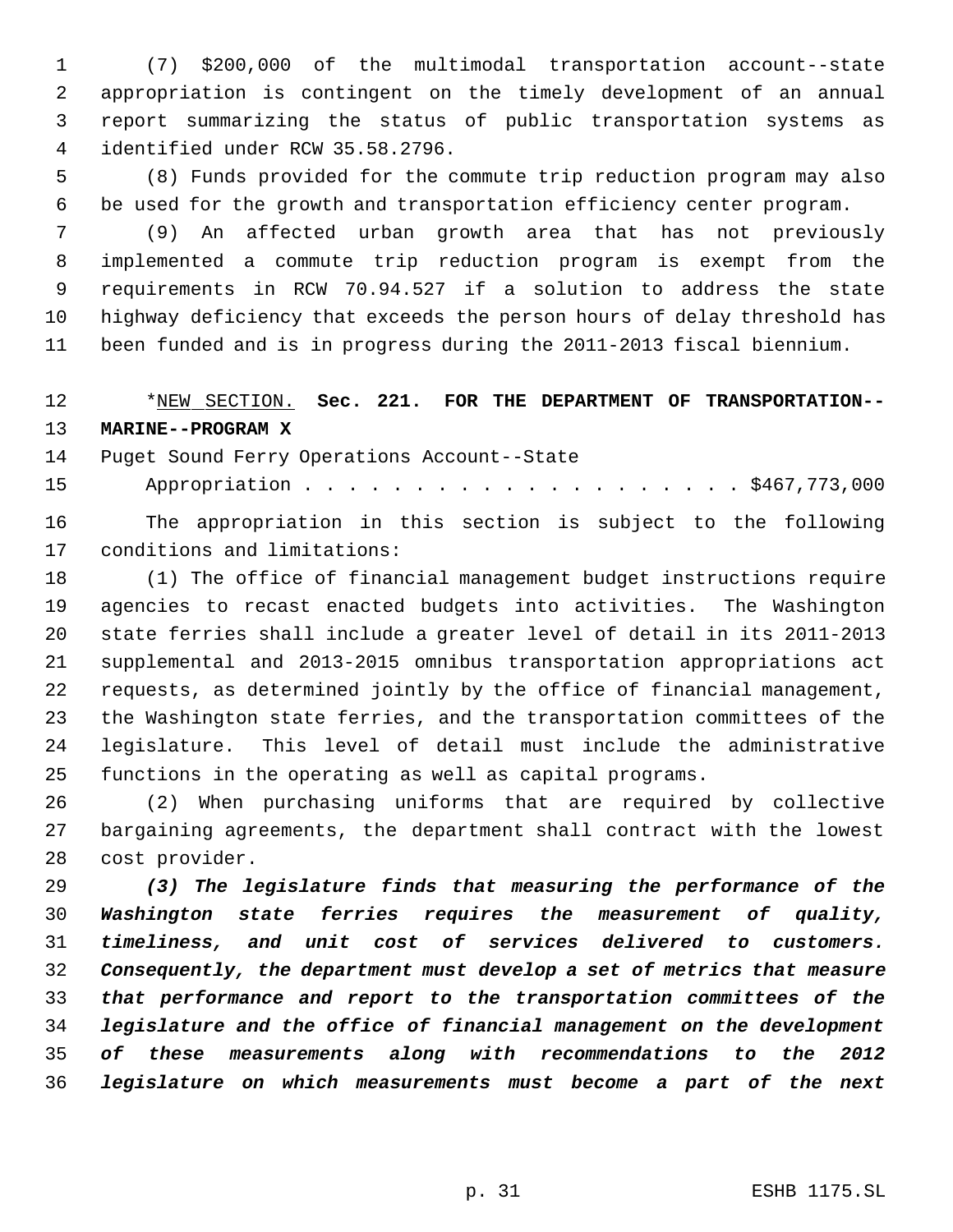(7) $200,000 of the multimodal transportation account--state appropriation is contingent on the timely development of an annual report summarizing the status of public transportation systems as identified under RCW 35.58.2796.

(8) Funds provided for the commute trip reduction program may also be used for the growth and transportation efficiency center program.

(9) An affected urban growth area that has not previously implemented a commute trip reduction program is exempt from the requirements in RCW 70.94.527 if a solution to address the state highway deficiency that exceeds the person hours of delay threshold has been funded and is in progress during the 2011-2013 fiscal biennium.

*NEW SECTION. **Sec. 221. FOR THE DEPARTMENT OF TRANSPORTATION--MARINE--PROGRAM X**

Puget Sound Ferry Operations Account--State Appropriation . . . . . . . . . . . . . . . . . . . . $467,773,000

The appropriation in this section is subject to the following conditions and limitations:

(1) The office of financial management budget instructions require agencies to recast enacted budgets into activities. The Washington state ferries shall include a greater level of detail in its 2011-2013 supplemental and 2013-2015 omnibus transportation appropriations act requests, as determined jointly by the office of financial management, the Washington state ferries, and the transportation committees of the legislature. This level of detail must include the administrative functions in the operating as well as capital programs.

(2) When purchasing uniforms that are required by collective bargaining agreements, the department shall contract with the lowest cost provider.

***(3) The legislature finds that measuring the performance of the Washington state ferries requires the measurement of quality, timeliness, and unit cost of services delivered to customers. Consequently, the department must develop a set of metrics that measure that performance and report to the transportation committees of the legislature and the office of financial management on the development of these measurements along with recommendations to the 2012 legislature on which measurements must become a part of the next***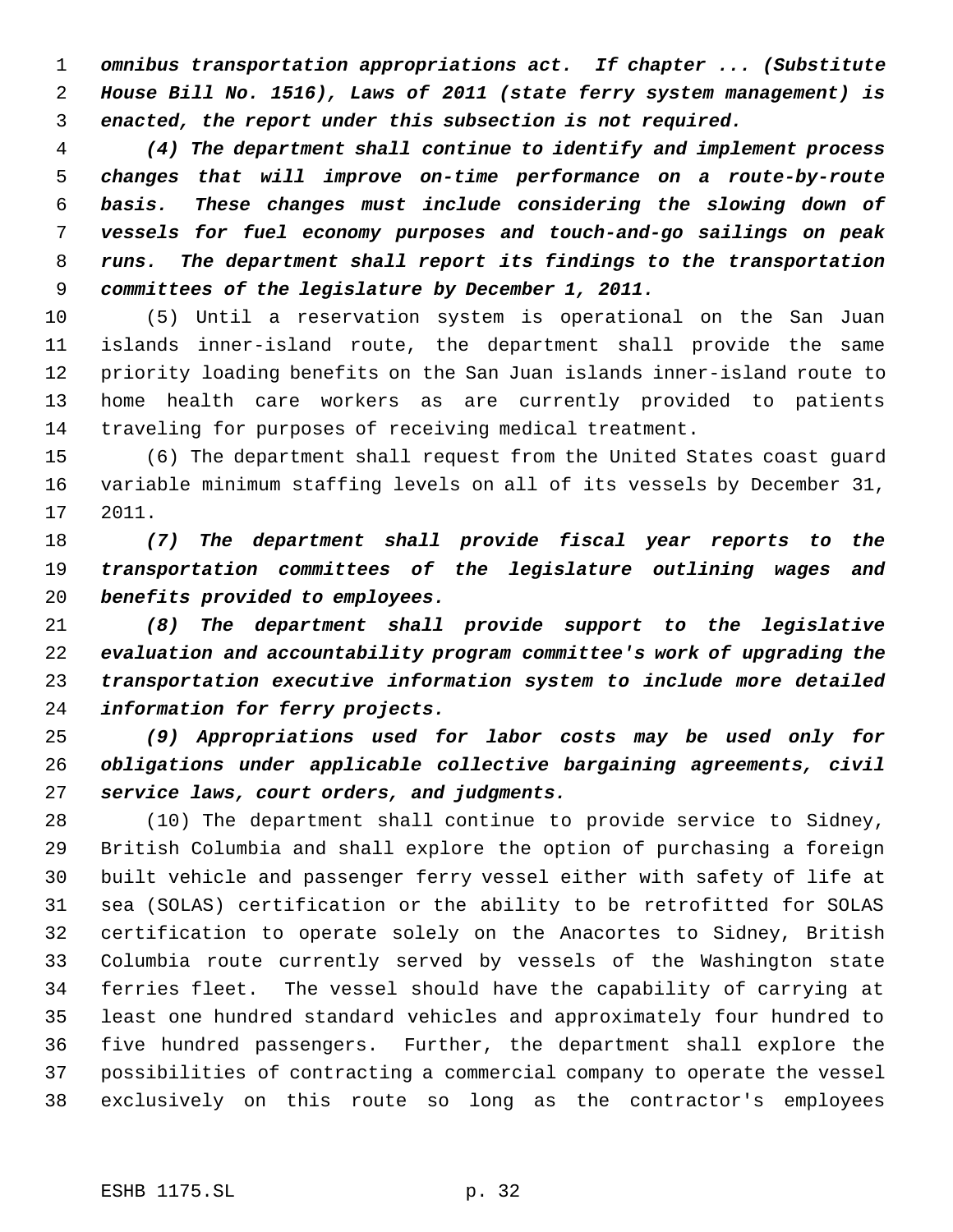*omnibus transportation appropriations act. If chapter ... (Substitute House Bill No. 1516), Laws of 2011 (state ferry system management) is enacted, the report under this subsection is not required.*

*(4) The department shall continue to identify and implement process changes that will improve on-time performance on a route-by-route basis. These changes must include considering the slowing down of vessels for fuel economy purposes and touch-and-go sailings on peak runs. The department shall report its findings to the transportation committees of the legislature by December 1, 2011.*

(5) Until a reservation system is operational on the San Juan islands inner-island route, the department shall provide the same priority loading benefits on the San Juan islands inner-island route to home health care workers as are currently provided to patients traveling for purposes of receiving medical treatment.

(6) The department shall request from the United States coast guard variable minimum staffing levels on all of its vessels by December 31, 2011.

*(7) The department shall provide fiscal year reports to the transportation committees of the legislature outlining wages and benefits provided to employees.*

*(8) The department shall provide support to the legislative evaluation and accountability program committee's work of upgrading the transportation executive information system to include more detailed information for ferry projects.*

*(9) Appropriations used for labor costs may be used only for obligations under applicable collective bargaining agreements, civil service laws, court orders, and judgments.*

(10) The department shall continue to provide service to Sidney, British Columbia and shall explore the option of purchasing a foreign built vehicle and passenger ferry vessel either with safety of life at sea (SOLAS) certification or the ability to be retrofitted for SOLAS certification to operate solely on the Anacortes to Sidney, British Columbia route currently served by vessels of the Washington state ferries fleet. The vessel should have the capability of carrying at least one hundred standard vehicles and approximately four hundred to five hundred passengers. Further, the department shall explore the possibilities of contracting a commercial company to operate the vessel exclusively on this route so long as the contractor's employees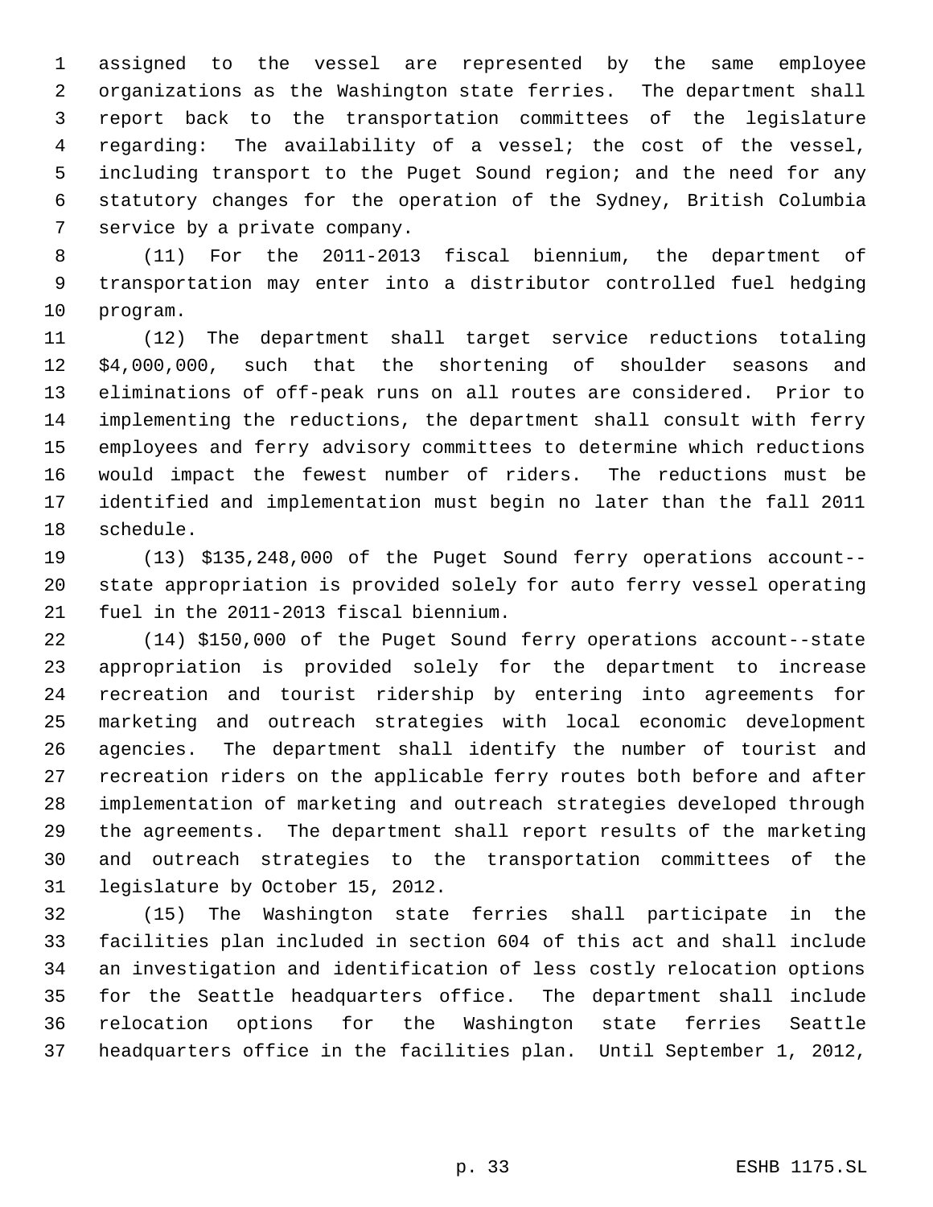assigned to the vessel are represented by the same employee organizations as the Washington state ferries. The department shall report back to the transportation committees of the legislature regarding: The availability of a vessel; the cost of the vessel, including transport to the Puget Sound region; and the need for any statutory changes for the operation of the Sydney, British Columbia service by a private company.

(11) For the 2011-2013 fiscal biennium, the department of transportation may enter into a distributor controlled fuel hedging program.

(12) The department shall target service reductions totaling $4,000,000, such that the shortening of shoulder seasons and eliminations of off-peak runs on all routes are considered. Prior to implementing the reductions, the department shall consult with ferry employees and ferry advisory committees to determine which reductions would impact the fewest number of riders. The reductions must be identified and implementation must begin no later than the fall 2011 schedule.

(13) $135,248,000 of the Puget Sound ferry operations account--state appropriation is provided solely for auto ferry vessel operating fuel in the 2011-2013 fiscal biennium.

(14) $150,000 of the Puget Sound ferry operations account--state appropriation is provided solely for the department to increase recreation and tourist ridership by entering into agreements for marketing and outreach strategies with local economic development agencies. The department shall identify the number of tourist and recreation riders on the applicable ferry routes both before and after implementation of marketing and outreach strategies developed through the agreements. The department shall report results of the marketing and outreach strategies to the transportation committees of the legislature by October 15, 2012.

(15) The Washington state ferries shall participate in the facilities plan included in section 604 of this act and shall include an investigation and identification of less costly relocation options for the Seattle headquarters office. The department shall include relocation options for the Washington state ferries Seattle headquarters office in the facilities plan. Until September 1, 2012,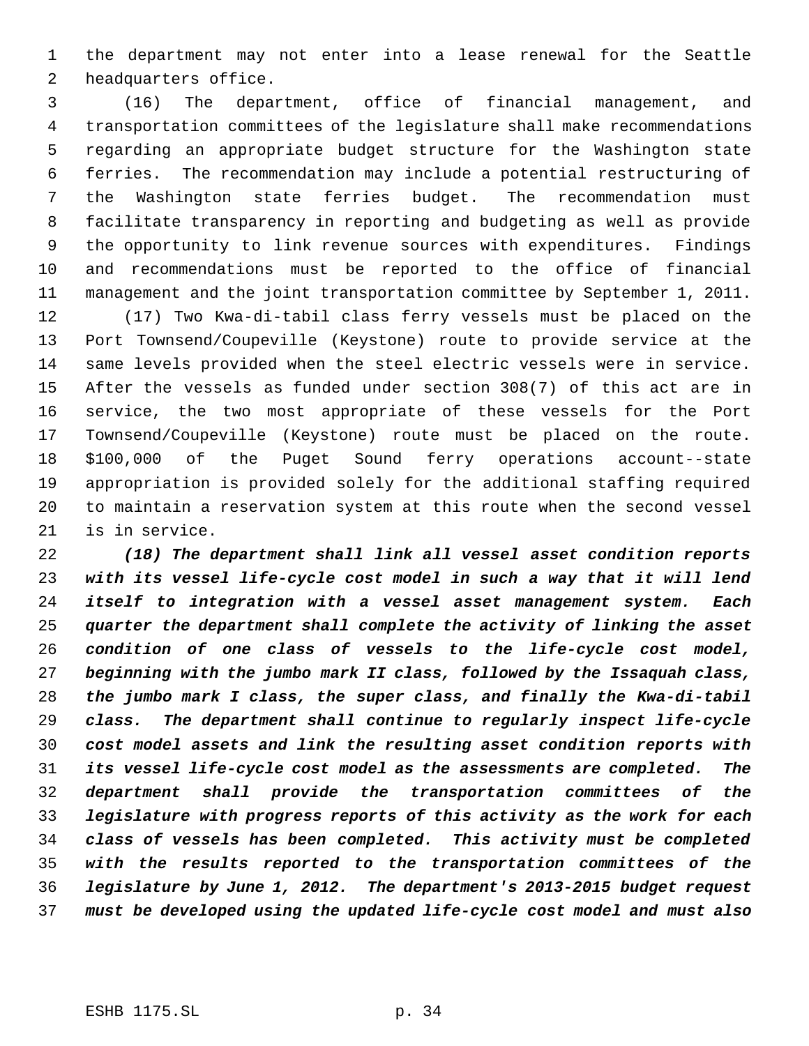the department may not enter into a lease renewal for the Seattle headquarters office.

(16) The department, office of financial management, and transportation committees of the legislature shall make recommendations regarding an appropriate budget structure for the Washington state ferries. The recommendation may include a potential restructuring of the Washington state ferries budget. The recommendation must facilitate transparency in reporting and budgeting as well as provide the opportunity to link revenue sources with expenditures. Findings and recommendations must be reported to the office of financial management and the joint transportation committee by September 1, 2011.

(17) Two Kwa-di-tabil class ferry vessels must be placed on the Port Townsend/Coupeville (Keystone) route to provide service at the same levels provided when the steel electric vessels were in service. After the vessels as funded under section 308(7) of this act are in service, the two most appropriate of these vessels for the Port Townsend/Coupeville (Keystone) route must be placed on the route. $100,000 of the Puget Sound ferry operations account--state appropriation is provided solely for the additional staffing required to maintain a reservation system at this route when the second vessel is in service.

***(18) The department shall link all vessel asset condition reports with its vessel life-cycle cost model in such a way that it will lend itself to integration with a vessel asset management system. Each quarter the department shall complete the activity of linking the asset condition of one class of vessels to the life-cycle cost model, beginning with the jumbo mark II class, followed by the Issaquah class, the jumbo mark I class, the super class, and finally the Kwa-di-tabil class. The department shall continue to regularly inspect life-cycle cost model assets and link the resulting asset condition reports with its vessel life-cycle cost model as the assessments are completed. The department shall provide the transportation committees of the legislature with progress reports of this activity as the work for each class of vessels has been completed. This activity must be completed with the results reported to the transportation committees of the legislature by June 1, 2012. The department's 2013-2015 budget request must be developed using the updated life-cycle cost model and must also***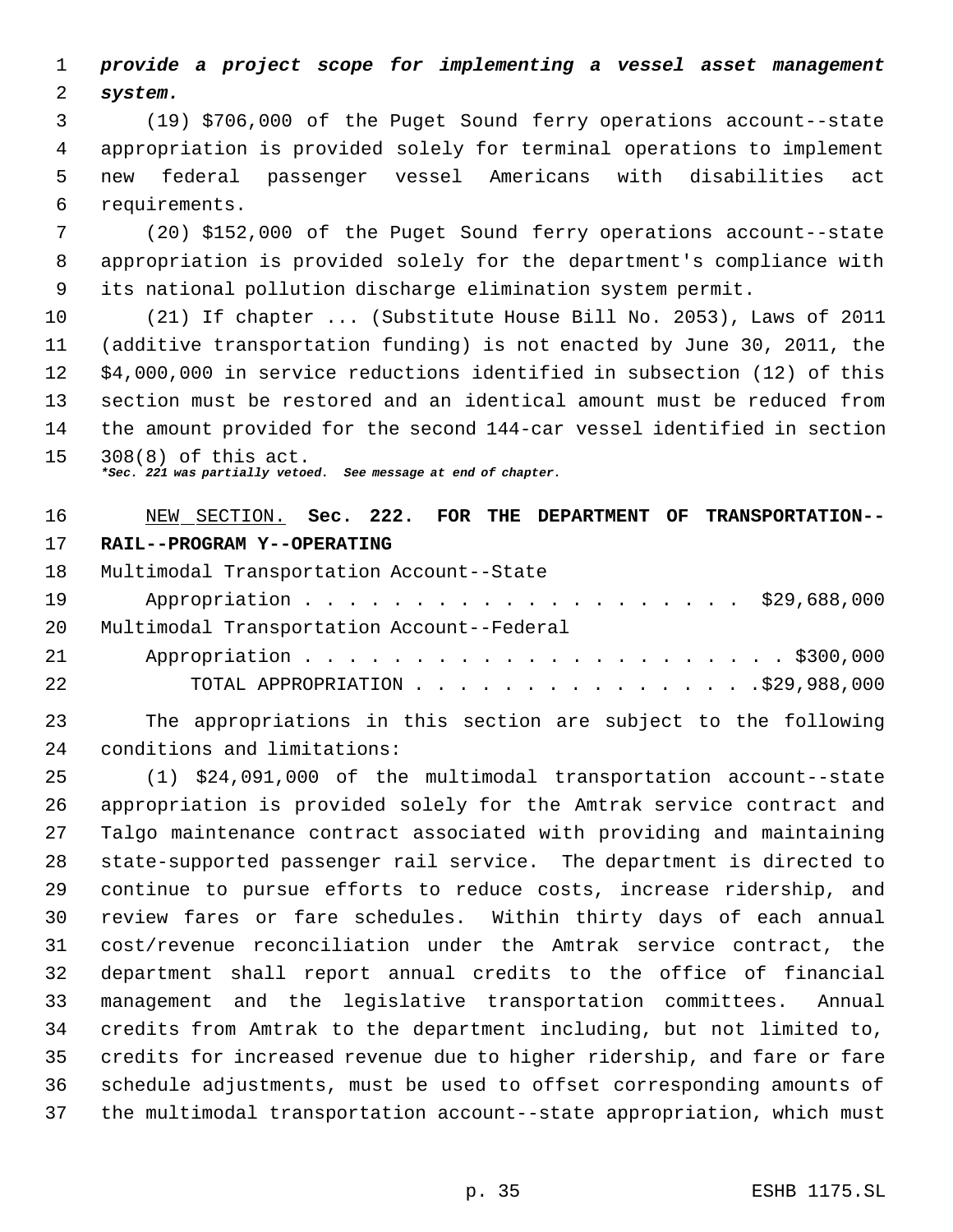*provide a project scope for implementing a vessel asset management system.*

(19) $706,000 of the Puget Sound ferry operations account--state appropriation is provided solely for terminal operations to implement new federal passenger vessel Americans with disabilities act requirements.

(20) $152,000 of the Puget Sound ferry operations account--state appropriation is provided solely for the department's compliance with its national pollution discharge elimination system permit.

(21) If chapter ... (Substitute House Bill No. 2053), Laws of 2011 (additive transportation funding) is not enacted by June 30, 2011, the $4,000,000 in service reductions identified in subsection (12) of this section must be restored and an identical amount must be reduced from the amount provided for the second 144-car vessel identified in section 308(8) of this act.

***Sec. 221 was partially vetoed. See message at end of chapter.***

NEW SECTION. **Sec. 222. FOR THE DEPARTMENT OF TRANSPORTATION--RAIL--PROGRAM Y--OPERATING**

Multimodal Transportation Account--State

Appropriation . . . . . . . . . . . . . . . . . . . . . $29,688,000

Multimodal Transportation Account--Federal

Appropriation . . . . . . . . . . . . . . . . . . . . . . $300,000

TOTAL APPROPRIATION . . . . . . . . . . . . . . . . .$29,988,000

The appropriations in this section are subject to the following conditions and limitations:

(1) $24,091,000 of the multimodal transportation account--state appropriation is provided solely for the Amtrak service contract and Talgo maintenance contract associated with providing and maintaining state-supported passenger rail service. The department is directed to continue to pursue efforts to reduce costs, increase ridership, and review fares or fare schedules. Within thirty days of each annual cost/revenue reconciliation under the Amtrak service contract, the department shall report annual credits to the office of financial management and the legislative transportation committees. Annual credits from Amtrak to the department including, but not limited to, credits for increased revenue due to higher ridership, and fare or fare schedule adjustments, must be used to offset corresponding amounts of the multimodal transportation account--state appropriation, which must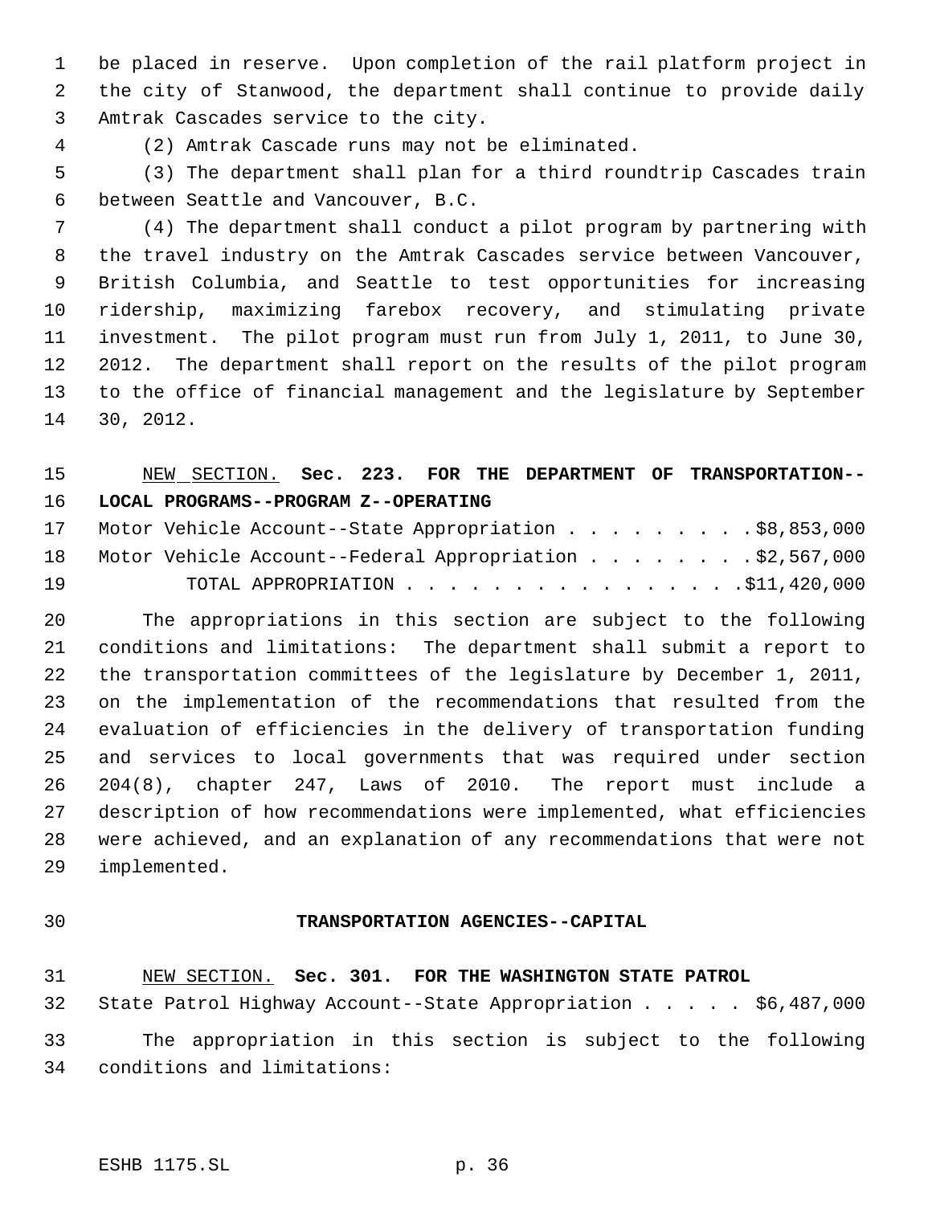be placed in reserve. Upon completion of the rail platform project in the city of Stanwood, the department shall continue to provide daily Amtrak Cascades service to the city.

(2) Amtrak Cascade runs may not be eliminated.

(3) The department shall plan for a third roundtrip Cascades train between Seattle and Vancouver, B.C.

(4) The department shall conduct a pilot program by partnering with the travel industry on the Amtrak Cascades service between Vancouver, British Columbia, and Seattle to test opportunities for increasing ridership, maximizing farebox recovery, and stimulating private investment. The pilot program must run from July 1, 2011, to June 30, 2012. The department shall report on the results of the pilot program to the office of financial management and the legislature by September 30, 2012.

NEW SECTION. **Sec. 223. FOR THE DEPARTMENT OF TRANSPORTATION--LOCAL PROGRAMS--PROGRAM Z--OPERATING**

Motor Vehicle Account--State Appropriation . . . . . . . . . $8,853,000
Motor Vehicle Account--Federal Appropriation . . . . . . . . $2,567,000
TOTAL APPROPRIATION . . . . . . . . . . . . . . . . $11,420,000

The appropriations in this section are subject to the following conditions and limitations: The department shall submit a report to the transportation committees of the legislature by December 1, 2011, on the implementation of the recommendations that resulted from the evaluation of efficiencies in the delivery of transportation funding and services to local governments that was required under section 204(8), chapter 247, Laws of 2010. The report must include a description of how recommendations were implemented, what efficiencies were achieved, and an explanation of any recommendations that were not implemented.

## TRANSPORTATION AGENCIES--CAPITAL

NEW SECTION. **Sec. 301. FOR THE WASHINGTON STATE PATROL**

State Patrol Highway Account--State Appropriation . . . . . $6,487,000

The appropriation in this section is subject to the following conditions and limitations: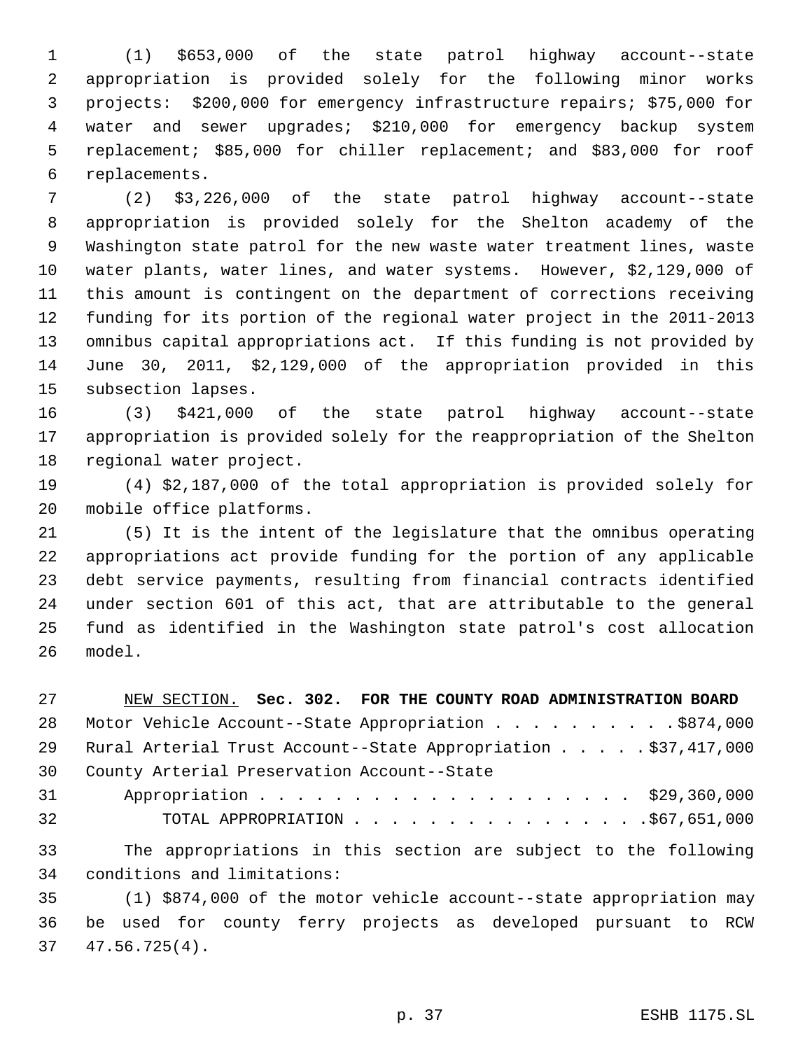(1) $653,000 of the state patrol highway account--state appropriation is provided solely for the following minor works projects: $200,000 for emergency infrastructure repairs; $75,000 for water and sewer upgrades; $210,000 for emergency backup system replacement; $85,000 for chiller replacement; and $83,000 for roof replacements.

(2) $3,226,000 of the state patrol highway account--state appropriation is provided solely for the Shelton academy of the Washington state patrol for the new waste water treatment lines, waste water plants, water lines, and water systems. However, $2,129,000 of this amount is contingent on the department of corrections receiving funding for its portion of the regional water project in the 2011-2013 omnibus capital appropriations act. If this funding is not provided by June 30, 2011, $2,129,000 of the appropriation provided in this subsection lapses.

(3) $421,000 of the state patrol highway account--state appropriation is provided solely for the reappropriation of the Shelton regional water project.

(4) $2,187,000 of the total appropriation is provided solely for mobile office platforms.

(5) It is the intent of the legislature that the omnibus operating appropriations act provide funding for the portion of any applicable debt service payments, resulting from financial contracts identified under section 601 of this act, that are attributable to the general fund as identified in the Washington state patrol's cost allocation model.

NEW SECTION. **Sec. 302. FOR THE COUNTY ROAD ADMINISTRATION BOARD**

| | |
|---|---|
| Motor Vehicle Account--State Appropriation | $874,000 |
| Rural Arterial Trust Account--State Appropriation | $37,417,000 |
| County Arterial Preservation Account--State Appropriation | $29,360,000 |
| TOTAL APPROPRIATION | $67,651,000 |

The appropriations in this section are subject to the following conditions and limitations:

(1) $874,000 of the motor vehicle account--state appropriation may be used for county ferry projects as developed pursuant to RCW 47.56.725(4).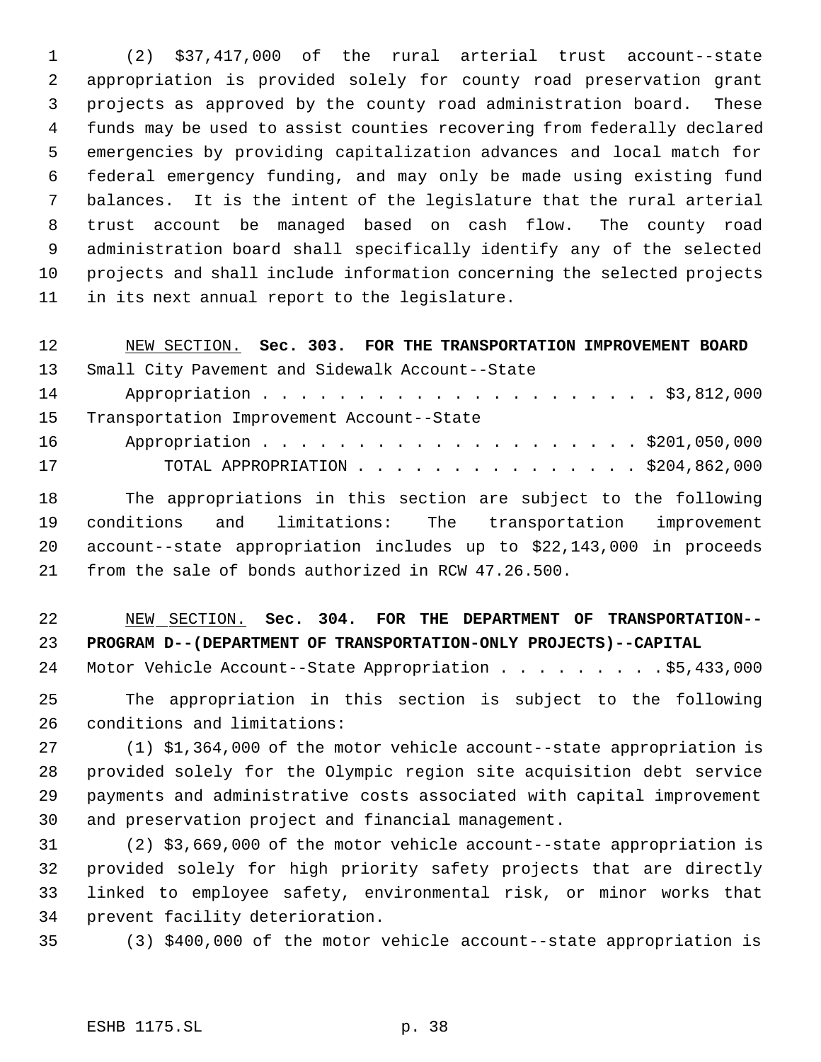(2) $37,417,000 of the rural arterial trust account--state appropriation is provided solely for county road preservation grant projects as approved by the county road administration board. These funds may be used to assist counties recovering from federally declared emergencies by providing capitalization advances and local match for federal emergency funding, and may only be made using existing fund balances. It is the intent of the legislature that the rural arterial trust account be managed based on cash flow. The county road administration board shall specifically identify any of the selected projects and shall include information concerning the selected projects in its next annual report to the legislature.

NEW SECTION. **Sec. 303. FOR THE TRANSPORTATION IMPROVEMENT BOARD**

Small City Pavement and Sidewalk Account--State
Appropriation . . . . . . . . . . . . . . . . . . . . . . $3,812,000

Transportation Improvement Account--State
Appropriation . . . . . . . . . . . . . . . . . . . . . $201,050,000

TOTAL APPROPRIATION . . . . . . . . . . . . . . . $204,862,000

The appropriations in this section are subject to the following conditions and limitations: The transportation improvement account--state appropriation includes up to $22,143,000 in proceeds from the sale of bonds authorized in RCW 47.26.500.

NEW SECTION. **Sec. 304. FOR THE DEPARTMENT OF TRANSPORTATION--PROGRAM D--(DEPARTMENT OF TRANSPORTATION-ONLY PROJECTS)--CAPITAL**

Motor Vehicle Account--State Appropriation . . . . . . . . . $5,433,000

The appropriation in this section is subject to the following conditions and limitations:

(1) $1,364,000 of the motor vehicle account--state appropriation is provided solely for the Olympic region site acquisition debt service payments and administrative costs associated with capital improvement and preservation project and financial management.

(2) $3,669,000 of the motor vehicle account--state appropriation is provided solely for high priority safety projects that are directly linked to employee safety, environmental risk, or minor works that prevent facility deterioration.

(3) $400,000 of the motor vehicle account--state appropriation is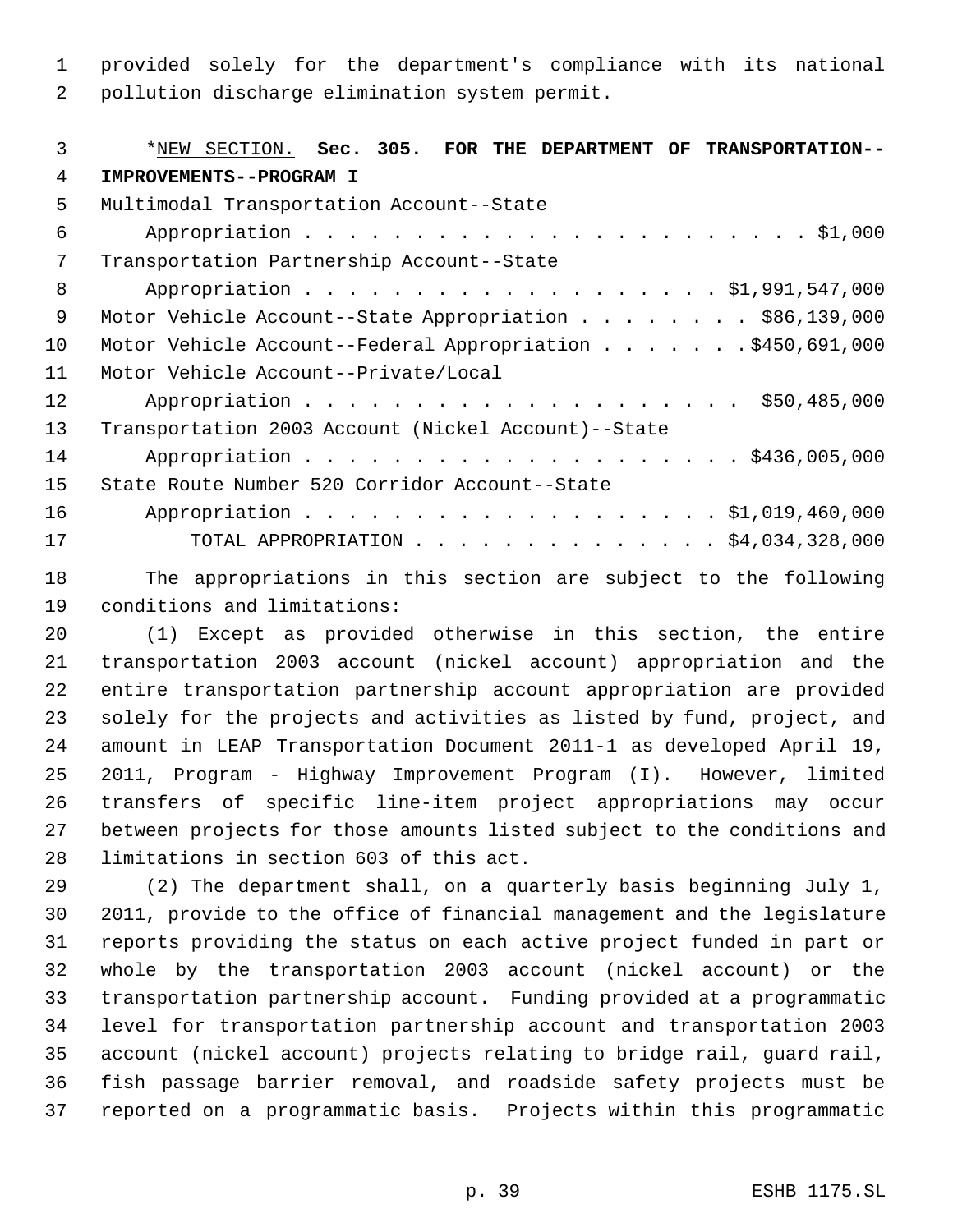provided solely for the department's compliance with its national pollution discharge elimination system permit.

*NEW SECTION. **Sec. 305. FOR THE DEPARTMENT OF TRANSPORTATION--IMPROVEMENTS--PROGRAM I**

| | |
|---|---|
| Multimodal Transportation Account--State Appropriation | $1,000 |
| Transportation Partnership Account--State Appropriation | $1,991,547,000 |
| Motor Vehicle Account--State Appropriation | $86,139,000 |
| Motor Vehicle Account--Federal Appropriation | $450,691,000 |
| Motor Vehicle Account--Private/Local Appropriation | $50,485,000 |
| Transportation 2003 Account (Nickel Account)--State Appropriation | $436,005,000 |
| State Route Number 520 Corridor Account--State Appropriation | $1,019,460,000 |
| TOTAL APPROPRIATION | $4,034,328,000 |

The appropriations in this section are subject to the following conditions and limitations:

(1) Except as provided otherwise in this section, the entire transportation 2003 account (nickel account) appropriation and the entire transportation partnership account appropriation are provided solely for the projects and activities as listed by fund, project, and amount in LEAP Transportation Document 2011-1 as developed April 19, 2011, Program - Highway Improvement Program (I). However, limited transfers of specific line-item project appropriations may occur between projects for those amounts listed subject to the conditions and limitations in section 603 of this act.

(2) The department shall, on a quarterly basis beginning July 1, 2011, provide to the office of financial management and the legislature reports providing the status on each active project funded in part or whole by the transportation 2003 account (nickel account) or the transportation partnership account. Funding provided at a programmatic level for transportation partnership account and transportation 2003 account (nickel account) projects relating to bridge rail, guard rail, fish passage barrier removal, and roadside safety projects must be reported on a programmatic basis. Projects within this programmatic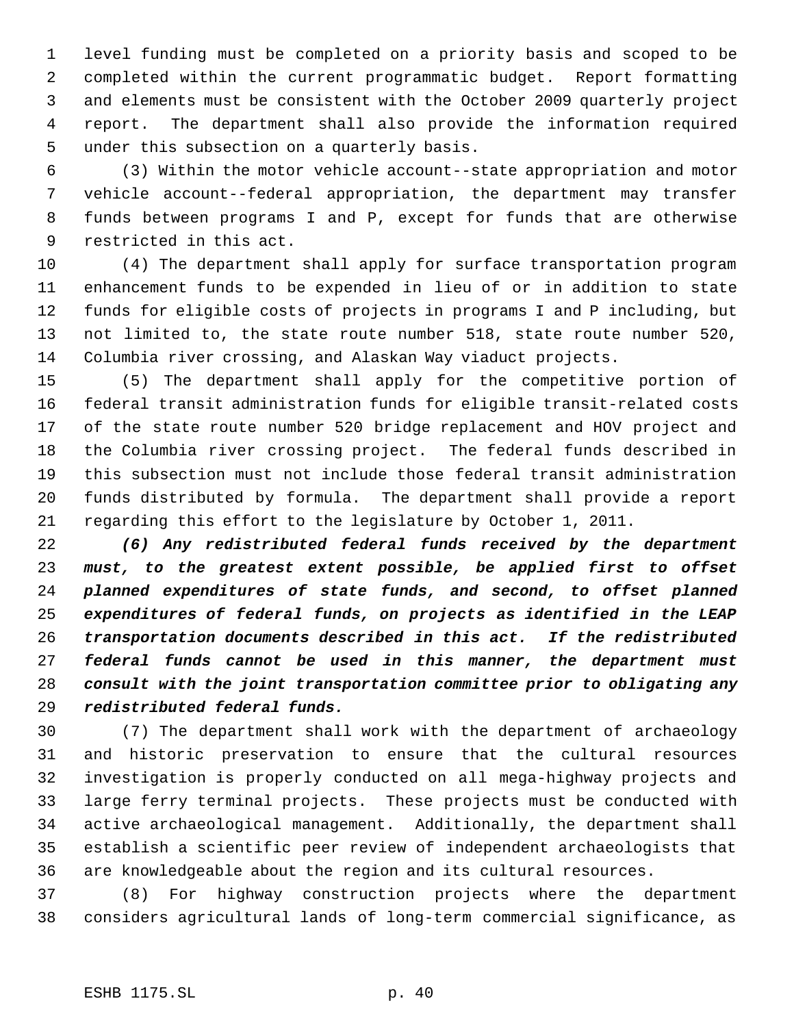level funding must be completed on a priority basis and scoped to be completed within the current programmatic budget. Report formatting and elements must be consistent with the October 2009 quarterly project report. The department shall also provide the information required under this subsection on a quarterly basis.

(3) Within the motor vehicle account--state appropriation and motor vehicle account--federal appropriation, the department may transfer funds between programs I and P, except for funds that are otherwise restricted in this act.

(4) The department shall apply for surface transportation program enhancement funds to be expended in lieu of or in addition to state funds for eligible costs of projects in programs I and P including, but not limited to, the state route number 518, state route number 520, Columbia river crossing, and Alaskan Way viaduct projects.

(5) The department shall apply for the competitive portion of federal transit administration funds for eligible transit-related costs of the state route number 520 bridge replacement and HOV project and the Columbia river crossing project. The federal funds described in this subsection must not include those federal transit administration funds distributed by formula. The department shall provide a report regarding this effort to the legislature by October 1, 2011.

***(6) Any redistributed federal funds received by the department must, to the greatest extent possible, be applied first to offset planned expenditures of state funds, and second, to offset planned expenditures of federal funds, on projects as identified in the LEAP transportation documents described in this act. If the redistributed federal funds cannot be used in this manner, the department must consult with the joint transportation committee prior to obligating any redistributed federal funds.***

(7) The department shall work with the department of archaeology and historic preservation to ensure that the cultural resources investigation is properly conducted on all mega-highway projects and large ferry terminal projects. These projects must be conducted with active archaeological management. Additionally, the department shall establish a scientific peer review of independent archaeologists that are knowledgeable about the region and its cultural resources.

(8) For highway construction projects where the department considers agricultural lands of long-term commercial significance, as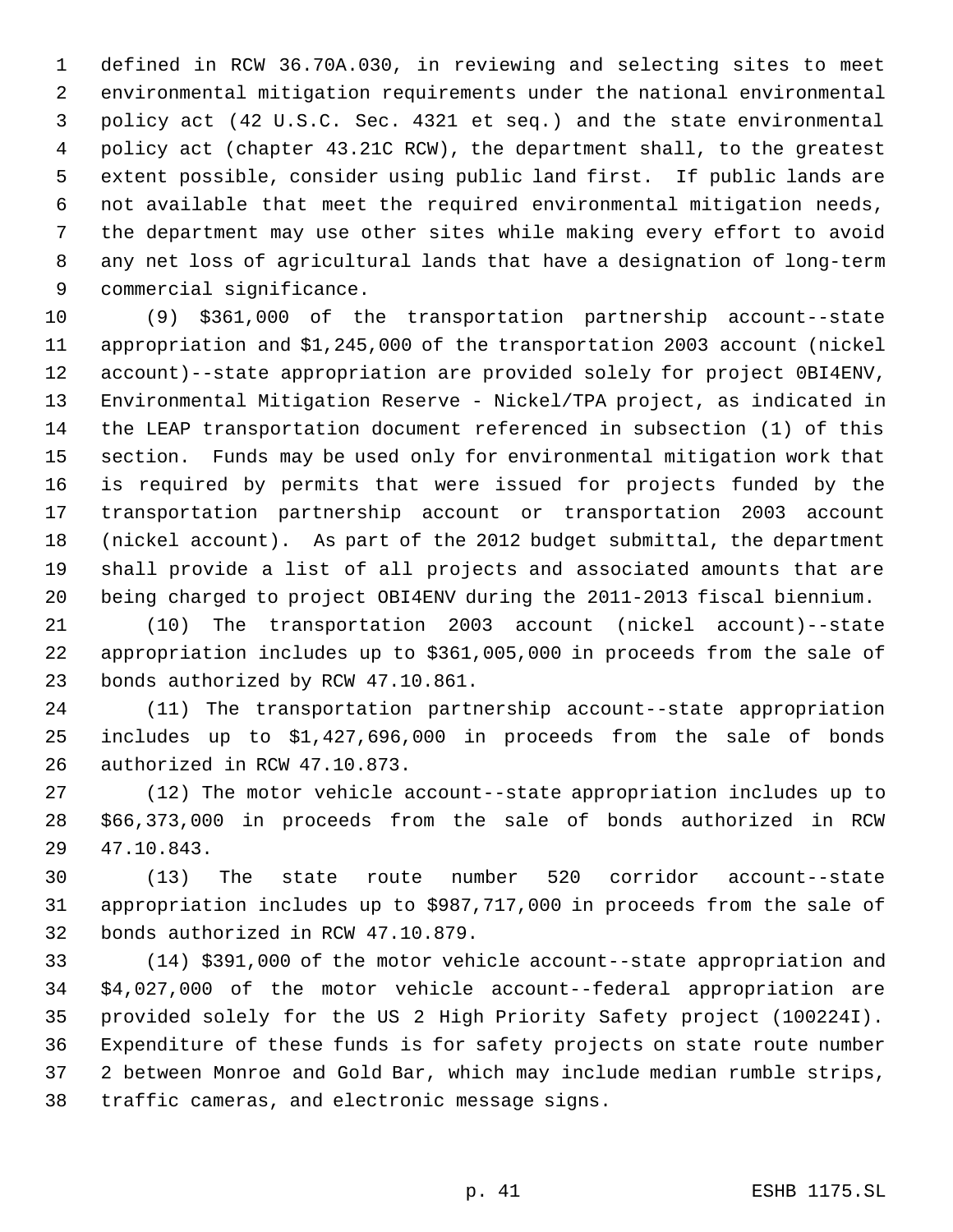defined in RCW 36.70A.030, in reviewing and selecting sites to meet environmental mitigation requirements under the national environmental policy act (42 U.S.C. Sec. 4321 et seq.) and the state environmental policy act (chapter 43.21C RCW), the department shall, to the greatest extent possible, consider using public land first. If public lands are not available that meet the required environmental mitigation needs, the department may use other sites while making every effort to avoid any net loss of agricultural lands that have a designation of long-term commercial significance.

(9) $361,000 of the transportation partnership account--state appropriation and $1,245,000 of the transportation 2003 account (nickel account)--state appropriation are provided solely for project 0BI4ENV, Environmental Mitigation Reserve - Nickel/TPA project, as indicated in the LEAP transportation document referenced in subsection (1) of this section. Funds may be used only for environmental mitigation work that is required by permits that were issued for projects funded by the transportation partnership account or transportation 2003 account (nickel account). As part of the 2012 budget submittal, the department shall provide a list of all projects and associated amounts that are being charged to project OBI4ENV during the 2011-2013 fiscal biennium.

(10) The transportation 2003 account (nickel account)--state appropriation includes up to $361,005,000 in proceeds from the sale of bonds authorized by RCW 47.10.861.

(11) The transportation partnership account--state appropriation includes up to $1,427,696,000 in proceeds from the sale of bonds authorized in RCW 47.10.873.

(12) The motor vehicle account--state appropriation includes up to $66,373,000 in proceeds from the sale of bonds authorized in RCW 47.10.843.

(13) The state route number 520 corridor account--state appropriation includes up to $987,717,000 in proceeds from the sale of bonds authorized in RCW 47.10.879.

(14) $391,000 of the motor vehicle account--state appropriation and $4,027,000 of the motor vehicle account--federal appropriation are provided solely for the US 2 High Priority Safety project (100224I). Expenditure of these funds is for safety projects on state route number 2 between Monroe and Gold Bar, which may include median rumble strips, traffic cameras, and electronic message signs.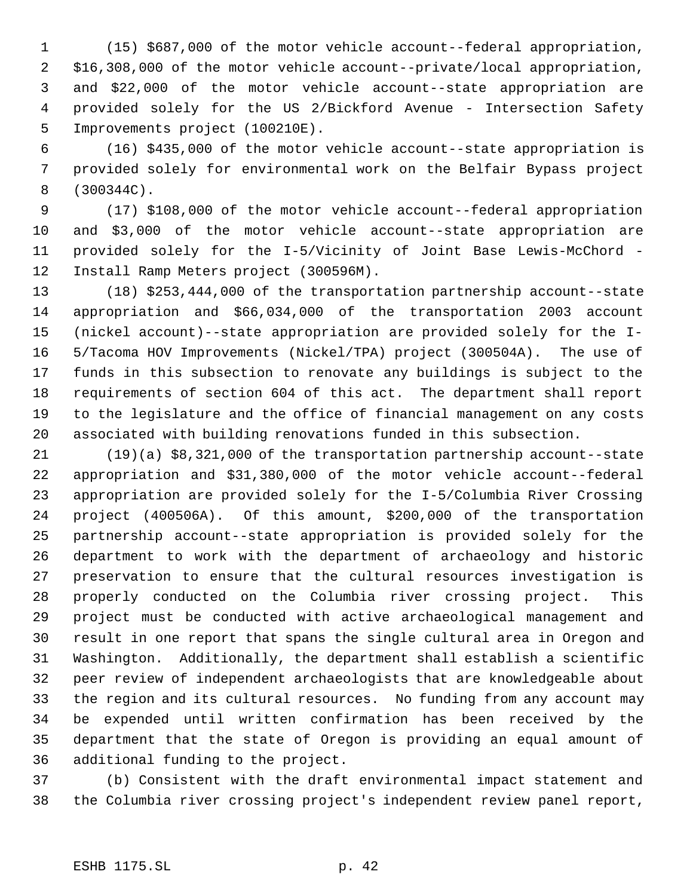(15) $687,000 of the motor vehicle account--federal appropriation, $16,308,000 of the motor vehicle account--private/local appropriation, and $22,000 of the motor vehicle account--state appropriation are provided solely for the US 2/Bickford Avenue - Intersection Safety Improvements project (100210E).

(16) $435,000 of the motor vehicle account--state appropriation is provided solely for environmental work on the Belfair Bypass project (300344C).

(17) $108,000 of the motor vehicle account--federal appropriation and $3,000 of the motor vehicle account--state appropriation are provided solely for the I-5/Vicinity of Joint Base Lewis-McChord - Install Ramp Meters project (300596M).

(18) $253,444,000 of the transportation partnership account--state appropriation and $66,034,000 of the transportation 2003 account (nickel account)--state appropriation are provided solely for the I-5/Tacoma HOV Improvements (Nickel/TPA) project (300504A). The use of funds in this subsection to renovate any buildings is subject to the requirements of section 604 of this act. The department shall report to the legislature and the office of financial management on any costs associated with building renovations funded in this subsection.

(19)(a) $8,321,000 of the transportation partnership account--state appropriation and $31,380,000 of the motor vehicle account--federal appropriation are provided solely for the I-5/Columbia River Crossing project (400506A). Of this amount, $200,000 of the transportation partnership account--state appropriation is provided solely for the department to work with the department of archaeology and historic preservation to ensure that the cultural resources investigation is properly conducted on the Columbia river crossing project. This project must be conducted with active archaeological management and result in one report that spans the single cultural area in Oregon and Washington. Additionally, the department shall establish a scientific peer review of independent archaeologists that are knowledgeable about the region and its cultural resources. No funding from any account may be expended until written confirmation has been received by the department that the state of Oregon is providing an equal amount of additional funding to the project.

(b) Consistent with the draft environmental impact statement and the Columbia river crossing project's independent review panel report,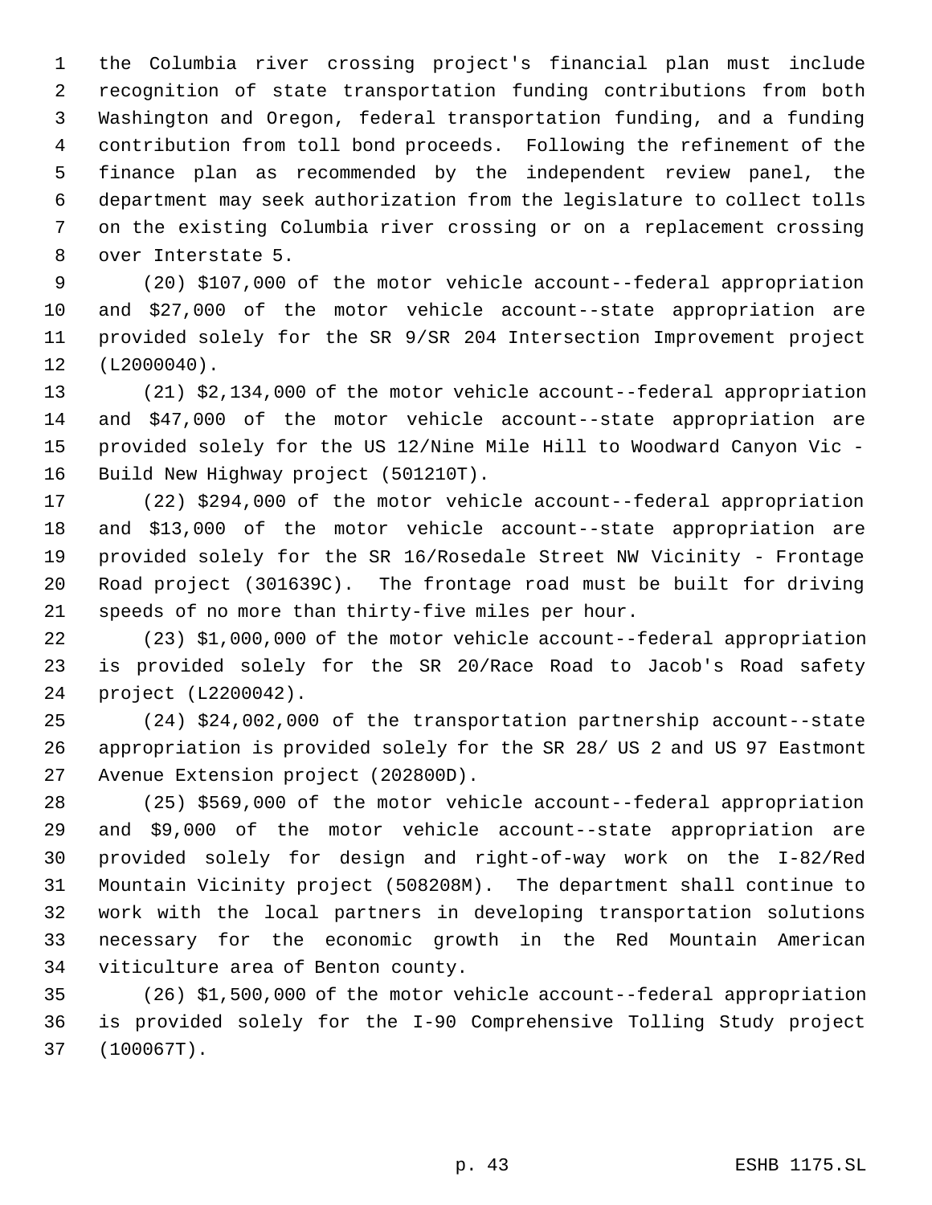the Columbia river crossing project's financial plan must include recognition of state transportation funding contributions from both Washington and Oregon, federal transportation funding, and a funding contribution from toll bond proceeds. Following the refinement of the finance plan as recommended by the independent review panel, the department may seek authorization from the legislature to collect tolls on the existing Columbia river crossing or on a replacement crossing over Interstate 5.

(20) $107,000 of the motor vehicle account--federal appropriation and $27,000 of the motor vehicle account--state appropriation are provided solely for the SR 9/SR 204 Intersection Improvement project (L2000040).

(21) $2,134,000 of the motor vehicle account--federal appropriation and $47,000 of the motor vehicle account--state appropriation are provided solely for the US 12/Nine Mile Hill to Woodward Canyon Vic - Build New Highway project (501210T).

(22) $294,000 of the motor vehicle account--federal appropriation and $13,000 of the motor vehicle account--state appropriation are provided solely for the SR 16/Rosedale Street NW Vicinity - Frontage Road project (301639C). The frontage road must be built for driving speeds of no more than thirty-five miles per hour.

(23) $1,000,000 of the motor vehicle account--federal appropriation is provided solely for the SR 20/Race Road to Jacob's Road safety project (L2200042).

(24) $24,002,000 of the transportation partnership account--state appropriation is provided solely for the SR 28/ US 2 and US 97 Eastmont Avenue Extension project (202800D).

(25) $569,000 of the motor vehicle account--federal appropriation and $9,000 of the motor vehicle account--state appropriation are provided solely for design and right-of-way work on the I-82/Red Mountain Vicinity project (508208M). The department shall continue to work with the local partners in developing transportation solutions necessary for the economic growth in the Red Mountain American viticulture area of Benton county.

(26) $1,500,000 of the motor vehicle account--federal appropriation is provided solely for the I-90 Comprehensive Tolling Study project (100067T).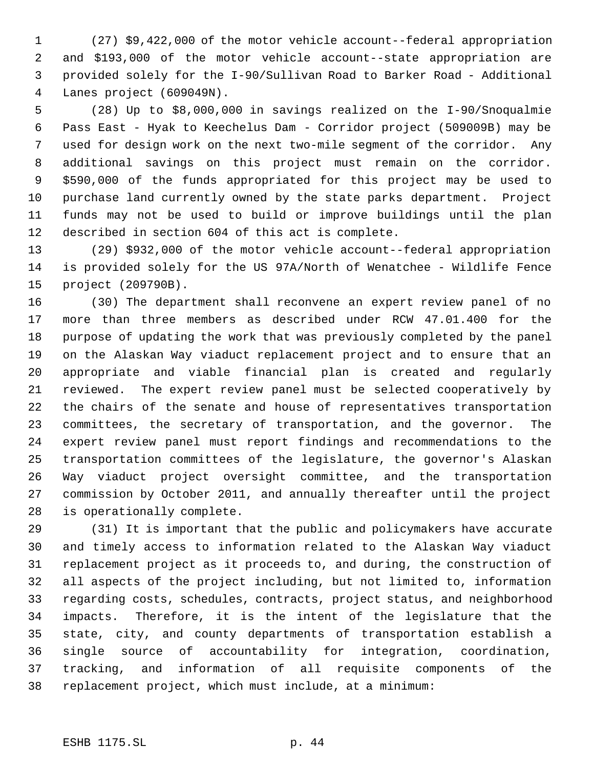(27) $9,422,000 of the motor vehicle account--federal appropriation and $193,000 of the motor vehicle account--state appropriation are provided solely for the I-90/Sullivan Road to Barker Road - Additional Lanes project (609049N).

(28) Up to $8,000,000 in savings realized on the I-90/Snoqualmie Pass East - Hyak to Keechelus Dam - Corridor project (509009B) may be used for design work on the next two-mile segment of the corridor. Any additional savings on this project must remain on the corridor. $590,000 of the funds appropriated for this project may be used to purchase land currently owned by the state parks department. Project funds may not be used to build or improve buildings until the plan described in section 604 of this act is complete.

(29) $932,000 of the motor vehicle account--federal appropriation is provided solely for the US 97A/North of Wenatchee - Wildlife Fence project (209790B).

(30) The department shall reconvene an expert review panel of no more than three members as described under RCW 47.01.400 for the purpose of updating the work that was previously completed by the panel on the Alaskan Way viaduct replacement project and to ensure that an appropriate and viable financial plan is created and regularly reviewed. The expert review panel must be selected cooperatively by the chairs of the senate and house of representatives transportation committees, the secretary of transportation, and the governor. The expert review panel must report findings and recommendations to the transportation committees of the legislature, the governor's Alaskan Way viaduct project oversight committee, and the transportation commission by October 2011, and annually thereafter until the project is operationally complete.

(31) It is important that the public and policymakers have accurate and timely access to information related to the Alaskan Way viaduct replacement project as it proceeds to, and during, the construction of all aspects of the project including, but not limited to, information regarding costs, schedules, contracts, project status, and neighborhood impacts. Therefore, it is the intent of the legislature that the state, city, and county departments of transportation establish a single source of accountability for integration, coordination, tracking, and information of all requisite components of the replacement project, which must include, at a minimum: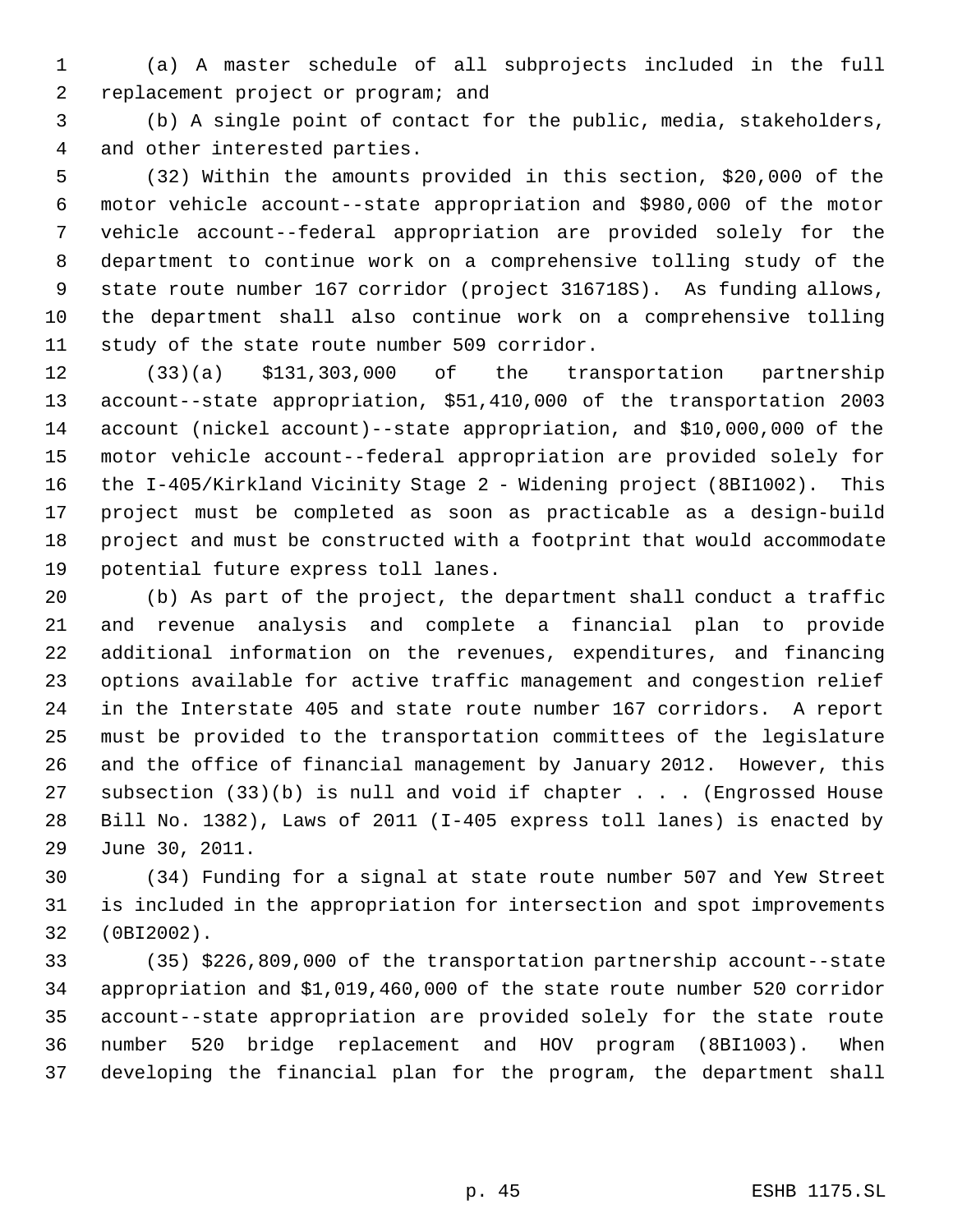(a) A master schedule of all subprojects included in the full replacement project or program; and

(b) A single point of contact for the public, media, stakeholders, and other interested parties.

(32) Within the amounts provided in this section, $20,000 of the motor vehicle account--state appropriation and $980,000 of the motor vehicle account--federal appropriation are provided solely for the department to continue work on a comprehensive tolling study of the state route number 167 corridor (project 316718S). As funding allows, the department shall also continue work on a comprehensive tolling study of the state route number 509 corridor.

(33)(a) $131,303,000 of the transportation partnership account--state appropriation, $51,410,000 of the transportation 2003 account (nickel account)--state appropriation, and $10,000,000 of the motor vehicle account--federal appropriation are provided solely for the I-405/Kirkland Vicinity Stage 2 - Widening project (8BI1002). This project must be completed as soon as practicable as a design-build project and must be constructed with a footprint that would accommodate potential future express toll lanes.

(b) As part of the project, the department shall conduct a traffic and revenue analysis and complete a financial plan to provide additional information on the revenues, expenditures, and financing options available for active traffic management and congestion relief in the Interstate 405 and state route number 167 corridors. A report must be provided to the transportation committees of the legislature and the office of financial management by January 2012. However, this subsection (33)(b) is null and void if chapter . . . (Engrossed House Bill No. 1382), Laws of 2011 (I-405 express toll lanes) is enacted by June 30, 2011.

(34) Funding for a signal at state route number 507 and Yew Street is included in the appropriation for intersection and spot improvements (0BI2002).

(35) $226,809,000 of the transportation partnership account--state appropriation and $1,019,460,000 of the state route number 520 corridor account--state appropriation are provided solely for the state route number 520 bridge replacement and HOV program (8BI1003). When developing the financial plan for the program, the department shall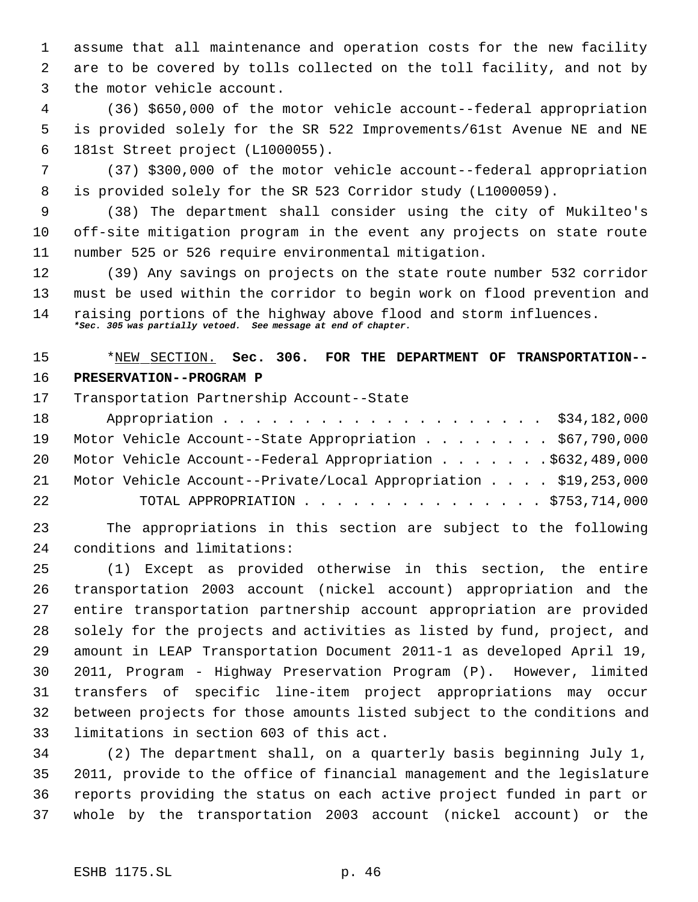assume that all maintenance and operation costs for the new facility are to be covered by tolls collected on the toll facility, and not by the motor vehicle account.

(36) $650,000 of the motor vehicle account--federal appropriation is provided solely for the SR 522 Improvements/61st Avenue NE and NE 181st Street project (L1000055).

(37) $300,000 of the motor vehicle account--federal appropriation is provided solely for the SR 523 Corridor study (L1000059).

(38) The department shall consider using the city of Mukilteo's off-site mitigation program in the event any projects on state route number 525 or 526 require environmental mitigation.

(39) Any savings on projects on the state route number 532 corridor must be used within the corridor to begin work on flood prevention and raising portions of the highway above flood and storm influences.

***Sec. 305 was partially vetoed. See message at end of chapter.***

*NEW SECTION. **Sec. 306. FOR THE DEPARTMENT OF TRANSPORTATION--PRESERVATION--PROGRAM P**

| | |
|---|---|
| Transportation Partnership Account--State Appropriation | $34,182,000 |
| Motor Vehicle Account--State Appropriation | $67,790,000 |
| Motor Vehicle Account--Federal Appropriation | $632,489,000 |
| Motor Vehicle Account--Private/Local Appropriation | $19,253,000 |
| TOTAL APPROPRIATION | $753,714,000 |

The appropriations in this section are subject to the following conditions and limitations:

(1) Except as provided otherwise in this section, the entire transportation 2003 account (nickel account) appropriation and the entire transportation partnership account appropriation are provided solely for the projects and activities as listed by fund, project, and amount in LEAP Transportation Document 2011-1 as developed April 19, 2011, Program - Highway Preservation Program (P). However, limited transfers of specific line-item project appropriations may occur between projects for those amounts listed subject to the conditions and limitations in section 603 of this act.

(2) The department shall, on a quarterly basis beginning July 1, 2011, provide to the office of financial management and the legislature reports providing the status on each active project funded in part or whole by the transportation 2003 account (nickel account) or the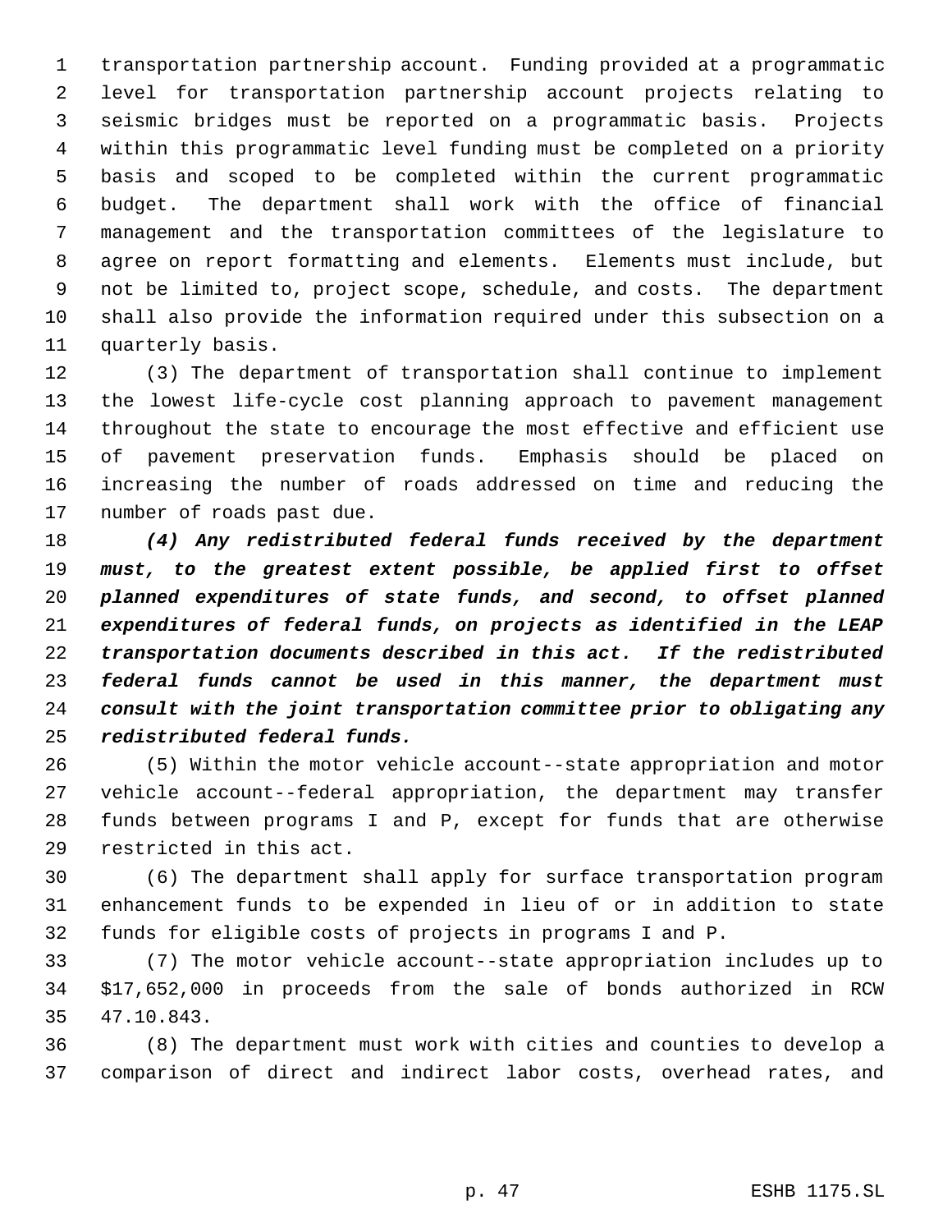transportation partnership account. Funding provided at a programmatic level for transportation partnership account projects relating to seismic bridges must be reported on a programmatic basis. Projects within this programmatic level funding must be completed on a priority basis and scoped to be completed within the current programmatic budget. The department shall work with the office of financial management and the transportation committees of the legislature to agree on report formatting and elements. Elements must include, but not be limited to, project scope, schedule, and costs. The department shall also provide the information required under this subsection on a quarterly basis.

(3) The department of transportation shall continue to implement the lowest life-cycle cost planning approach to pavement management throughout the state to encourage the most effective and efficient use of pavement preservation funds. Emphasis should be placed on increasing the number of roads addressed on time and reducing the number of roads past due.

***(4) Any redistributed federal funds received by the department must, to the greatest extent possible, be applied first to offset planned expenditures of state funds, and second, to offset planned expenditures of federal funds, on projects as identified in the LEAP transportation documents described in this act. If the redistributed federal funds cannot be used in this manner, the department must consult with the joint transportation committee prior to obligating any redistributed federal funds.***

(5) Within the motor vehicle account--state appropriation and motor vehicle account--federal appropriation, the department may transfer funds between programs I and P, except for funds that are otherwise restricted in this act.

(6) The department shall apply for surface transportation program enhancement funds to be expended in lieu of or in addition to state funds for eligible costs of projects in programs I and P.

(7) The motor vehicle account--state appropriation includes up to $17,652,000 in proceeds from the sale of bonds authorized in RCW 47.10.843.

(8) The department must work with cities and counties to develop a comparison of direct and indirect labor costs, overhead rates, and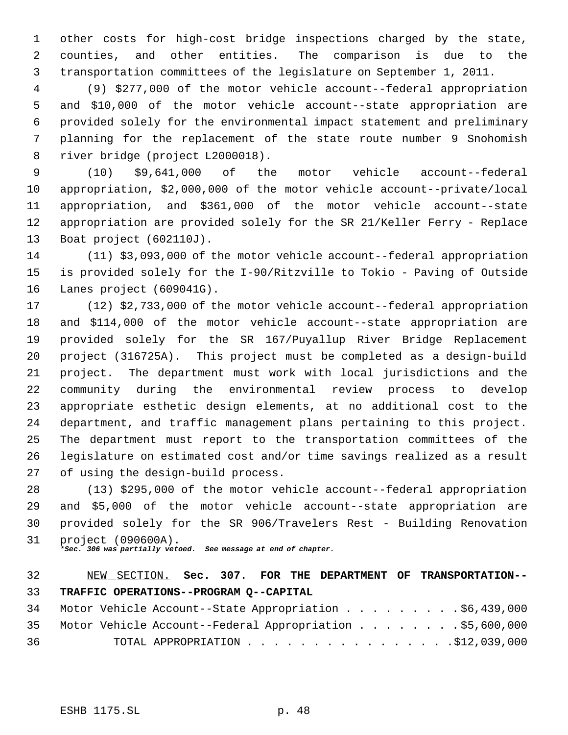other costs for high-cost bridge inspections charged by the state, counties, and other entities. The comparison is due to the transportation committees of the legislature on September 1, 2011.

(9) $277,000 of the motor vehicle account--federal appropriation and $10,000 of the motor vehicle account--state appropriation are provided solely for the environmental impact statement and preliminary planning for the replacement of the state route number 9 Snohomish river bridge (project L2000018).

(10) $9,641,000 of the motor vehicle account--federal appropriation, $2,000,000 of the motor vehicle account--private/local appropriation, and $361,000 of the motor vehicle account--state appropriation are provided solely for the SR 21/Keller Ferry - Replace Boat project (602110J).

(11) $3,093,000 of the motor vehicle account--federal appropriation is provided solely for the I-90/Ritzville to Tokio - Paving of Outside Lanes project (609041G).

(12) $2,733,000 of the motor vehicle account--federal appropriation and $114,000 of the motor vehicle account--state appropriation are provided solely for the SR 167/Puyallup River Bridge Replacement project (316725A). This project must be completed as a design-build project. The department must work with local jurisdictions and the community during the environmental review process to develop appropriate esthetic design elements, at no additional cost to the department, and traffic management plans pertaining to this project. The department must report to the transportation committees of the legislature on estimated cost and/or time savings realized as a result of using the design-build process.

(13) $295,000 of the motor vehicle account--federal appropriation and $5,000 of the motor vehicle account--state appropriation are provided solely for the SR 906/Travelers Rest - Building Renovation project (090600A).

***Sec. 306 was partially vetoed. See message at end of chapter.***

NEW SECTION. **Sec. 307. FOR THE DEPARTMENT OF TRANSPORTATION--TRAFFIC OPERATIONS--PROGRAM Q--CAPITAL**

Motor Vehicle Account--State Appropriation . . . . . . . . . $6,439,000
Motor Vehicle Account--Federal Appropriation . . . . . . . . $5,600,000
TOTAL APPROPRIATION . . . . . . . . . . . . . . . . $12,039,000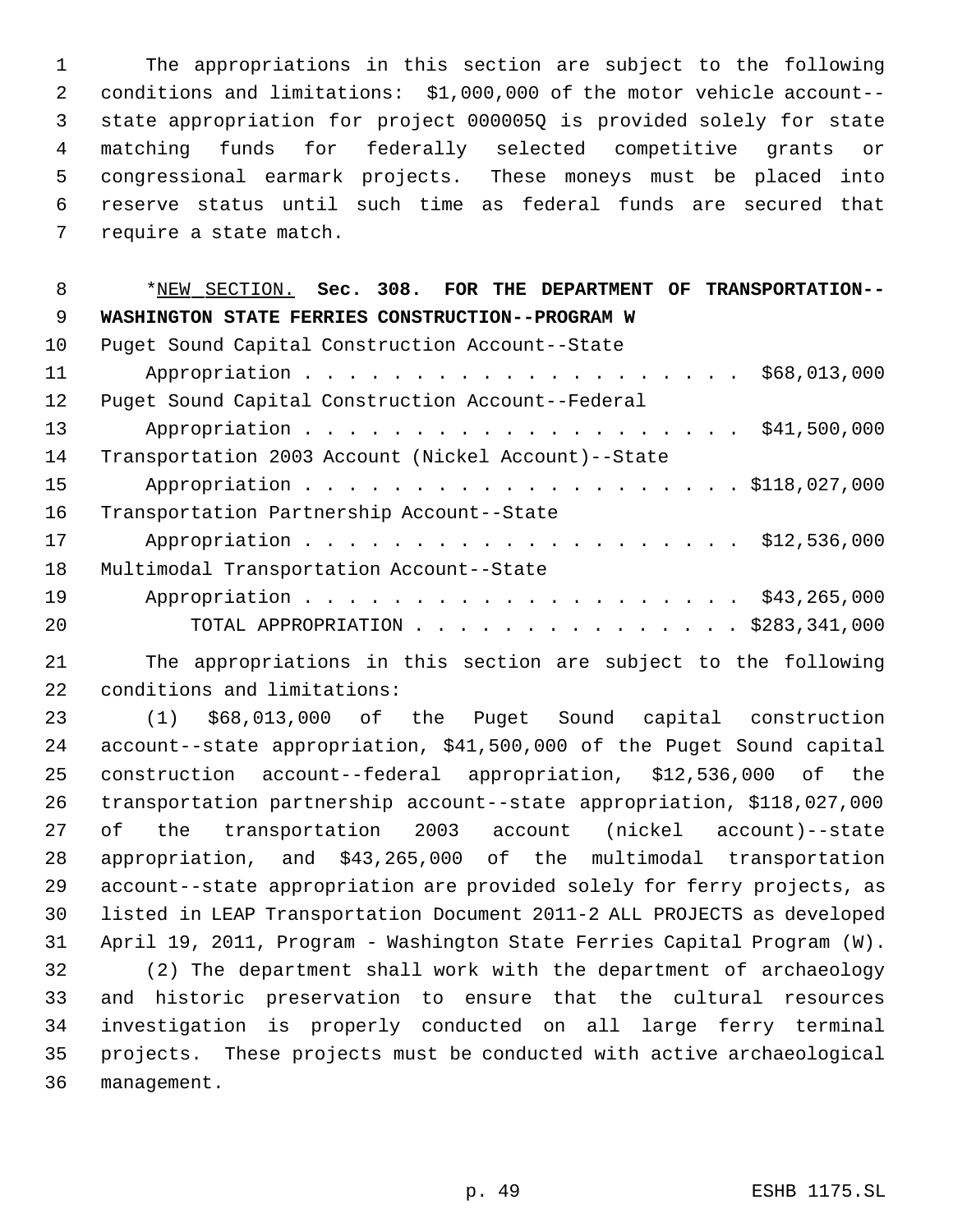The appropriations in this section are subject to the following conditions and limitations: $1,000,000 of the motor vehicle account--state appropriation for project 000005Q is provided solely for state matching funds for federally selected competitive grants or congressional earmark projects. These moneys must be placed into reserve status until such time as federal funds are secured that require a state match.

*NEW SECTION. **Sec. 308. FOR THE DEPARTMENT OF TRANSPORTATION--WASHINGTON STATE FERRIES CONSTRUCTION--PROGRAM W**

| | |
|---|---|
| Puget Sound Capital Construction Account--State Appropriation | $68,013,000 |
| Puget Sound Capital Construction Account--Federal Appropriation | $41,500,000 |
| Transportation 2003 Account (Nickel Account)--State Appropriation | $118,027,000 |
| Transportation Partnership Account--State Appropriation | $12,536,000 |
| Multimodal Transportation Account--State Appropriation | $43,265,000 |
| TOTAL APPROPRIATION | $283,341,000 |

The appropriations in this section are subject to the following conditions and limitations:

(1) $68,013,000 of the Puget Sound capital construction account--state appropriation, $41,500,000 of the Puget Sound capital construction account--federal appropriation, $12,536,000 of the transportation partnership account--state appropriation, $118,027,000 of the transportation 2003 account (nickel account)--state appropriation, and $43,265,000 of the multimodal transportation account--state appropriation are provided solely for ferry projects, as listed in LEAP Transportation Document 2011-2 ALL PROJECTS as developed April 19, 2011, Program - Washington State Ferries Capital Program (W).

(2) The department shall work with the department of archaeology and historic preservation to ensure that the cultural resources investigation is properly conducted on all large ferry terminal projects. These projects must be conducted with active archaeological management.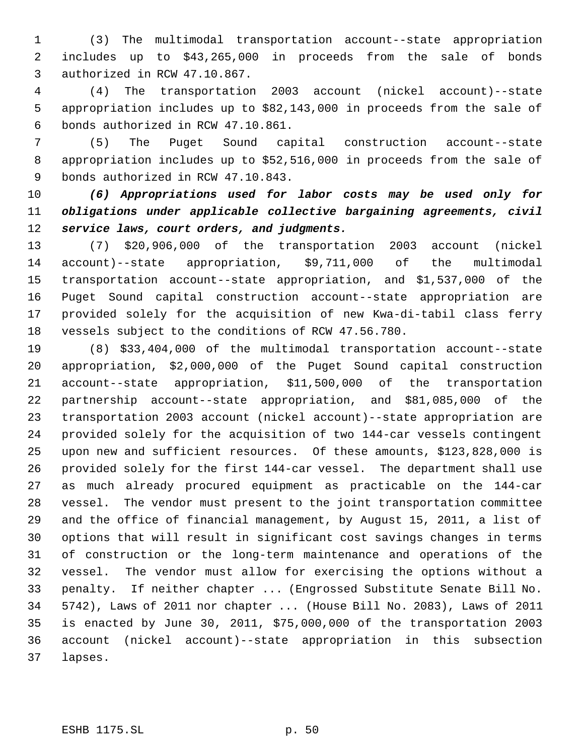(3) The multimodal transportation account--state appropriation includes up to $43,265,000 in proceeds from the sale of bonds authorized in RCW 47.10.867.

(4) The transportation 2003 account (nickel account)--state appropriation includes up to $82,143,000 in proceeds from the sale of bonds authorized in RCW 47.10.861.

(5) The Puget Sound capital construction account--state appropriation includes up to $52,516,000 in proceeds from the sale of bonds authorized in RCW 47.10.843.

***(6) Appropriations used for labor costs may be used only for obligations under applicable collective bargaining agreements, civil service laws, court orders, and judgments.***

(7) $20,906,000 of the transportation 2003 account (nickel account)--state appropriation, $9,711,000 of the multimodal transportation account--state appropriation, and $1,537,000 of the Puget Sound capital construction account--state appropriation are provided solely for the acquisition of new Kwa-di-tabil class ferry vessels subject to the conditions of RCW 47.56.780.

(8) $33,404,000 of the multimodal transportation account--state appropriation, $2,000,000 of the Puget Sound capital construction account--state appropriation, $11,500,000 of the transportation partnership account--state appropriation, and $81,085,000 of the transportation 2003 account (nickel account)--state appropriation are provided solely for the acquisition of two 144-car vessels contingent upon new and sufficient resources. Of these amounts, $123,828,000 is provided solely for the first 144-car vessel. The department shall use as much already procured equipment as practicable on the 144-car vessel. The vendor must present to the joint transportation committee and the office of financial management, by August 15, 2011, a list of options that will result in significant cost savings changes in terms of construction or the long-term maintenance and operations of the vessel. The vendor must allow for exercising the options without a penalty. If neither chapter ... (Engrossed Substitute Senate Bill No. 5742), Laws of 2011 nor chapter ... (House Bill No. 2083), Laws of 2011 is enacted by June 30, 2011, $75,000,000 of the transportation 2003 account (nickel account)--state appropriation in this subsection lapses.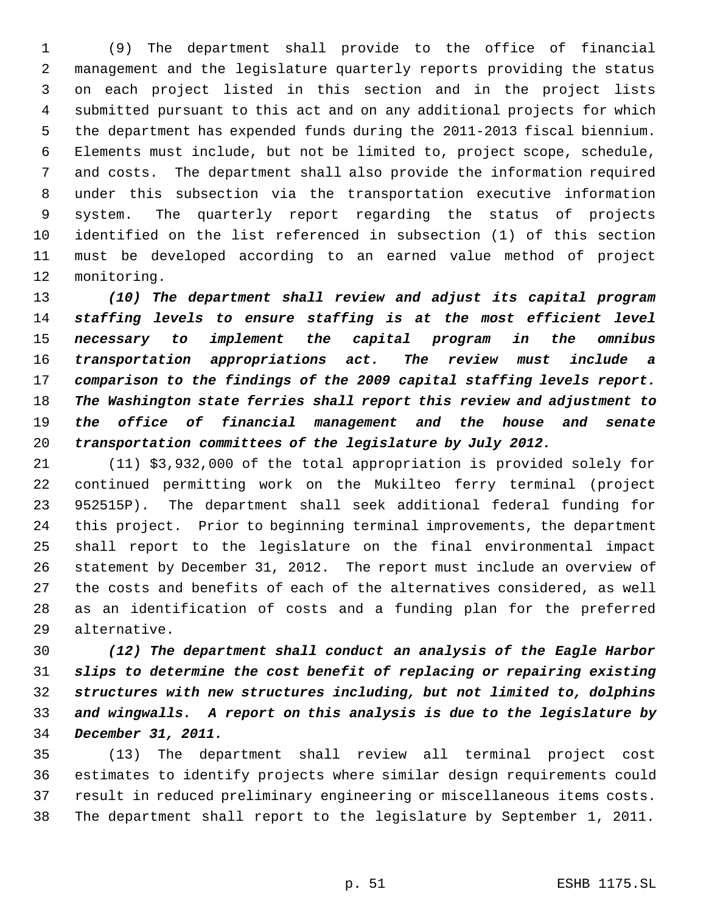(9) The department shall provide to the office of financial management and the legislature quarterly reports providing the status on each project listed in this section and in the project lists submitted pursuant to this act and on any additional projects for which the department has expended funds during the 2011-2013 fiscal biennium. Elements must include, but not be limited to, project scope, schedule, and costs. The department shall also provide the information required under this subsection via the transportation executive information system. The quarterly report regarding the status of projects identified on the list referenced in subsection (1) of this section must be developed according to an earned value method of project monitoring.

***(10) The department shall review and adjust its capital program staffing levels to ensure staffing is at the most efficient level necessary to implement the capital program in the omnibus transportation appropriations act. The review must include a comparison to the findings of the 2009 capital staffing levels report. The Washington state ferries shall report this review and adjustment to the office of financial management and the house and senate transportation committees of the legislature by July 2012.***

(11) $3,932,000 of the total appropriation is provided solely for continued permitting work on the Mukilteo ferry terminal (project 952515P). The department shall seek additional federal funding for this project. Prior to beginning terminal improvements, the department shall report to the legislature on the final environmental impact statement by December 31, 2012. The report must include an overview of the costs and benefits of each of the alternatives considered, as well as an identification of costs and a funding plan for the preferred alternative.

***(12) The department shall conduct an analysis of the Eagle Harbor slips to determine the cost benefit of replacing or repairing existing structures with new structures including, but not limited to, dolphins and wingwalls. A report on this analysis is due to the legislature by December 31, 2011.***

(13) The department shall review all terminal project cost estimates to identify projects where similar design requirements could result in reduced preliminary engineering or miscellaneous items costs. The department shall report to the legislature by September 1, 2011.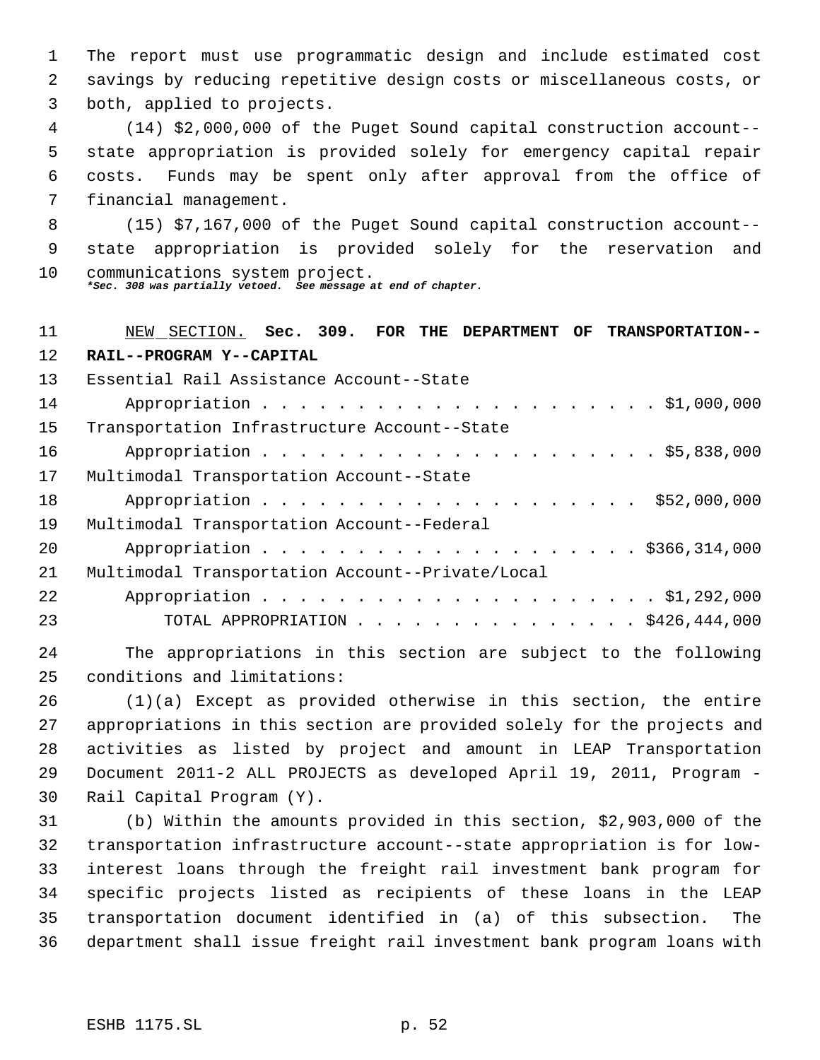The report must use programmatic design and include estimated cost savings by reducing repetitive design costs or miscellaneous costs, or both, applied to projects.

(14) $2,000,000 of the Puget Sound capital construction account--state appropriation is provided solely for emergency capital repair costs. Funds may be spent only after approval from the office of financial management.

(15) $7,167,000 of the Puget Sound capital construction account--state appropriation is provided solely for the reservation and communications system project.

***Sec. 308 was partially vetoed. See message at end of chapter.***

NEW SECTION. **Sec. 309. FOR THE DEPARTMENT OF TRANSPORTATION--RAIL--PROGRAM Y--CAPITAL**

| | |
|---|---|
| Essential Rail Assistance Account--State Appropriation | $1,000,000 |
| Transportation Infrastructure Account--State Appropriation | $5,838,000 |
| Multimodal Transportation Account--State Appropriation | $52,000,000 |
| Multimodal Transportation Account--Federal Appropriation | $366,314,000 |
| Multimodal Transportation Account--Private/Local Appropriation | $1,292,000 |
| TOTAL APPROPRIATION | $426,444,000 |

The appropriations in this section are subject to the following conditions and limitations:

(1)(a) Except as provided otherwise in this section, the entire appropriations in this section are provided solely for the projects and activities as listed by project and amount in LEAP Transportation Document 2011-2 ALL PROJECTS as developed April 19, 2011, Program - Rail Capital Program (Y).

(b) Within the amounts provided in this section, $2,903,000 of the transportation infrastructure account--state appropriation is for low-interest loans through the freight rail investment bank program for specific projects listed as recipients of these loans in the LEAP transportation document identified in (a) of this subsection. The department shall issue freight rail investment bank program loans with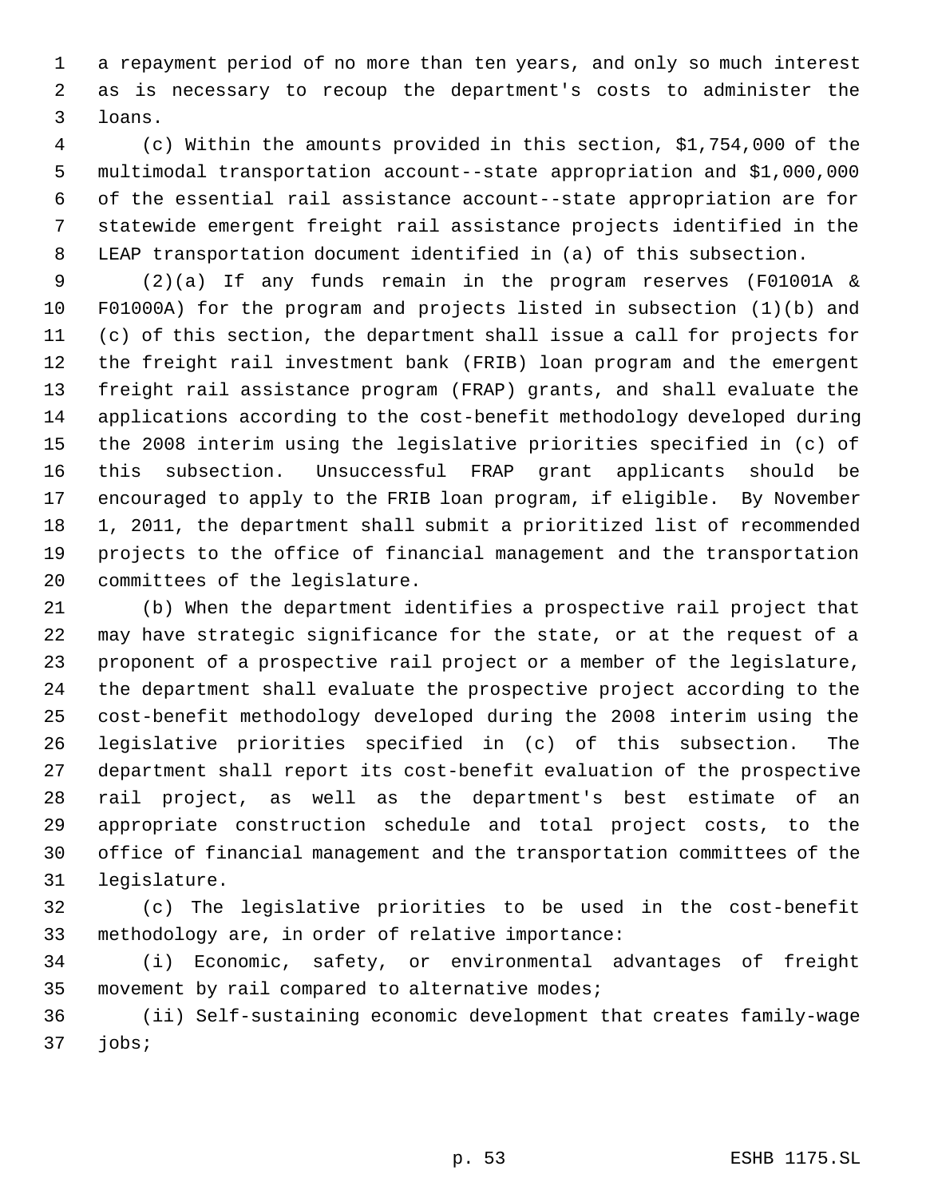a repayment period of no more than ten years, and only so much interest as is necessary to recoup the department's costs to administer the loans.

(c) Within the amounts provided in this section, $1,754,000 of the multimodal transportation account--state appropriation and $1,000,000 of the essential rail assistance account--state appropriation are for statewide emergent freight rail assistance projects identified in the LEAP transportation document identified in (a) of this subsection.

(2)(a) If any funds remain in the program reserves (F01001A & F01000A) for the program and projects listed in subsection (1)(b) and (c) of this section, the department shall issue a call for projects for the freight rail investment bank (FRIB) loan program and the emergent freight rail assistance program (FRAP) grants, and shall evaluate the applications according to the cost-benefit methodology developed during the 2008 interim using the legislative priorities specified in (c) of this subsection. Unsuccessful FRAP grant applicants should be encouraged to apply to the FRIB loan program, if eligible. By November 1, 2011, the department shall submit a prioritized list of recommended projects to the office of financial management and the transportation committees of the legislature.

(b) When the department identifies a prospective rail project that may have strategic significance for the state, or at the request of a proponent of a prospective rail project or a member of the legislature, the department shall evaluate the prospective project according to the cost-benefit methodology developed during the 2008 interim using the legislative priorities specified in (c) of this subsection. The department shall report its cost-benefit evaluation of the prospective rail project, as well as the department's best estimate of an appropriate construction schedule and total project costs, to the office of financial management and the transportation committees of the legislature.

(c) The legislative priorities to be used in the cost-benefit methodology are, in order of relative importance:

(i) Economic, safety, or environmental advantages of freight movement by rail compared to alternative modes;

(ii) Self-sustaining economic development that creates family-wage jobs;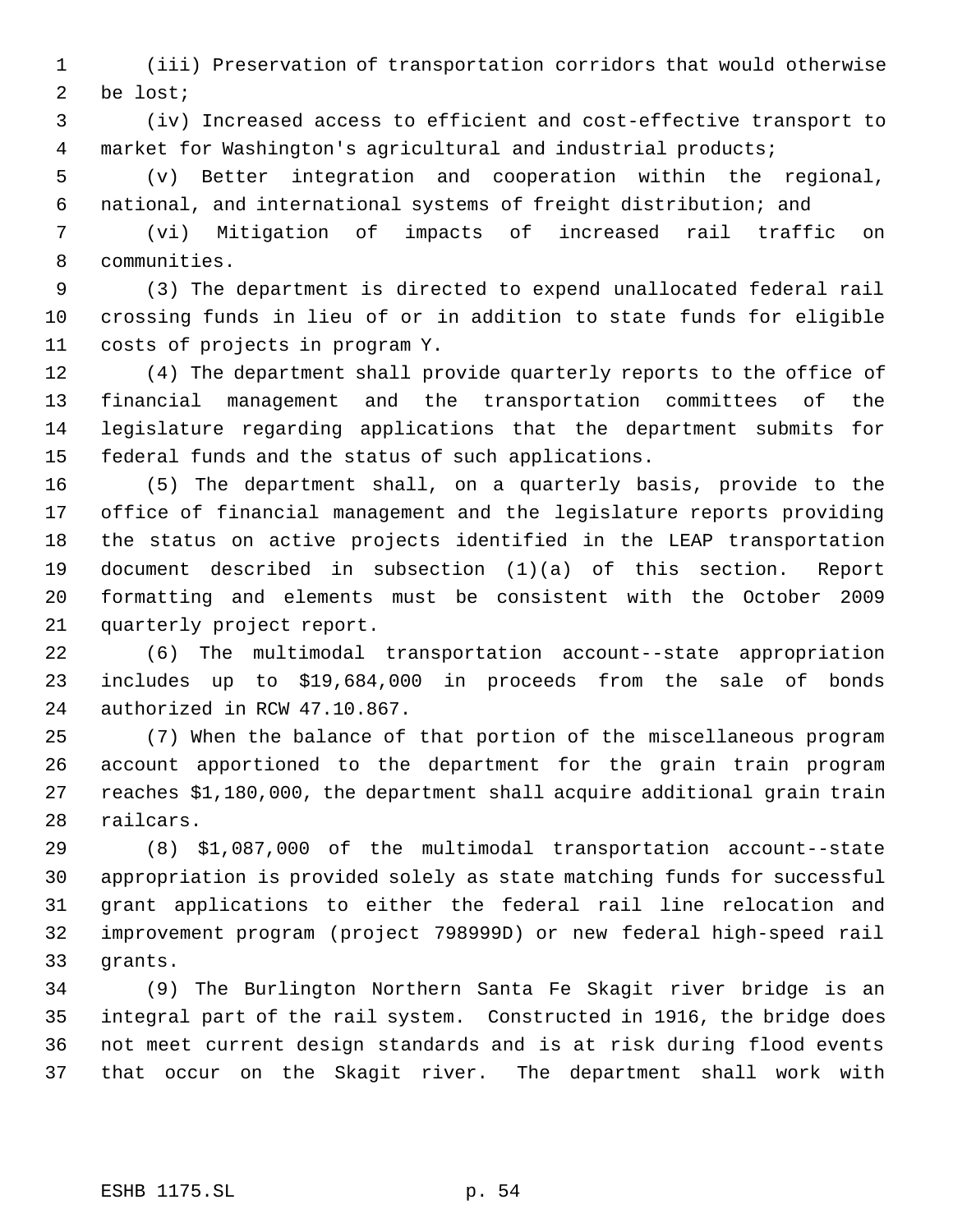(iii) Preservation of transportation corridors that would otherwise be lost;

(iv) Increased access to efficient and cost-effective transport to market for Washington's agricultural and industrial products;

(v) Better integration and cooperation within the regional, national, and international systems of freight distribution; and

(vi) Mitigation of impacts of increased rail traffic on communities.

(3) The department is directed to expend unallocated federal rail crossing funds in lieu of or in addition to state funds for eligible costs of projects in program Y.

(4) The department shall provide quarterly reports to the office of financial management and the transportation committees of the legislature regarding applications that the department submits for federal funds and the status of such applications.

(5) The department shall, on a quarterly basis, provide to the office of financial management and the legislature reports providing the status on active projects identified in the LEAP transportation document described in subsection (1)(a) of this section. Report formatting and elements must be consistent with the October 2009 quarterly project report.

(6) The multimodal transportation account--state appropriation includes up to $19,684,000 in proceeds from the sale of bonds authorized in RCW 47.10.867.

(7) When the balance of that portion of the miscellaneous program account apportioned to the department for the grain train program reaches $1,180,000, the department shall acquire additional grain train railcars.

(8) $1,087,000 of the multimodal transportation account--state appropriation is provided solely as state matching funds for successful grant applications to either the federal rail line relocation and improvement program (project 798999D) or new federal high-speed rail grants.

(9) The Burlington Northern Santa Fe Skagit river bridge is an integral part of the rail system. Constructed in 1916, the bridge does not meet current design standards and is at risk during flood events that occur on the Skagit river. The department shall work with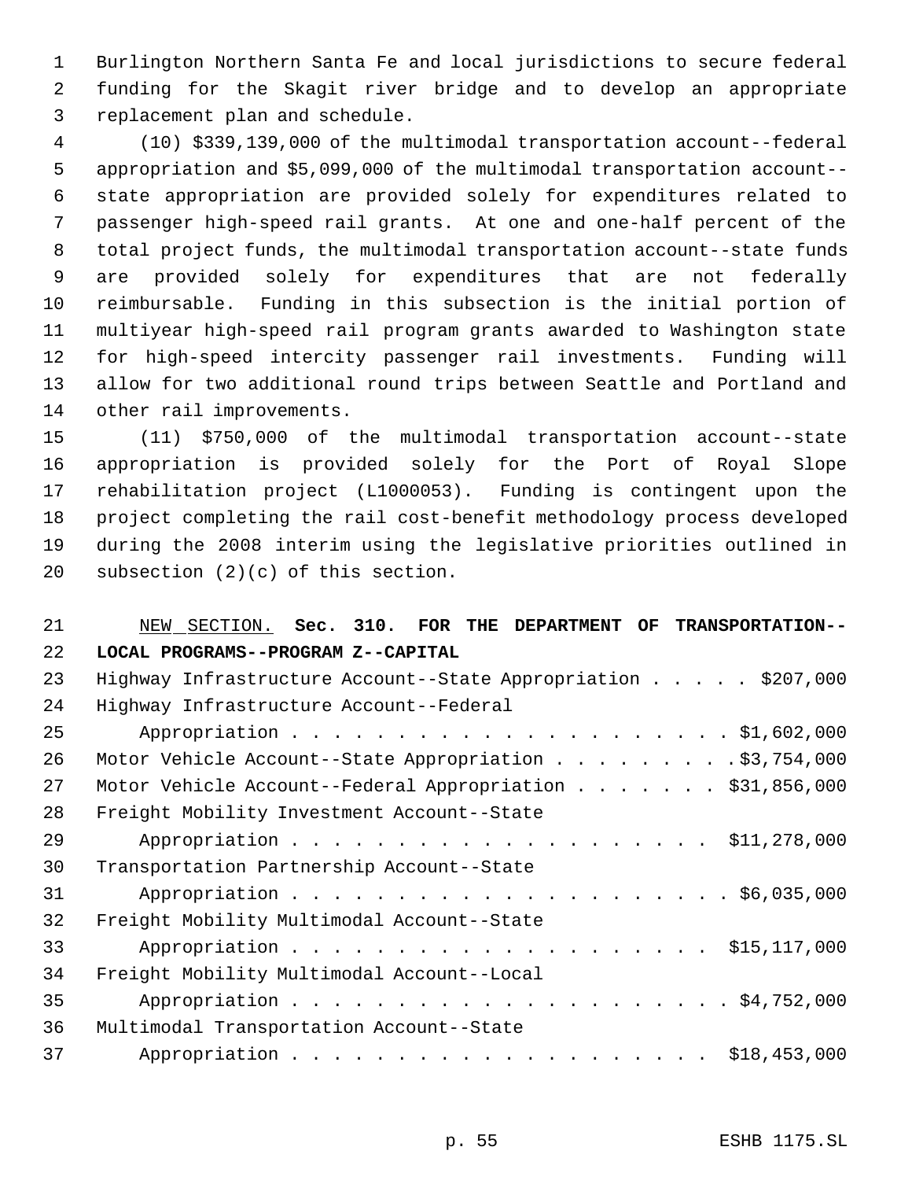Burlington Northern Santa Fe and local jurisdictions to secure federal funding for the Skagit river bridge and to develop an appropriate replacement plan and schedule.

(10) $339,139,000 of the multimodal transportation account--federal appropriation and $5,099,000 of the multimodal transportation account--state appropriation are provided solely for expenditures related to passenger high-speed rail grants. At one and one-half percent of the total project funds, the multimodal transportation account--state funds are provided solely for expenditures that are not federally reimbursable. Funding in this subsection is the initial portion of multiyear high-speed rail program grants awarded to Washington state for high-speed intercity passenger rail investments. Funding will allow for two additional round trips between Seattle and Portland and other rail improvements.

(11) $750,000 of the multimodal transportation account--state appropriation is provided solely for the Port of Royal Slope rehabilitation project (L1000053). Funding is contingent upon the project completing the rail cost-benefit methodology process developed during the 2008 interim using the legislative priorities outlined in subsection (2)(c) of this section.

NEW SECTION. **Sec. 310. FOR THE DEPARTMENT OF TRANSPORTATION--LOCAL PROGRAMS--PROGRAM Z--CAPITAL**

| | |
|---|---|
| Highway Infrastructure Account--State Appropriation | $207,000 |
| Highway Infrastructure Account--Federal Appropriation | $1,602,000 |
| Motor Vehicle Account--State Appropriation | $3,754,000 |
| Motor Vehicle Account--Federal Appropriation | $31,856,000 |
| Freight Mobility Investment Account--State Appropriation | $11,278,000 |
| Transportation Partnership Account--State Appropriation | $6,035,000 |
| Freight Mobility Multimodal Account--State Appropriation | $15,117,000 |
| Freight Mobility Multimodal Account--Local Appropriation | $4,752,000 |
| Multimodal Transportation Account--State Appropriation | $18,453,000 |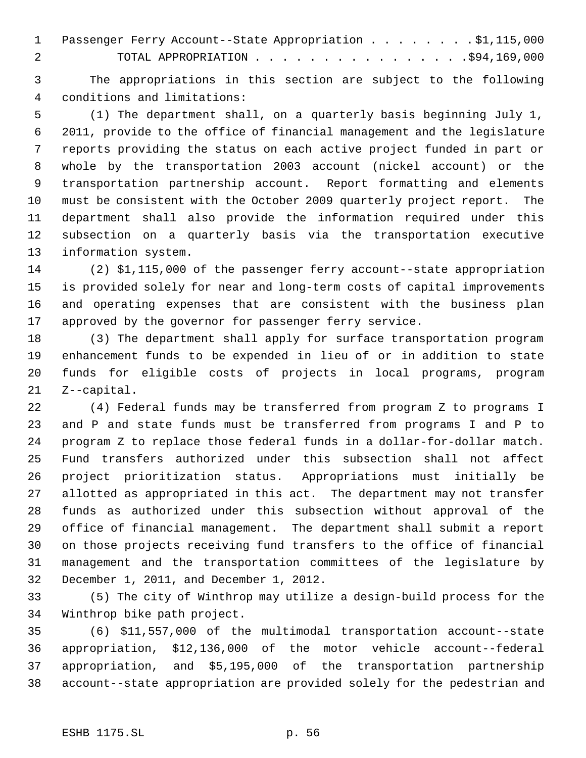Passenger Ferry Account--State Appropriation . . . . . . . . $1,115,000
TOTAL APPROPRIATION . . . . . . . . . . . . . . . . $94,169,000

The appropriations in this section are subject to the following conditions and limitations:

(1) The department shall, on a quarterly basis beginning July 1, 2011, provide to the office of financial management and the legislature reports providing the status on each active project funded in part or whole by the transportation 2003 account (nickel account) or the transportation partnership account. Report formatting and elements must be consistent with the October 2009 quarterly project report. The department shall also provide the information required under this subsection on a quarterly basis via the transportation executive information system.

(2) $1,115,000 of the passenger ferry account--state appropriation is provided solely for near and long-term costs of capital improvements and operating expenses that are consistent with the business plan approved by the governor for passenger ferry service.

(3) The department shall apply for surface transportation program enhancement funds to be expended in lieu of or in addition to state funds for eligible costs of projects in local programs, program Z--capital.

(4) Federal funds may be transferred from program Z to programs I and P and state funds must be transferred from programs I and P to program Z to replace those federal funds in a dollar-for-dollar match. Fund transfers authorized under this subsection shall not affect project prioritization status. Appropriations must initially be allotted as appropriated in this act. The department may not transfer funds as authorized under this subsection without approval of the office of financial management. The department shall submit a report on those projects receiving fund transfers to the office of financial management and the transportation committees of the legislature by December 1, 2011, and December 1, 2012.

(5) The city of Winthrop may utilize a design-build process for the Winthrop bike path project.

(6) $11,557,000 of the multimodal transportation account--state appropriation, $12,136,000 of the motor vehicle account--federal appropriation, and $5,195,000 of the transportation partnership account--state appropriation are provided solely for the pedestrian and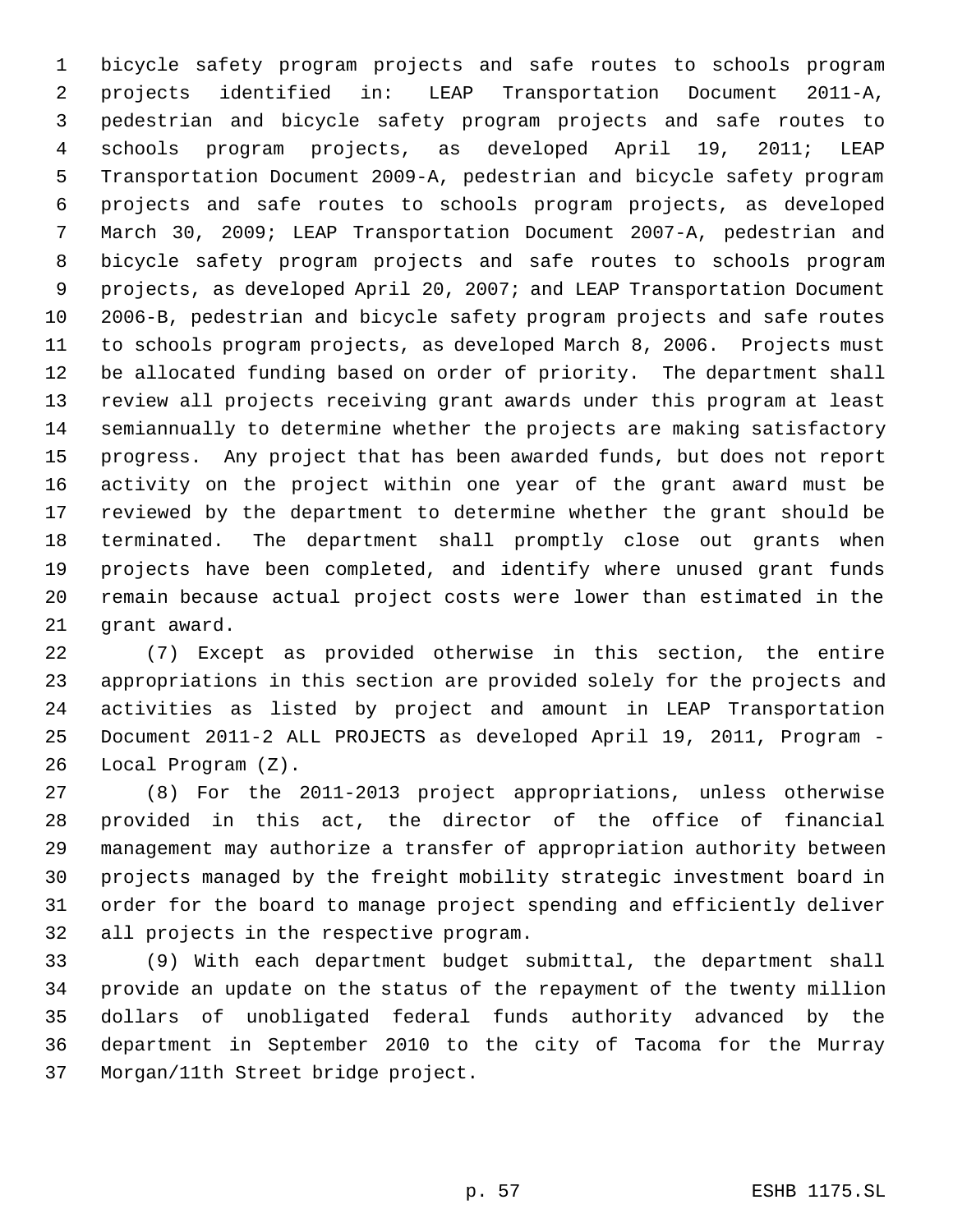bicycle safety program projects and safe routes to schools program projects identified in: LEAP Transportation Document 2011-A, pedestrian and bicycle safety program projects and safe routes to schools program projects, as developed April 19, 2011; LEAP Transportation Document 2009-A, pedestrian and bicycle safety program projects and safe routes to schools program projects, as developed March 30, 2009; LEAP Transportation Document 2007-A, pedestrian and bicycle safety program projects and safe routes to schools program projects, as developed April 20, 2007; and LEAP Transportation Document 2006-B, pedestrian and bicycle safety program projects and safe routes to schools program projects, as developed March 8, 2006. Projects must be allocated funding based on order of priority. The department shall review all projects receiving grant awards under this program at least semiannually to determine whether the projects are making satisfactory progress. Any project that has been awarded funds, but does not report activity on the project within one year of the grant award must be reviewed by the department to determine whether the grant should be terminated. The department shall promptly close out grants when projects have been completed, and identify where unused grant funds remain because actual project costs were lower than estimated in the grant award.

(7) Except as provided otherwise in this section, the entire appropriations in this section are provided solely for the projects and activities as listed by project and amount in LEAP Transportation Document 2011-2 ALL PROJECTS as developed April 19, 2011, Program - Local Program (Z).

(8) For the 2011-2013 project appropriations, unless otherwise provided in this act, the director of the office of financial management may authorize a transfer of appropriation authority between projects managed by the freight mobility strategic investment board in order for the board to manage project spending and efficiently deliver all projects in the respective program.

(9) With each department budget submittal, the department shall provide an update on the status of the repayment of the twenty million dollars of unobligated federal funds authority advanced by the department in September 2010 to the city of Tacoma for the Murray Morgan/11th Street bridge project.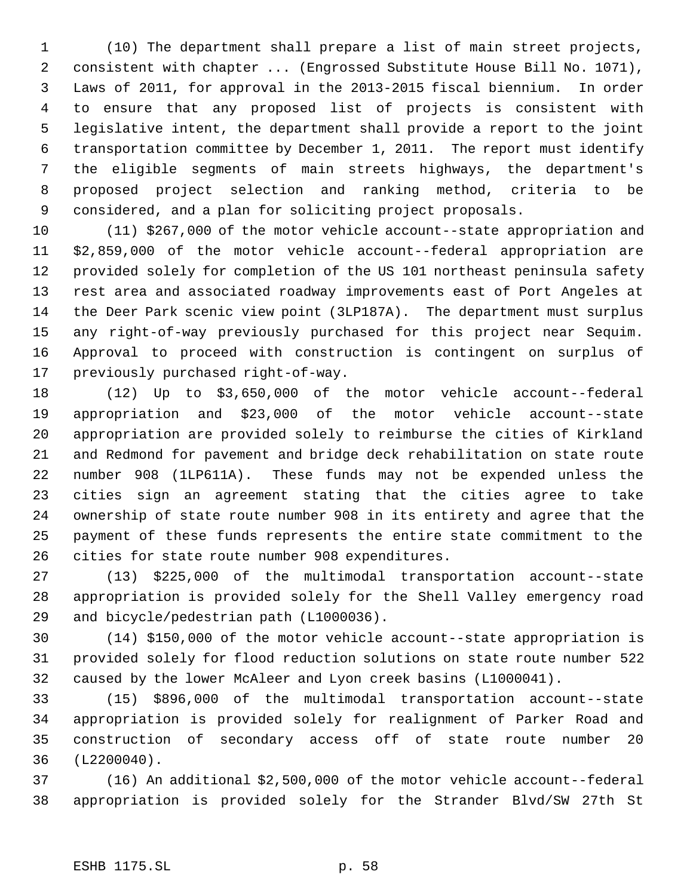(10) The department shall prepare a list of main street projects, consistent with chapter ... (Engrossed Substitute House Bill No. 1071), Laws of 2011, for approval in the 2013-2015 fiscal biennium. In order to ensure that any proposed list of projects is consistent with legislative intent, the department shall provide a report to the joint transportation committee by December 1, 2011. The report must identify the eligible segments of main streets highways, the department's proposed project selection and ranking method, criteria to be considered, and a plan for soliciting project proposals.

(11) $267,000 of the motor vehicle account--state appropriation and $2,859,000 of the motor vehicle account--federal appropriation are provided solely for completion of the US 101 northeast peninsula safety rest area and associated roadway improvements east of Port Angeles at the Deer Park scenic view point (3LP187A). The department must surplus any right-of-way previously purchased for this project near Sequim. Approval to proceed with construction is contingent on surplus of previously purchased right-of-way.

(12) Up to $3,650,000 of the motor vehicle account--federal appropriation and $23,000 of the motor vehicle account--state appropriation are provided solely to reimburse the cities of Kirkland and Redmond for pavement and bridge deck rehabilitation on state route number 908 (1LP611A). These funds may not be expended unless the cities sign an agreement stating that the cities agree to take ownership of state route number 908 in its entirety and agree that the payment of these funds represents the entire state commitment to the cities for state route number 908 expenditures.

(13) $225,000 of the multimodal transportation account--state appropriation is provided solely for the Shell Valley emergency road and bicycle/pedestrian path (L1000036).

(14) $150,000 of the motor vehicle account--state appropriation is provided solely for flood reduction solutions on state route number 522 caused by the lower McAleer and Lyon creek basins (L1000041).

(15) $896,000 of the multimodal transportation account--state appropriation is provided solely for realignment of Parker Road and construction of secondary access off of state route number 20 (L2200040).

(16) An additional $2,500,000 of the motor vehicle account--federal appropriation is provided solely for the Strander Blvd/SW 27th St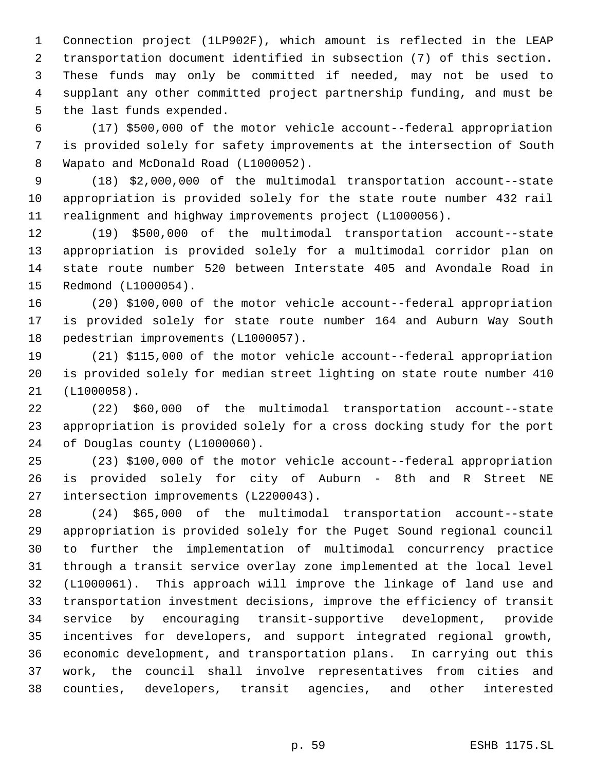Connection project (1LP902F), which amount is reflected in the LEAP transportation document identified in subsection (7) of this section. These funds may only be committed if needed, may not be used to supplant any other committed project partnership funding, and must be the last funds expended.

(17) $500,000 of the motor vehicle account--federal appropriation is provided solely for safety improvements at the intersection of South Wapato and McDonald Road (L1000052).

(18) $2,000,000 of the multimodal transportation account--state appropriation is provided solely for the state route number 432 rail realignment and highway improvements project (L1000056).

(19) $500,000 of the multimodal transportation account--state appropriation is provided solely for a multimodal corridor plan on state route number 520 between Interstate 405 and Avondale Road in Redmond (L1000054).

(20) $100,000 of the motor vehicle account--federal appropriation is provided solely for state route number 164 and Auburn Way South pedestrian improvements (L1000057).

(21) $115,000 of the motor vehicle account--federal appropriation is provided solely for median street lighting on state route number 410 (L1000058).

(22) $60,000 of the multimodal transportation account--state appropriation is provided solely for a cross docking study for the port of Douglas county (L1000060).

(23) $100,000 of the motor vehicle account--federal appropriation is provided solely for city of Auburn - 8th and R Street NE intersection improvements (L2200043).

(24) $65,000 of the multimodal transportation account--state appropriation is provided solely for the Puget Sound regional council to further the implementation of multimodal concurrency practice through a transit service overlay zone implemented at the local level (L1000061). This approach will improve the linkage of land use and transportation investment decisions, improve the efficiency of transit service by encouraging transit-supportive development, provide incentives for developers, and support integrated regional growth, economic development, and transportation plans. In carrying out this work, the council shall involve representatives from cities and counties, developers, transit agencies, and other interested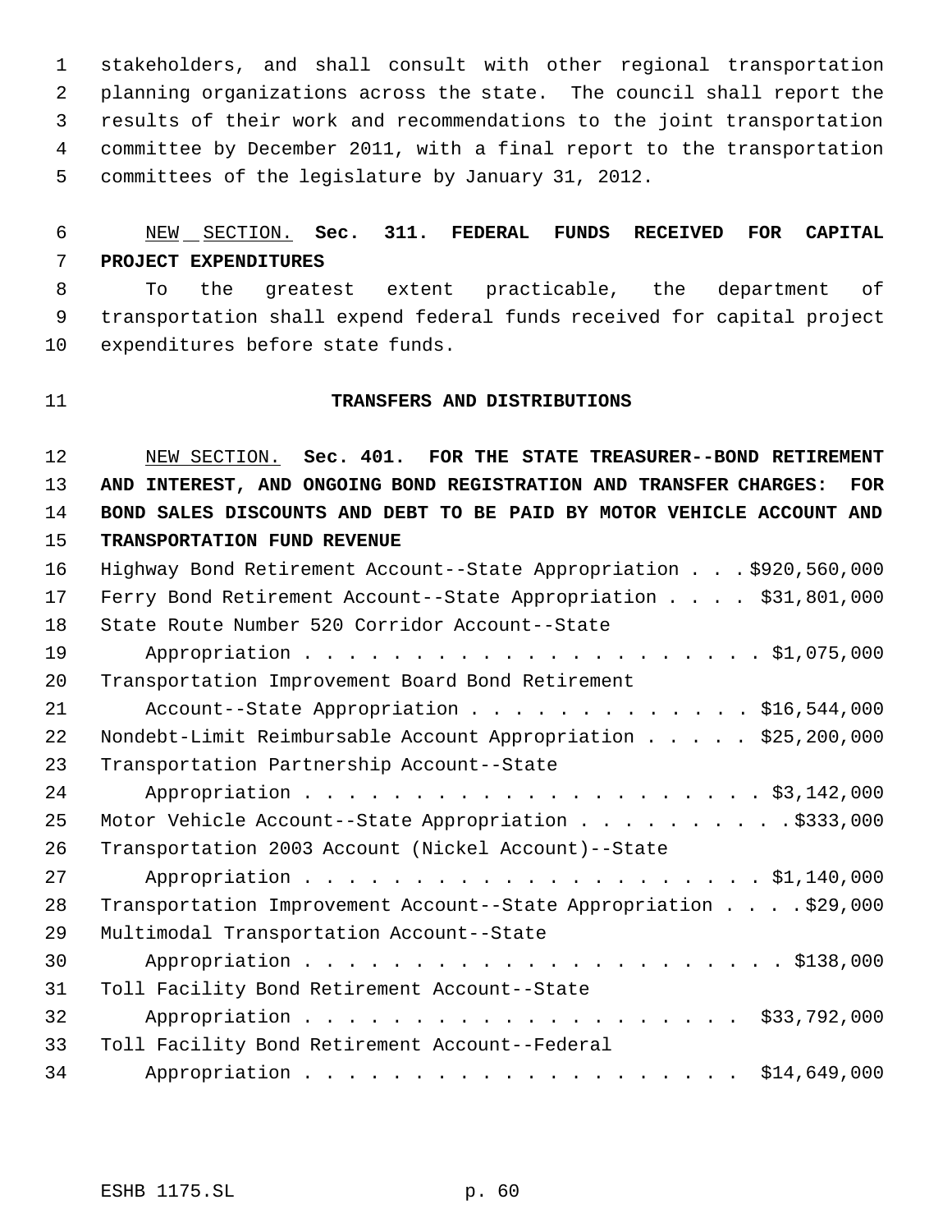stakeholders, and shall consult with other regional transportation planning organizations across the state. The council shall report the results of their work and recommendations to the joint transportation committee by December 2011, with a final report to the transportation committees of the legislature by January 31, 2012.

NEW SECTION. **Sec. 311. FEDERAL FUNDS RECEIVED FOR CAPITAL PROJECT EXPENDITURES**

To the greatest extent practicable, the department of transportation shall expend federal funds received for capital project expenditures before state funds.

## TRANSFERS AND DISTRIBUTIONS

NEW SECTION. **Sec. 401. FOR THE STATE TREASURER--BOND RETIREMENT AND INTEREST, AND ONGOING BOND REGISTRATION AND TRANSFER CHARGES: FOR BOND SALES DISCOUNTS AND DEBT TO BE PAID BY MOTOR VEHICLE ACCOUNT AND TRANSPORTATION FUND REVENUE**

Highway Bond Retirement Account--State Appropriation . . . $920,560,000
Ferry Bond Retirement Account--State Appropriation . . . . $31,801,000
State Route Number 520 Corridor Account--State Appropriation . . . . . . . . . . . . . . . . . . . . . $1,075,000
Transportation Improvement Board Bond Retirement Account--State Appropriation . . . . . . . . . . . . . $16,544,000
Nondebt-Limit Reimbursable Account Appropriation . . . . . $25,200,000
Transportation Partnership Account--State Appropriation . . . . . . . . . . . . . . . . . . . . . $3,142,000
Motor Vehicle Account--State Appropriation . . . . . . . . . . $333,000
Transportation 2003 Account (Nickel Account)--State Appropriation . . . . . . . . . . . . . . . . . . . . . $1,140,000
Transportation Improvement Account--State Appropriation . . . . $29,000
Multimodal Transportation Account--State Appropriation . . . . . . . . . . . . . . . . . . . . . . $138,000
Toll Facility Bond Retirement Account--State Appropriation . . . . . . . . . . . . . . . . . . . . $33,792,000
Toll Facility Bond Retirement Account--Federal Appropriation . . . . . . . . . . . . . . . . . . . . $14,649,000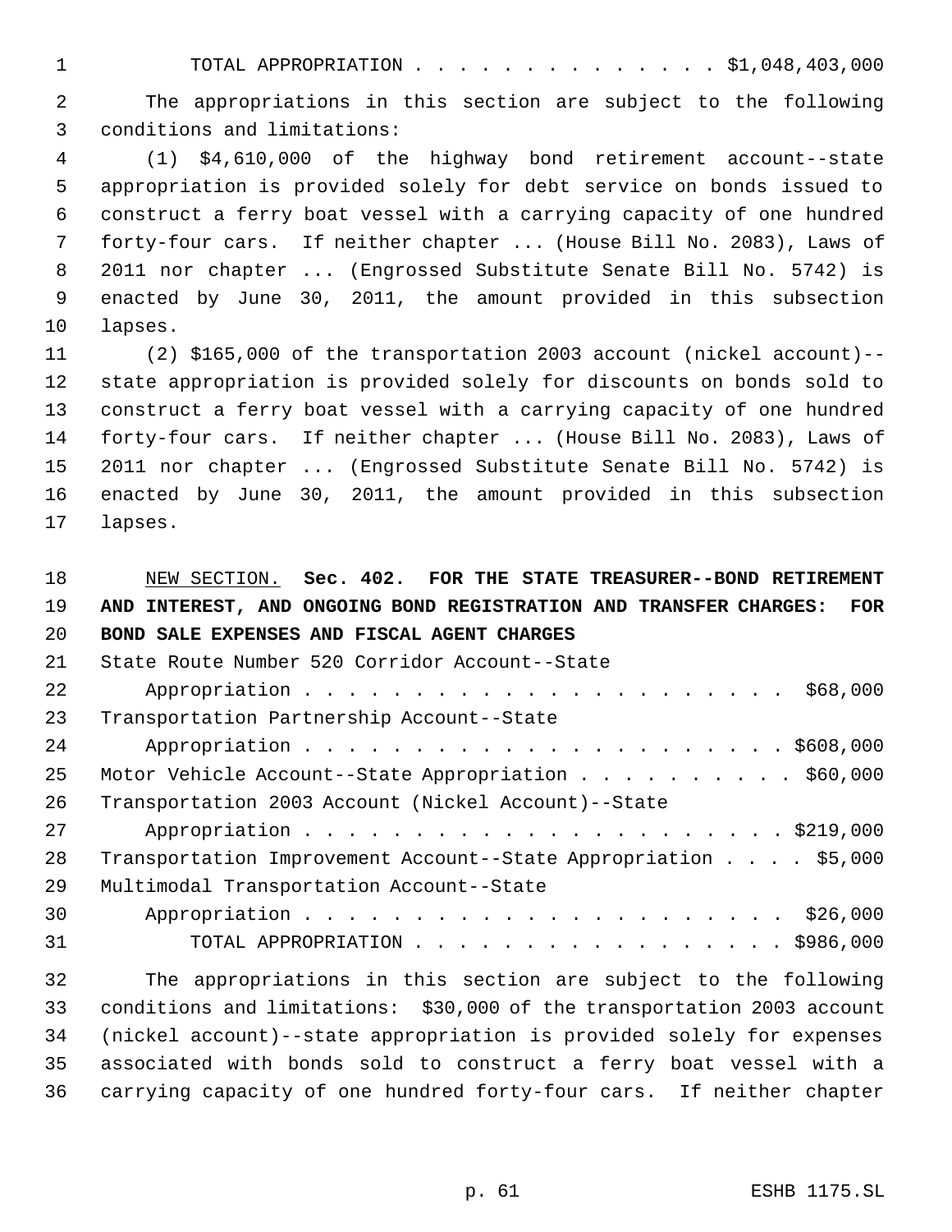TOTAL APPROPRIATION . . . . . . . . . . . . . . $1,048,403,000

The appropriations in this section are subject to the following conditions and limitations:

(1) $4,610,000 of the highway bond retirement account--state appropriation is provided solely for debt service on bonds issued to construct a ferry boat vessel with a carrying capacity of one hundred forty-four cars. If neither chapter ... (House Bill No. 2083), Laws of 2011 nor chapter ... (Engrossed Substitute Senate Bill No. 5742) is enacted by June 30, 2011, the amount provided in this subsection lapses.

(2) $165,000 of the transportation 2003 account (nickel account)--state appropriation is provided solely for discounts on bonds sold to construct a ferry boat vessel with a carrying capacity of one hundred forty-four cars. If neither chapter ... (House Bill No. 2083), Laws of 2011 nor chapter ... (Engrossed Substitute Senate Bill No. 5742) is enacted by June 30, 2011, the amount provided in this subsection lapses.

NEW SECTION. **Sec. 402. FOR THE STATE TREASURER--BOND RETIREMENT AND INTEREST, AND ONGOING BOND REGISTRATION AND TRANSFER CHARGES: FOR BOND SALE EXPENSES AND FISCAL AGENT CHARGES**

State Route Number 520 Corridor Account--State Appropriation . . . . . . . . . . . . . . . . . . . . . . $68,000

Transportation Partnership Account--State Appropriation . . . . . . . . . . . . . . . . . . . . . . $608,000

Motor Vehicle Account--State Appropriation . . . . . . . . . . . $60,000

Transportation 2003 Account (Nickel Account)--State Appropriation . . . . . . . . . . . . . . . . . . . . . . $219,000

Transportation Improvement Account--State Appropriation . . . . $5,000

Multimodal Transportation Account--State Appropriation . . . . . . . . . . . . . . . . . . . . . . $26,000

TOTAL APPROPRIATION . . . . . . . . . . . . . . . . . $986,000

The appropriations in this section are subject to the following conditions and limitations: $30,000 of the transportation 2003 account (nickel account)--state appropriation is provided solely for expenses associated with bonds sold to construct a ferry boat vessel with a carrying capacity of one hundred forty-four cars. If neither chapter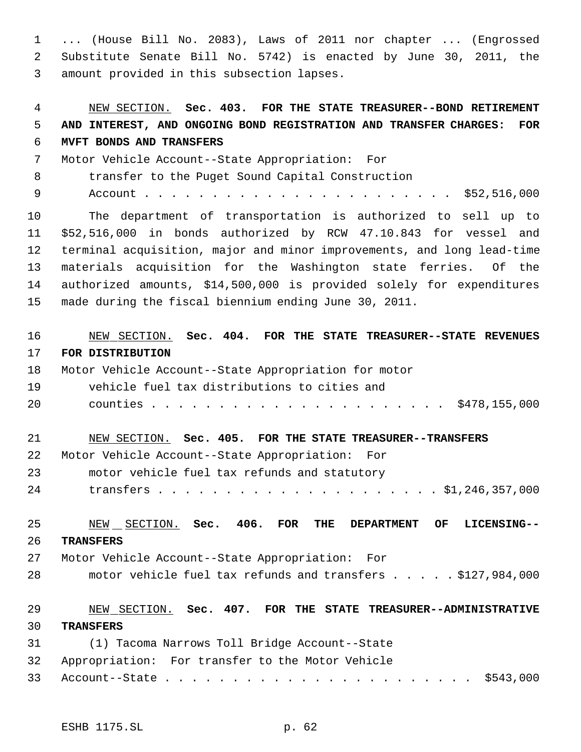... (House Bill No. 2083), Laws of 2011 nor chapter ... (Engrossed Substitute Senate Bill No. 5742) is enacted by June 30, 2011, the amount provided in this subsection lapses.

NEW SECTION. **Sec. 403. FOR THE STATE TREASURER--BOND RETIREMENT AND INTEREST, AND ONGOING BOND REGISTRATION AND TRANSFER CHARGES: FOR MVFT BONDS AND TRANSFERS**

Motor Vehicle Account--State Appropriation: For transfer to the Puget Sound Capital Construction Account . . . . . . . . . . . . . . . . . . . . . . . . $52,516,000

The department of transportation is authorized to sell up to $52,516,000 in bonds authorized by RCW 47.10.843 for vessel and terminal acquisition, major and minor improvements, and long lead-time materials acquisition for the Washington state ferries. Of the authorized amounts, $14,500,000 is provided solely for expenditures made during the fiscal biennium ending June 30, 2011.

NEW SECTION. **Sec. 404. FOR THE STATE TREASURER--STATE REVENUES FOR DISTRIBUTION**

Motor Vehicle Account--State Appropriation for motor vehicle fuel tax distributions to cities and counties . . . . . . . . . . . . . . . . . . . . . . . . $478,155,000

NEW SECTION. **Sec. 405. FOR THE STATE TREASURER--TRANSFERS**

Motor Vehicle Account--State Appropriation: For motor vehicle fuel tax refunds and statutory transfers . . . . . . . . . . . . . . . . . . . . . . $1,246,357,000

NEW SECTION. **Sec. 406. FOR THE DEPARTMENT OF LICENSING--TRANSFERS**

Motor Vehicle Account--State Appropriation: For motor vehicle fuel tax refunds and transfers . . . . . $127,984,000

NEW SECTION. **Sec. 407. FOR THE STATE TREASURER--ADMINISTRATIVE TRANSFERS**

(1) Tacoma Narrows Toll Bridge Account--State Appropriation: For transfer to the Motor Vehicle Account--State . . . . . . . . . . . . . . . . . . . . . . . . $543,000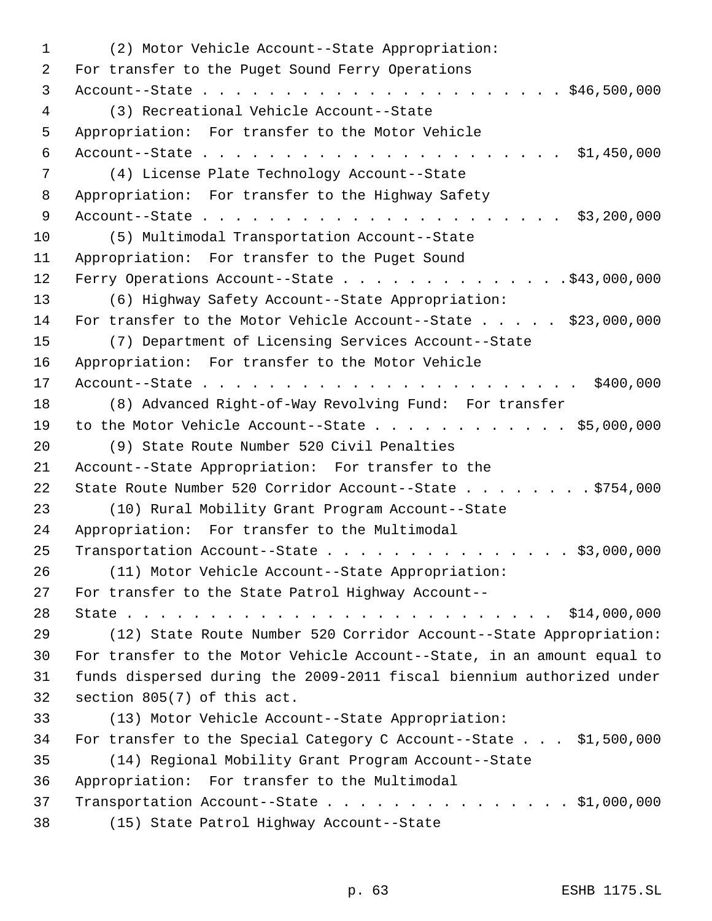(2) Motor Vehicle Account--State Appropriation: For transfer to the Puget Sound Ferry Operations Account--State . . . . . . . . . . . . . . . . . . . . . . $46,500,000

(3) Recreational Vehicle Account--State Appropriation: For transfer to the Motor Vehicle Account--State . . . . . . . . . . . . . . . . . . . . . . $1,450,000

(4) License Plate Technology Account--State Appropriation: For transfer to the Highway Safety Account--State . . . . . . . . . . . . . . . . . . . . . . $3,200,000

(5) Multimodal Transportation Account--State Appropriation: For transfer to the Puget Sound Ferry Operations Account--State . . . . . . . . . . . . . . $43,000,000

(6) Highway Safety Account--State Appropriation: For transfer to the Motor Vehicle Account--State . . . . . $23,000,000

(7) Department of Licensing Services Account--State Appropriation: For transfer to the Motor Vehicle Account--State . . . . . . . . . . . . . . . . . . . . . . . $400,000

(8) Advanced Right-of-Way Revolving Fund: For transfer to the Motor Vehicle Account--State . . . . . . . . . . . . $5,000,000

(9) State Route Number 520 Civil Penalties Account--State Appropriation: For transfer to the State Route Number 520 Corridor Account--State . . . . . . . . $754,000

(10) Rural Mobility Grant Program Account--State Appropriation: For transfer to the Multimodal Transportation Account--State . . . . . . . . . . . . . . . $3,000,000

(11) Motor Vehicle Account--State Appropriation: For transfer to the State Patrol Highway Account--State . . . . . . . . . . . . . . . . . . . . . . . . . . . $14,000,000

(12) State Route Number 520 Corridor Account--State Appropriation: For transfer to the Motor Vehicle Account--State, in an amount equal to funds dispersed during the 2009-2011 fiscal biennium authorized under section 805(7) of this act.

(13) Motor Vehicle Account--State Appropriation: For transfer to the Special Category C Account--State . . . $1,500,000

(14) Regional Mobility Grant Program Account--State Appropriation: For transfer to the Multimodal Transportation Account--State . . . . . . . . . . . . . . . $1,000,000

(15) State Patrol Highway Account--State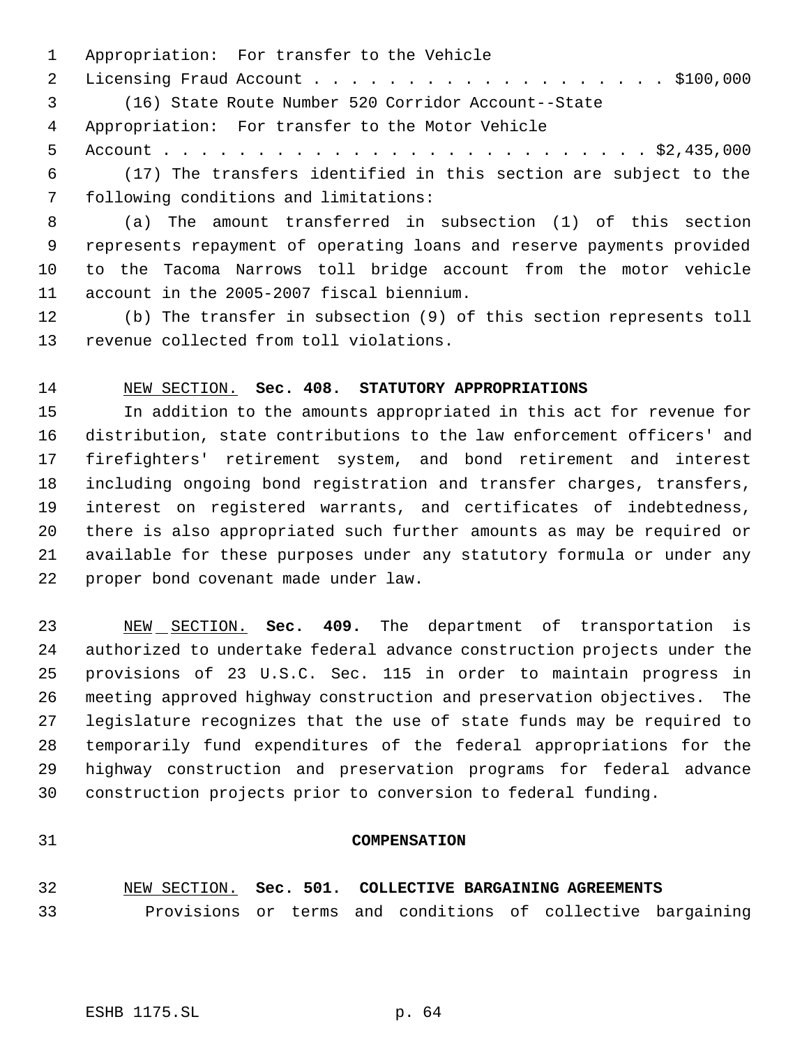Appropriation: For transfer to the Vehicle Licensing Fraud Account . . . . . . . . . . . . . . . . . . . . $100,000

(16) State Route Number 520 Corridor Account--State Appropriation: For transfer to the Motor Vehicle Account . . . . . . . . . . . . . . . . . . . . . . . . . . $2,435,000

(17) The transfers identified in this section are subject to the following conditions and limitations:

(a) The amount transferred in subsection (1) of this section represents repayment of operating loans and reserve payments provided to the Tacoma Narrows toll bridge account from the motor vehicle account in the 2005-2007 fiscal biennium.

(b) The transfer in subsection (9) of this section represents toll revenue collected from toll violations.

NEW SECTION. **Sec. 408. STATUTORY APPROPRIATIONS**

In addition to the amounts appropriated in this act for revenue for distribution, state contributions to the law enforcement officers' and firefighters' retirement system, and bond retirement and interest including ongoing bond registration and transfer charges, transfers, interest on registered warrants, and certificates of indebtedness, there is also appropriated such further amounts as may be required or available for these purposes under any statutory formula or under any proper bond covenant made under law.

NEW SECTION. **Sec. 409.** The department of transportation is authorized to undertake federal advance construction projects under the provisions of 23 U.S.C. Sec. 115 in order to maintain progress in meeting approved highway construction and preservation objectives. The legislature recognizes that the use of state funds may be required to temporarily fund expenditures of the federal appropriations for the highway construction and preservation programs for federal advance construction projects prior to conversion to federal funding.

## COMPENSATION

NEW SECTION. **Sec. 501. COLLECTIVE BARGAINING AGREEMENTS**

Provisions or terms and conditions of collective bargaining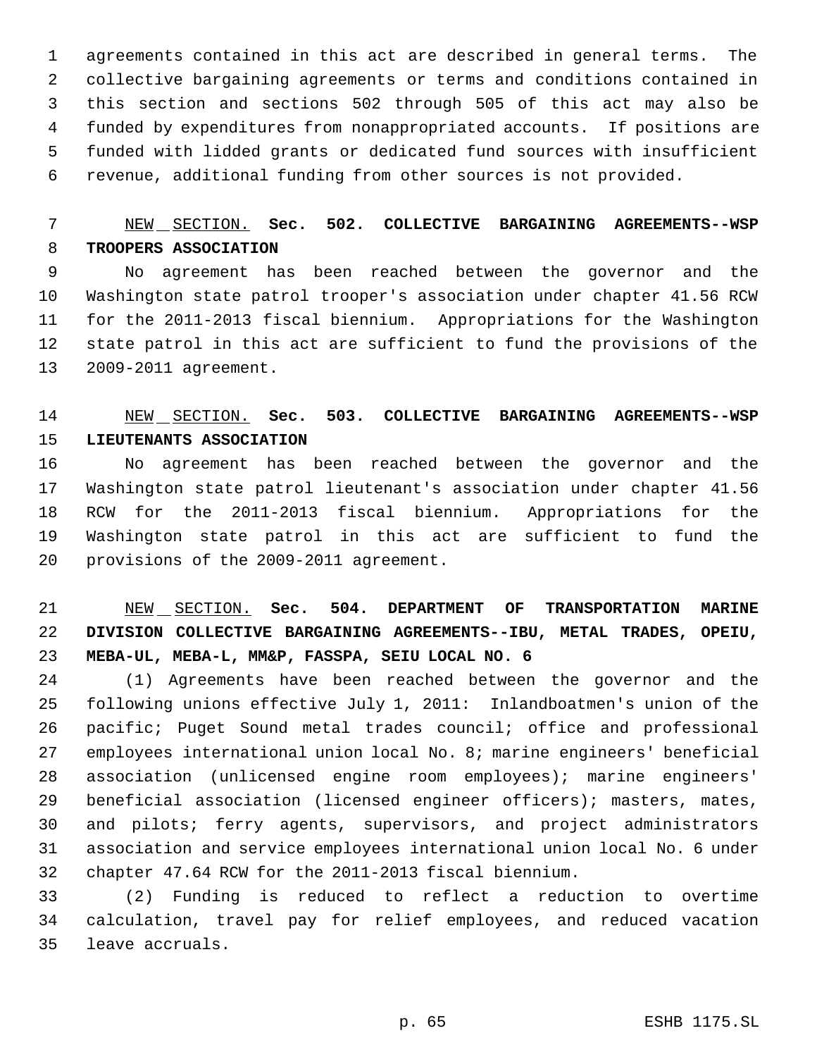agreements contained in this act are described in general terms. The collective bargaining agreements or terms and conditions contained in this section and sections 502 through 505 of this act may also be funded by expenditures from nonappropriated accounts. If positions are funded with lidded grants or dedicated fund sources with insufficient revenue, additional funding from other sources is not provided.

NEW SECTION. **Sec. 502. COLLECTIVE BARGAINING AGREEMENTS--WSP TROOPERS ASSOCIATION**

No agreement has been reached between the governor and the Washington state patrol trooper's association under chapter 41.56 RCW for the 2011-2013 fiscal biennium. Appropriations for the Washington state patrol in this act are sufficient to fund the provisions of the 2009-2011 agreement.

NEW SECTION. **Sec. 503. COLLECTIVE BARGAINING AGREEMENTS--WSP LIEUTENANTS ASSOCIATION**

No agreement has been reached between the governor and the Washington state patrol lieutenant's association under chapter 41.56 RCW for the 2011-2013 fiscal biennium. Appropriations for the Washington state patrol in this act are sufficient to fund the provisions of the 2009-2011 agreement.

NEW SECTION. **Sec. 504. DEPARTMENT OF TRANSPORTATION MARINE DIVISION COLLECTIVE BARGAINING AGREEMENTS--IBU, METAL TRADES, OPEIU, MEBA-UL, MEBA-L, MM&P, FASSPA, SEIU LOCAL NO. 6**

(1) Agreements have been reached between the governor and the following unions effective July 1, 2011: Inlandboatmen's union of the pacific; Puget Sound metal trades council; office and professional employees international union local No. 8; marine engineers' beneficial association (unlicensed engine room employees); marine engineers' beneficial association (licensed engineer officers); masters, mates, and pilots; ferry agents, supervisors, and project administrators association and service employees international union local No. 6 under chapter 47.64 RCW for the 2011-2013 fiscal biennium.

(2) Funding is reduced to reflect a reduction to overtime calculation, travel pay for relief employees, and reduced vacation leave accruals.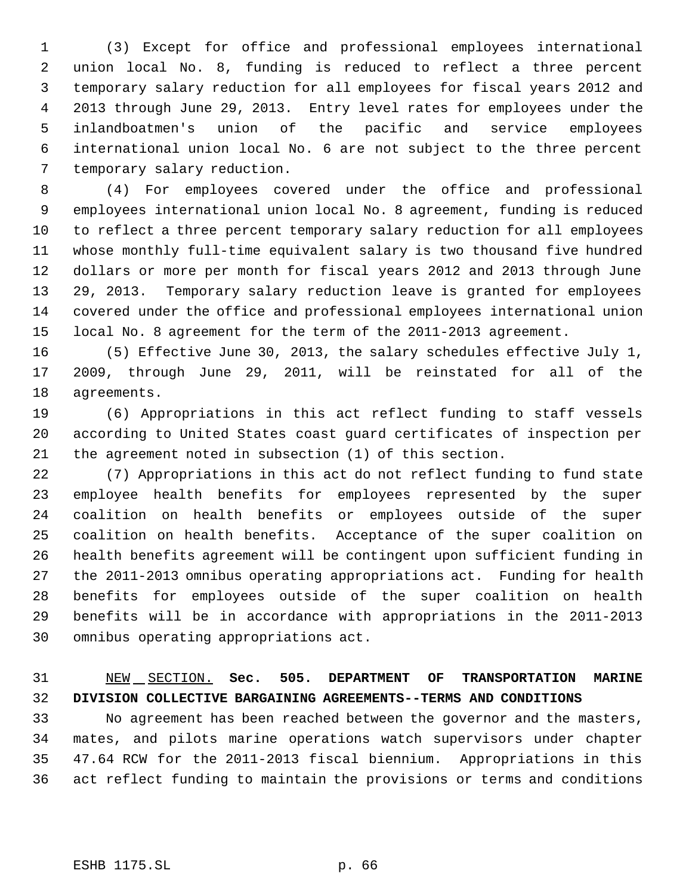(3) Except for office and professional employees international union local No. 8, funding is reduced to reflect a three percent temporary salary reduction for all employees for fiscal years 2012 and 2013 through June 29, 2013. Entry level rates for employees under the inlandboatmen's union of the pacific and service employees international union local No. 6 are not subject to the three percent temporary salary reduction.

(4) For employees covered under the office and professional employees international union local No. 8 agreement, funding is reduced to reflect a three percent temporary salary reduction for all employees whose monthly full-time equivalent salary is two thousand five hundred dollars or more per month for fiscal years 2012 and 2013 through June 29, 2013. Temporary salary reduction leave is granted for employees covered under the office and professional employees international union local No. 8 agreement for the term of the 2011-2013 agreement.

(5) Effective June 30, 2013, the salary schedules effective July 1, 2009, through June 29, 2011, will be reinstated for all of the agreements.

(6) Appropriations in this act reflect funding to staff vessels according to United States coast guard certificates of inspection per the agreement noted in subsection (1) of this section.

(7) Appropriations in this act do not reflect funding to fund state employee health benefits for employees represented by the super coalition on health benefits or employees outside of the super coalition on health benefits. Acceptance of the super coalition on health benefits agreement will be contingent upon sufficient funding in the 2011-2013 omnibus operating appropriations act. Funding for health benefits for employees outside of the super coalition on health benefits will be in accordance with appropriations in the 2011-2013 omnibus operating appropriations act.

NEW SECTION. **Sec. 505. DEPARTMENT OF TRANSPORTATION MARINE DIVISION COLLECTIVE BARGAINING AGREEMENTS--TERMS AND CONDITIONS**

No agreement has been reached between the governor and the masters, mates, and pilots marine operations watch supervisors under chapter 47.64 RCW for the 2011-2013 fiscal biennium. Appropriations in this act reflect funding to maintain the provisions or terms and conditions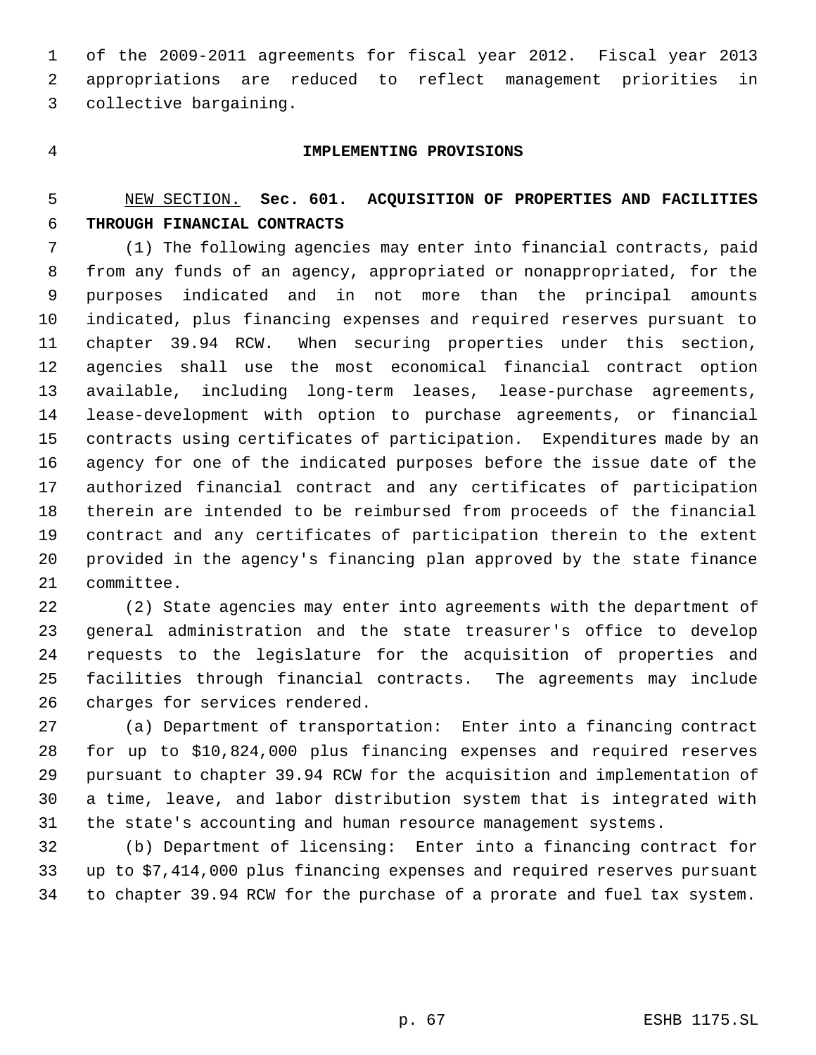of the 2009-2011 agreements for fiscal year 2012. Fiscal year 2013 appropriations are reduced to reflect management priorities in collective bargaining.

## IMPLEMENTING PROVISIONS

NEW SECTION. **Sec. 601. ACQUISITION OF PROPERTIES AND FACILITIES THROUGH FINANCIAL CONTRACTS**

(1) The following agencies may enter into financial contracts, paid from any funds of an agency, appropriated or nonappropriated, for the purposes indicated and in not more than the principal amounts indicated, plus financing expenses and required reserves pursuant to chapter 39.94 RCW. When securing properties under this section, agencies shall use the most economical financial contract option available, including long-term leases, lease-purchase agreements, lease-development with option to purchase agreements, or financial contracts using certificates of participation. Expenditures made by an agency for one of the indicated purposes before the issue date of the authorized financial contract and any certificates of participation therein are intended to be reimbursed from proceeds of the financial contract and any certificates of participation therein to the extent provided in the agency's financing plan approved by the state finance committee.

(2) State agencies may enter into agreements with the department of general administration and the state treasurer's office to develop requests to the legislature for the acquisition of properties and facilities through financial contracts. The agreements may include charges for services rendered.

(a) Department of transportation: Enter into a financing contract for up to $10,824,000 plus financing expenses and required reserves pursuant to chapter 39.94 RCW for the acquisition and implementation of a time, leave, and labor distribution system that is integrated with the state's accounting and human resource management systems.

(b) Department of licensing: Enter into a financing contract for up to $7,414,000 plus financing expenses and required reserves pursuant to chapter 39.94 RCW for the purchase of a prorate and fuel tax system.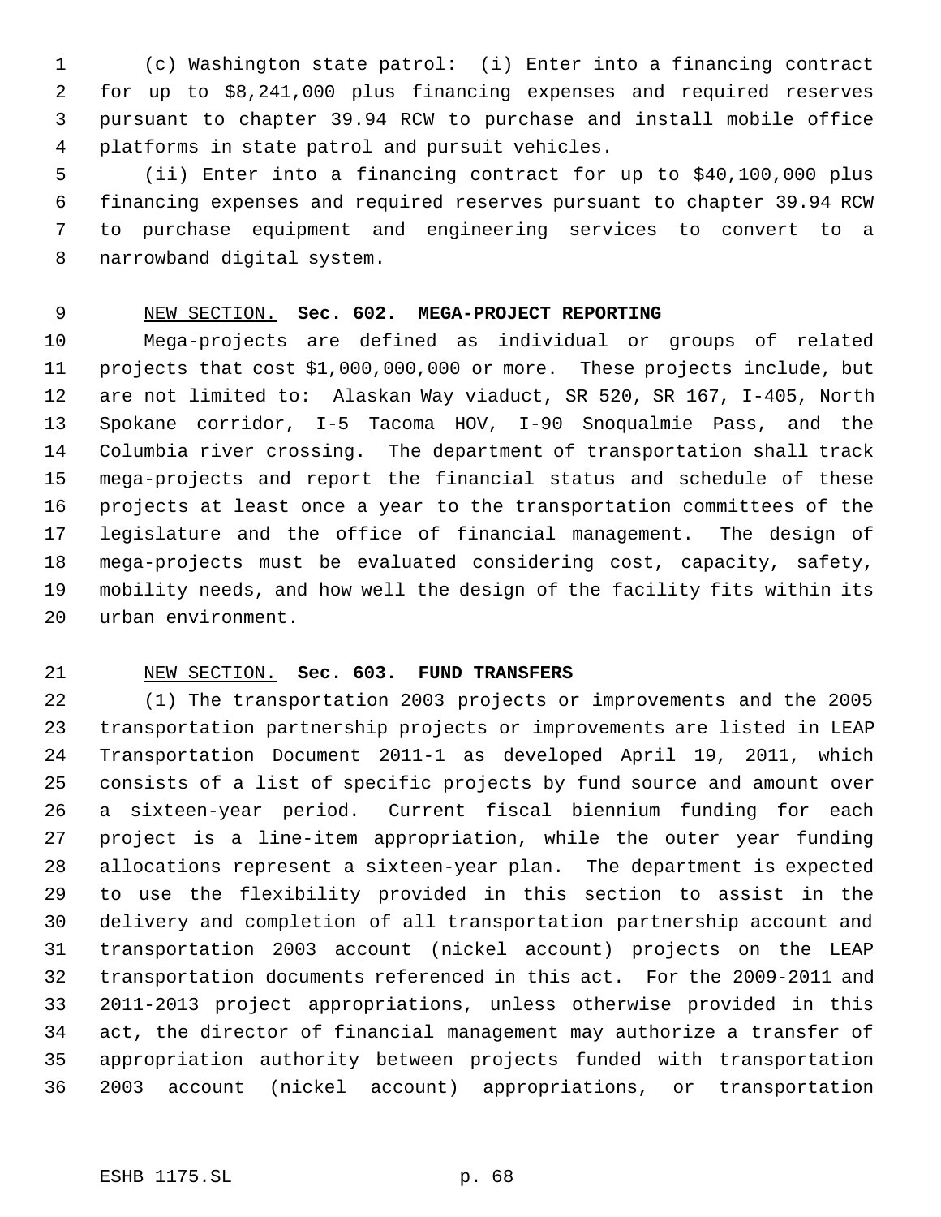(c) Washington state patrol: (i) Enter into a financing contract for up to $8,241,000 plus financing expenses and required reserves pursuant to chapter 39.94 RCW to purchase and install mobile office platforms in state patrol and pursuit vehicles.

(ii) Enter into a financing contract for up to $40,100,000 plus financing expenses and required reserves pursuant to chapter 39.94 RCW to purchase equipment and engineering services to convert to a narrowband digital system.

NEW SECTION. **Sec. 602. MEGA-PROJECT REPORTING**

Mega-projects are defined as individual or groups of related projects that cost $1,000,000,000 or more. These projects include, but are not limited to: Alaskan Way viaduct, SR 520, SR 167, I-405, North Spokane corridor, I-5 Tacoma HOV, I-90 Snoqualmie Pass, and the Columbia river crossing. The department of transportation shall track mega-projects and report the financial status and schedule of these projects at least once a year to the transportation committees of the legislature and the office of financial management. The design of mega-projects must be evaluated considering cost, capacity, safety, mobility needs, and how well the design of the facility fits within its urban environment.

NEW SECTION. **Sec. 603. FUND TRANSFERS**

(1) The transportation 2003 projects or improvements and the 2005 transportation partnership projects or improvements are listed in LEAP Transportation Document 2011-1 as developed April 19, 2011, which consists of a list of specific projects by fund source and amount over a sixteen-year period. Current fiscal biennium funding for each project is a line-item appropriation, while the outer year funding allocations represent a sixteen-year plan. The department is expected to use the flexibility provided in this section to assist in the delivery and completion of all transportation partnership account and transportation 2003 account (nickel account) projects on the LEAP transportation documents referenced in this act. For the 2009-2011 and 2011-2013 project appropriations, unless otherwise provided in this act, the director of financial management may authorize a transfer of appropriation authority between projects funded with transportation 2003 account (nickel account) appropriations, or transportation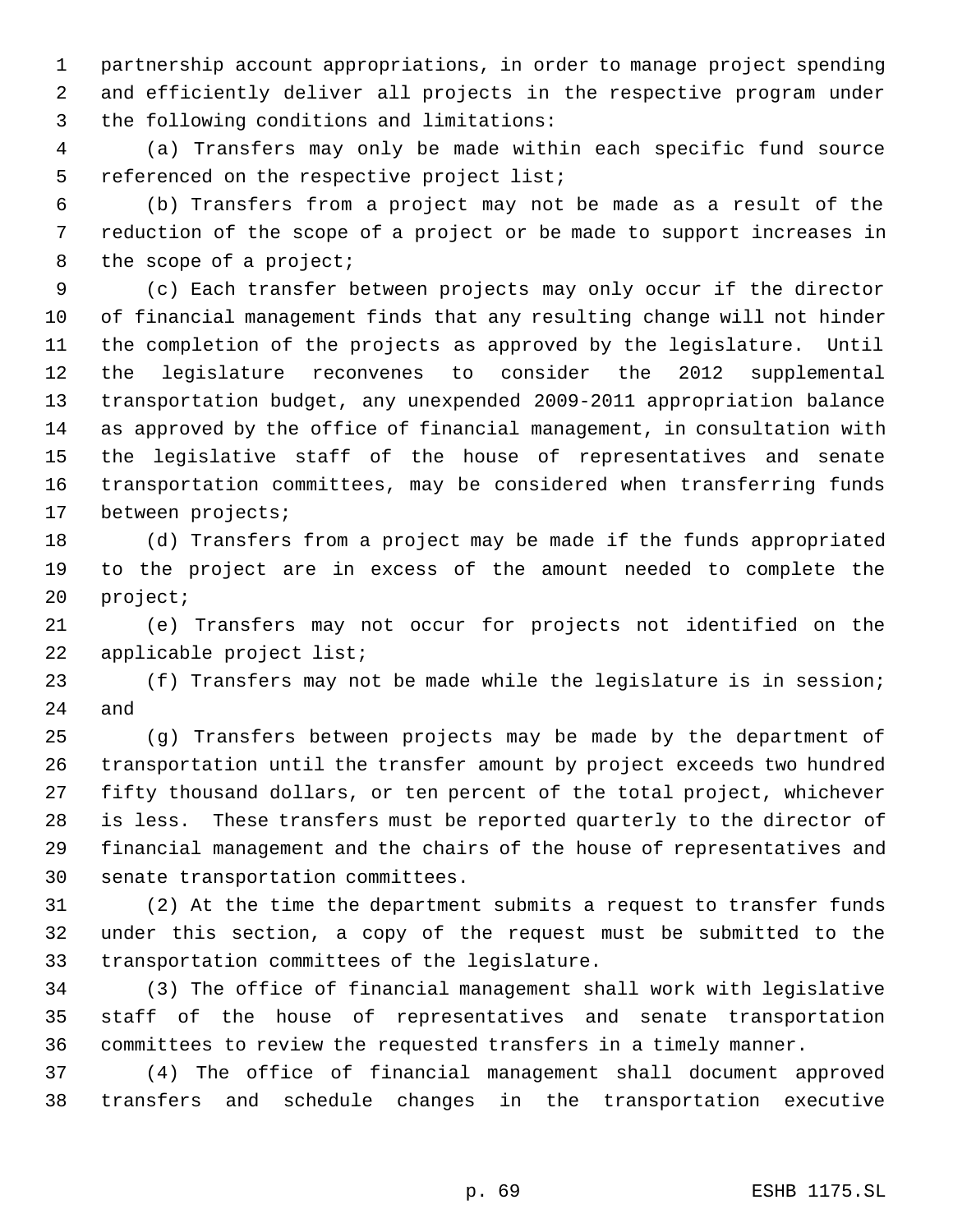partnership account appropriations, in order to manage project spending and efficiently deliver all projects in the respective program under the following conditions and limitations:

(a) Transfers may only be made within each specific fund source referenced on the respective project list;

(b) Transfers from a project may not be made as a result of the reduction of the scope of a project or be made to support increases in the scope of a project;

(c) Each transfer between projects may only occur if the director of financial management finds that any resulting change will not hinder the completion of the projects as approved by the legislature. Until the legislature reconvenes to consider the 2012 supplemental transportation budget, any unexpended 2009-2011 appropriation balance as approved by the office of financial management, in consultation with the legislative staff of the house of representatives and senate transportation committees, may be considered when transferring funds between projects;

(d) Transfers from a project may be made if the funds appropriated to the project are in excess of the amount needed to complete the project;

(e) Transfers may not occur for projects not identified on the applicable project list;

(f) Transfers may not be made while the legislature is in session; and

(g) Transfers between projects may be made by the department of transportation until the transfer amount by project exceeds two hundred fifty thousand dollars, or ten percent of the total project, whichever is less. These transfers must be reported quarterly to the director of financial management and the chairs of the house of representatives and senate transportation committees.

(2) At the time the department submits a request to transfer funds under this section, a copy of the request must be submitted to the transportation committees of the legislature.

(3) The office of financial management shall work with legislative staff of the house of representatives and senate transportation committees to review the requested transfers in a timely manner.

(4) The office of financial management shall document approved transfers and schedule changes in the transportation executive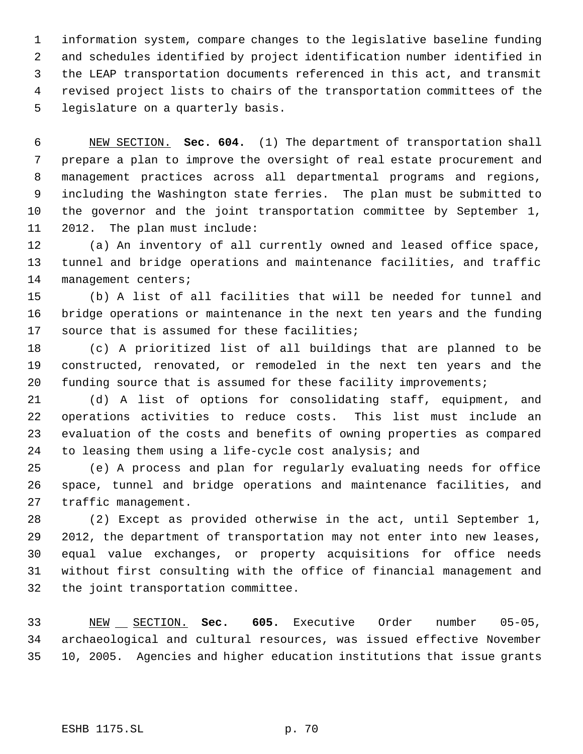information system, compare changes to the legislative baseline funding and schedules identified by project identification number identified in the LEAP transportation documents referenced in this act, and transmit revised project lists to chairs of the transportation committees of the legislature on a quarterly basis.

NEW SECTION. **Sec. 604.** (1) The department of transportation shall prepare a plan to improve the oversight of real estate procurement and management practices across all departmental programs and regions, including the Washington state ferries. The plan must be submitted to the governor and the joint transportation committee by September 1, 2012. The plan must include:

(a) An inventory of all currently owned and leased office space, tunnel and bridge operations and maintenance facilities, and traffic management centers;

(b) A list of all facilities that will be needed for tunnel and bridge operations or maintenance in the next ten years and the funding source that is assumed for these facilities;

(c) A prioritized list of all buildings that are planned to be constructed, renovated, or remodeled in the next ten years and the funding source that is assumed for these facility improvements;

(d) A list of options for consolidating staff, equipment, and operations activities to reduce costs. This list must include an evaluation of the costs and benefits of owning properties as compared to leasing them using a life-cycle cost analysis; and

(e) A process and plan for regularly evaluating needs for office space, tunnel and bridge operations and maintenance facilities, and traffic management.

(2) Except as provided otherwise in the act, until September 1, 2012, the department of transportation may not enter into new leases, equal value exchanges, or property acquisitions for office needs without first consulting with the office of financial management and the joint transportation committee.

NEW SECTION. **Sec. 605.** Executive Order number 05-05, archaeological and cultural resources, was issued effective November 10, 2005. Agencies and higher education institutions that issue grants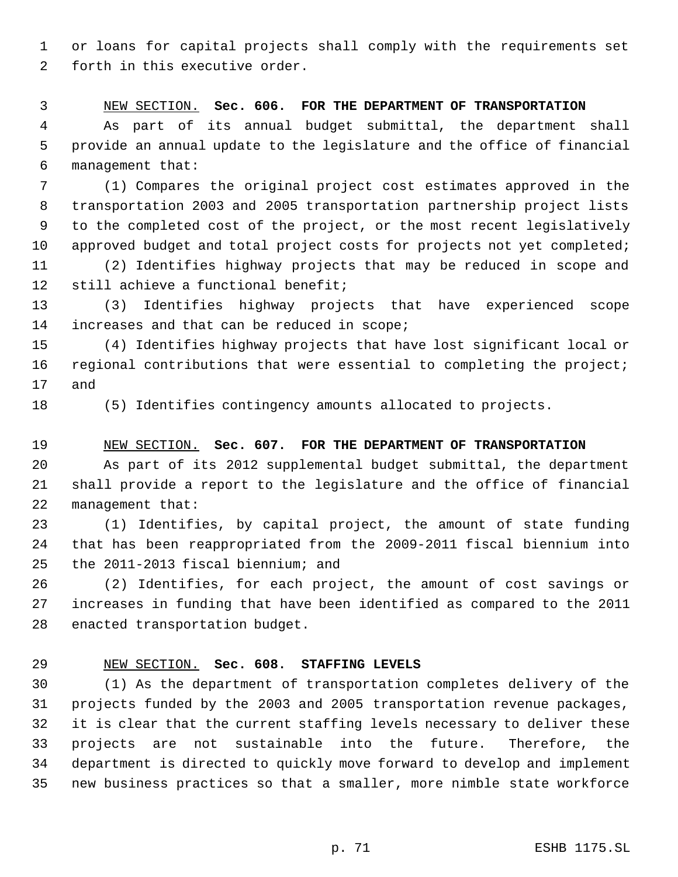or loans for capital projects shall comply with the requirements set forth in this executive order.

NEW SECTION. **Sec. 606. FOR THE DEPARTMENT OF TRANSPORTATION**

As part of its annual budget submittal, the department shall provide an annual update to the legislature and the office of financial management that:

(1) Compares the original project cost estimates approved in the transportation 2003 and 2005 transportation partnership project lists to the completed cost of the project, or the most recent legislatively approved budget and total project costs for projects not yet completed;

(2) Identifies highway projects that may be reduced in scope and still achieve a functional benefit;

(3) Identifies highway projects that have experienced scope increases and that can be reduced in scope;

(4) Identifies highway projects that have lost significant local or regional contributions that were essential to completing the project; and

(5) Identifies contingency amounts allocated to projects.

NEW SECTION. **Sec. 607. FOR THE DEPARTMENT OF TRANSPORTATION**

As part of its 2012 supplemental budget submittal, the department shall provide a report to the legislature and the office of financial management that:

(1) Identifies, by capital project, the amount of state funding that has been reappropriated from the 2009-2011 fiscal biennium into the 2011-2013 fiscal biennium; and

(2) Identifies, for each project, the amount of cost savings or increases in funding that have been identified as compared to the 2011 enacted transportation budget.

NEW SECTION. **Sec. 608. STAFFING LEVELS**

(1) As the department of transportation completes delivery of the projects funded by the 2003 and 2005 transportation revenue packages, it is clear that the current staffing levels necessary to deliver these projects are not sustainable into the future. Therefore, the department is directed to quickly move forward to develop and implement new business practices so that a smaller, more nimble state workforce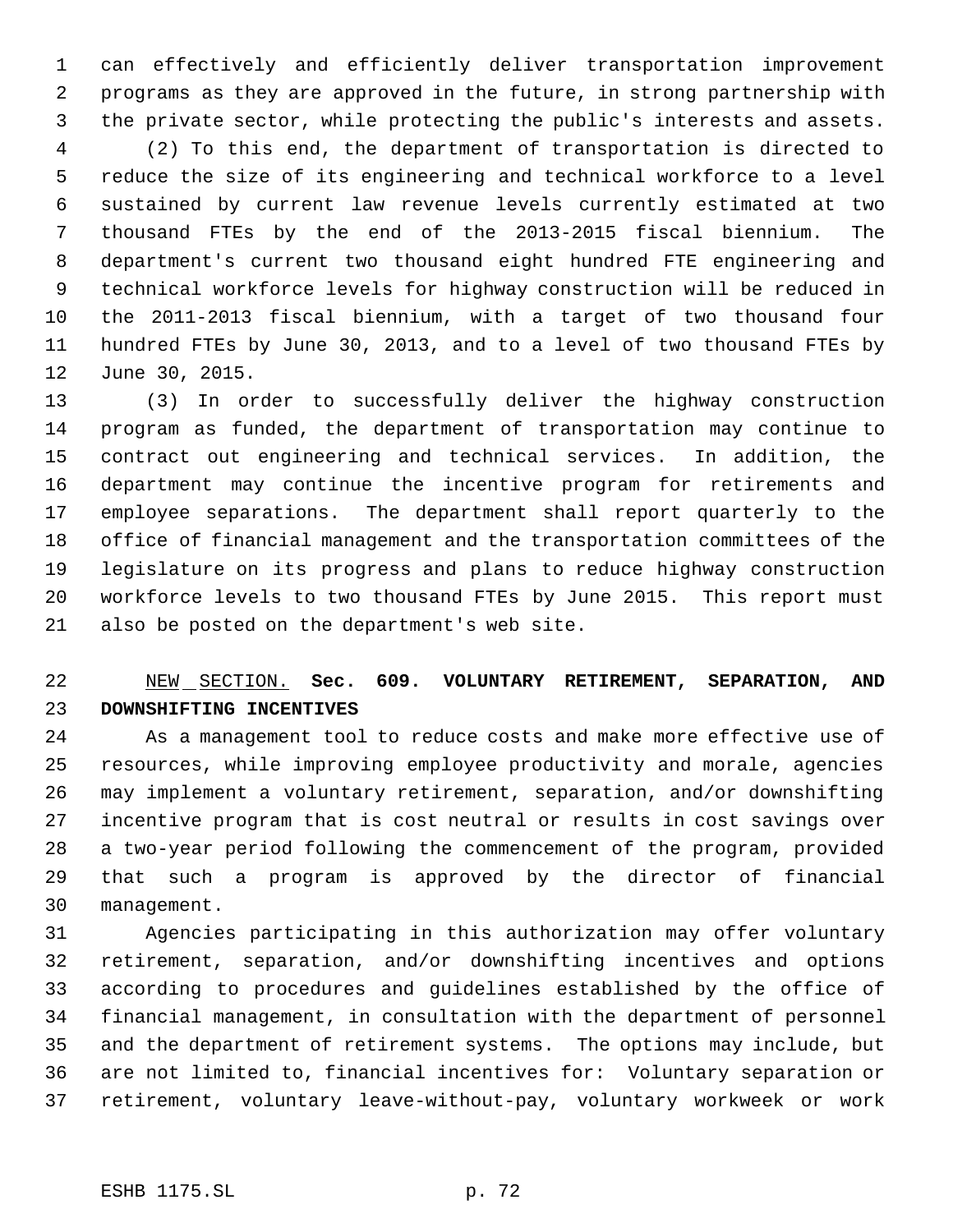can effectively and efficiently deliver transportation improvement programs as they are approved in the future, in strong partnership with the private sector, while protecting the public's interests and assets.

(2) To this end, the department of transportation is directed to reduce the size of its engineering and technical workforce to a level sustained by current law revenue levels currently estimated at two thousand FTEs by the end of the 2013-2015 fiscal biennium. The department's current two thousand eight hundred FTE engineering and technical workforce levels for highway construction will be reduced in the 2011-2013 fiscal biennium, with a target of two thousand four hundred FTEs by June 30, 2013, and to a level of two thousand FTEs by June 30, 2015.

(3) In order to successfully deliver the highway construction program as funded, the department of transportation may continue to contract out engineering and technical services. In addition, the department may continue the incentive program for retirements and employee separations. The department shall report quarterly to the office of financial management and the transportation committees of the legislature on its progress and plans to reduce highway construction workforce levels to two thousand FTEs by June 2015. This report must also be posted on the department's web site.

NEW SECTION. **Sec. 609. VOLUNTARY RETIREMENT, SEPARATION, AND DOWNSHIFTING INCENTIVES**

As a management tool to reduce costs and make more effective use of resources, while improving employee productivity and morale, agencies may implement a voluntary retirement, separation, and/or downshifting incentive program that is cost neutral or results in cost savings over a two-year period following the commencement of the program, provided that such a program is approved by the director of financial management.

Agencies participating in this authorization may offer voluntary retirement, separation, and/or downshifting incentives and options according to procedures and guidelines established by the office of financial management, in consultation with the department of personnel and the department of retirement systems. The options may include, but are not limited to, financial incentives for: Voluntary separation or retirement, voluntary leave-without-pay, voluntary workweek or work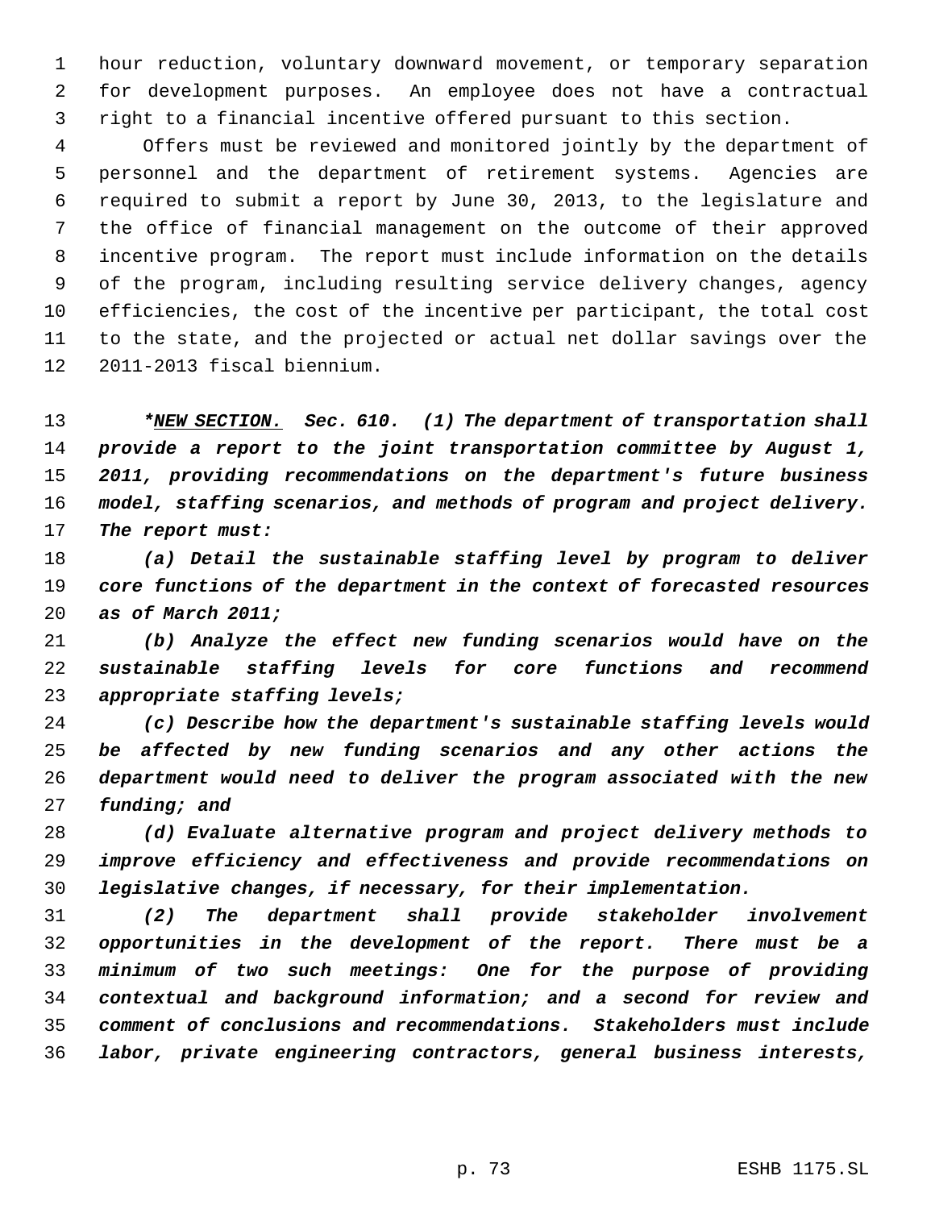hour reduction, voluntary downward movement, or temporary separation for development purposes. An employee does not have a contractual right to a financial incentive offered pursuant to this section.

Offers must be reviewed and monitored jointly by the department of personnel and the department of retirement systems. Agencies are required to submit a report by June 30, 2013, to the legislature and the office of financial management on the outcome of their approved incentive program. The report must include information on the details of the program, including resulting service delivery changes, agency efficiencies, the cost of the incentive per participant, the total cost to the state, and the projected or actual net dollar savings over the 2011-2013 fiscal biennium.

***NEW SECTION. Sec. 610. (1) The department of transportation shall provide a report to the joint transportation committee by August 1, 2011, providing recommendations on the department's future business model, staffing scenarios, and methods of program and project delivery. The report must:***

***(a) Detail the sustainable staffing level by program to deliver core functions of the department in the context of forecasted resources as of March 2011;***

***(b) Analyze the effect new funding scenarios would have on the sustainable staffing levels for core functions and recommend appropriate staffing levels;***

***(c) Describe how the department's sustainable staffing levels would be affected by new funding scenarios and any other actions the department would need to deliver the program associated with the new funding; and***

***(d) Evaluate alternative program and project delivery methods to improve efficiency and effectiveness and provide recommendations on legislative changes, if necessary, for their implementation.***

***(2) The department shall provide stakeholder involvement opportunities in the development of the report. There must be a minimum of two such meetings: One for the purpose of providing contextual and background information; and a second for review and comment of conclusions and recommendations. Stakeholders must include labor, private engineering contractors, general business interests,***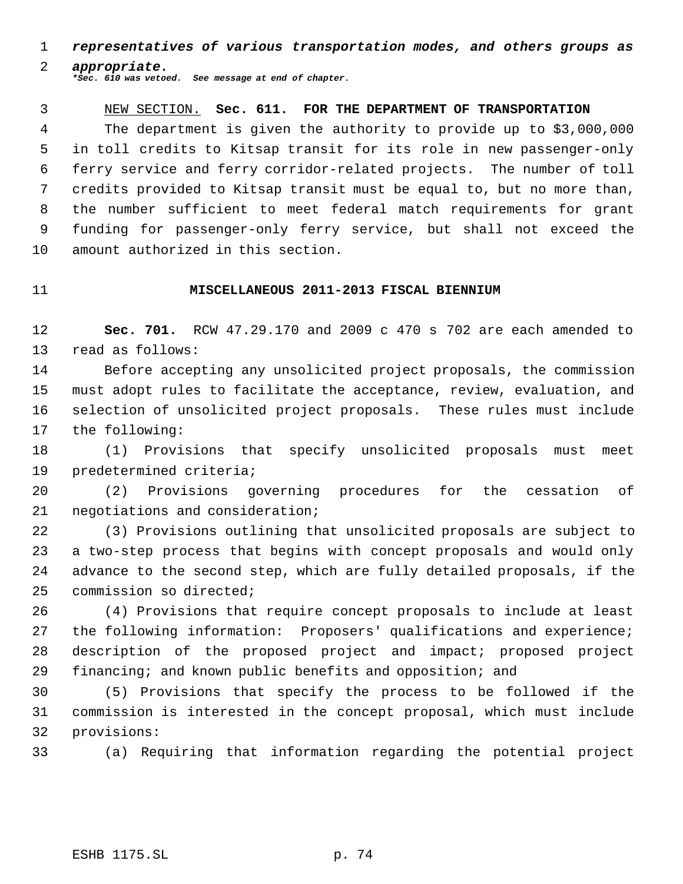***representatives of various transportation modes, and others groups as appropriate.***

****Sec. 610 was vetoed. See message at end of chapter.***

NEW SECTION. **Sec. 611. FOR THE DEPARTMENT OF TRANSPORTATION**

The department is given the authority to provide up to $3,000,000 in toll credits to Kitsap transit for its role in new passenger-only ferry service and ferry corridor-related projects. The number of toll credits provided to Kitsap transit must be equal to, but no more than, the number sufficient to meet federal match requirements for grant funding for passenger-only ferry service, but shall not exceed the amount authorized in this section.

**MISCELLANEOUS 2011-2013 FISCAL BIENNIUM**

**Sec. 701.** RCW 47.29.170 and 2009 c 470 s 702 are each amended to read as follows:

Before accepting any unsolicited project proposals, the commission must adopt rules to facilitate the acceptance, review, evaluation, and selection of unsolicited project proposals. These rules must include the following:

(1) Provisions that specify unsolicited proposals must meet predetermined criteria;

(2) Provisions governing procedures for the cessation of negotiations and consideration;

(3) Provisions outlining that unsolicited proposals are subject to a two-step process that begins with concept proposals and would only advance to the second step, which are fully detailed proposals, if the commission so directed;

(4) Provisions that require concept proposals to include at least the following information: Proposers' qualifications and experience; description of the proposed project and impact; proposed project financing; and known public benefits and opposition; and

(5) Provisions that specify the process to be followed if the commission is interested in the concept proposal, which must include provisions:

(a) Requiring that information regarding the potential project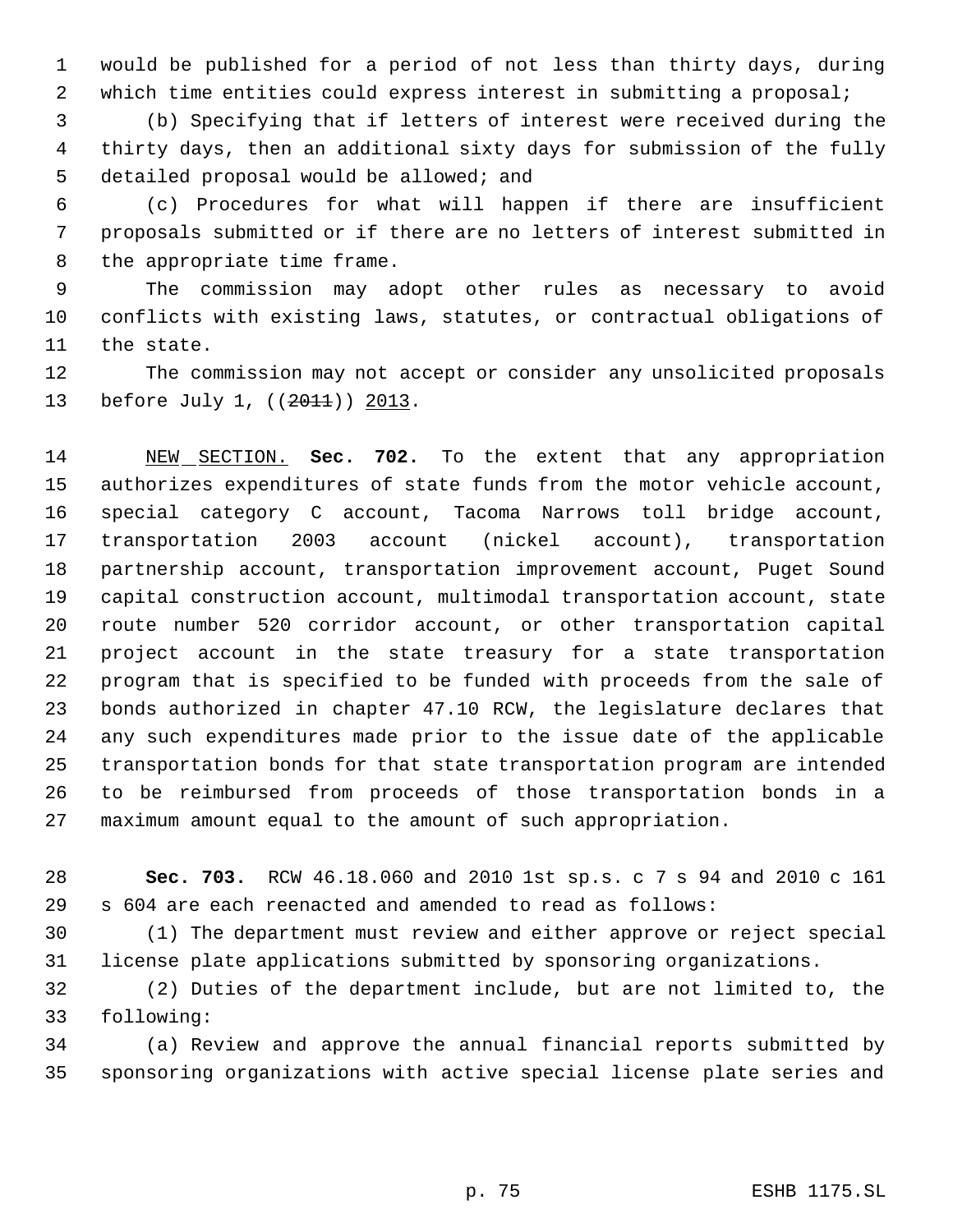would be published for a period of not less than thirty days, during which time entities could express interest in submitting a proposal;

(b) Specifying that if letters of interest were received during the thirty days, then an additional sixty days for submission of the fully detailed proposal would be allowed; and

(c) Procedures for what will happen if there are insufficient proposals submitted or if there are no letters of interest submitted in the appropriate time frame.

The commission may adopt other rules as necessary to avoid conflicts with existing laws, statutes, or contractual obligations of the state.

The commission may not accept or consider any unsolicited proposals before July 1, ((~~2011~~)) 2013.

NEW SECTION. **Sec. 702.** To the extent that any appropriation authorizes expenditures of state funds from the motor vehicle account, special category C account, Tacoma Narrows toll bridge account, transportation 2003 account (nickel account), transportation partnership account, transportation improvement account, Puget Sound capital construction account, multimodal transportation account, state route number 520 corridor account, or other transportation capital project account in the state treasury for a state transportation program that is specified to be funded with proceeds from the sale of bonds authorized in chapter 47.10 RCW, the legislature declares that any such expenditures made prior to the issue date of the applicable transportation bonds for that state transportation program are intended to be reimbursed from proceeds of those transportation bonds in a maximum amount equal to the amount of such appropriation.

**Sec. 703.** RCW 46.18.060 and 2010 1st sp.s. c 7 s 94 and 2010 c 161 s 604 are each reenacted and amended to read as follows:

(1) The department must review and either approve or reject special license plate applications submitted by sponsoring organizations.

(2) Duties of the department include, but are not limited to, the following:

(a) Review and approve the annual financial reports submitted by sponsoring organizations with active special license plate series and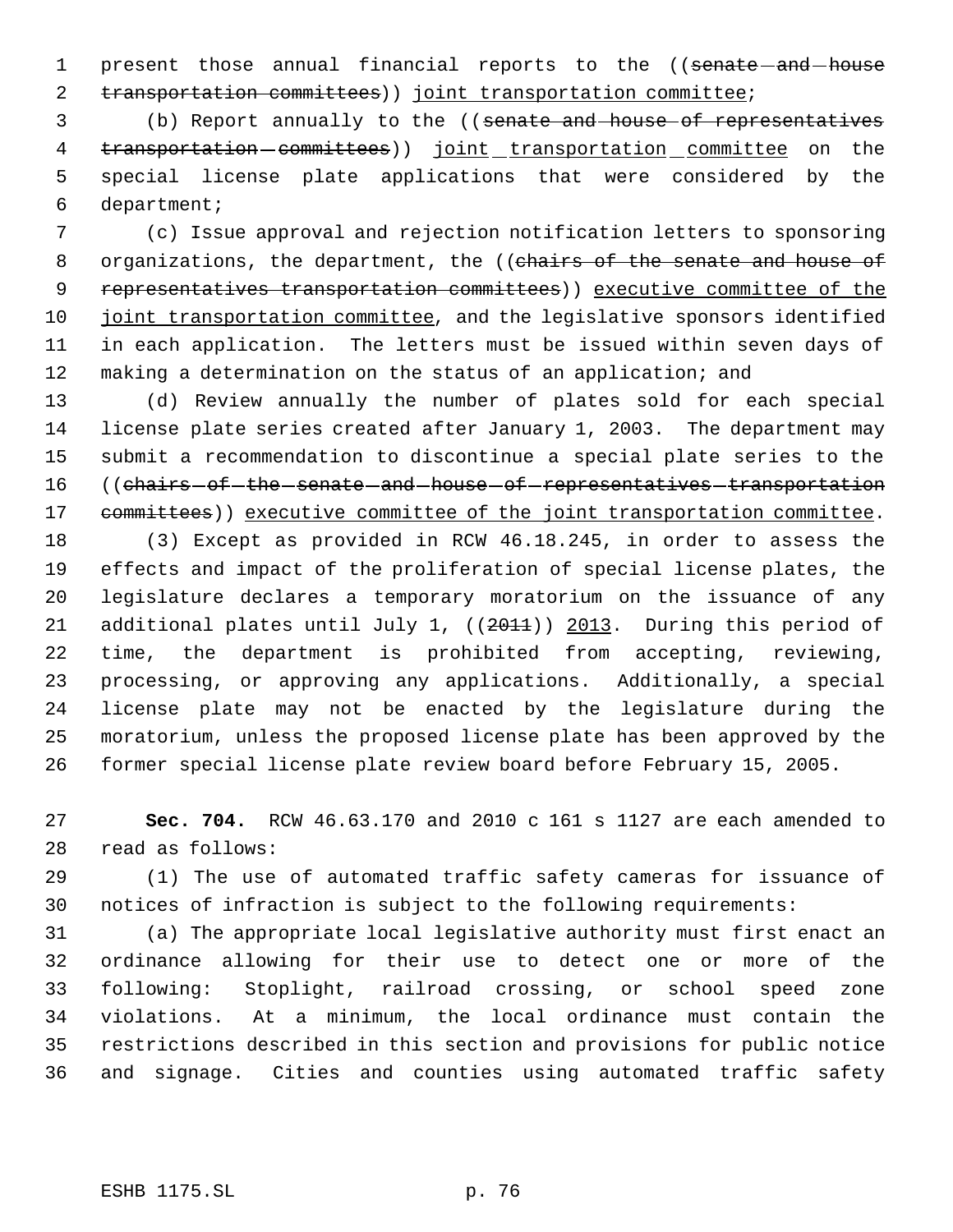present those annual financial reports to the ((~~senate and house transportation committees~~)) joint transportation committee;

(b) Report annually to the ((~~senate and house of representatives transportation committees~~)) joint transportation committee on the special license plate applications that were considered by the department;

(c) Issue approval and rejection notification letters to sponsoring organizations, the department, the ((~~chairs of the senate and house of representatives transportation committees~~)) executive committee of the joint transportation committee, and the legislative sponsors identified in each application. The letters must be issued within seven days of making a determination on the status of an application; and

(d) Review annually the number of plates sold for each special license plate series created after January 1, 2003. The department may submit a recommendation to discontinue a special plate series to the ((~~chairs of the senate and house of representatives transportation committees~~)) executive committee of the joint transportation committee.

(3) Except as provided in RCW 46.18.245, in order to assess the effects and impact of the proliferation of special license plates, the legislature declares a temporary moratorium on the issuance of any additional plates until July 1, ((~~2011~~)) 2013. During this period of time, the department is prohibited from accepting, reviewing, processing, or approving any applications. Additionally, a special license plate may not be enacted by the legislature during the moratorium, unless the proposed license plate has been approved by the former special license plate review board before February 15, 2005.

**Sec. 704.** RCW 46.63.170 and 2010 c 161 s 1127 are each amended to read as follows:

(1) The use of automated traffic safety cameras for issuance of notices of infraction is subject to the following requirements:

(a) The appropriate local legislative authority must first enact an ordinance allowing for their use to detect one or more of the following: Stoplight, railroad crossing, or school speed zone violations. At a minimum, the local ordinance must contain the restrictions described in this section and provisions for public notice and signage. Cities and counties using automated traffic safety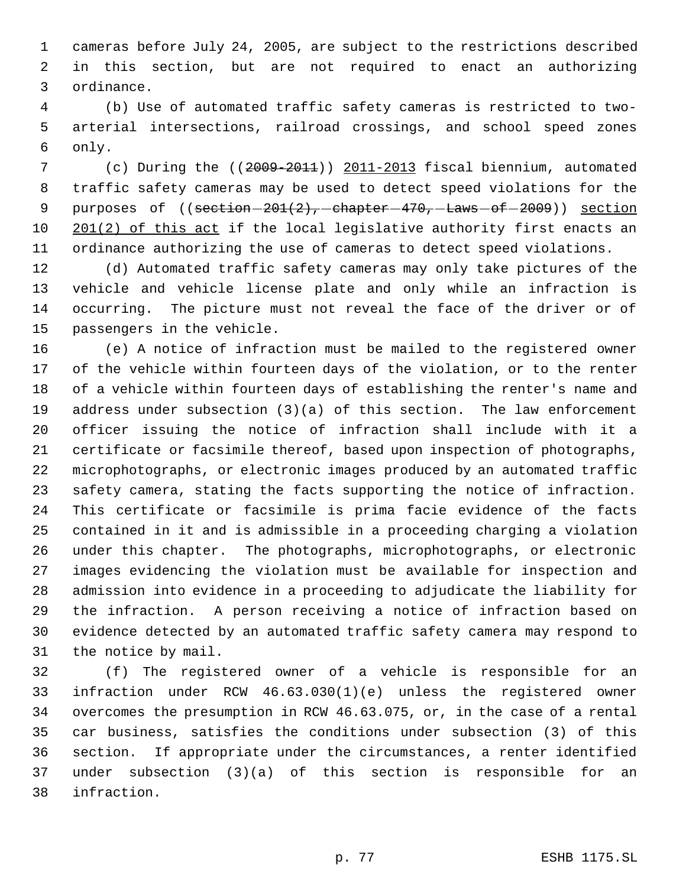cameras before July 24, 2005, are subject to the restrictions described in this section, but are not required to enact an authorizing ordinance.

(b) Use of automated traffic safety cameras is restricted to two-arterial intersections, railroad crossings, and school speed zones only.

(c) During the ((~~2009-2011~~)) 2011-2013 fiscal biennium, automated traffic safety cameras may be used to detect speed violations for the purposes of ((~~section 201(2), chapter 470, Laws of 2009~~)) section 201(2) of this act if the local legislative authority first enacts an ordinance authorizing the use of cameras to detect speed violations.

(d) Automated traffic safety cameras may only take pictures of the vehicle and vehicle license plate and only while an infraction is occurring. The picture must not reveal the face of the driver or of passengers in the vehicle.

(e) A notice of infraction must be mailed to the registered owner of the vehicle within fourteen days of the violation, or to the renter of a vehicle within fourteen days of establishing the renter's name and address under subsection (3)(a) of this section. The law enforcement officer issuing the notice of infraction shall include with it a certificate or facsimile thereof, based upon inspection of photographs, microphotographs, or electronic images produced by an automated traffic safety camera, stating the facts supporting the notice of infraction. This certificate or facsimile is prima facie evidence of the facts contained in it and is admissible in a proceeding charging a violation under this chapter. The photographs, microphotographs, or electronic images evidencing the violation must be available for inspection and admission into evidence in a proceeding to adjudicate the liability for the infraction. A person receiving a notice of infraction based on evidence detected by an automated traffic safety camera may respond to the notice by mail.

(f) The registered owner of a vehicle is responsible for an infraction under RCW 46.63.030(1)(e) unless the registered owner overcomes the presumption in RCW 46.63.075, or, in the case of a rental car business, satisfies the conditions under subsection (3) of this section. If appropriate under the circumstances, a renter identified under subsection (3)(a) of this section is responsible for an infraction.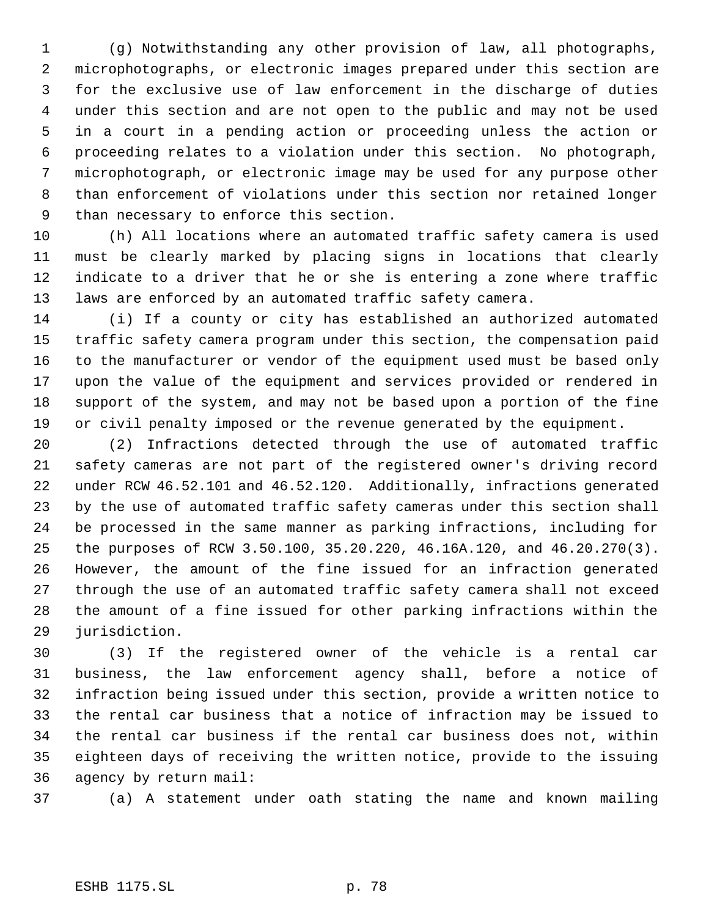(g) Notwithstanding any other provision of law, all photographs, microphotographs, or electronic images prepared under this section are for the exclusive use of law enforcement in the discharge of duties under this section and are not open to the public and may not be used in a court in a pending action or proceeding unless the action or proceeding relates to a violation under this section. No photograph, microphotograph, or electronic image may be used for any purpose other than enforcement of violations under this section nor retained longer than necessary to enforce this section.

(h) All locations where an automated traffic safety camera is used must be clearly marked by placing signs in locations that clearly indicate to a driver that he or she is entering a zone where traffic laws are enforced by an automated traffic safety camera.

(i) If a county or city has established an authorized automated traffic safety camera program under this section, the compensation paid to the manufacturer or vendor of the equipment used must be based only upon the value of the equipment and services provided or rendered in support of the system, and may not be based upon a portion of the fine or civil penalty imposed or the revenue generated by the equipment.

(2) Infractions detected through the use of automated traffic safety cameras are not part of the registered owner's driving record under RCW 46.52.101 and 46.52.120. Additionally, infractions generated by the use of automated traffic safety cameras under this section shall be processed in the same manner as parking infractions, including for the purposes of RCW 3.50.100, 35.20.220, 46.16A.120, and 46.20.270(3). However, the amount of the fine issued for an infraction generated through the use of an automated traffic safety camera shall not exceed the amount of a fine issued for other parking infractions within the jurisdiction.

(3) If the registered owner of the vehicle is a rental car business, the law enforcement agency shall, before a notice of infraction being issued under this section, provide a written notice to the rental car business that a notice of infraction may be issued to the rental car business if the rental car business does not, within eighteen days of receiving the written notice, provide to the issuing agency by return mail:

(a) A statement under oath stating the name and known mailing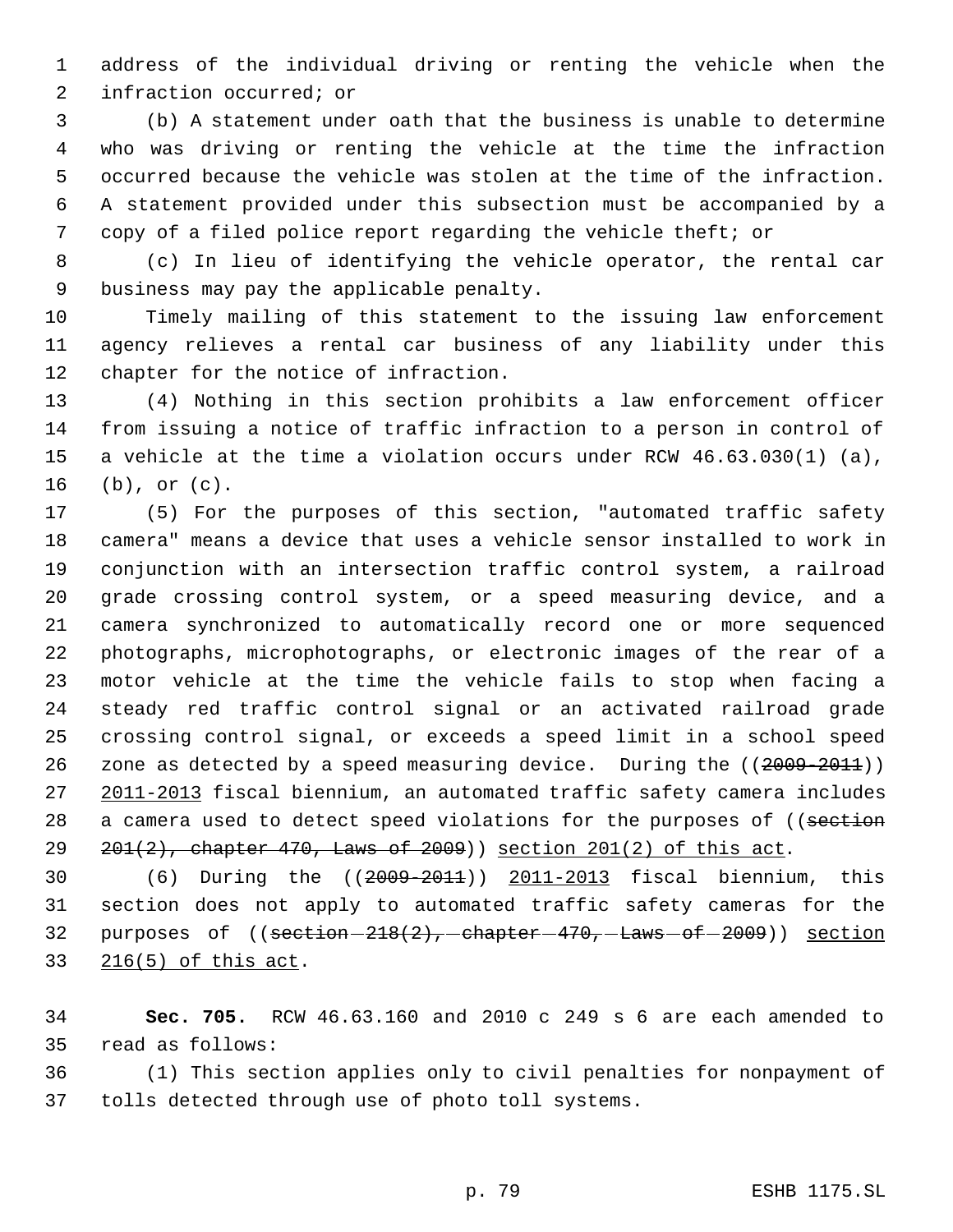address of the individual driving or renting the vehicle when the infraction occurred; or

(b) A statement under oath that the business is unable to determine who was driving or renting the vehicle at the time the infraction occurred because the vehicle was stolen at the time of the infraction. A statement provided under this subsection must be accompanied by a copy of a filed police report regarding the vehicle theft; or

(c) In lieu of identifying the vehicle operator, the rental car business may pay the applicable penalty.

Timely mailing of this statement to the issuing law enforcement agency relieves a rental car business of any liability under this chapter for the notice of infraction.

(4) Nothing in this section prohibits a law enforcement officer from issuing a notice of traffic infraction to a person in control of a vehicle at the time a violation occurs under RCW 46.63.030(1) (a), (b), or (c).

(5) For the purposes of this section, "automated traffic safety camera" means a device that uses a vehicle sensor installed to work in conjunction with an intersection traffic control system, a railroad grade crossing control system, or a speed measuring device, and a camera synchronized to automatically record one or more sequenced photographs, microphotographs, or electronic images of the rear of a motor vehicle at the time the vehicle fails to stop when facing a steady red traffic control signal or an activated railroad grade crossing control signal, or exceeds a speed limit in a school speed zone as detected by a speed measuring device. During the ((~~2009-2011~~)) 2011-2013 fiscal biennium, an automated traffic safety camera includes a camera used to detect speed violations for the purposes of ((~~section 201(2), chapter 470, Laws of 2009~~)) section 201(2) of this act.

(6) During the ((~~2009-2011~~)) 2011-2013 fiscal biennium, this section does not apply to automated traffic safety cameras for the purposes of ((~~section 218(2), chapter 470, Laws of 2009~~)) section 216(5) of this act.

**Sec. 705.** RCW 46.63.160 and 2010 c 249 s 6 are each amended to read as follows:

(1) This section applies only to civil penalties for nonpayment of tolls detected through use of photo toll systems.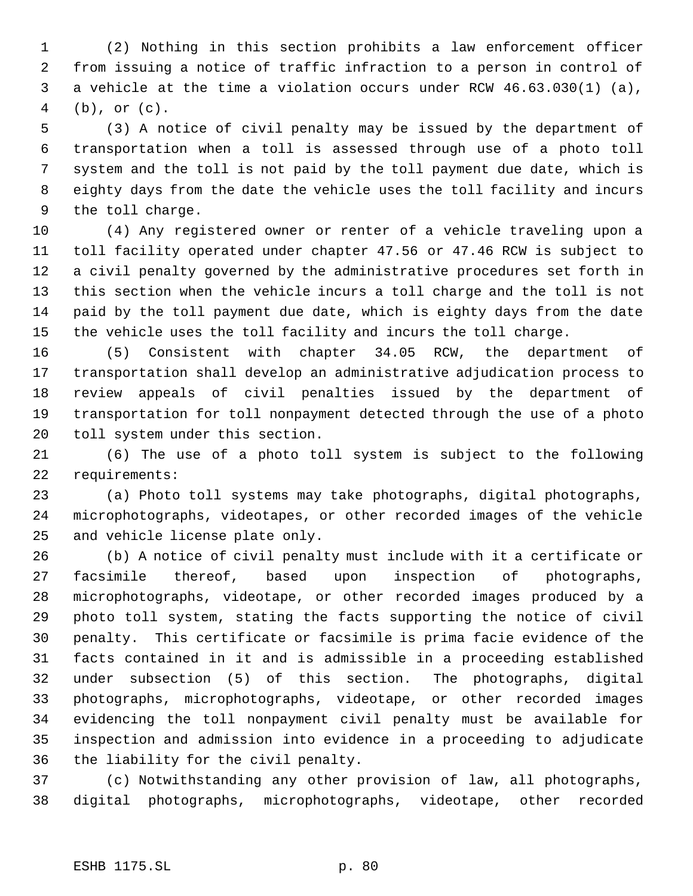(2) Nothing in this section prohibits a law enforcement officer from issuing a notice of traffic infraction to a person in control of a vehicle at the time a violation occurs under RCW 46.63.030(1) (a), (b), or (c).

(3) A notice of civil penalty may be issued by the department of transportation when a toll is assessed through use of a photo toll system and the toll is not paid by the toll payment due date, which is eighty days from the date the vehicle uses the toll facility and incurs the toll charge.

(4) Any registered owner or renter of a vehicle traveling upon a toll facility operated under chapter 47.56 or 47.46 RCW is subject to a civil penalty governed by the administrative procedures set forth in this section when the vehicle incurs a toll charge and the toll is not paid by the toll payment due date, which is eighty days from the date the vehicle uses the toll facility and incurs the toll charge.

(5) Consistent with chapter 34.05 RCW, the department of transportation shall develop an administrative adjudication process to review appeals of civil penalties issued by the department of transportation for toll nonpayment detected through the use of a photo toll system under this section.

(6) The use of a photo toll system is subject to the following requirements:

(a) Photo toll systems may take photographs, digital photographs, microphotographs, videotapes, or other recorded images of the vehicle and vehicle license plate only.

(b) A notice of civil penalty must include with it a certificate or facsimile thereof, based upon inspection of photographs, microphotographs, videotape, or other recorded images produced by a photo toll system, stating the facts supporting the notice of civil penalty. This certificate or facsimile is prima facie evidence of the facts contained in it and is admissible in a proceeding established under subsection (5) of this section. The photographs, digital photographs, microphotographs, videotape, or other recorded images evidencing the toll nonpayment civil penalty must be available for inspection and admission into evidence in a proceeding to adjudicate the liability for the civil penalty.

(c) Notwithstanding any other provision of law, all photographs, digital photographs, microphotographs, videotape, other recorded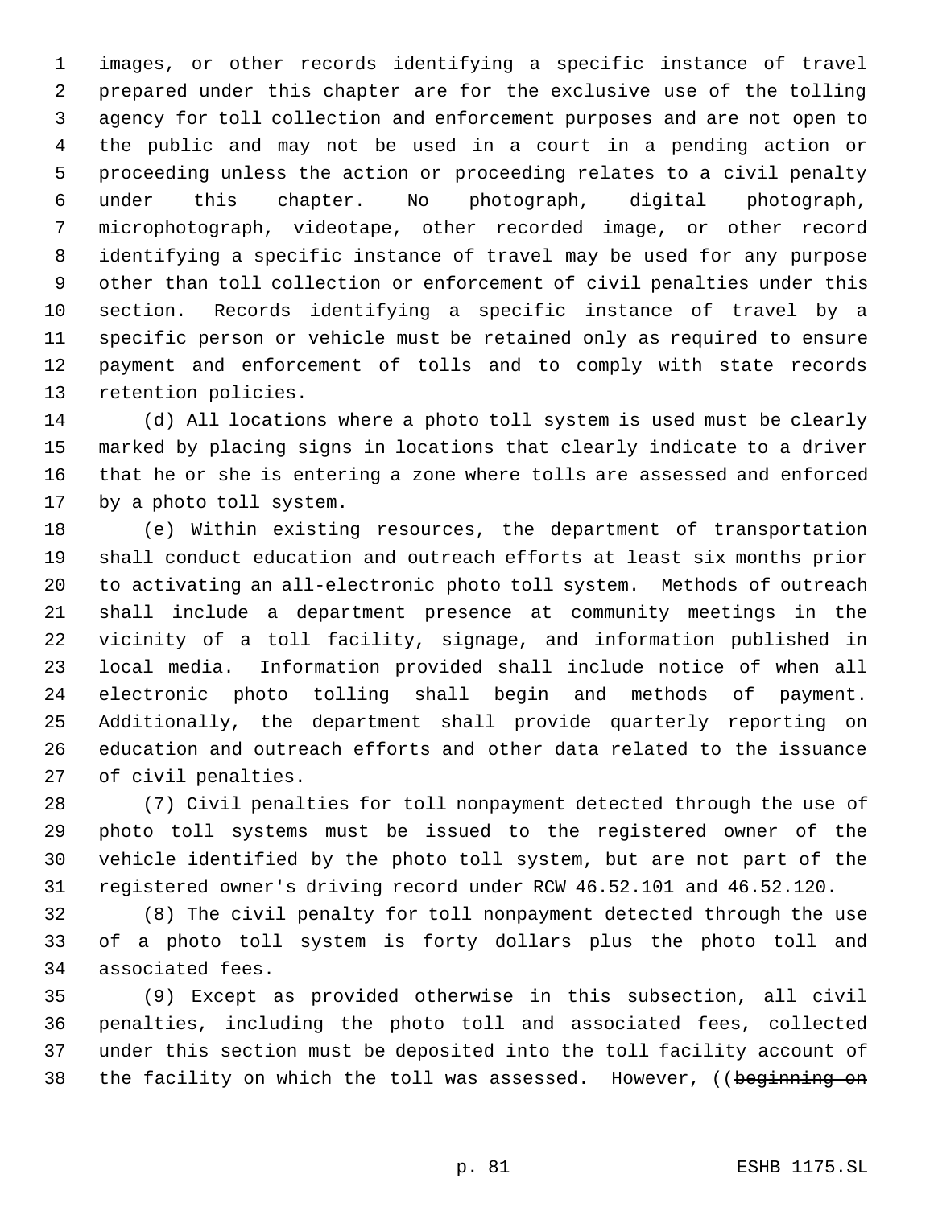images, or other records identifying a specific instance of travel prepared under this chapter are for the exclusive use of the tolling agency for toll collection and enforcement purposes and are not open to the public and may not be used in a court in a pending action or proceeding unless the action or proceeding relates to a civil penalty under this chapter. No photograph, digital photograph, microphotograph, videotape, other recorded image, or other record identifying a specific instance of travel may be used for any purpose other than toll collection or enforcement of civil penalties under this section. Records identifying a specific instance of travel by a specific person or vehicle must be retained only as required to ensure payment and enforcement of tolls and to comply with state records retention policies.

(d) All locations where a photo toll system is used must be clearly marked by placing signs in locations that clearly indicate to a driver that he or she is entering a zone where tolls are assessed and enforced by a photo toll system.

(e) Within existing resources, the department of transportation shall conduct education and outreach efforts at least six months prior to activating an all-electronic photo toll system. Methods of outreach shall include a department presence at community meetings in the vicinity of a toll facility, signage, and information published in local media. Information provided shall include notice of when all electronic photo tolling shall begin and methods of payment. Additionally, the department shall provide quarterly reporting on education and outreach efforts and other data related to the issuance of civil penalties.

(7) Civil penalties for toll nonpayment detected through the use of photo toll systems must be issued to the registered owner of the vehicle identified by the photo toll system, but are not part of the registered owner's driving record under RCW 46.52.101 and 46.52.120.

(8) The civil penalty for toll nonpayment detected through the use of a photo toll system is forty dollars plus the photo toll and associated fees.

(9) Except as provided otherwise in this subsection, all civil penalties, including the photo toll and associated fees, collected under this section must be deposited into the toll facility account of the facility on which the toll was assessed. However, ((~~beginning on~~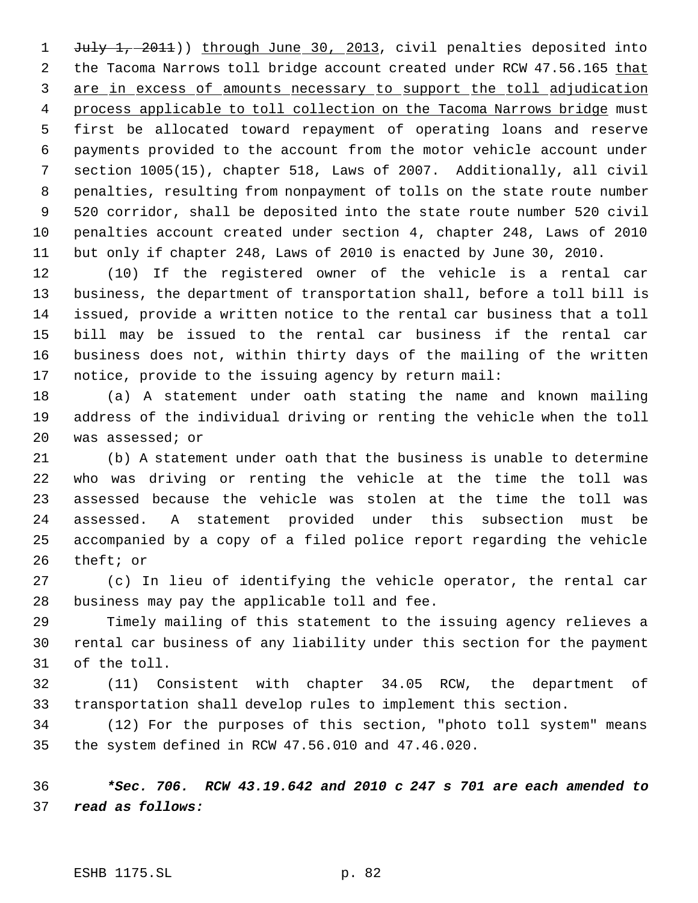~~July 1, 2011~~)) through June 30, 2013, civil penalties deposited into the Tacoma Narrows toll bridge account created under RCW 47.56.165 that are in excess of amounts necessary to support the toll adjudication process applicable to toll collection on the Tacoma Narrows bridge must first be allocated toward repayment of operating loans and reserve payments provided to the account from the motor vehicle account under section 1005(15), chapter 518, Laws of 2007. Additionally, all civil penalties, resulting from nonpayment of tolls on the state route number 520 corridor, shall be deposited into the state route number 520 civil penalties account created under section 4, chapter 248, Laws of 2010 but only if chapter 248, Laws of 2010 is enacted by June 30, 2010.

(10) If the registered owner of the vehicle is a rental car business, the department of transportation shall, before a toll bill is issued, provide a written notice to the rental car business that a toll bill may be issued to the rental car business if the rental car business does not, within thirty days of the mailing of the written notice, provide to the issuing agency by return mail:

(a) A statement under oath stating the name and known mailing address of the individual driving or renting the vehicle when the toll was assessed; or

(b) A statement under oath that the business is unable to determine who was driving or renting the vehicle at the time the toll was assessed because the vehicle was stolen at the time the toll was assessed. A statement provided under this subsection must be accompanied by a copy of a filed police report regarding the vehicle theft; or

(c) In lieu of identifying the vehicle operator, the rental car business may pay the applicable toll and fee.

Timely mailing of this statement to the issuing agency relieves a rental car business of any liability under this section for the payment of the toll.

(11) Consistent with chapter 34.05 RCW, the department of transportation shall develop rules to implement this section.

(12) For the purposes of this section, "photo toll system" means the system defined in RCW 47.56.010 and 47.46.020.

***Sec. 706. RCW 43.19.642 and 2010 c 247 s 701 are each amended to read as follows:***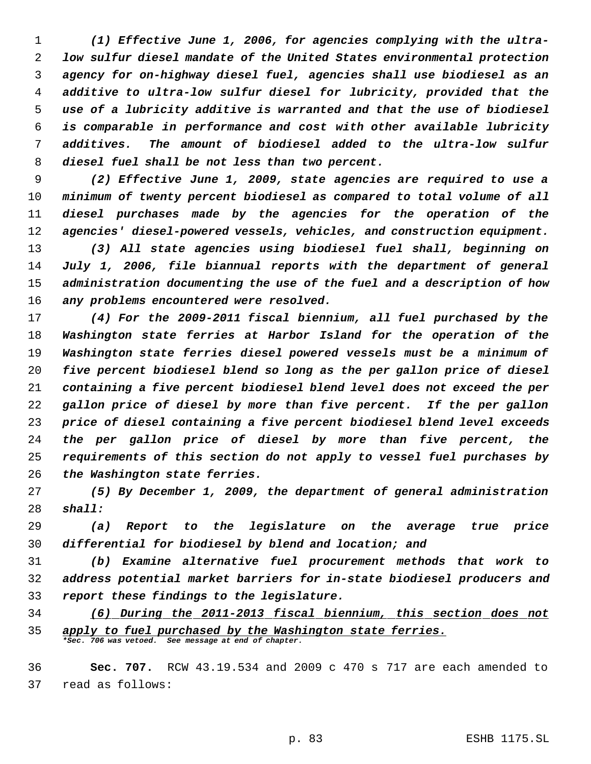*(1) Effective June 1, 2006, for agencies complying with the ultra-low sulfur diesel mandate of the United States environmental protection agency for on-highway diesel fuel, agencies shall use biodiesel as an additive to ultra-low sulfur diesel for lubricity, provided that the use of a lubricity additive is warranted and that the use of biodiesel is comparable in performance and cost with other available lubricity additives. The amount of biodiesel added to the ultra-low sulfur diesel fuel shall be not less than two percent.*

*(2) Effective June 1, 2009, state agencies are required to use a minimum of twenty percent biodiesel as compared to total volume of all diesel purchases made by the agencies for the operation of the agencies' diesel-powered vessels, vehicles, and construction equipment.*

*(3) All state agencies using biodiesel fuel shall, beginning on July 1, 2006, file biannual reports with the department of general administration documenting the use of the fuel and a description of how any problems encountered were resolved.*

*(4) For the 2009-2011 fiscal biennium, all fuel purchased by the Washington state ferries at Harbor Island for the operation of the Washington state ferries diesel powered vessels must be a minimum of five percent biodiesel blend so long as the per gallon price of diesel containing a five percent biodiesel blend level does not exceed the per gallon price of diesel by more than five percent. If the per gallon price of diesel containing a five percent biodiesel blend level exceeds the per gallon price of diesel by more than five percent, the requirements of this section do not apply to vessel fuel purchases by the Washington state ferries.*

*(5) By December 1, 2009, the department of general administration shall:*

*(a) Report to the legislature on the average true price differential for biodiesel by blend and location; and*

*(b) Examine alternative fuel procurement methods that work to address potential market barriers for in-state biodiesel producers and report these findings to the legislature.*

*(6) During the 2011-2013 fiscal biennium, this section does not apply to fuel purchased by the Washington state ferries.*

*\*Sec. 706 was vetoed. See message at end of chapter.*

**Sec. 707.** RCW 43.19.534 and 2009 c 470 s 717 are each amended to read as follows: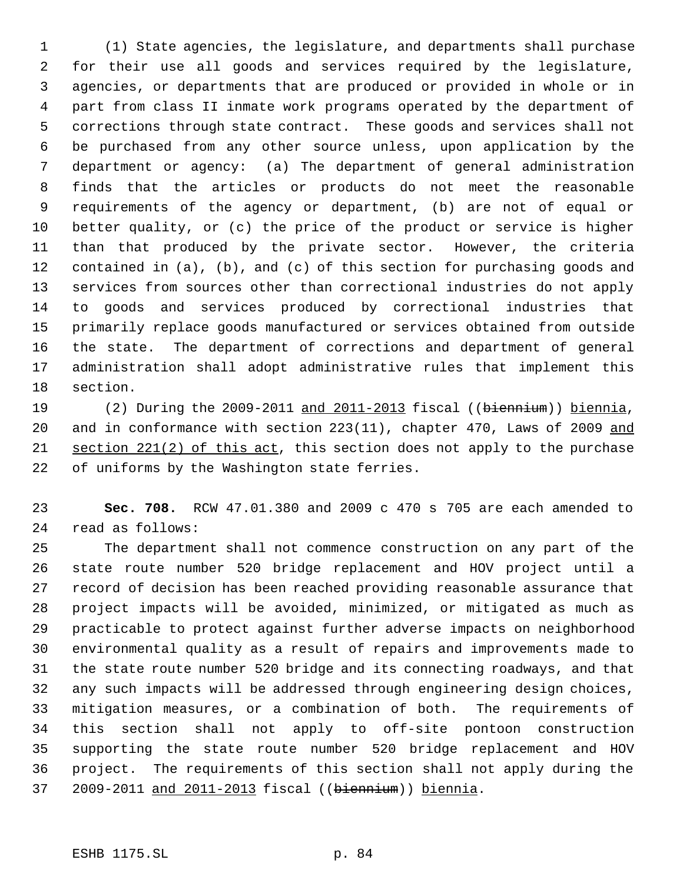(1) State agencies, the legislature, and departments shall purchase for their use all goods and services required by the legislature, agencies, or departments that are produced or provided in whole or in part from class II inmate work programs operated by the department of corrections through state contract. These goods and services shall not be purchased from any other source unless, upon application by the department or agency: (a) The department of general administration finds that the articles or products do not meet the reasonable requirements of the agency or department, (b) are not of equal or better quality, or (c) the price of the product or service is higher than that produced by the private sector. However, the criteria contained in (a), (b), and (c) of this section for purchasing goods and services from sources other than correctional industries do not apply to goods and services produced by correctional industries that primarily replace goods manufactured or services obtained from outside the state. The department of corrections and department of general administration shall adopt administrative rules that implement this section.

(2) During the 2009-2011 and 2011-2013 fiscal ((~~biennium~~)) biennia, and in conformance with section 223(11), chapter 470, Laws of 2009 and section 221(2) of this act, this section does not apply to the purchase of uniforms by the Washington state ferries.

**Sec. 708.** RCW 47.01.380 and 2009 c 470 s 705 are each amended to read as follows:

The department shall not commence construction on any part of the state route number 520 bridge replacement and HOV project until a record of decision has been reached providing reasonable assurance that project impacts will be avoided, minimized, or mitigated as much as practicable to protect against further adverse impacts on neighborhood environmental quality as a result of repairs and improvements made to the state route number 520 bridge and its connecting roadways, and that any such impacts will be addressed through engineering design choices, mitigation measures, or a combination of both. The requirements of this section shall not apply to off-site pontoon construction supporting the state route number 520 bridge replacement and HOV project. The requirements of this section shall not apply during the 2009-2011 and 2011-2013 fiscal ((~~biennium~~)) biennia.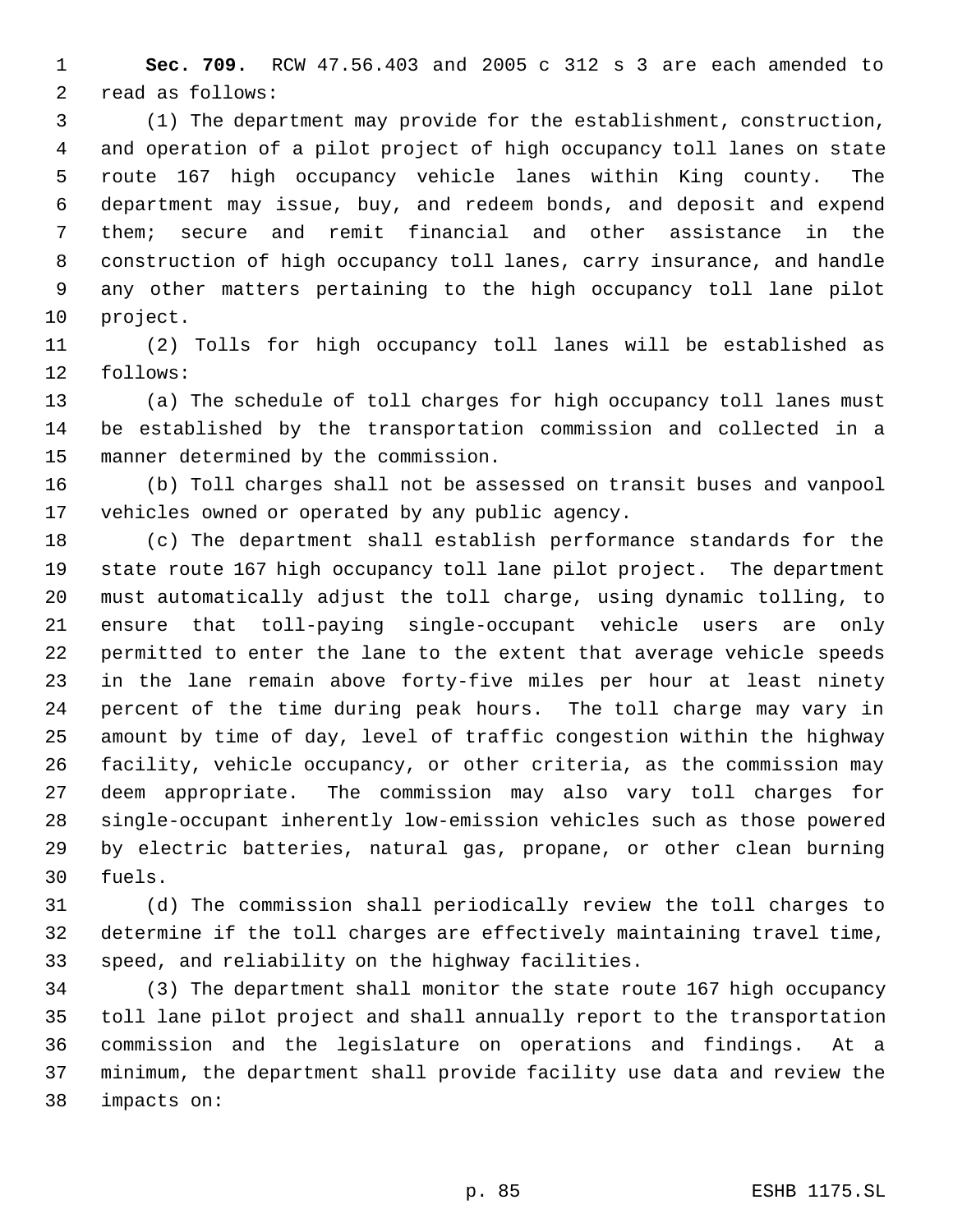**Sec. 709.** RCW 47.56.403 and 2005 c 312 s 3 are each amended to read as follows:

(1) The department may provide for the establishment, construction, and operation of a pilot project of high occupancy toll lanes on state route 167 high occupancy vehicle lanes within King county. The department may issue, buy, and redeem bonds, and deposit and expend them; secure and remit financial and other assistance in the construction of high occupancy toll lanes, carry insurance, and handle any other matters pertaining to the high occupancy toll lane pilot project.

(2) Tolls for high occupancy toll lanes will be established as follows:

(a) The schedule of toll charges for high occupancy toll lanes must be established by the transportation commission and collected in a manner determined by the commission.

(b) Toll charges shall not be assessed on transit buses and vanpool vehicles owned or operated by any public agency.

(c) The department shall establish performance standards for the state route 167 high occupancy toll lane pilot project. The department must automatically adjust the toll charge, using dynamic tolling, to ensure that toll-paying single-occupant vehicle users are only permitted to enter the lane to the extent that average vehicle speeds in the lane remain above forty-five miles per hour at least ninety percent of the time during peak hours. The toll charge may vary in amount by time of day, level of traffic congestion within the highway facility, vehicle occupancy, or other criteria, as the commission may deem appropriate. The commission may also vary toll charges for single-occupant inherently low-emission vehicles such as those powered by electric batteries, natural gas, propane, or other clean burning fuels.

(d) The commission shall periodically review the toll charges to determine if the toll charges are effectively maintaining travel time, speed, and reliability on the highway facilities.

(3) The department shall monitor the state route 167 high occupancy toll lane pilot project and shall annually report to the transportation commission and the legislature on operations and findings. At a minimum, the department shall provide facility use data and review the impacts on: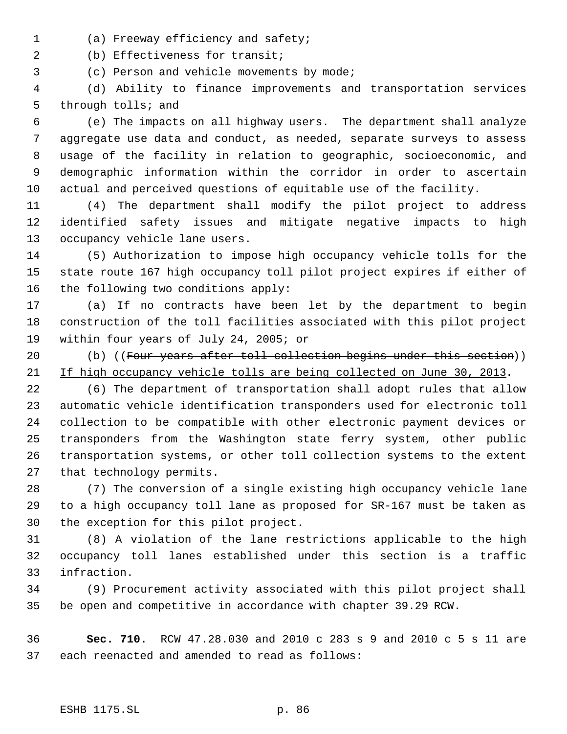(a) Freeway efficiency and safety;

(b) Effectiveness for transit;

(c) Person and vehicle movements by mode;

(d) Ability to finance improvements and transportation services through tolls; and

(e) The impacts on all highway users. The department shall analyze aggregate use data and conduct, as needed, separate surveys to assess usage of the facility in relation to geographic, socioeconomic, and demographic information within the corridor in order to ascertain actual and perceived questions of equitable use of the facility.

(4) The department shall modify the pilot project to address identified safety issues and mitigate negative impacts to high occupancy vehicle lane users.

(5) Authorization to impose high occupancy vehicle tolls for the state route 167 high occupancy toll pilot project expires if either of the following two conditions apply:

(a) If no contracts have been let by the department to begin construction of the toll facilities associated with this pilot project within four years of July 24, 2005; or

(b) ((~~Four years after toll collection begins under this section~~)) <u>If high occupancy vehicle tolls are being collected on June 30, 2013</u>.

(6) The department of transportation shall adopt rules that allow automatic vehicle identification transponders used for electronic toll collection to be compatible with other electronic payment devices or transponders from the Washington state ferry system, other public transportation systems, or other toll collection systems to the extent that technology permits.

(7) The conversion of a single existing high occupancy vehicle lane to a high occupancy toll lane as proposed for SR-167 must be taken as the exception for this pilot project.

(8) A violation of the lane restrictions applicable to the high occupancy toll lanes established under this section is a traffic infraction.

(9) Procurement activity associated with this pilot project shall be open and competitive in accordance with chapter 39.29 RCW.

**Sec. 710.** RCW 47.28.030 and 2010 c 283 s 9 and 2010 c 5 s 11 are each reenacted and amended to read as follows: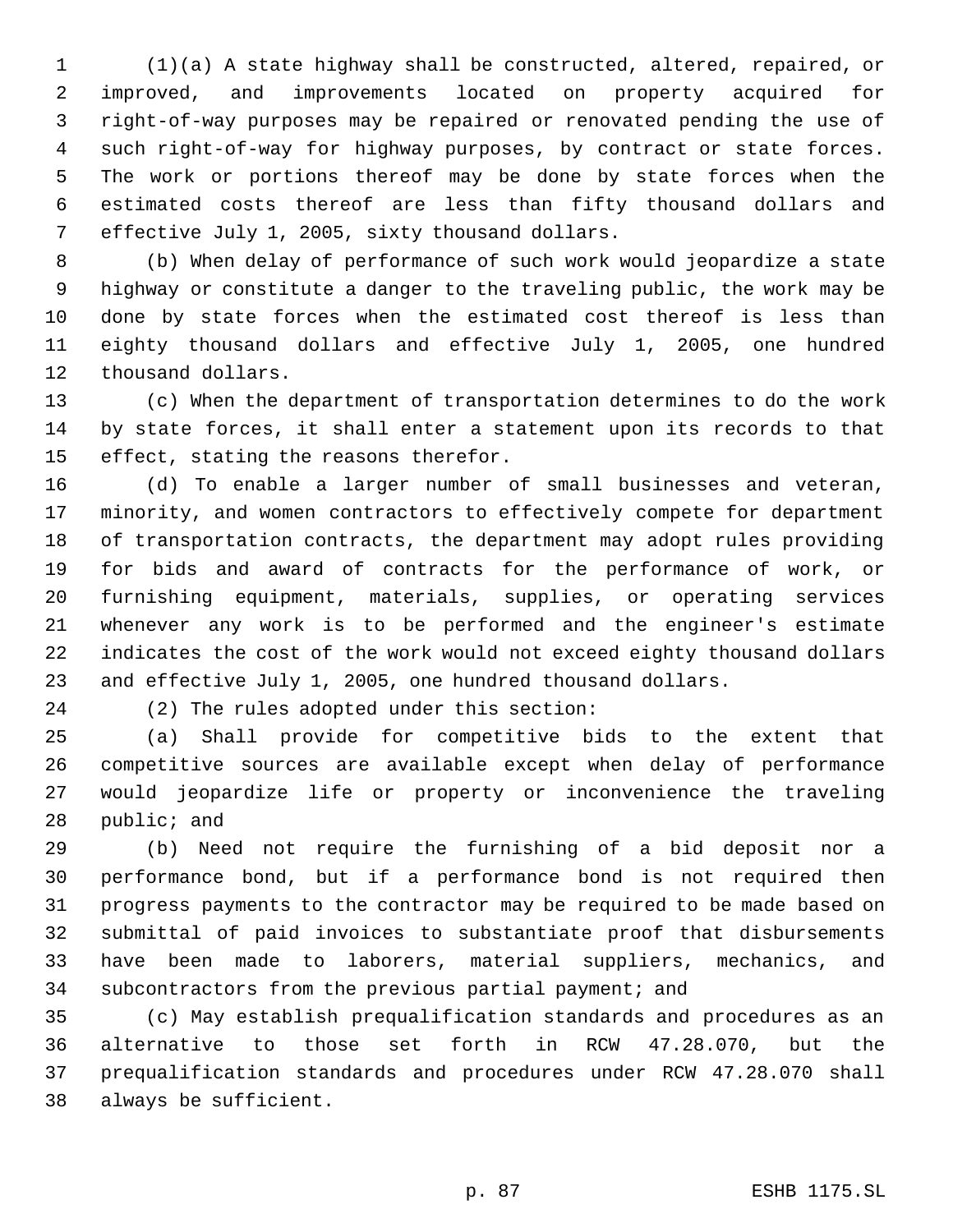(1)(a) A state highway shall be constructed, altered, repaired, or improved, and improvements located on property acquired for right-of-way purposes may be repaired or renovated pending the use of such right-of-way for highway purposes, by contract or state forces. The work or portions thereof may be done by state forces when the estimated costs thereof are less than fifty thousand dollars and effective July 1, 2005, sixty thousand dollars.

(b) When delay of performance of such work would jeopardize a state highway or constitute a danger to the traveling public, the work may be done by state forces when the estimated cost thereof is less than eighty thousand dollars and effective July 1, 2005, one hundred thousand dollars.

(c) When the department of transportation determines to do the work by state forces, it shall enter a statement upon its records to that effect, stating the reasons therefor.

(d) To enable a larger number of small businesses and veteran, minority, and women contractors to effectively compete for department of transportation contracts, the department may adopt rules providing for bids and award of contracts for the performance of work, or furnishing equipment, materials, supplies, or operating services whenever any work is to be performed and the engineer's estimate indicates the cost of the work would not exceed eighty thousand dollars and effective July 1, 2005, one hundred thousand dollars.

(2) The rules adopted under this section:

(a) Shall provide for competitive bids to the extent that competitive sources are available except when delay of performance would jeopardize life or property or inconvenience the traveling public; and

(b) Need not require the furnishing of a bid deposit nor a performance bond, but if a performance bond is not required then progress payments to the contractor may be required to be made based on submittal of paid invoices to substantiate proof that disbursements have been made to laborers, material suppliers, mechanics, and subcontractors from the previous partial payment; and

(c) May establish prequalification standards and procedures as an alternative to those set forth in RCW 47.28.070, but the prequalification standards and procedures under RCW 47.28.070 shall always be sufficient.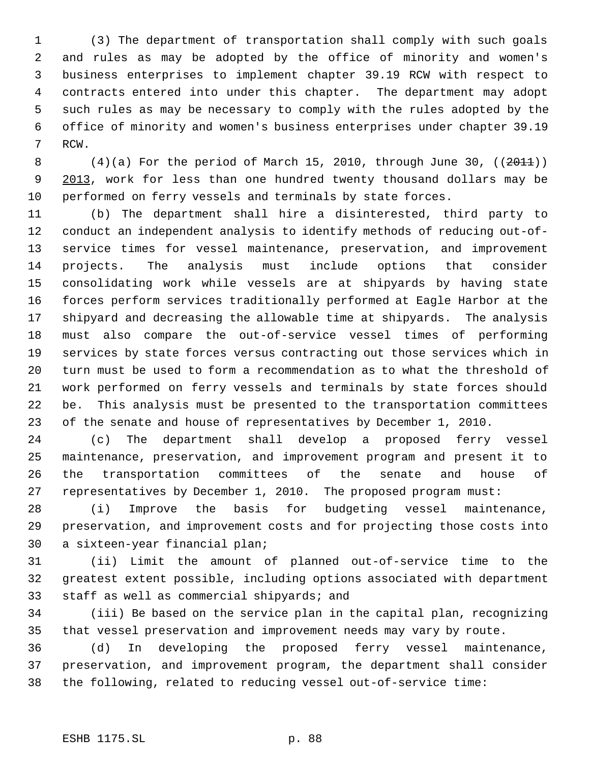(3) The department of transportation shall comply with such goals and rules as may be adopted by the office of minority and women's business enterprises to implement chapter 39.19 RCW with respect to contracts entered into under this chapter. The department may adopt such rules as may be necessary to comply with the rules adopted by the office of minority and women's business enterprises under chapter 39.19 RCW.

(4)(a) For the period of March 15, 2010, through June 30, ((~~2011~~)) 2013, work for less than one hundred twenty thousand dollars may be performed on ferry vessels and terminals by state forces.

(b) The department shall hire a disinterested, third party to conduct an independent analysis to identify methods of reducing out-of-service times for vessel maintenance, preservation, and improvement projects. The analysis must include options that consider consolidating work while vessels are at shipyards by having state forces perform services traditionally performed at Eagle Harbor at the shipyard and decreasing the allowable time at shipyards. The analysis must also compare the out-of-service vessel times of performing services by state forces versus contracting out those services which in turn must be used to form a recommendation as to what the threshold of work performed on ferry vessels and terminals by state forces should be. This analysis must be presented to the transportation committees of the senate and house of representatives by December 1, 2010.

(c) The department shall develop a proposed ferry vessel maintenance, preservation, and improvement program and present it to the transportation committees of the senate and house of representatives by December 1, 2010. The proposed program must:

(i) Improve the basis for budgeting vessel maintenance, preservation, and improvement costs and for projecting those costs into a sixteen-year financial plan;

(ii) Limit the amount of planned out-of-service time to the greatest extent possible, including options associated with department staff as well as commercial shipyards; and

(iii) Be based on the service plan in the capital plan, recognizing that vessel preservation and improvement needs may vary by route.

(d) In developing the proposed ferry vessel maintenance, preservation, and improvement program, the department shall consider the following, related to reducing vessel out-of-service time: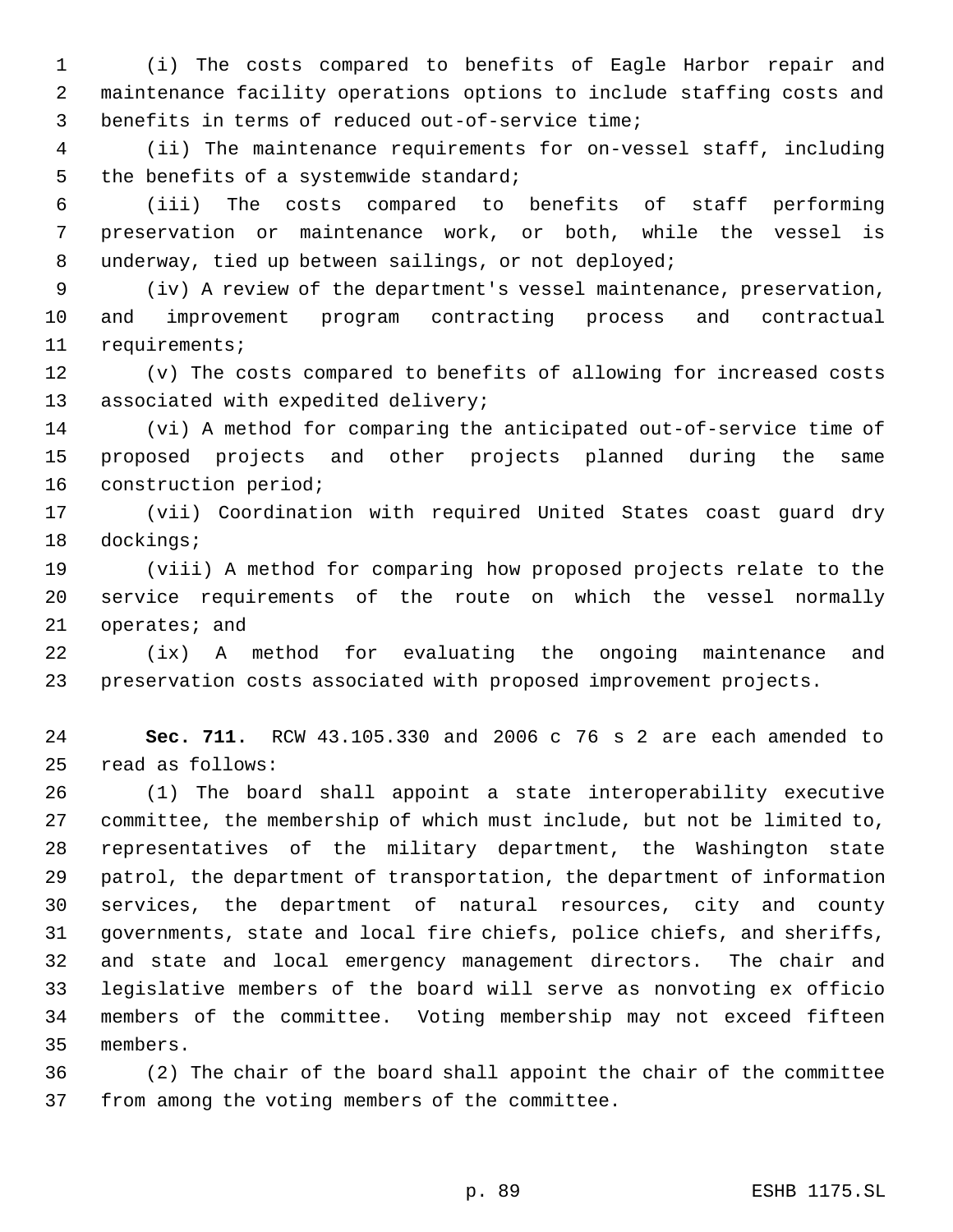(i) The costs compared to benefits of Eagle Harbor repair and maintenance facility operations options to include staffing costs and benefits in terms of reduced out-of-service time;

(ii) The maintenance requirements for on-vessel staff, including the benefits of a systemwide standard;

(iii) The costs compared to benefits of staff performing preservation or maintenance work, or both, while the vessel is underway, tied up between sailings, or not deployed;

(iv) A review of the department's vessel maintenance, preservation, and improvement program contracting process and contractual requirements;

(v) The costs compared to benefits of allowing for increased costs associated with expedited delivery;

(vi) A method for comparing the anticipated out-of-service time of proposed projects and other projects planned during the same construction period;

(vii) Coordination with required United States coast guard dry dockings;

(viii) A method for comparing how proposed projects relate to the service requirements of the route on which the vessel normally operates; and

(ix) A method for evaluating the ongoing maintenance and preservation costs associated with proposed improvement projects.

**Sec. 711.** RCW 43.105.330 and 2006 c 76 s 2 are each amended to read as follows:

(1) The board shall appoint a state interoperability executive committee, the membership of which must include, but not be limited to, representatives of the military department, the Washington state patrol, the department of transportation, the department of information services, the department of natural resources, city and county governments, state and local fire chiefs, police chiefs, and sheriffs, and state and local emergency management directors. The chair and legislative members of the board will serve as nonvoting ex officio members of the committee. Voting membership may not exceed fifteen members.

(2) The chair of the board shall appoint the chair of the committee from among the voting members of the committee.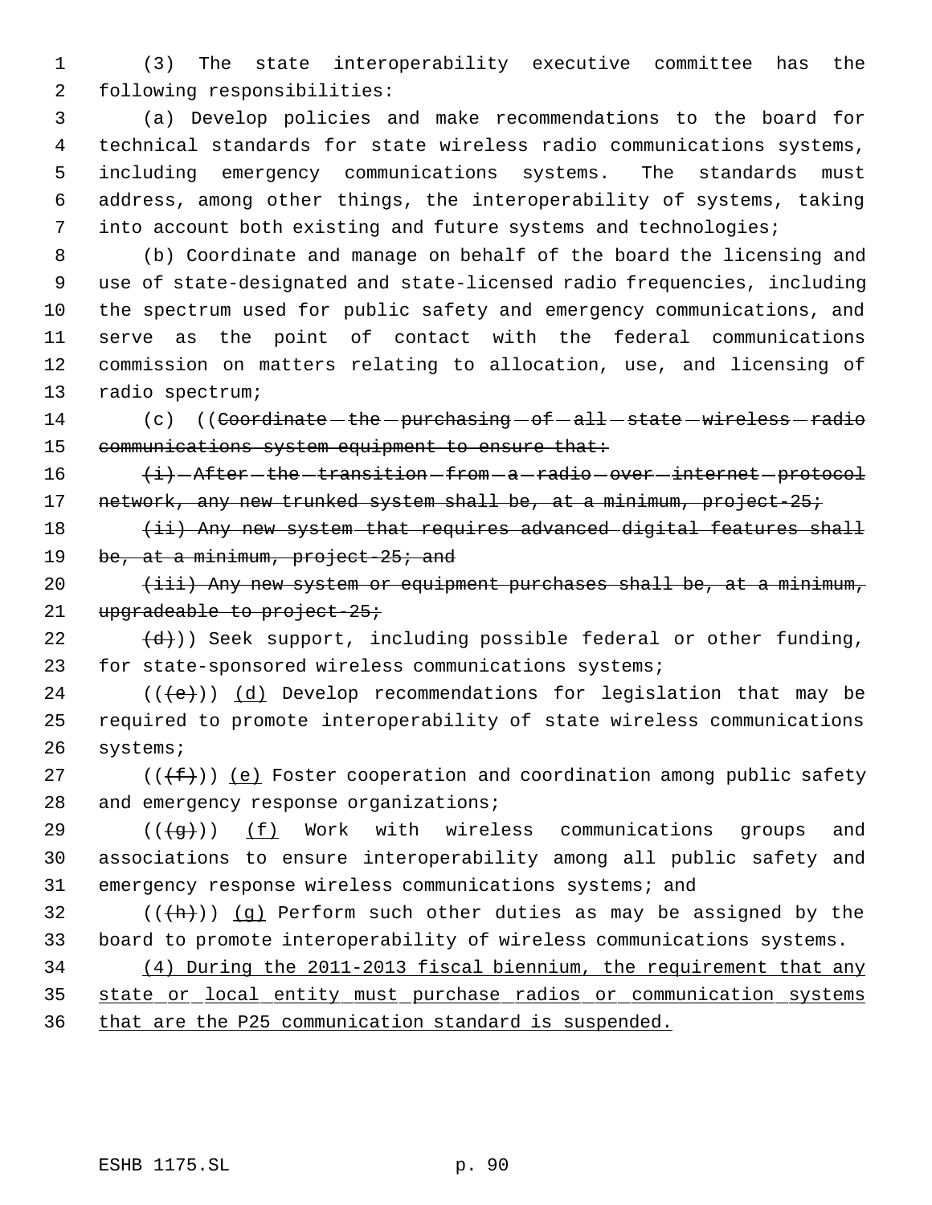(3) The state interoperability executive committee has the following responsibilities:

(a) Develop policies and make recommendations to the board for technical standards for state wireless radio communications systems, including emergency communications systems. The standards must address, among other things, the interoperability of systems, taking into account both existing and future systems and technologies;

(b) Coordinate and manage on behalf of the board the licensing and use of state-designated and state-licensed radio frequencies, including the spectrum used for public safety and emergency communications, and serve as the point of contact with the federal communications commission on matters relating to allocation, use, and licensing of radio spectrum;

(c) ((~~Coordinate the purchasing of all state wireless radio communications system equipment to ensure that:~~

~~(i) After the transition from a radio over internet protocol network, any new trunked system shall be, at a minimum, project-25;~~

~~(ii) Any new system that requires advanced digital features shall be, at a minimum, project-25; and~~

~~(iii) Any new system or equipment purchases shall be, at a minimum, upgradeable to project-25;~~

~~(d)~~)) Seek support, including possible federal or other funding, for state-sponsored wireless communications systems;

((~~(e)~~)) (d) Develop recommendations for legislation that may be required to promote interoperability of state wireless communications systems;

((~~(f)~~)) (e) Foster cooperation and coordination among public safety and emergency response organizations;

((~~(g)~~)) (f) Work with wireless communications groups and associations to ensure interoperability among all public safety and emergency response wireless communications systems; and

((~~(h)~~)) (g) Perform such other duties as may be assigned by the board to promote interoperability of wireless communications systems.

(4) During the 2011-2013 fiscal biennium, the requirement that any state or local entity must purchase radios or communication systems that are the P25 communication standard is suspended.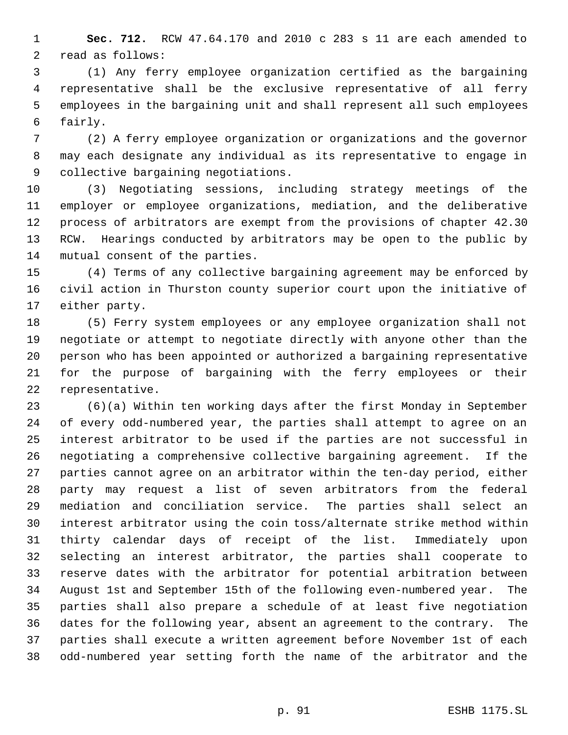**Sec. 712.** RCW 47.64.170 and 2010 c 283 s 11 are each amended to read as follows:

(1) Any ferry employee organization certified as the bargaining representative shall be the exclusive representative of all ferry employees in the bargaining unit and shall represent all such employees fairly.

(2) A ferry employee organization or organizations and the governor may each designate any individual as its representative to engage in collective bargaining negotiations.

(3) Negotiating sessions, including strategy meetings of the employer or employee organizations, mediation, and the deliberative process of arbitrators are exempt from the provisions of chapter 42.30 RCW. Hearings conducted by arbitrators may be open to the public by mutual consent of the parties.

(4) Terms of any collective bargaining agreement may be enforced by civil action in Thurston county superior court upon the initiative of either party.

(5) Ferry system employees or any employee organization shall not negotiate or attempt to negotiate directly with anyone other than the person who has been appointed or authorized a bargaining representative for the purpose of bargaining with the ferry employees or their representative.

(6)(a) Within ten working days after the first Monday in September of every odd-numbered year, the parties shall attempt to agree on an interest arbitrator to be used if the parties are not successful in negotiating a comprehensive collective bargaining agreement. If the parties cannot agree on an arbitrator within the ten-day period, either party may request a list of seven arbitrators from the federal mediation and conciliation service. The parties shall select an interest arbitrator using the coin toss/alternate strike method within thirty calendar days of receipt of the list. Immediately upon selecting an interest arbitrator, the parties shall cooperate to reserve dates with the arbitrator for potential arbitration between August 1st and September 15th of the following even-numbered year. The parties shall also prepare a schedule of at least five negotiation dates for the following year, absent an agreement to the contrary. The parties shall execute a written agreement before November 1st of each odd-numbered year setting forth the name of the arbitrator and the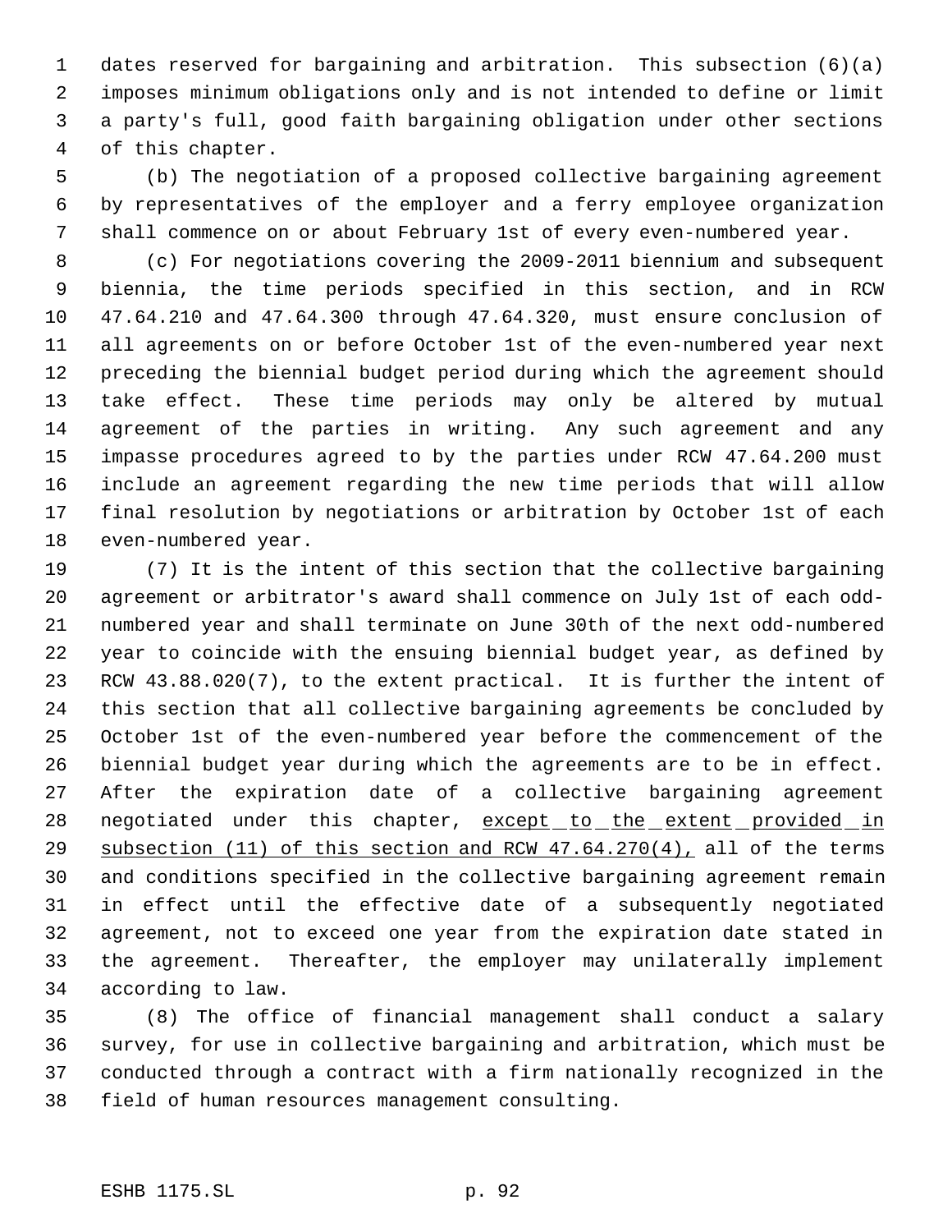dates reserved for bargaining and arbitration. This subsection (6)(a) imposes minimum obligations only and is not intended to define or limit a party's full, good faith bargaining obligation under other sections of this chapter.

(b) The negotiation of a proposed collective bargaining agreement by representatives of the employer and a ferry employee organization shall commence on or about February 1st of every even-numbered year.

(c) For negotiations covering the 2009-2011 biennium and subsequent biennia, the time periods specified in this section, and in RCW 47.64.210 and 47.64.300 through 47.64.320, must ensure conclusion of all agreements on or before October 1st of the even-numbered year next preceding the biennial budget period during which the agreement should take effect. These time periods may only be altered by mutual agreement of the parties in writing. Any such agreement and any impasse procedures agreed to by the parties under RCW 47.64.200 must include an agreement regarding the new time periods that will allow final resolution by negotiations or arbitration by October 1st of each even-numbered year.

(7) It is the intent of this section that the collective bargaining agreement or arbitrator's award shall commence on July 1st of each odd-numbered year and shall terminate on June 30th of the next odd-numbered year to coincide with the ensuing biennial budget year, as defined by RCW 43.88.020(7), to the extent practical. It is further the intent of this section that all collective bargaining agreements be concluded by October 1st of the even-numbered year before the commencement of the biennial budget year during which the agreements are to be in effect. After the expiration date of a collective bargaining agreement negotiated under this chapter, except to the extent provided in subsection (11) of this section and RCW 47.64.270(4), all of the terms and conditions specified in the collective bargaining agreement remain in effect until the effective date of a subsequently negotiated agreement, not to exceed one year from the expiration date stated in the agreement. Thereafter, the employer may unilaterally implement according to law.

(8) The office of financial management shall conduct a salary survey, for use in collective bargaining and arbitration, which must be conducted through a contract with a firm nationally recognized in the field of human resources management consulting.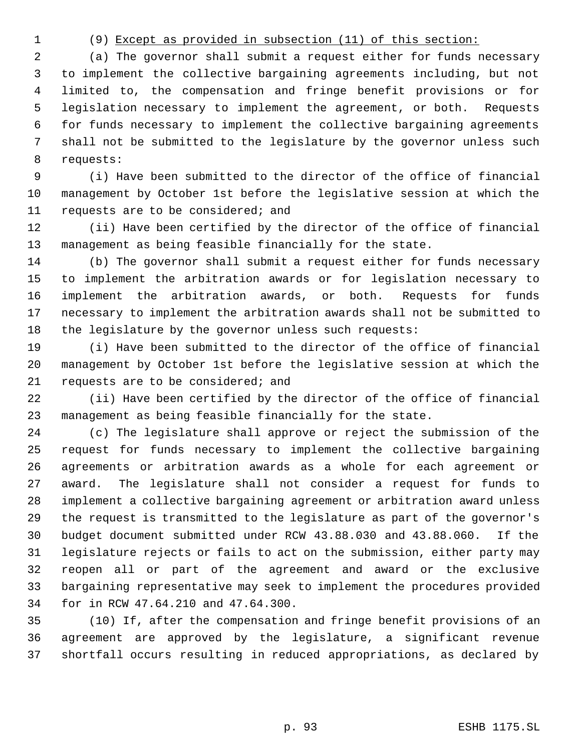(9) <u>Except as provided in subsection (11) of this section:</u>

(a) The governor shall submit a request either for funds necessary to implement the collective bargaining agreements including, but not limited to, the compensation and fringe benefit provisions or for legislation necessary to implement the agreement, or both. Requests for funds necessary to implement the collective bargaining agreements shall not be submitted to the legislature by the governor unless such requests:

(i) Have been submitted to the director of the office of financial management by October 1st before the legislative session at which the requests are to be considered; and

(ii) Have been certified by the director of the office of financial management as being feasible financially for the state.

(b) The governor shall submit a request either for funds necessary to implement the arbitration awards or for legislation necessary to implement the arbitration awards, or both. Requests for funds necessary to implement the arbitration awards shall not be submitted to the legislature by the governor unless such requests:

(i) Have been submitted to the director of the office of financial management by October 1st before the legislative session at which the requests are to be considered; and

(ii) Have been certified by the director of the office of financial management as being feasible financially for the state.

(c) The legislature shall approve or reject the submission of the request for funds necessary to implement the collective bargaining agreements or arbitration awards as a whole for each agreement or award. The legislature shall not consider a request for funds to implement a collective bargaining agreement or arbitration award unless the request is transmitted to the legislature as part of the governor's budget document submitted under RCW 43.88.030 and 43.88.060. If the legislature rejects or fails to act on the submission, either party may reopen all or part of the agreement and award or the exclusive bargaining representative may seek to implement the procedures provided for in RCW 47.64.210 and 47.64.300.

(10) If, after the compensation and fringe benefit provisions of an agreement are approved by the legislature, a significant revenue shortfall occurs resulting in reduced appropriations, as declared by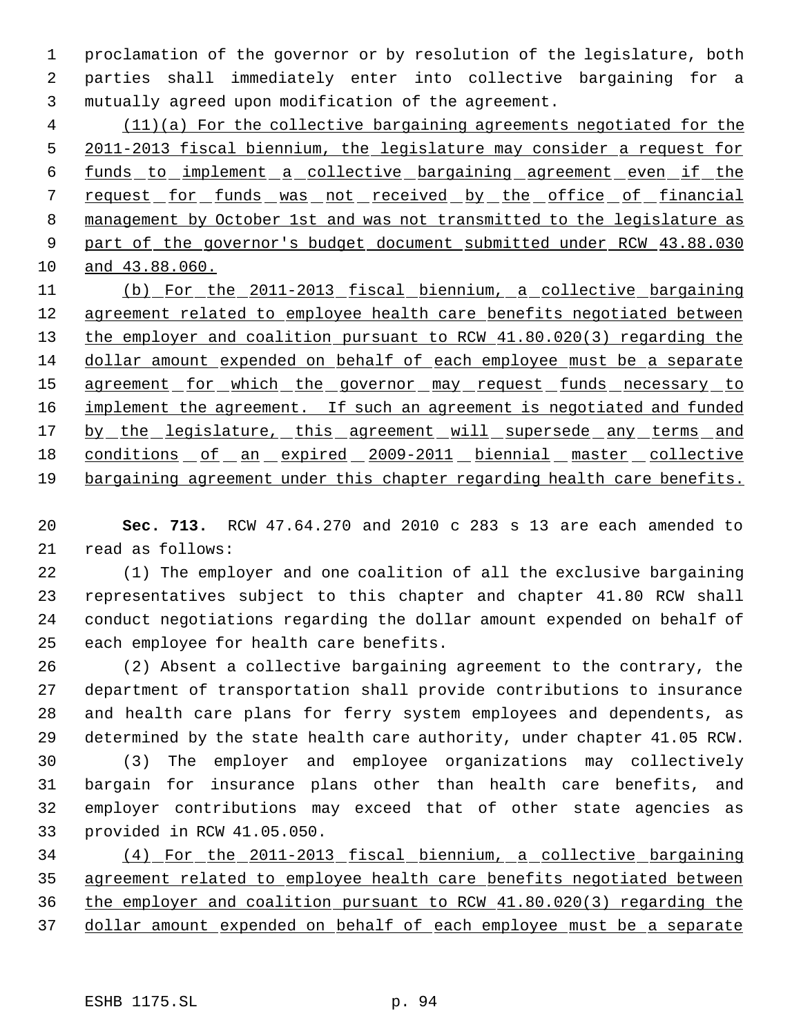proclamation of the governor or by resolution of the legislature, both parties shall immediately enter into collective bargaining for a mutually agreed upon modification of the agreement.

(11)(a) For the collective bargaining agreements negotiated for the 2011-2013 fiscal biennium, the legislature may consider a request for funds to implement a collective bargaining agreement even if the request for funds was not received by the office of financial management by October 1st and was not transmitted to the legislature as part of the governor's budget document submitted under RCW 43.88.030 and 43.88.060.

(b) For the 2011-2013 fiscal biennium, a collective bargaining agreement related to employee health care benefits negotiated between the employer and coalition pursuant to RCW 41.80.020(3) regarding the dollar amount expended on behalf of each employee must be a separate agreement for which the governor may request funds necessary to implement the agreement. If such an agreement is negotiated and funded by the legislature, this agreement will supersede any terms and conditions of an expired 2009-2011 biennial master collective bargaining agreement under this chapter regarding health care benefits.

**Sec. 713.** RCW 47.64.270 and 2010 c 283 s 13 are each amended to read as follows:

(1) The employer and one coalition of all the exclusive bargaining representatives subject to this chapter and chapter 41.80 RCW shall conduct negotiations regarding the dollar amount expended on behalf of each employee for health care benefits.

(2) Absent a collective bargaining agreement to the contrary, the department of transportation shall provide contributions to insurance and health care plans for ferry system employees and dependents, as determined by the state health care authority, under chapter 41.05 RCW.

(3) The employer and employee organizations may collectively bargain for insurance plans other than health care benefits, and employer contributions may exceed that of other state agencies as provided in RCW 41.05.050.

(4) For the 2011-2013 fiscal biennium, a collective bargaining agreement related to employee health care benefits negotiated between the employer and coalition pursuant to RCW 41.80.020(3) regarding the dollar amount expended on behalf of each employee must be a separate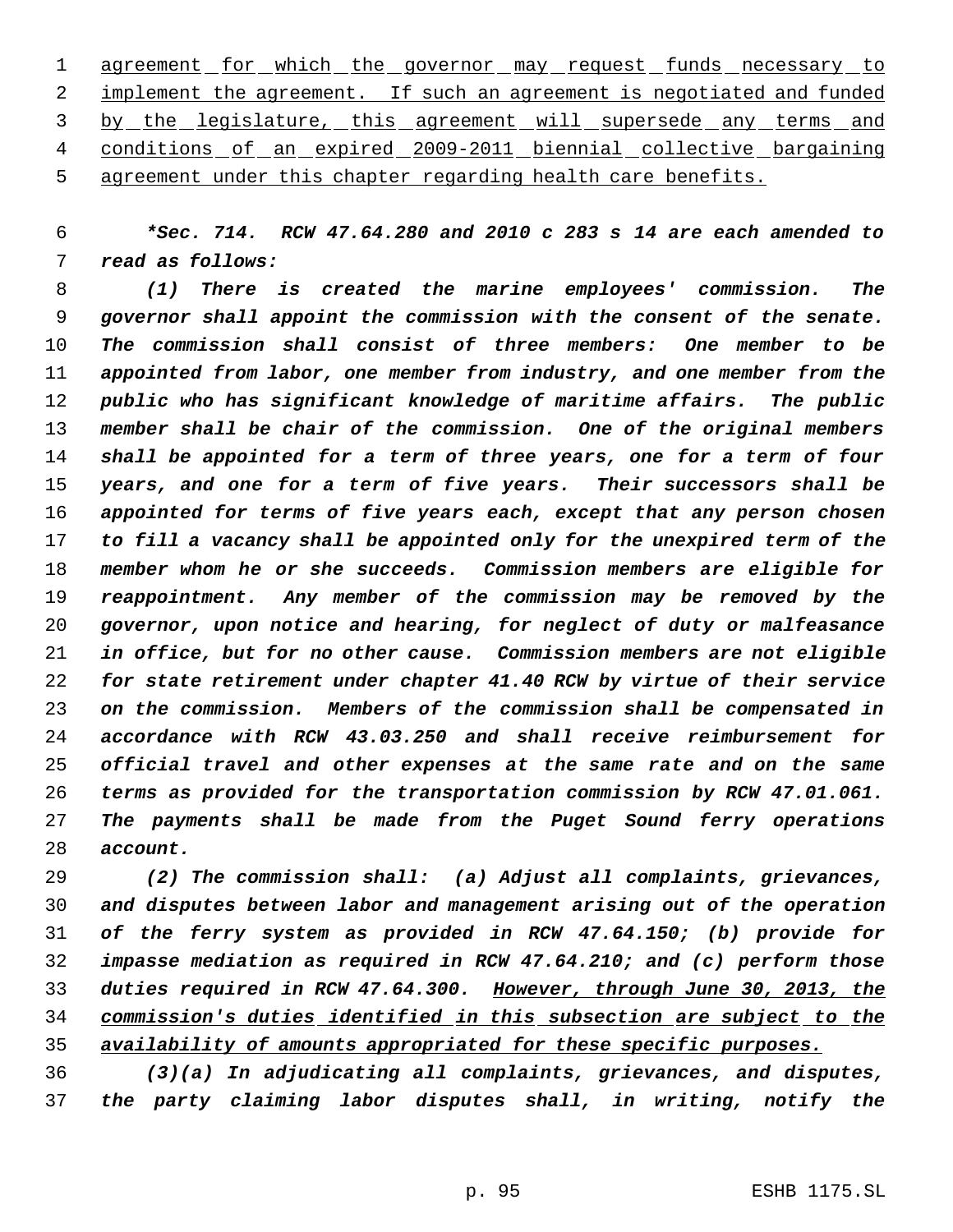agreement for which the governor may request funds necessary to implement the agreement. If such an agreement is negotiated and funded by the legislature, this agreement will supersede any terms and conditions of an expired 2009-2011 biennial collective bargaining agreement under this chapter regarding health care benefits.

***Sec. 714. RCW 47.64.280 and 2010 c 283 s 14 are each amended to read as follows:***

*(1) There is created the marine employees' commission. The governor shall appoint the commission with the consent of the senate. The commission shall consist of three members: One member to be appointed from labor, one member from industry, and one member from the public who has significant knowledge of maritime affairs. The public member shall be chair of the commission. One of the original members shall be appointed for a term of three years, one for a term of four years, and one for a term of five years. Their successors shall be appointed for terms of five years each, except that any person chosen to fill a vacancy shall be appointed only for the unexpired term of the member whom he or she succeeds. Commission members are eligible for reappointment. Any member of the commission may be removed by the governor, upon notice and hearing, for neglect of duty or malfeasance in office, but for no other cause. Commission members are not eligible for state retirement under chapter 41.40 RCW by virtue of their service on the commission. Members of the commission shall be compensated in accordance with RCW 43.03.250 and shall receive reimbursement for official travel and other expenses at the same rate and on the same terms as provided for the transportation commission by RCW 47.01.061. The payments shall be made from the Puget Sound ferry operations account.*

*(2) The commission shall: (a) Adjust all complaints, grievances, and disputes between labor and management arising out of the operation of the ferry system as provided in RCW 47.64.150; (b) provide for impasse mediation as required in RCW 47.64.210; and (c) perform those duties required in RCW 47.64.300. However, through June 30, 2013, the commission's duties identified in this subsection are subject to the availability of amounts appropriated for these specific purposes.*

*(3)(a) In adjudicating all complaints, grievances, and disputes, the party claiming labor disputes shall, in writing, notify the*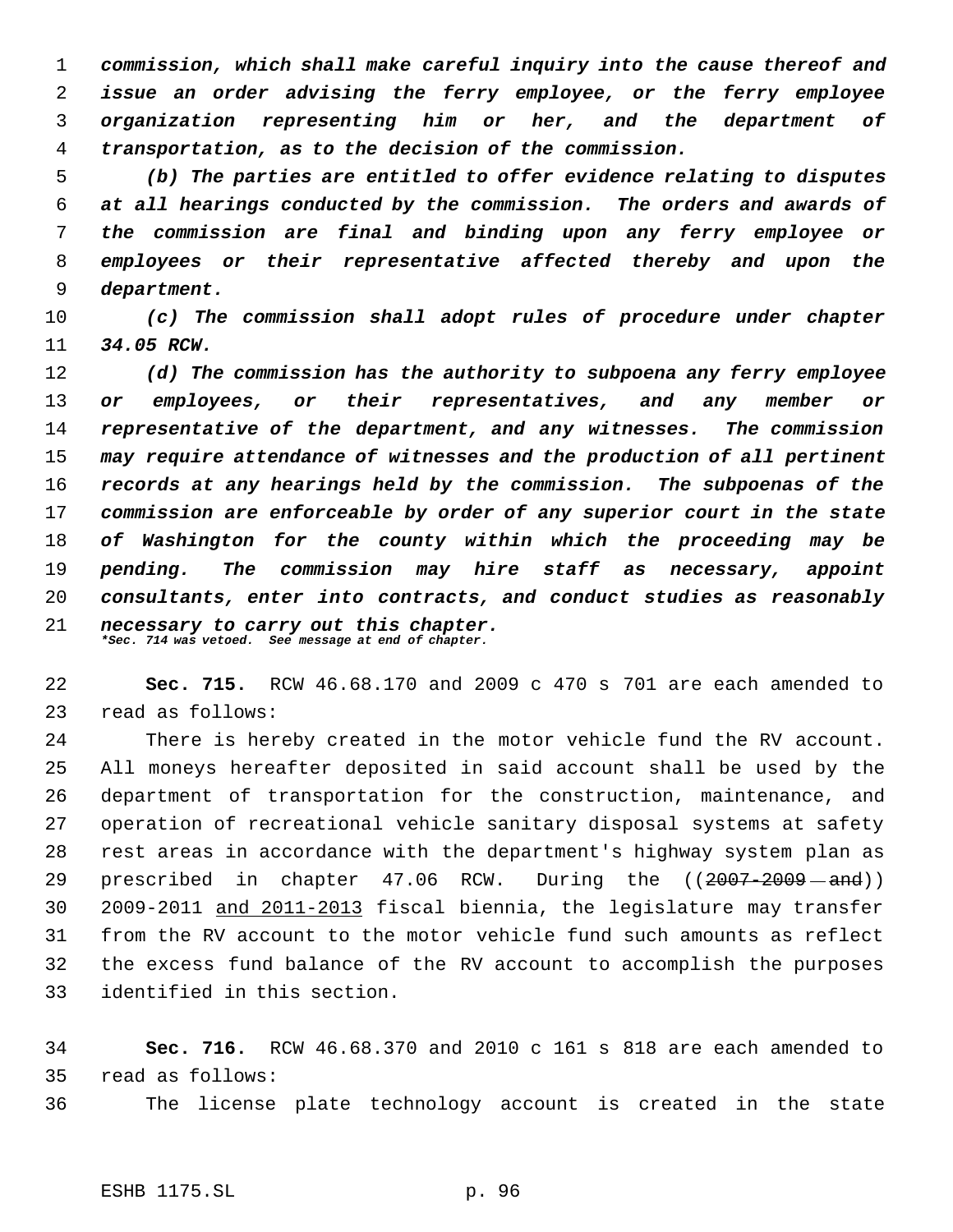*commission, which shall make careful inquiry into the cause thereof and issue an order advising the ferry employee, or the ferry employee organization representing him or her, and the department of transportation, as to the decision of the commission.*

*(b) The parties are entitled to offer evidence relating to disputes at all hearings conducted by the commission. The orders and awards of the commission are final and binding upon any ferry employee or employees or their representative affected thereby and upon the department.*

*(c) The commission shall adopt rules of procedure under chapter 34.05 RCW.*

*(d) The commission has the authority to subpoena any ferry employee or employees, or their representatives, and any member or representative of the department, and any witnesses. The commission may require attendance of witnesses and the production of all pertinent records at any hearings held by the commission. The subpoenas of the commission are enforceable by order of any superior court in the state of Washington for the county within which the proceeding may be pending. The commission may hire staff as necessary, appoint consultants, enter into contracts, and conduct studies as reasonably necessary to carry out this chapter.*

*\*Sec. 714 was vetoed. See message at end of chapter.*

**Sec. 715.** RCW 46.68.170 and 2009 c 470 s 701 are each amended to read as follows:

There is hereby created in the motor vehicle fund the RV account. All moneys hereafter deposited in said account shall be used by the department of transportation for the construction, maintenance, and operation of recreational vehicle sanitary disposal systems at safety rest areas in accordance with the department's highway system plan as prescribed in chapter 47.06 RCW. During the ((~~2007-2009 and~~)) 2009-2011 <u>and 2011-2013</u> fiscal biennia, the legislature may transfer from the RV account to the motor vehicle fund such amounts as reflect the excess fund balance of the RV account to accomplish the purposes identified in this section.

**Sec. 716.** RCW 46.68.370 and 2010 c 161 s 818 are each amended to read as follows:

The license plate technology account is created in the state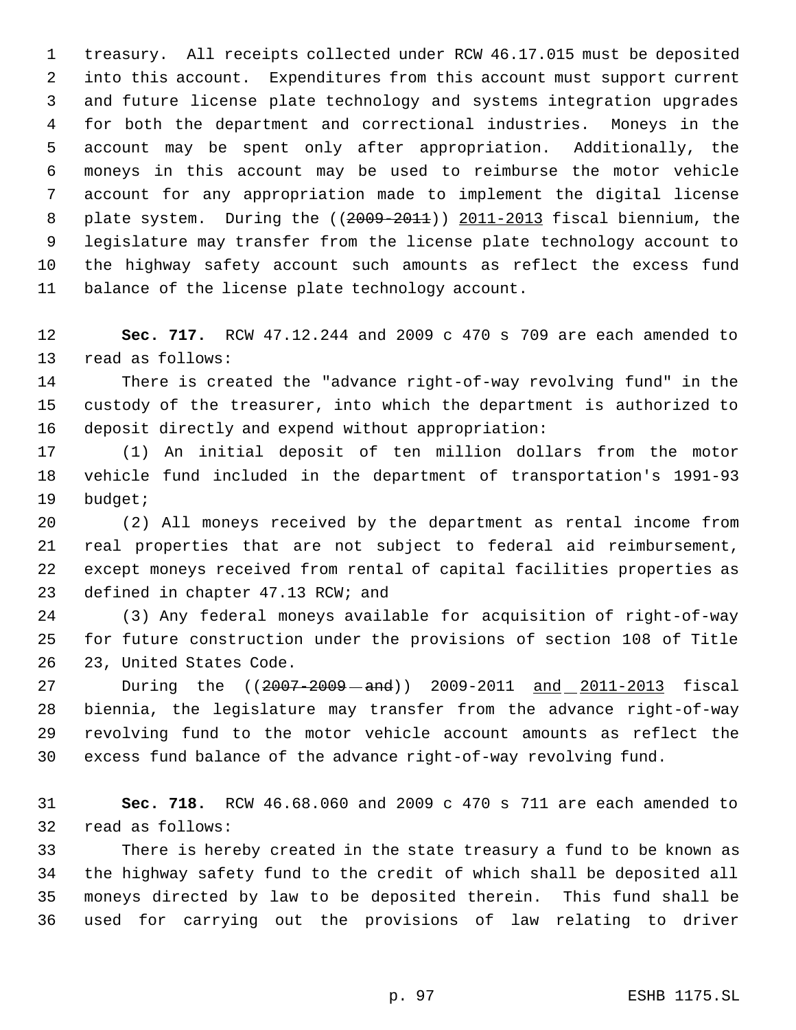treasury. All receipts collected under RCW 46.17.015 must be deposited into this account. Expenditures from this account must support current and future license plate technology and systems integration upgrades for both the department and correctional industries. Moneys in the account may be spent only after appropriation. Additionally, the moneys in this account may be used to reimburse the motor vehicle account for any appropriation made to implement the digital license plate system. During the ((~~2009-2011~~)) <u>2011-2013</u> fiscal biennium, the legislature may transfer from the license plate technology account to the highway safety account such amounts as reflect the excess fund balance of the license plate technology account.

**Sec. 717.** RCW 47.12.244 and 2009 c 470 s 709 are each amended to read as follows:

There is created the "advance right-of-way revolving fund" in the custody of the treasurer, into which the department is authorized to deposit directly and expend without appropriation:

(1) An initial deposit of ten million dollars from the motor vehicle fund included in the department of transportation's 1991-93 budget;

(2) All moneys received by the department as rental income from real properties that are not subject to federal aid reimbursement, except moneys received from rental of capital facilities properties as defined in chapter 47.13 RCW; and

(3) Any federal moneys available for acquisition of right-of-way for future construction under the provisions of section 108 of Title 23, United States Code.

During the ((~~2007-2009 and~~)) 2009-2011 <u>and 2011-2013</u> fiscal biennia, the legislature may transfer from the advance right-of-way revolving fund to the motor vehicle account amounts as reflect the excess fund balance of the advance right-of-way revolving fund.

**Sec. 718.** RCW 46.68.060 and 2009 c 470 s 711 are each amended to read as follows:

There is hereby created in the state treasury a fund to be known as the highway safety fund to the credit of which shall be deposited all moneys directed by law to be deposited therein. This fund shall be used for carrying out the provisions of law relating to driver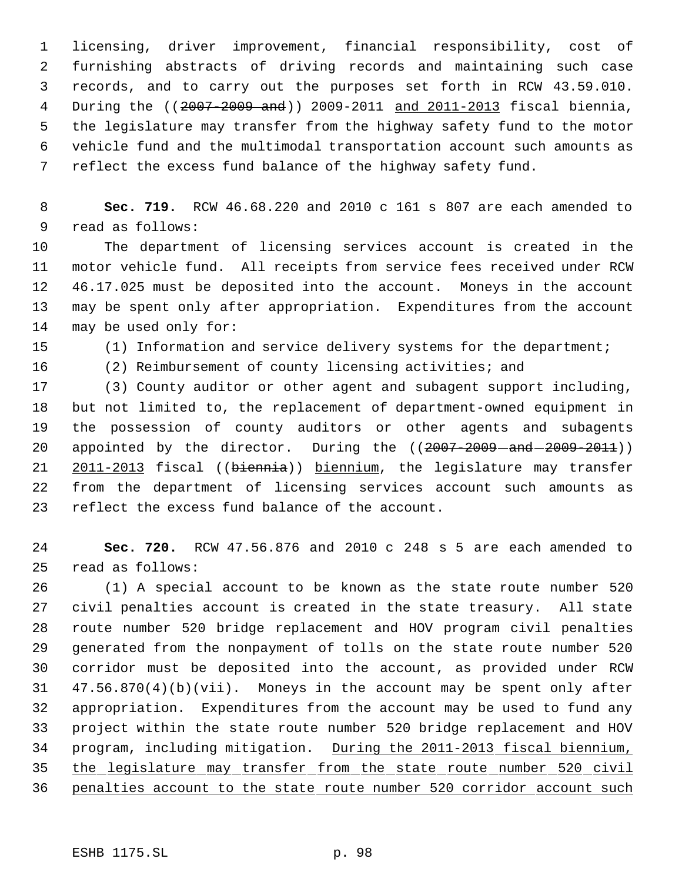licensing, driver improvement, financial responsibility, cost of furnishing abstracts of driving records and maintaining such case records, and to carry out the purposes set forth in RCW 43.59.010. During the ((~~2007-2009 and~~)) 2009-2011 <u>and 2011-2013</u> fiscal biennia, the legislature may transfer from the highway safety fund to the motor vehicle fund and the multimodal transportation account such amounts as reflect the excess fund balance of the highway safety fund.

**Sec. 719.** RCW 46.68.220 and 2010 c 161 s 807 are each amended to read as follows:

The department of licensing services account is created in the motor vehicle fund. All receipts from service fees received under RCW 46.17.025 must be deposited into the account. Moneys in the account may be spent only after appropriation. Expenditures from the account may be used only for:

(1) Information and service delivery systems for the department;

(2) Reimbursement of county licensing activities; and

(3) County auditor or other agent and subagent support including, but not limited to, the replacement of department-owned equipment in the possession of county auditors or other agents and subagents appointed by the director. During the ((~~2007-2009 and 2009-2011~~)) <u>2011-2013</u> fiscal ((~~biennia~~)) <u>biennium</u>, the legislature may transfer from the department of licensing services account such amounts as reflect the excess fund balance of the account.

**Sec. 720.** RCW 47.56.876 and 2010 c 248 s 5 are each amended to read as follows:

(1) A special account to be known as the state route number 520 civil penalties account is created in the state treasury. All state route number 520 bridge replacement and HOV program civil penalties generated from the nonpayment of tolls on the state route number 520 corridor must be deposited into the account, as provided under RCW 47.56.870(4)(b)(vii). Moneys in the account may be spent only after appropriation. Expenditures from the account may be used to fund any project within the state route number 520 bridge replacement and HOV program, including mitigation. <u>During the 2011-2013 fiscal biennium, the legislature may transfer from the state route number 520 civil penalties account to the state route number 520 corridor account such</u>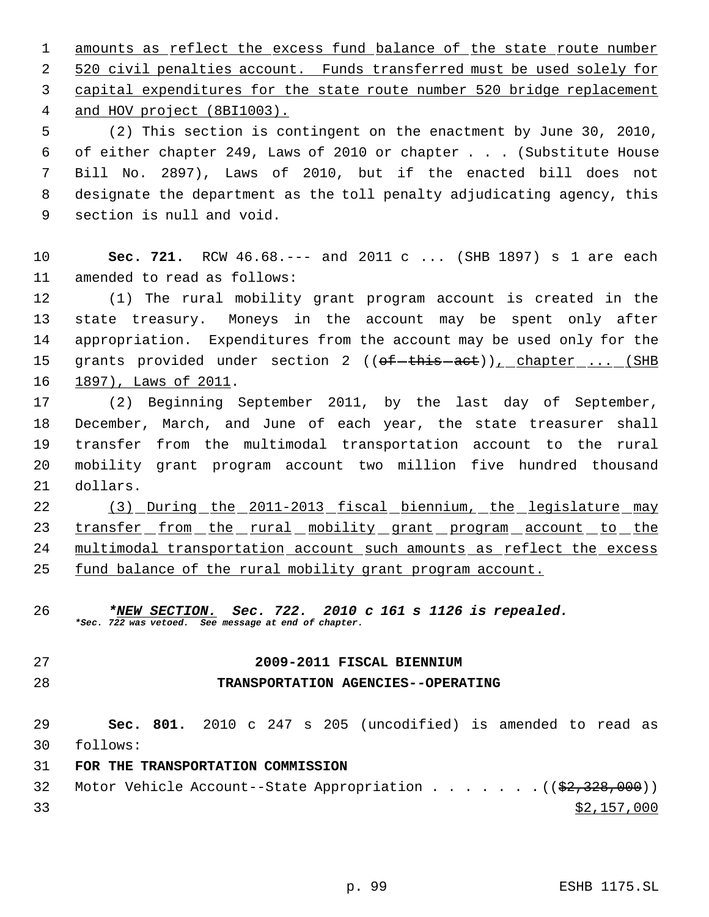amounts as reflect the excess fund balance of the state route number 520 civil penalties account. Funds transferred must be used solely for capital expenditures for the state route number 520 bridge replacement and HOV project (8BI1003).

(2) This section is contingent on the enactment by June 30, 2010, of either chapter 249, Laws of 2010 or chapter . . . (Substitute House Bill No. 2897), Laws of 2010, but if the enacted bill does not designate the department as the toll penalty adjudicating agency, this section is null and void.

**Sec. 721.** RCW 46.68.--- and 2011 c ... (SHB 1897) s 1 are each amended to read as follows:

(1) The rural mobility grant program account is created in the state treasury. Moneys in the account may be spent only after appropriation. Expenditures from the account may be used only for the grants provided under section 2 ((~~of this act~~)), chapter ... (SHB 1897), Laws of 2011.

(2) Beginning September 2011, by the last day of September, December, March, and June of each year, the state treasurer shall transfer from the multimodal transportation account to the rural mobility grant program account two million five hundred thousand dollars.

(3) During the 2011-2013 fiscal biennium, the legislature may transfer from the rural mobility grant program account to the multimodal transportation account such amounts as reflect the excess fund balance of the rural mobility grant program account.

***NEW SECTION. Sec. 722. 2010 c 161 s 1126 is repealed.***
****Sec. 722 was vetoed. See message at end of chapter.***

**2009-2011 FISCAL BIENNIUM**
**TRANSPORTATION AGENCIES--OPERATING**

**Sec. 801.** 2010 c 247 s 205 (uncodified) is amended to read as follows:

**FOR THE TRANSPORTATION COMMISSION**

Motor Vehicle Account--State Appropriation . . . . . . . ((~~$2,328,000~~))
$2,157,000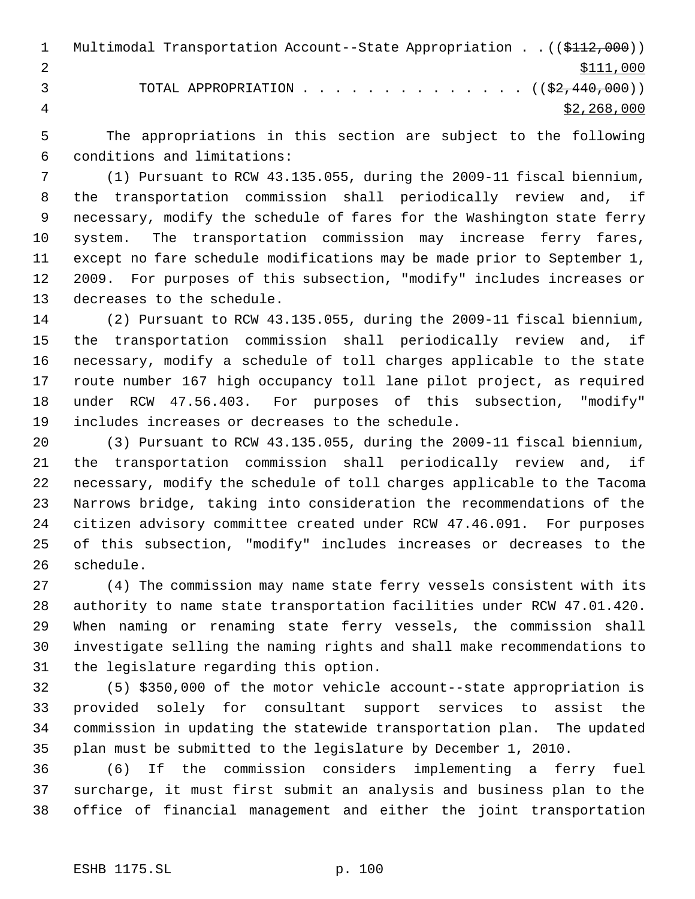Multimodal Transportation Account--State Appropriation . . ((~~$112,000~~))
$111,000

TOTAL APPROPRIATION . . . . . . . . . . . . . . ((~~$2,440,000~~))
$2,268,000

The appropriations in this section are subject to the following conditions and limitations:

(1) Pursuant to RCW 43.135.055, during the 2009-11 fiscal biennium, the transportation commission shall periodically review and, if necessary, modify the schedule of fares for the Washington state ferry system. The transportation commission may increase ferry fares, except no fare schedule modifications may be made prior to September 1, 2009. For purposes of this subsection, "modify" includes increases or decreases to the schedule.

(2) Pursuant to RCW 43.135.055, during the 2009-11 fiscal biennium, the transportation commission shall periodically review and, if necessary, modify a schedule of toll charges applicable to the state route number 167 high occupancy toll lane pilot project, as required under RCW 47.56.403. For purposes of this subsection, "modify" includes increases or decreases to the schedule.

(3) Pursuant to RCW 43.135.055, during the 2009-11 fiscal biennium, the transportation commission shall periodically review and, if necessary, modify the schedule of toll charges applicable to the Tacoma Narrows bridge, taking into consideration the recommendations of the citizen advisory committee created under RCW 47.46.091. For purposes of this subsection, "modify" includes increases or decreases to the schedule.

(4) The commission may name state ferry vessels consistent with its authority to name state transportation facilities under RCW 47.01.420. When naming or renaming state ferry vessels, the commission shall investigate selling the naming rights and shall make recommendations to the legislature regarding this option.

(5) $350,000 of the motor vehicle account--state appropriation is provided solely for consultant support services to assist the commission in updating the statewide transportation plan. The updated plan must be submitted to the legislature by December 1, 2010.

(6) If the commission considers implementing a ferry fuel surcharge, it must first submit an analysis and business plan to the office of financial management and either the joint transportation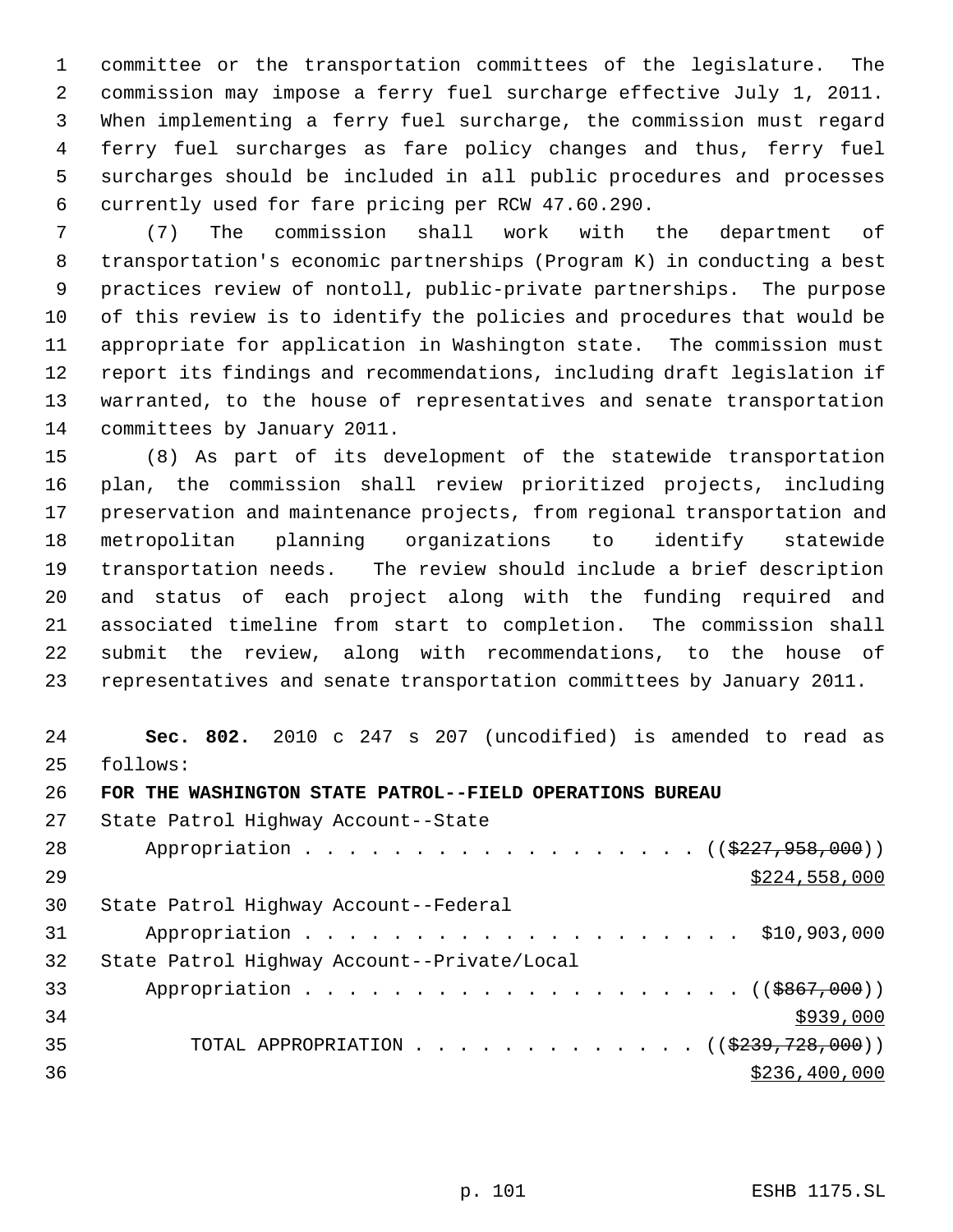committee or the transportation committees of the legislature. The commission may impose a ferry fuel surcharge effective July 1, 2011. When implementing a ferry fuel surcharge, the commission must regard ferry fuel surcharges as fare policy changes and thus, ferry fuel surcharges should be included in all public procedures and processes currently used for fare pricing per RCW 47.60.290.

(7) The commission shall work with the department of transportation's economic partnerships (Program K) in conducting a best practices review of nontoll, public-private partnerships. The purpose of this review is to identify the policies and procedures that would be appropriate for application in Washington state. The commission must report its findings and recommendations, including draft legislation if warranted, to the house of representatives and senate transportation committees by January 2011.

(8) As part of its development of the statewide transportation plan, the commission shall review prioritized projects, including preservation and maintenance projects, from regional transportation and metropolitan planning organizations to identify statewide transportation needs. The review should include a brief description and status of each project along with the funding required and associated timeline from start to completion. The commission shall submit the review, along with recommendations, to the house of representatives and senate transportation committees by January 2011.

**Sec. 802.** 2010 c 247 s 207 (uncodified) is amended to read as follows:

**FOR THE WASHINGTON STATE PATROL--FIELD OPERATIONS BUREAU**

State Patrol Highway Account--State
Appropriation . . . . . . . . . . . . . . . . . . ((~~$227,958,000~~))
<u>$224,558,000</u>

State Patrol Highway Account--Federal
Appropriation . . . . . . . . . . . . . . . . . . . . $10,903,000

State Patrol Highway Account--Private/Local
Appropriation . . . . . . . . . . . . . . . . . . . . ((~~$867,000~~))
<u>$939,000</u>

TOTAL APPROPRIATION . . . . . . . . . . . . . ((~~$239,728,000~~))
<u>$236,400,000</u>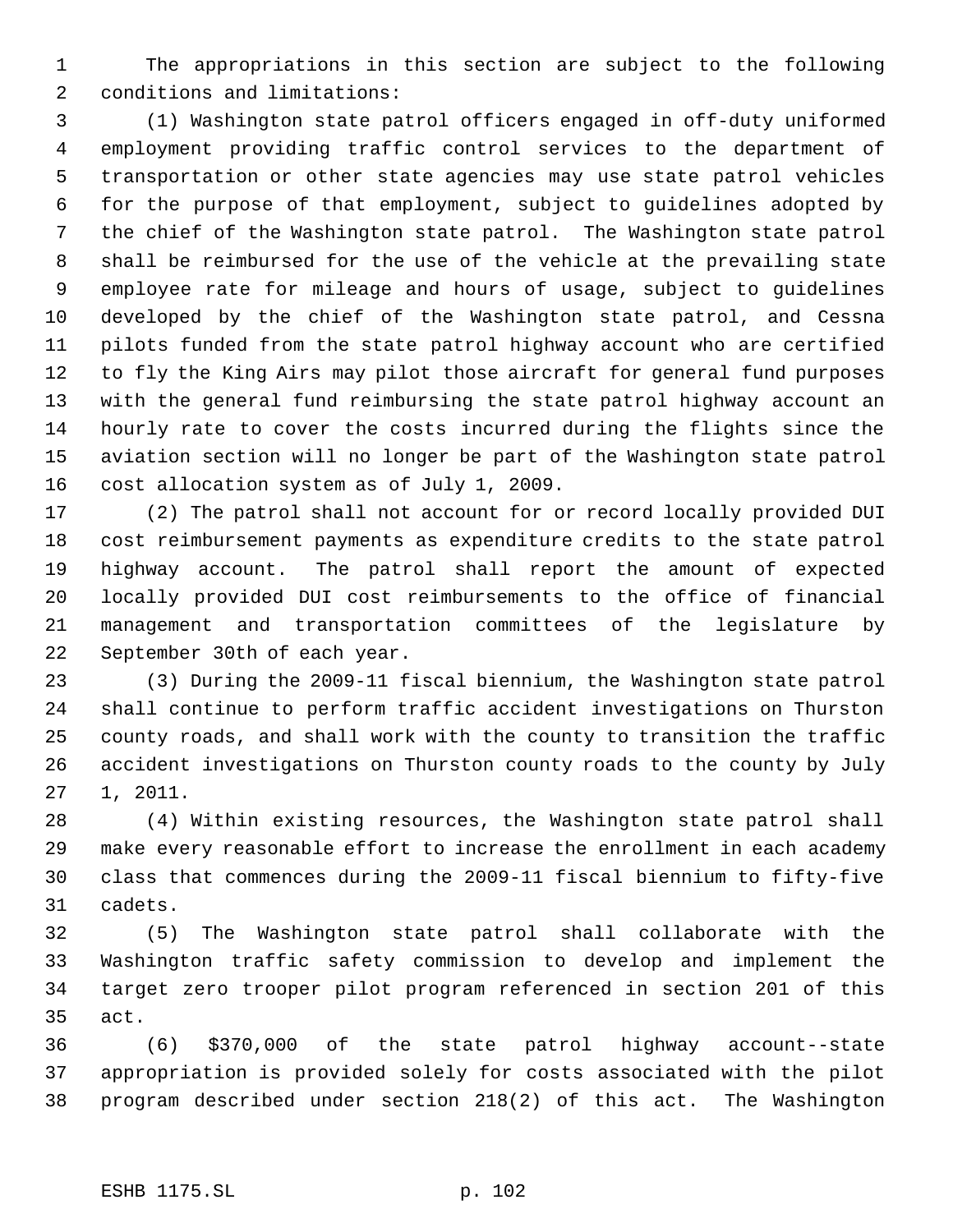The appropriations in this section are subject to the following conditions and limitations:

(1) Washington state patrol officers engaged in off-duty uniformed employment providing traffic control services to the department of transportation or other state agencies may use state patrol vehicles for the purpose of that employment, subject to guidelines adopted by the chief of the Washington state patrol. The Washington state patrol shall be reimbursed for the use of the vehicle at the prevailing state employee rate for mileage and hours of usage, subject to guidelines developed by the chief of the Washington state patrol, and Cessna pilots funded from the state patrol highway account who are certified to fly the King Airs may pilot those aircraft for general fund purposes with the general fund reimbursing the state patrol highway account an hourly rate to cover the costs incurred during the flights since the aviation section will no longer be part of the Washington state patrol cost allocation system as of July 1, 2009.

(2) The patrol shall not account for or record locally provided DUI cost reimbursement payments as expenditure credits to the state patrol highway account. The patrol shall report the amount of expected locally provided DUI cost reimbursements to the office of financial management and transportation committees of the legislature by September 30th of each year.

(3) During the 2009-11 fiscal biennium, the Washington state patrol shall continue to perform traffic accident investigations on Thurston county roads, and shall work with the county to transition the traffic accident investigations on Thurston county roads to the county by July 1, 2011.

(4) Within existing resources, the Washington state patrol shall make every reasonable effort to increase the enrollment in each academy class that commences during the 2009-11 fiscal biennium to fifty-five cadets.

(5) The Washington state patrol shall collaborate with the Washington traffic safety commission to develop and implement the target zero trooper pilot program referenced in section 201 of this act.

(6) $370,000 of the state patrol highway account--state appropriation is provided solely for costs associated with the pilot program described under section 218(2) of this act. The Washington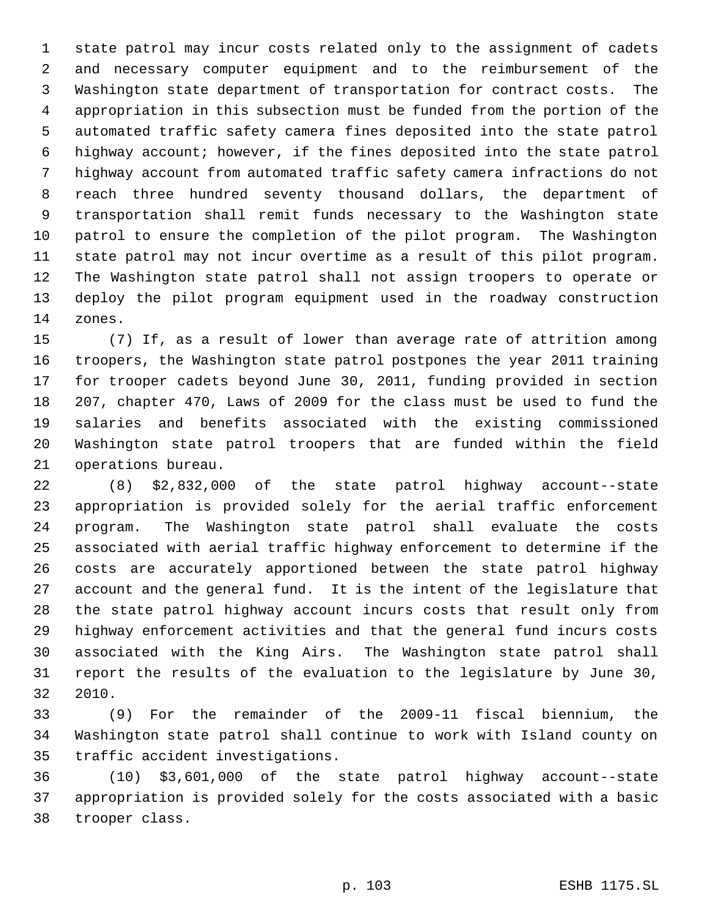state patrol may incur costs related only to the assignment of cadets and necessary computer equipment and to the reimbursement of the Washington state department of transportation for contract costs. The appropriation in this subsection must be funded from the portion of the automated traffic safety camera fines deposited into the state patrol highway account; however, if the fines deposited into the state patrol highway account from automated traffic safety camera infractions do not reach three hundred seventy thousand dollars, the department of transportation shall remit funds necessary to the Washington state patrol to ensure the completion of the pilot program. The Washington state patrol may not incur overtime as a result of this pilot program. The Washington state patrol shall not assign troopers to operate or deploy the pilot program equipment used in the roadway construction zones.

(7) If, as a result of lower than average rate of attrition among troopers, the Washington state patrol postpones the year 2011 training for trooper cadets beyond June 30, 2011, funding provided in section 207, chapter 470, Laws of 2009 for the class must be used to fund the salaries and benefits associated with the existing commissioned Washington state patrol troopers that are funded within the field operations bureau.

(8) $2,832,000 of the state patrol highway account--state appropriation is provided solely for the aerial traffic enforcement program. The Washington state patrol shall evaluate the costs associated with aerial traffic highway enforcement to determine if the costs are accurately apportioned between the state patrol highway account and the general fund. It is the intent of the legislature that the state patrol highway account incurs costs that result only from highway enforcement activities and that the general fund incurs costs associated with the King Airs. The Washington state patrol shall report the results of the evaluation to the legislature by June 30, 2010.

(9) For the remainder of the 2009-11 fiscal biennium, the Washington state patrol shall continue to work with Island county on traffic accident investigations.

(10) $3,601,000 of the state patrol highway account--state appropriation is provided solely for the costs associated with a basic trooper class.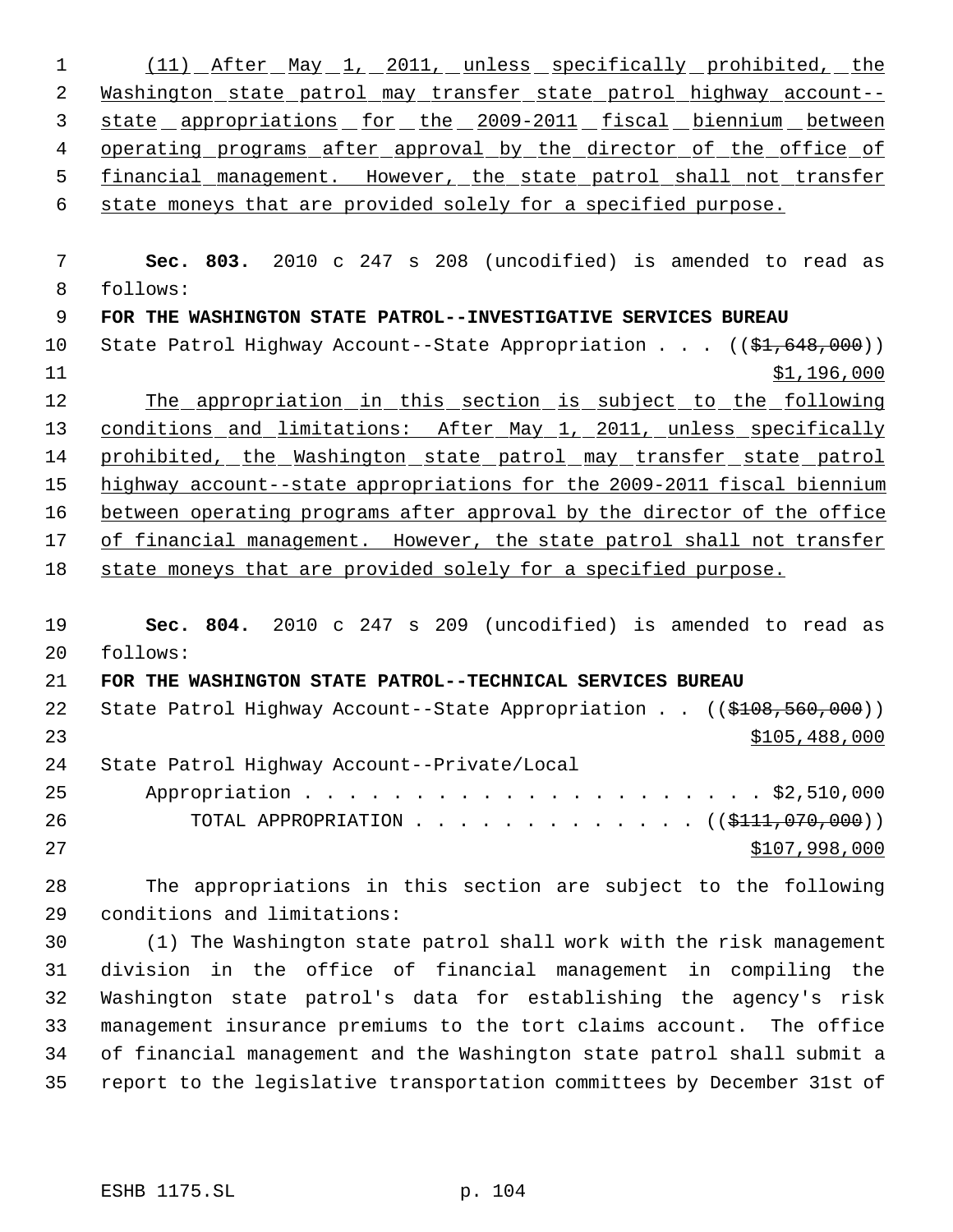(11) After May 1, 2011, unless specifically prohibited, the Washington state patrol may transfer state patrol highway account--state appropriations for the 2009-2011 fiscal biennium between operating programs after approval by the director of the office of financial management. However, the state patrol shall not transfer state moneys that are provided solely for a specified purpose.

**Sec. 803.** 2010 c 247 s 208 (uncodified) is amended to read as follows:

**FOR THE WASHINGTON STATE PATROL--INVESTIGATIVE SERVICES BUREAU**

State Patrol Highway Account--State Appropriation . . . ((~~$1,648,000~~)) $1,196,000

The appropriation in this section is subject to the following conditions and limitations: After May 1, 2011, unless specifically prohibited, the Washington state patrol may transfer state patrol highway account--state appropriations for the 2009-2011 fiscal biennium between operating programs after approval by the director of the office of financial management. However, the state patrol shall not transfer state moneys that are provided solely for a specified purpose.

**Sec. 804.** 2010 c 247 s 209 (uncodified) is amended to read as follows:

**FOR THE WASHINGTON STATE PATROL--TECHNICAL SERVICES BUREAU**

State Patrol Highway Account--State Appropriation . . ((~~$108,560,000~~)) $105,488,000

State Patrol Highway Account--Private/Local Appropriation . . . . . . . . . . . . . . . . . . . . . $2,510,000

TOTAL APPROPRIATION . . . . . . . . . . . . . ((~~$111,070,000~~)) $107,998,000

The appropriations in this section are subject to the following conditions and limitations:

(1) The Washington state patrol shall work with the risk management division in the office of financial management in compiling the Washington state patrol's data for establishing the agency's risk management insurance premiums to the tort claims account. The office of financial management and the Washington state patrol shall submit a report to the legislative transportation committees by December 31st of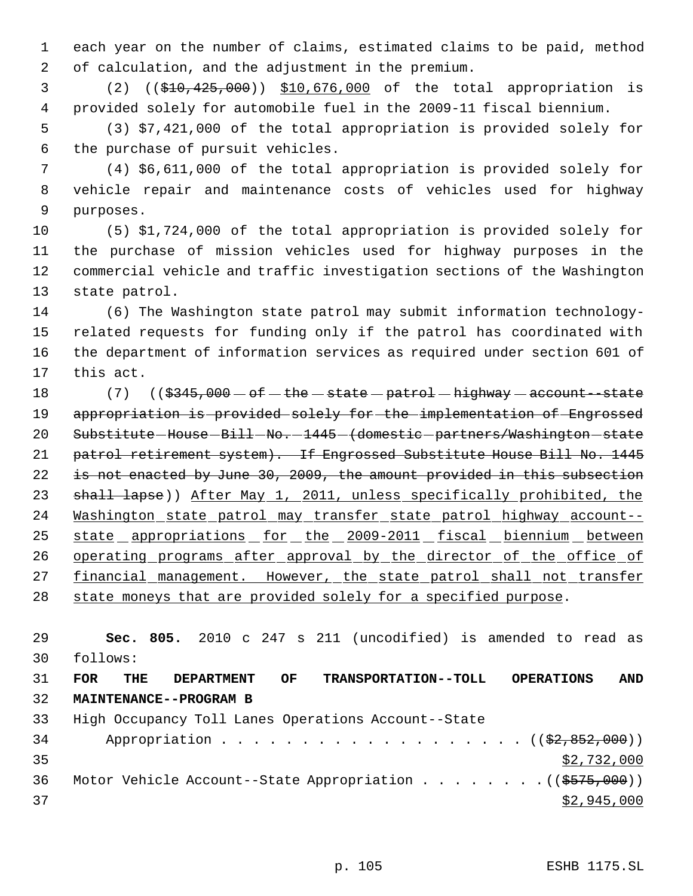each year on the number of claims, estimated claims to be paid, method of calculation, and the adjustment in the premium.

(2) ((~~$10,425,000~~)) $10,676,000 of the total appropriation is provided solely for automobile fuel in the 2009-11 fiscal biennium.

(3) $7,421,000 of the total appropriation is provided solely for the purchase of pursuit vehicles.

(4) $6,611,000 of the total appropriation is provided solely for vehicle repair and maintenance costs of vehicles used for highway purposes.

(5) $1,724,000 of the total appropriation is provided solely for the purchase of mission vehicles used for highway purposes in the commercial vehicle and traffic investigation sections of the Washington state patrol.

(6) The Washington state patrol may submit information technology-related requests for funding only if the patrol has coordinated with the department of information services as required under section 601 of this act.

(7) ((~~$345,000 of the state patrol highway account--state appropriation is provided solely for the implementation of Engrossed Substitute House Bill No. 1445 (domestic partners/Washington state patrol retirement system). If Engrossed Substitute House Bill No. 1445 is not enacted by June 30, 2009, the amount provided in this subsection shall lapse~~)) After May 1, 2011, unless specifically prohibited, the Washington state patrol may transfer state patrol highway account--state appropriations for the 2009-2011 fiscal biennium between operating programs after approval by the director of the office of financial management. However, the state patrol shall not transfer state moneys that are provided solely for a specified purpose.

**Sec. 805.** 2010 c 247 s 211 (uncodified) is amended to read as follows:

**FOR THE DEPARTMENT OF TRANSPORTATION--TOLL OPERATIONS AND MAINTENANCE--PROGRAM B**

High Occupancy Toll Lanes Operations Account--State Appropriation . . . . . . . . . . . . . . . . . . . . ((~~$2,852,000~~)) $2,732,000

Motor Vehicle Account--State Appropriation . . . . . . . . ((~~$575,000~~)) $2,945,000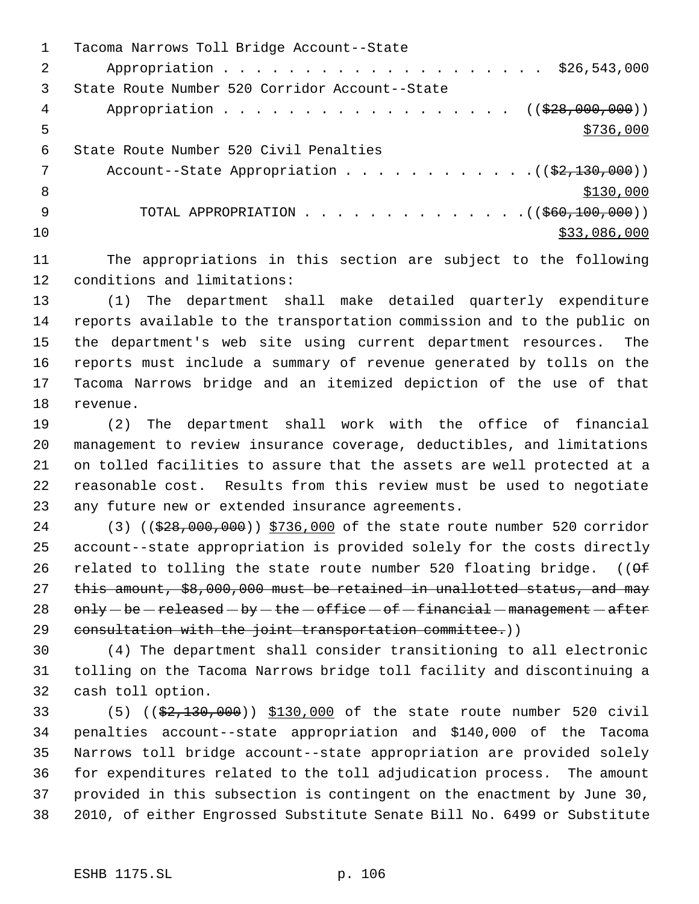Tacoma Narrows Toll Bridge Account--State
    Appropriation . . . . . . . . . . . . . . . . . . . . . $26,543,000
State Route Number 520 Corridor Account--State
    Appropriation . . . . . . . . . . . . . . . . . . . ((~~$28,000,000~~))
                                                              $736,000
State Route Number 520 Civil Penalties
    Account--State Appropriation . . . . . . . . . . . . .((~~$2,130,000~~))
                                                              $130,000
        TOTAL APPROPRIATION . . . . . . . . . . . . . . .((~~$60,100,000~~))
                                                           $33,086,000

The appropriations in this section are subject to the following conditions and limitations:

(1) The department shall make detailed quarterly expenditure reports available to the transportation commission and to the public on the department's web site using current department resources. The reports must include a summary of revenue generated by tolls on the Tacoma Narrows bridge and an itemized depiction of the use of that revenue.

(2) The department shall work with the office of financial management to review insurance coverage, deductibles, and limitations on tolled facilities to assure that the assets are well protected at a reasonable cost. Results from this review must be used to negotiate any future new or extended insurance agreements.

(3) ((~~$28,000,000~~)) $736,000 of the state route number 520 corridor account--state appropriation is provided solely for the costs directly related to tolling the state route number 520 floating bridge. ((~~Of this amount, $8,000,000 must be retained in unallotted status, and may only be released by the office of financial management after consultation with the joint transportation committee.~~))

(4) The department shall consider transitioning to all electronic tolling on the Tacoma Narrows bridge toll facility and discontinuing a cash toll option.

(5) ((~~$2,130,000~~)) $130,000 of the state route number 520 civil penalties account--state appropriation and $140,000 of the Tacoma Narrows toll bridge account--state appropriation are provided solely for expenditures related to the toll adjudication process. The amount provided in this subsection is contingent on the enactment by June 30, 2010, of either Engrossed Substitute Senate Bill No. 6499 or Substitute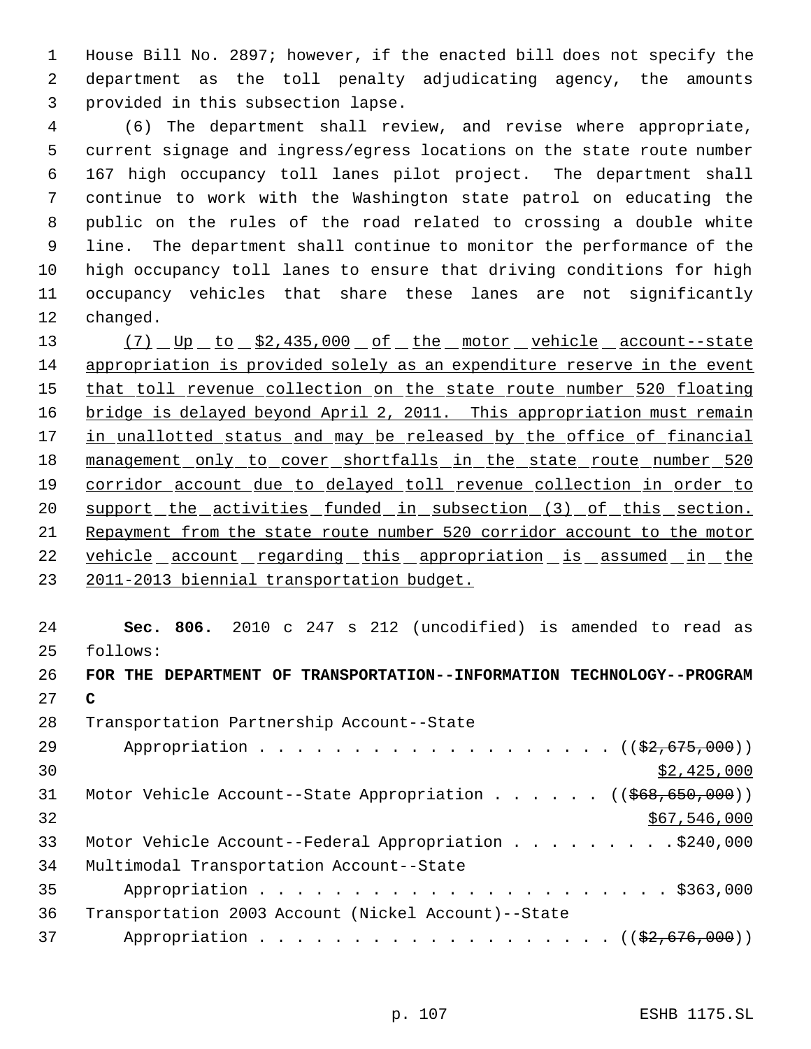House Bill No. 2897; however, if the enacted bill does not specify the department as the toll penalty adjudicating agency, the amounts provided in this subsection lapse.

(6) The department shall review, and revise where appropriate, current signage and ingress/egress locations on the state route number 167 high occupancy toll lanes pilot project. The department shall continue to work with the Washington state patrol on educating the public on the rules of the road related to crossing a double white line. The department shall continue to monitor the performance of the high occupancy toll lanes to ensure that driving conditions for high occupancy vehicles that share these lanes are not significantly changed.

(7) Up to $2,435,000 of the motor vehicle account--state appropriation is provided solely as an expenditure reserve in the event that toll revenue collection on the state route number 520 floating bridge is delayed beyond April 2, 2011. This appropriation must remain in unallotted status and may be released by the office of financial management only to cover shortfalls in the state route number 520 corridor account due to delayed toll revenue collection in order to support the activities funded in subsection (3) of this section. Repayment from the state route number 520 corridor account to the motor vehicle account regarding this appropriation is assumed in the 2011-2013 biennial transportation budget.

**Sec. 806.** 2010 c 247 s 212 (uncodified) is amended to read as follows:

**FOR THE DEPARTMENT OF TRANSPORTATION--INFORMATION TECHNOLOGY--PROGRAM C**

Transportation Partnership Account--State Appropriation . . . . . . . . . . . . . . . . . . . . ((~~$2,675,000~~)) $2,425,000

Motor Vehicle Account--State Appropriation . . . . . . ((~~$68,650,000~~)) $67,546,000

Motor Vehicle Account--Federal Appropriation . . . . . . . . . $240,000

Multimodal Transportation Account--State Appropriation . . . . . . . . . . . . . . . . . . . . . . . $363,000

Transportation 2003 Account (Nickel Account)--State Appropriation . . . . . . . . . . . . . . . . . . . . ((~~$2,676,000~~))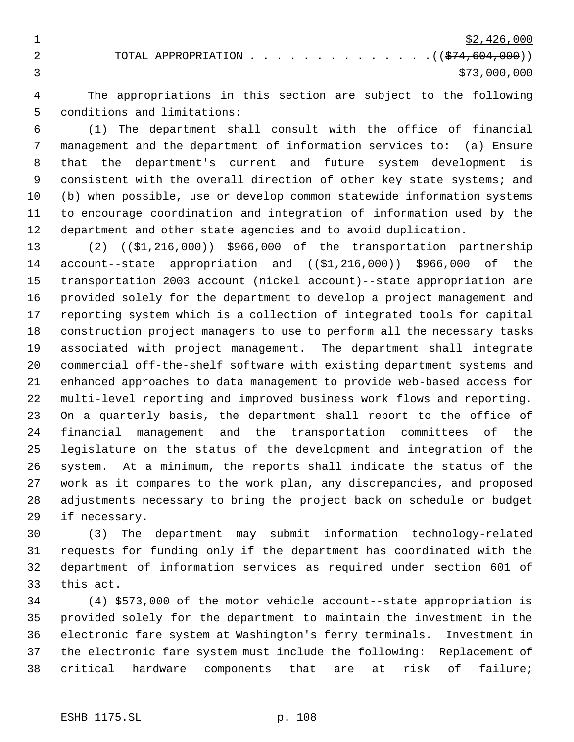$2,426,000

TOTAL APPROPRIATION . . . . . . . . . . . . . . ((~~$74,604,000~~))
$73,000,000

The appropriations in this section are subject to the following conditions and limitations:

(1) The department shall consult with the office of financial management and the department of information services to: (a) Ensure that the department's current and future system development is consistent with the overall direction of other key state systems; and (b) when possible, use or develop common statewide information systems to encourage coordination and integration of information used by the department and other state agencies and to avoid duplication.

(2) ((~~$1,216,000~~)) $966,000 of the transportation partnership account--state appropriation and ((~~$1,216,000~~)) $966,000 of the transportation 2003 account (nickel account)--state appropriation are provided solely for the department to develop a project management and reporting system which is a collection of integrated tools for capital construction project managers to use to perform all the necessary tasks associated with project management. The department shall integrate commercial off-the-shelf software with existing department systems and enhanced approaches to data management to provide web-based access for multi-level reporting and improved business work flows and reporting. On a quarterly basis, the department shall report to the office of financial management and the transportation committees of the legislature on the status of the development and integration of the system. At a minimum, the reports shall indicate the status of the work as it compares to the work plan, any discrepancies, and proposed adjustments necessary to bring the project back on schedule or budget if necessary.

(3) The department may submit information technology-related requests for funding only if the department has coordinated with the department of information services as required under section 601 of this act.

(4) $573,000 of the motor vehicle account--state appropriation is provided solely for the department to maintain the investment in the electronic fare system at Washington's ferry terminals. Investment in the electronic fare system must include the following: Replacement of critical hardware components that are at risk of failure;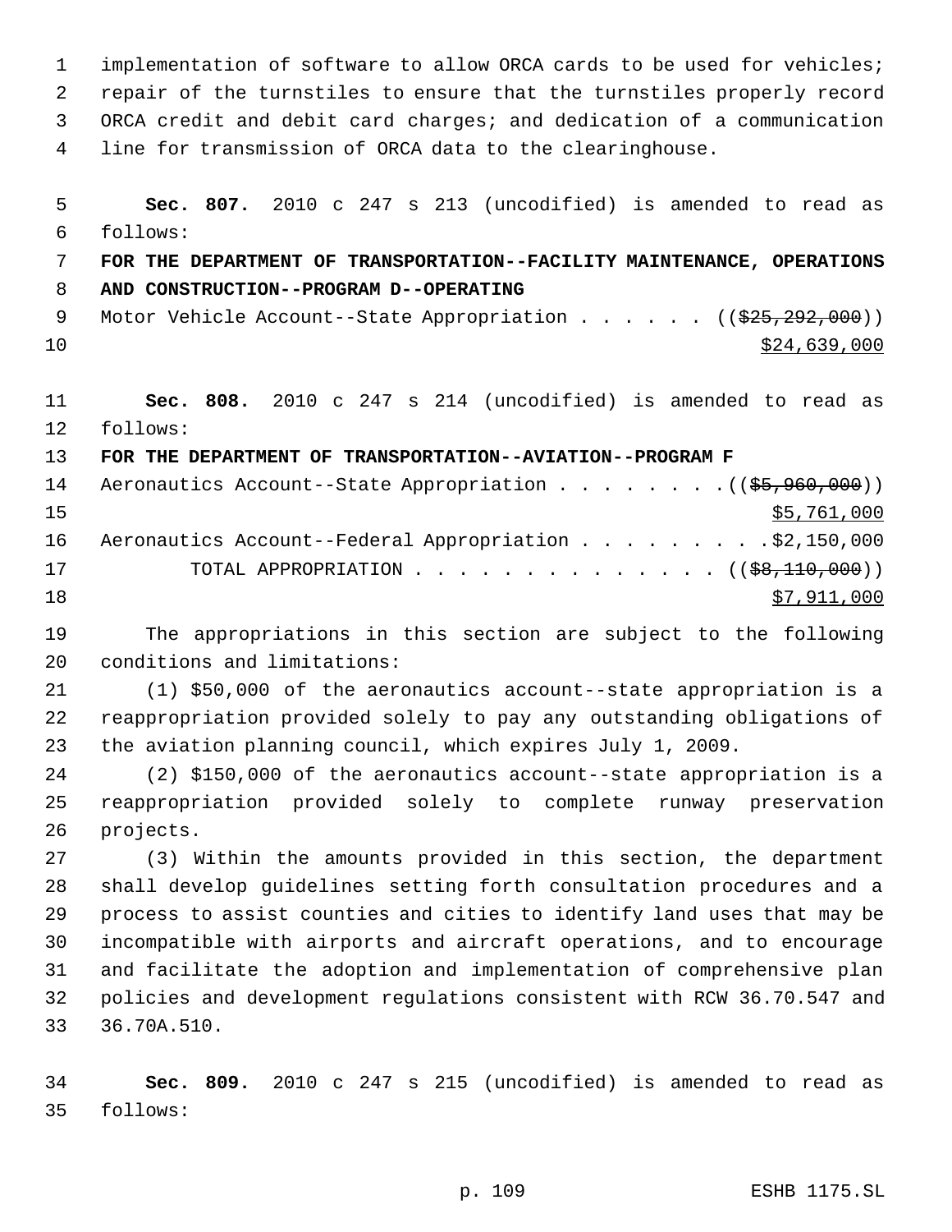implementation of software to allow ORCA cards to be used for vehicles; repair of the turnstiles to ensure that the turnstiles properly record ORCA credit and debit card charges; and dedication of a communication line for transmission of ORCA data to the clearinghouse.

**Sec. 807.** 2010 c 247 s 213 (uncodified) is amended to read as follows:

**FOR THE DEPARTMENT OF TRANSPORTATION--FACILITY MAINTENANCE, OPERATIONS AND CONSTRUCTION--PROGRAM D--OPERATING**

Motor Vehicle Account--State Appropriation . . . . . . (( ~~$25,292,000~~ ))
$24,639,000

**Sec. 808.** 2010 c 247 s 214 (uncodified) is amended to read as follows:

**FOR THE DEPARTMENT OF TRANSPORTATION--AVIATION--PROGRAM F**

Aeronautics Account--State Appropriation . . . . . . . . .(( ~~$5,960,000~~ ))
$5,761,000

Aeronautics Account--Federal Appropriation . . . . . . . . .$2,150,000

TOTAL APPROPRIATION . . . . . . . . . . . . . . (( ~~$8,110,000~~ ))
$7,911,000

The appropriations in this section are subject to the following conditions and limitations:

(1) $50,000 of the aeronautics account--state appropriation is a reappropriation provided solely to pay any outstanding obligations of the aviation planning council, which expires July 1, 2009.

(2) $150,000 of the aeronautics account--state appropriation is a reappropriation provided solely to complete runway preservation projects.

(3) Within the amounts provided in this section, the department shall develop guidelines setting forth consultation procedures and a process to assist counties and cities to identify land uses that may be incompatible with airports and aircraft operations, and to encourage and facilitate the adoption and implementation of comprehensive plan policies and development regulations consistent with RCW 36.70.547 and 36.70A.510.

**Sec. 809.** 2010 c 247 s 215 (uncodified) is amended to read as follows: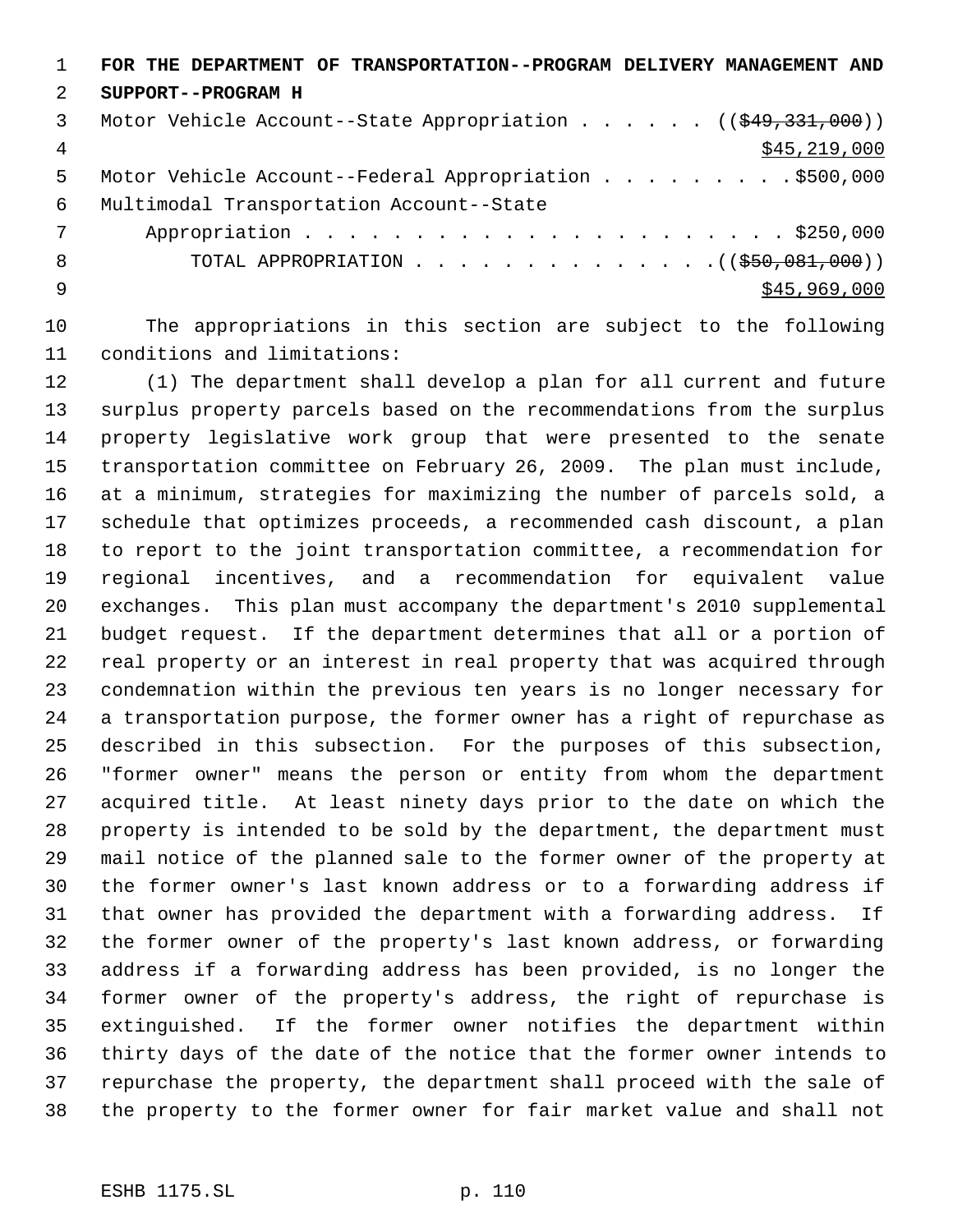**FOR THE DEPARTMENT OF TRANSPORTATION--PROGRAM DELIVERY MANAGEMENT AND SUPPORT--PROGRAM H**

Motor Vehicle Account--State Appropriation . . . . . . (($49,331,000))
$45,219,000

Motor Vehicle Account--Federal Appropriation . . . . . . . . . $500,000

Multimodal Transportation Account--State Appropriation . . . . . . . . . . . . . . . . . . . . . . $250,000

TOTAL APPROPRIATION . . . . . . . . . . . . . . (($50,081,000))
$45,969,000

The appropriations in this section are subject to the following conditions and limitations:

(1) The department shall develop a plan for all current and future surplus property parcels based on the recommendations from the surplus property legislative work group that were presented to the senate transportation committee on February 26, 2009. The plan must include, at a minimum, strategies for maximizing the number of parcels sold, a schedule that optimizes proceeds, a recommended cash discount, a plan to report to the joint transportation committee, a recommendation for regional incentives, and a recommendation for equivalent value exchanges. This plan must accompany the department's 2010 supplemental budget request. If the department determines that all or a portion of real property or an interest in real property that was acquired through condemnation within the previous ten years is no longer necessary for a transportation purpose, the former owner has a right of repurchase as described in this subsection. For the purposes of this subsection, "former owner" means the person or entity from whom the department acquired title. At least ninety days prior to the date on which the property is intended to be sold by the department, the department must mail notice of the planned sale to the former owner of the property at the former owner's last known address or to a forwarding address if that owner has provided the department with a forwarding address. If the former owner of the property's last known address, or forwarding address if a forwarding address has been provided, is no longer the former owner of the property's address, the right of repurchase is extinguished. If the former owner notifies the department within thirty days of the date of the notice that the former owner intends to repurchase the property, the department shall proceed with the sale of the property to the former owner for fair market value and shall not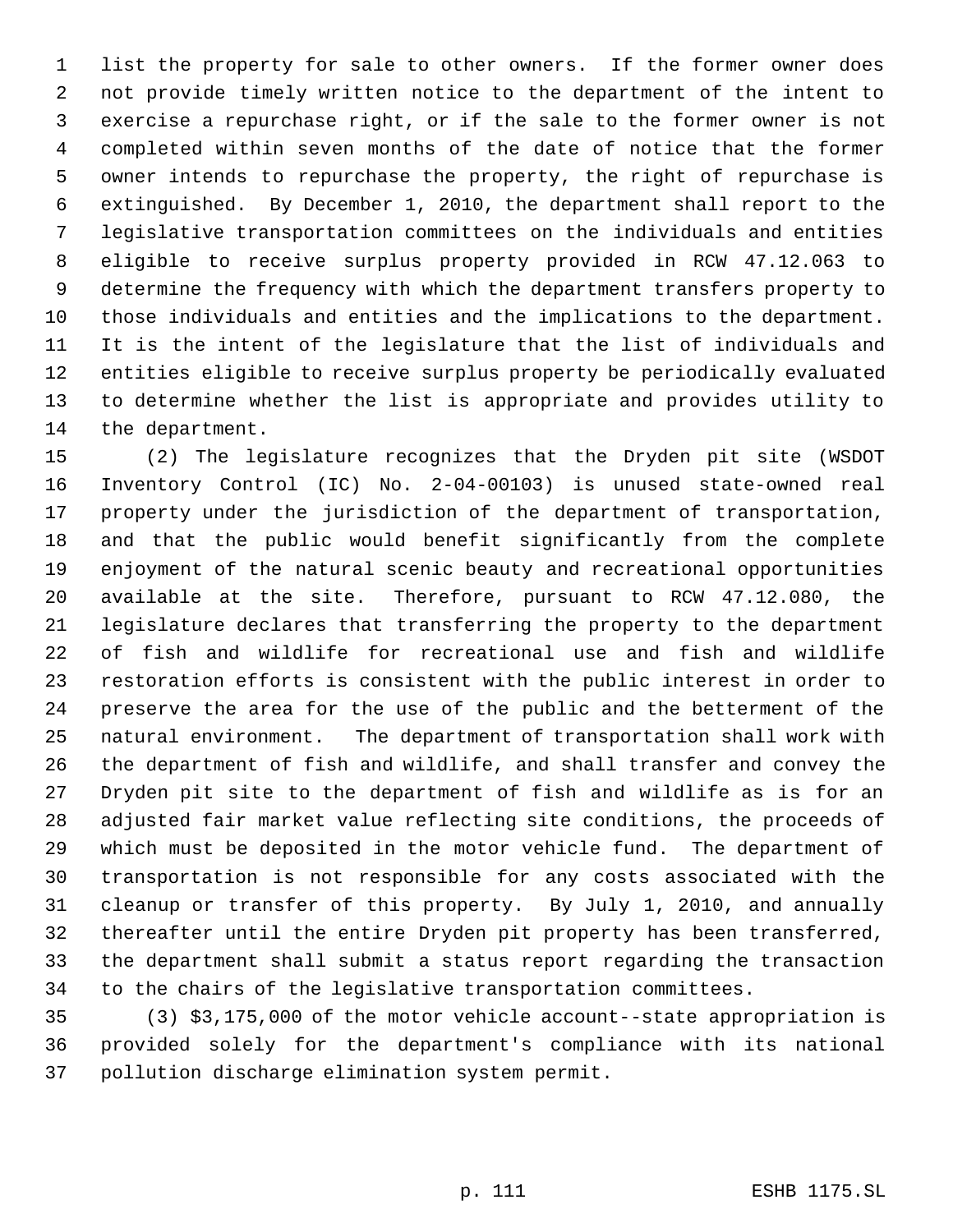list the property for sale to other owners. If the former owner does not provide timely written notice to the department of the intent to exercise a repurchase right, or if the sale to the former owner is not completed within seven months of the date of notice that the former owner intends to repurchase the property, the right of repurchase is extinguished. By December 1, 2010, the department shall report to the legislative transportation committees on the individuals and entities eligible to receive surplus property provided in RCW 47.12.063 to determine the frequency with which the department transfers property to those individuals and entities and the implications to the department. It is the intent of the legislature that the list of individuals and entities eligible to receive surplus property be periodically evaluated to determine whether the list is appropriate and provides utility to the department.

(2) The legislature recognizes that the Dryden pit site (WSDOT Inventory Control (IC) No. 2-04-00103) is unused state-owned real property under the jurisdiction of the department of transportation, and that the public would benefit significantly from the complete enjoyment of the natural scenic beauty and recreational opportunities available at the site. Therefore, pursuant to RCW 47.12.080, the legislature declares that transferring the property to the department of fish and wildlife for recreational use and fish and wildlife restoration efforts is consistent with the public interest in order to preserve the area for the use of the public and the betterment of the natural environment. The department of transportation shall work with the department of fish and wildlife, and shall transfer and convey the Dryden pit site to the department of fish and wildlife as is for an adjusted fair market value reflecting site conditions, the proceeds of which must be deposited in the motor vehicle fund. The department of transportation is not responsible for any costs associated with the cleanup or transfer of this property. By July 1, 2010, and annually thereafter until the entire Dryden pit property has been transferred, the department shall submit a status report regarding the transaction to the chairs of the legislative transportation committees.

(3) $3,175,000 of the motor vehicle account--state appropriation is provided solely for the department's compliance with its national pollution discharge elimination system permit.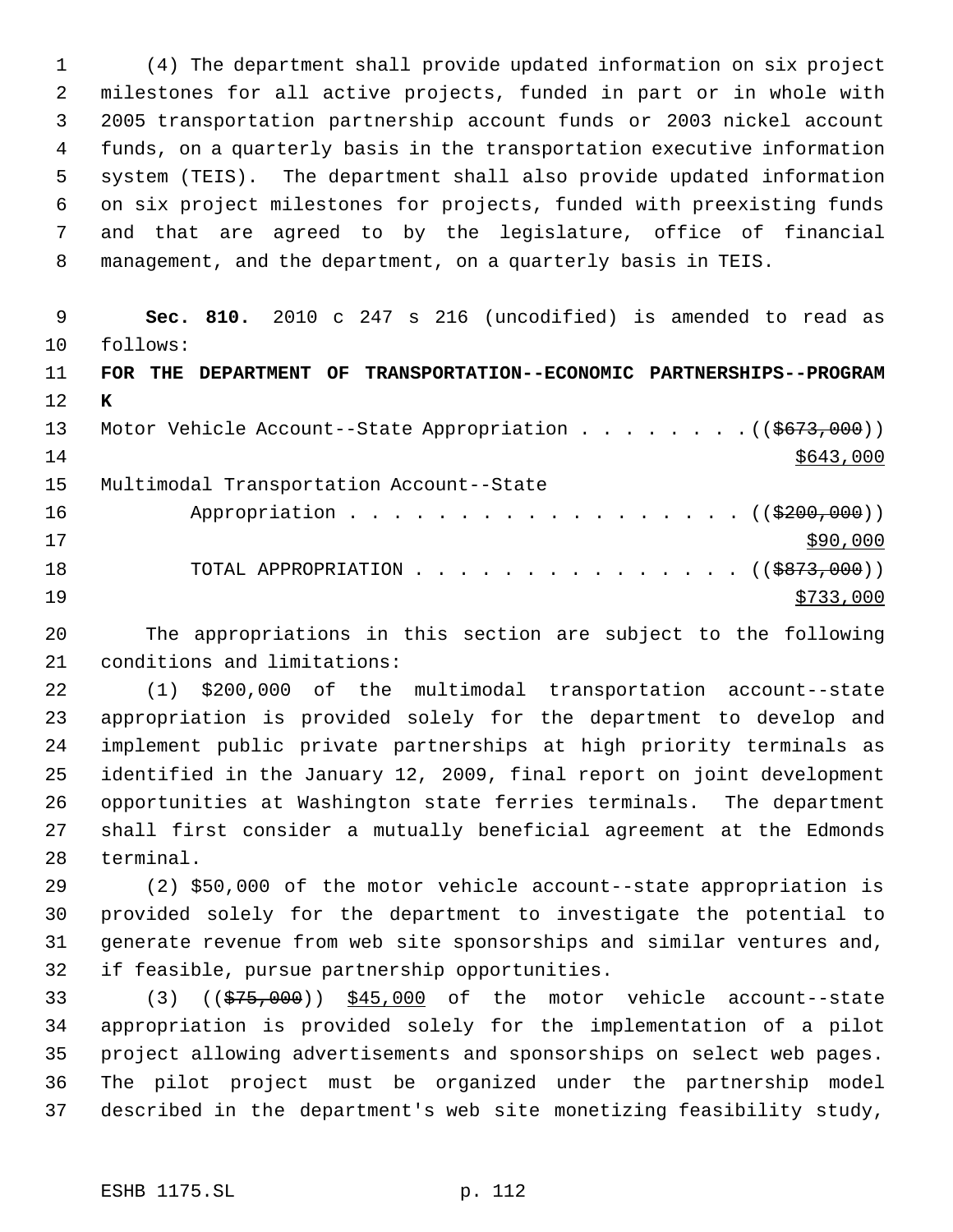(4) The department shall provide updated information on six project milestones for all active projects, funded in part or in whole with 2005 transportation partnership account funds or 2003 nickel account funds, on a quarterly basis in the transportation executive information system (TEIS). The department shall also provide updated information on six project milestones for projects, funded with preexisting funds and that are agreed to by the legislature, office of financial management, and the department, on a quarterly basis in TEIS.

**Sec. 810.** 2010 c 247 s 216 (uncodified) is amended to read as follows:

**FOR THE DEPARTMENT OF TRANSPORTATION--ECONOMIC PARTNERSHIPS--PROGRAM K**

Motor Vehicle Account--State Appropriation . . . . . . . . ((~~$673,000~~)) $643,000

Multimodal Transportation Account--State Appropriation . . . . . . . . . . . . . . . . . . ((~~$200,000~~)) $90,000

TOTAL APPROPRIATION . . . . . . . . . . . . . . . ((~~$873,000~~)) $733,000

The appropriations in this section are subject to the following conditions and limitations:

(1) $200,000 of the multimodal transportation account--state appropriation is provided solely for the department to develop and implement public private partnerships at high priority terminals as identified in the January 12, 2009, final report on joint development opportunities at Washington state ferries terminals. The department shall first consider a mutually beneficial agreement at the Edmonds terminal.

(2) $50,000 of the motor vehicle account--state appropriation is provided solely for the department to investigate the potential to generate revenue from web site sponsorships and similar ventures and, if feasible, pursue partnership opportunities.

(3) ((~~$75,000~~)) $45,000 of the motor vehicle account--state appropriation is provided solely for the implementation of a pilot project allowing advertisements and sponsorships on select web pages. The pilot project must be organized under the partnership model described in the department's web site monetizing feasibility study,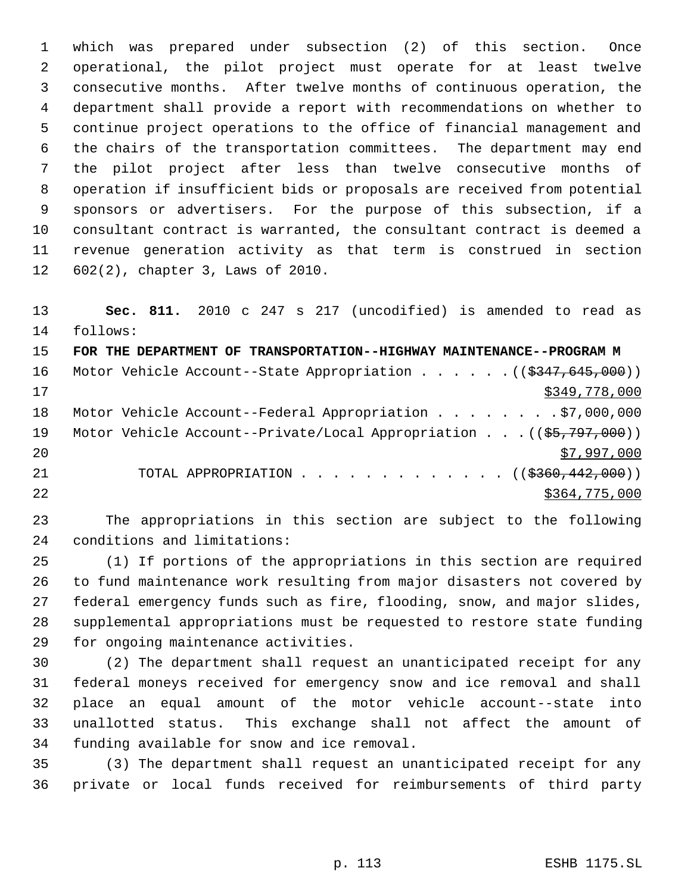which was prepared under subsection (2) of this section. Once operational, the pilot project must operate for at least twelve consecutive months. After twelve months of continuous operation, the department shall provide a report with recommendations on whether to continue project operations to the office of financial management and the chairs of the transportation committees. The department may end the pilot project after less than twelve consecutive months of operation if insufficient bids or proposals are received from potential sponsors or advertisers. For the purpose of this subsection, if a consultant contract is warranted, the consultant contract is deemed a revenue generation activity as that term is construed in section 602(2), chapter 3, Laws of 2010.

**Sec. 811.** 2010 c 247 s 217 (uncodified) is amended to read as follows:

**FOR THE DEPARTMENT OF TRANSPORTATION--HIGHWAY MAINTENANCE--PROGRAM M**

Motor Vehicle Account--State Appropriation . . . . . . ((~~$347,645,000~~))
$349,778,000

Motor Vehicle Account--Federal Appropriation . . . . . . . . $7,000,000

Motor Vehicle Account--Private/Local Appropriation . . . ((~~$5,797,000~~))
$7,997,000

TOTAL APPROPRIATION . . . . . . . . . . . . . ((~~$360,442,000~~))
$364,775,000

The appropriations in this section are subject to the following conditions and limitations:

(1) If portions of the appropriations in this section are required to fund maintenance work resulting from major disasters not covered by federal emergency funds such as fire, flooding, snow, and major slides, supplemental appropriations must be requested to restore state funding for ongoing maintenance activities.

(2) The department shall request an unanticipated receipt for any federal moneys received for emergency snow and ice removal and shall place an equal amount of the motor vehicle account--state into unallotted status. This exchange shall not affect the amount of funding available for snow and ice removal.

(3) The department shall request an unanticipated receipt for any private or local funds received for reimbursements of third party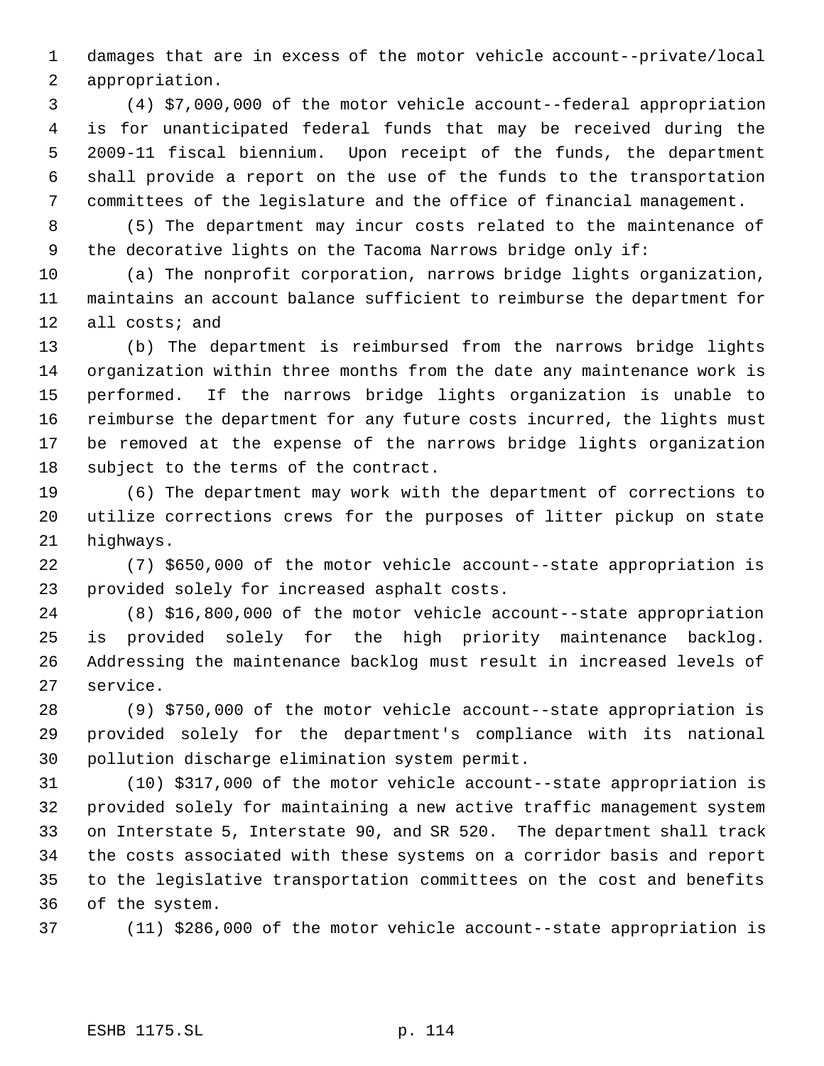damages that are in excess of the motor vehicle account--private/local appropriation.

(4) $7,000,000 of the motor vehicle account--federal appropriation is for unanticipated federal funds that may be received during the 2009-11 fiscal biennium. Upon receipt of the funds, the department shall provide a report on the use of the funds to the transportation committees of the legislature and the office of financial management.

(5) The department may incur costs related to the maintenance of the decorative lights on the Tacoma Narrows bridge only if:

(a) The nonprofit corporation, narrows bridge lights organization, maintains an account balance sufficient to reimburse the department for all costs; and

(b) The department is reimbursed from the narrows bridge lights organization within three months from the date any maintenance work is performed. If the narrows bridge lights organization is unable to reimburse the department for any future costs incurred, the lights must be removed at the expense of the narrows bridge lights organization subject to the terms of the contract.

(6) The department may work with the department of corrections to utilize corrections crews for the purposes of litter pickup on state highways.

(7) $650,000 of the motor vehicle account--state appropriation is provided solely for increased asphalt costs.

(8) $16,800,000 of the motor vehicle account--state appropriation is provided solely for the high priority maintenance backlog. Addressing the maintenance backlog must result in increased levels of service.

(9) $750,000 of the motor vehicle account--state appropriation is provided solely for the department's compliance with its national pollution discharge elimination system permit.

(10) $317,000 of the motor vehicle account--state appropriation is provided solely for maintaining a new active traffic management system on Interstate 5, Interstate 90, and SR 520. The department shall track the costs associated with these systems on a corridor basis and report to the legislative transportation committees on the cost and benefits of the system.

(11) $286,000 of the motor vehicle account--state appropriation is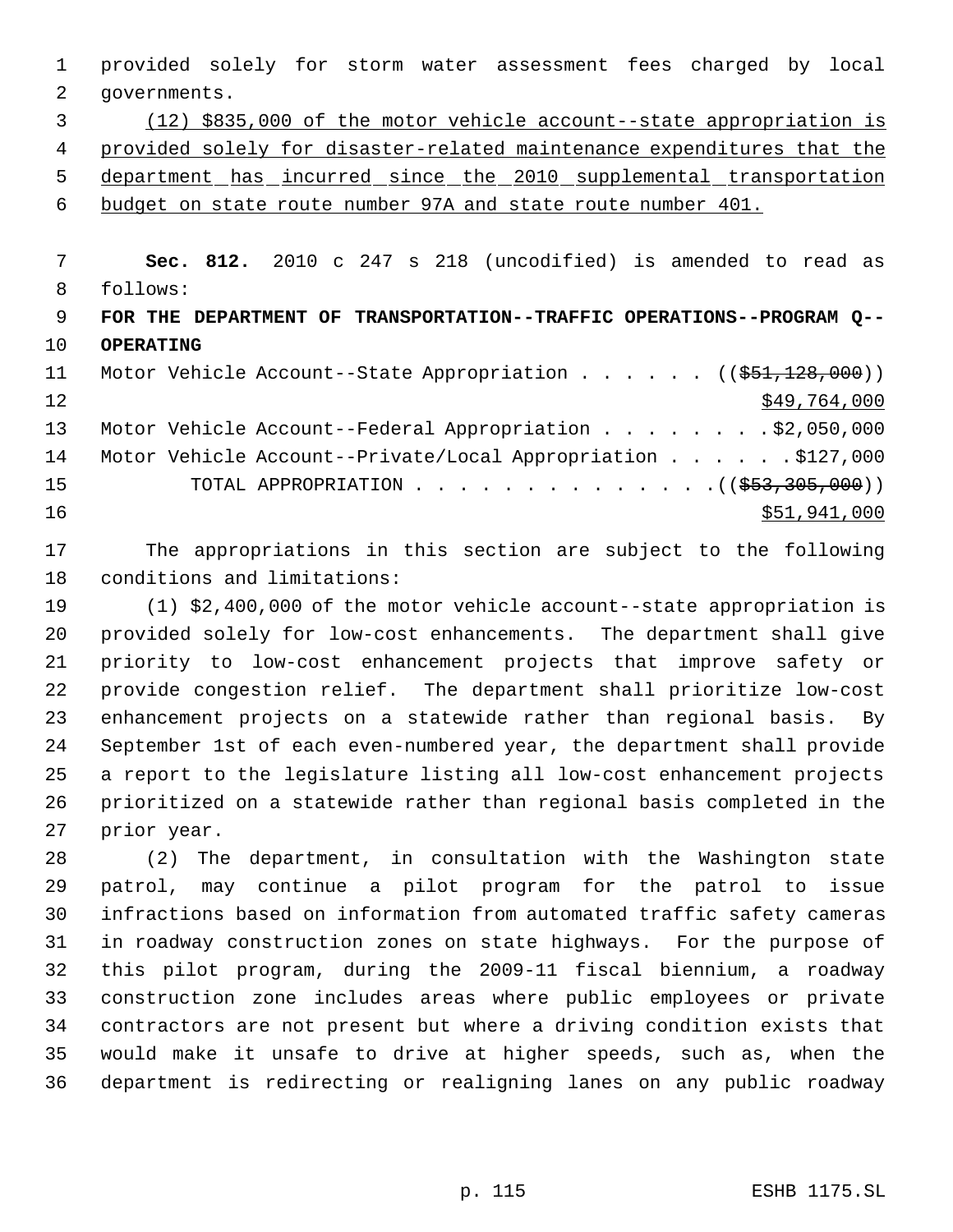provided solely for storm water assessment fees charged by local governments.

(12) $835,000 of the motor vehicle account--state appropriation is provided solely for disaster-related maintenance expenditures that the department has incurred since the 2010 supplemental transportation budget on state route number 97A and state route number 401.

**Sec. 812.** 2010 c 247 s 218 (uncodified) is amended to read as follows:

**FOR THE DEPARTMENT OF TRANSPORTATION--TRAFFIC OPERATIONS--PROGRAM Q--OPERATING**

Motor Vehicle Account--State Appropriation . . . . . . (($51,128,000))
$49,764,000

Motor Vehicle Account--Federal Appropriation . . . . . . . . $2,050,000

Motor Vehicle Account--Private/Local Appropriation . . . . . . $127,000

TOTAL APPROPRIATION . . . . . . . . . . . . . . (($53,305,000))
$51,941,000

The appropriations in this section are subject to the following conditions and limitations:

(1) $2,400,000 of the motor vehicle account--state appropriation is provided solely for low-cost enhancements. The department shall give priority to low-cost enhancement projects that improve safety or provide congestion relief. The department shall prioritize low-cost enhancement projects on a statewide rather than regional basis. By September 1st of each even-numbered year, the department shall provide a report to the legislature listing all low-cost enhancement projects prioritized on a statewide rather than regional basis completed in the prior year.

(2) The department, in consultation with the Washington state patrol, may continue a pilot program for the patrol to issue infractions based on information from automated traffic safety cameras in roadway construction zones on state highways. For the purpose of this pilot program, during the 2009-11 fiscal biennium, a roadway construction zone includes areas where public employees or private contractors are not present but where a driving condition exists that would make it unsafe to drive at higher speeds, such as, when the department is redirecting or realigning lanes on any public roadway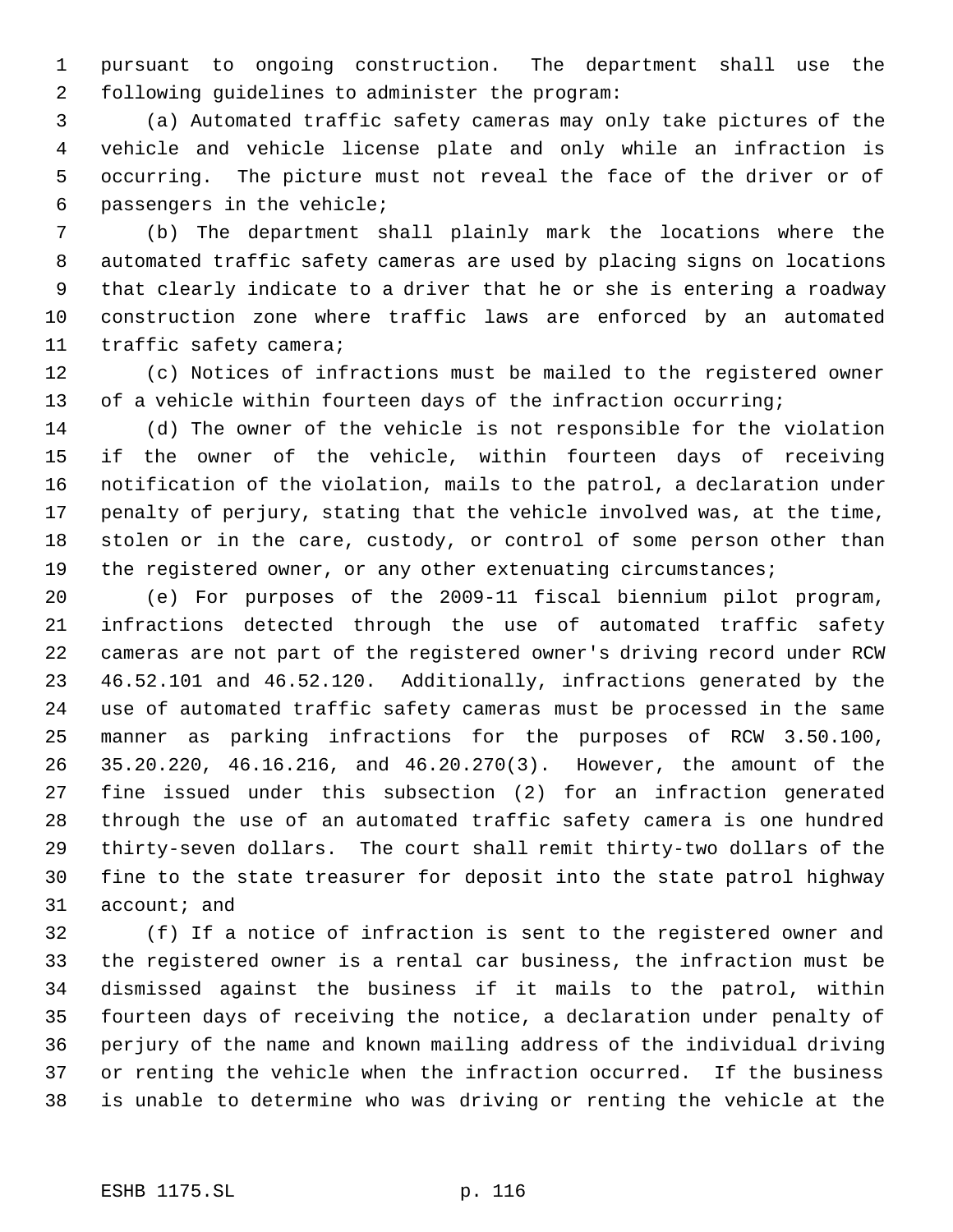pursuant to ongoing construction. The department shall use the following guidelines to administer the program:

(a) Automated traffic safety cameras may only take pictures of the vehicle and vehicle license plate and only while an infraction is occurring. The picture must not reveal the face of the driver or of passengers in the vehicle;

(b) The department shall plainly mark the locations where the automated traffic safety cameras are used by placing signs on locations that clearly indicate to a driver that he or she is entering a roadway construction zone where traffic laws are enforced by an automated traffic safety camera;

(c) Notices of infractions must be mailed to the registered owner of a vehicle within fourteen days of the infraction occurring;

(d) The owner of the vehicle is not responsible for the violation if the owner of the vehicle, within fourteen days of receiving notification of the violation, mails to the patrol, a declaration under penalty of perjury, stating that the vehicle involved was, at the time, stolen or in the care, custody, or control of some person other than the registered owner, or any other extenuating circumstances;

(e) For purposes of the 2009-11 fiscal biennium pilot program, infractions detected through the use of automated traffic safety cameras are not part of the registered owner's driving record under RCW 46.52.101 and 46.52.120. Additionally, infractions generated by the use of automated traffic safety cameras must be processed in the same manner as parking infractions for the purposes of RCW 3.50.100, 35.20.220, 46.16.216, and 46.20.270(3). However, the amount of the fine issued under this subsection (2) for an infraction generated through the use of an automated traffic safety camera is one hundred thirty-seven dollars. The court shall remit thirty-two dollars of the fine to the state treasurer for deposit into the state patrol highway account; and

(f) If a notice of infraction is sent to the registered owner and the registered owner is a rental car business, the infraction must be dismissed against the business if it mails to the patrol, within fourteen days of receiving the notice, a declaration under penalty of perjury of the name and known mailing address of the individual driving or renting the vehicle when the infraction occurred. If the business is unable to determine who was driving or renting the vehicle at the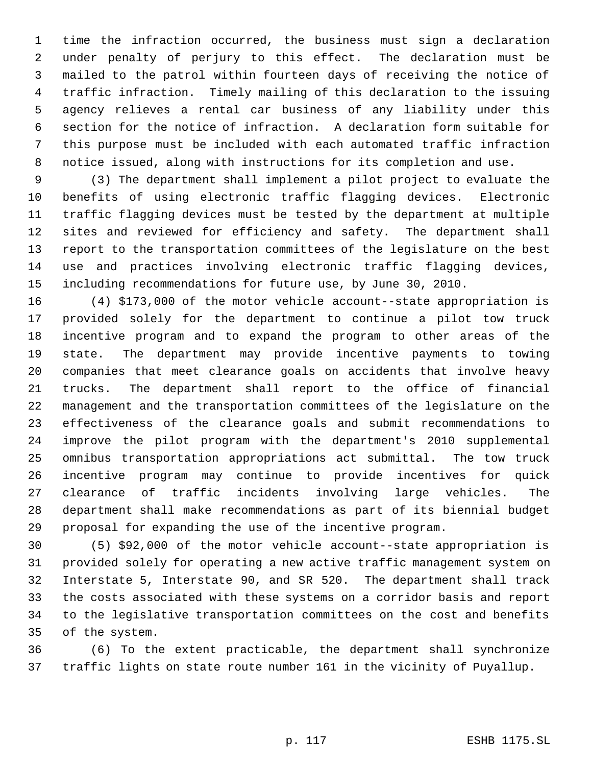time the infraction occurred, the business must sign a declaration under penalty of perjury to this effect. The declaration must be mailed to the patrol within fourteen days of receiving the notice of traffic infraction. Timely mailing of this declaration to the issuing agency relieves a rental car business of any liability under this section for the notice of infraction. A declaration form suitable for this purpose must be included with each automated traffic infraction notice issued, along with instructions for its completion and use.

(3) The department shall implement a pilot project to evaluate the benefits of using electronic traffic flagging devices. Electronic traffic flagging devices must be tested by the department at multiple sites and reviewed for efficiency and safety. The department shall report to the transportation committees of the legislature on the best use and practices involving electronic traffic flagging devices, including recommendations for future use, by June 30, 2010.

(4) $173,000 of the motor vehicle account--state appropriation is provided solely for the department to continue a pilot tow truck incentive program and to expand the program to other areas of the state. The department may provide incentive payments to towing companies that meet clearance goals on accidents that involve heavy trucks. The department shall report to the office of financial management and the transportation committees of the legislature on the effectiveness of the clearance goals and submit recommendations to improve the pilot program with the department's 2010 supplemental omnibus transportation appropriations act submittal. The tow truck incentive program may continue to provide incentives for quick clearance of traffic incidents involving large vehicles. The department shall make recommendations as part of its biennial budget proposal for expanding the use of the incentive program.

(5) $92,000 of the motor vehicle account--state appropriation is provided solely for operating a new active traffic management system on Interstate 5, Interstate 90, and SR 520. The department shall track the costs associated with these systems on a corridor basis and report to the legislative transportation committees on the cost and benefits of the system.

(6) To the extent practicable, the department shall synchronize traffic lights on state route number 161 in the vicinity of Puyallup.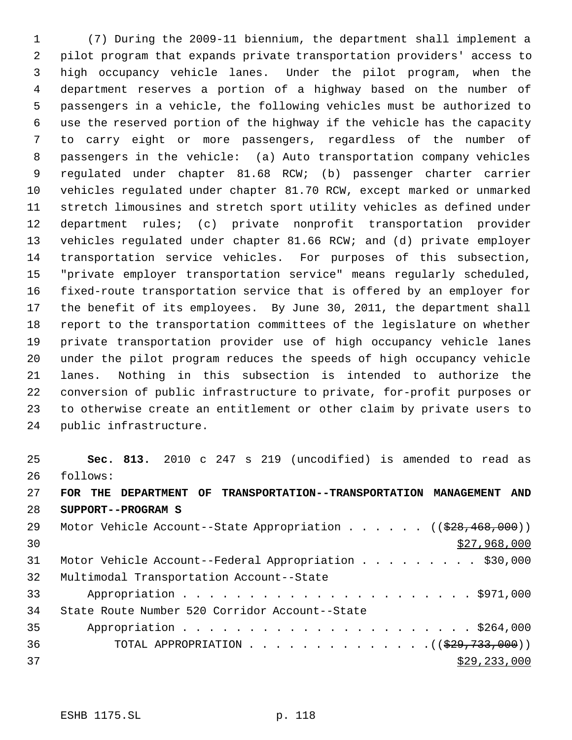(7) During the 2009-11 biennium, the department shall implement a pilot program that expands private transportation providers' access to high occupancy vehicle lanes. Under the pilot program, when the department reserves a portion of a highway based on the number of passengers in a vehicle, the following vehicles must be authorized to use the reserved portion of the highway if the vehicle has the capacity to carry eight or more passengers, regardless of the number of passengers in the vehicle: (a) Auto transportation company vehicles regulated under chapter 81.68 RCW; (b) passenger charter carrier vehicles regulated under chapter 81.70 RCW, except marked or unmarked stretch limousines and stretch sport utility vehicles as defined under department rules; (c) private nonprofit transportation provider vehicles regulated under chapter 81.66 RCW; and (d) private employer transportation service vehicles. For purposes of this subsection, "private employer transportation service" means regularly scheduled, fixed-route transportation service that is offered by an employer for the benefit of its employees. By June 30, 2011, the department shall report to the transportation committees of the legislature on whether private transportation provider use of high occupancy vehicle lanes under the pilot program reduces the speeds of high occupancy vehicle lanes. Nothing in this subsection is intended to authorize the conversion of public infrastructure to private, for-profit purposes or to otherwise create an entitlement or other claim by private users to public infrastructure.

**Sec. 813.** 2010 c 247 s 219 (uncodified) is amended to read as follows:

**FOR THE DEPARTMENT OF TRANSPORTATION--TRANSPORTATION MANAGEMENT AND SUPPORT--PROGRAM S**

| | |
|---|---|
| Motor Vehicle Account--State Appropriation | ((~~$28,468,000~~)) <ins>$27,968,000</ins> |
| Motor Vehicle Account--Federal Appropriation | $30,000 |
| Multimodal Transportation Account--State Appropriation | $971,000 |
| State Route Number 520 Corridor Account--State Appropriation | $264,000 |
| TOTAL APPROPRIATION | ((~~$29,733,000~~)) <ins>$29,233,000</ins> |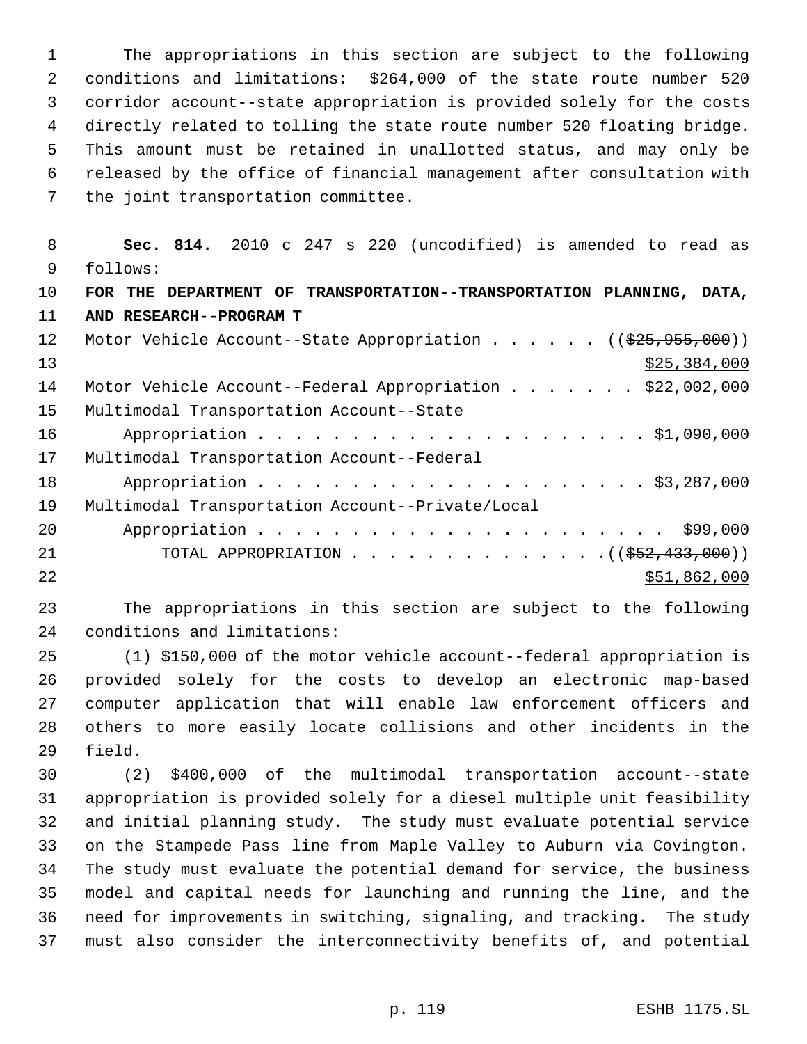The appropriations in this section are subject to the following conditions and limitations: $264,000 of the state route number 520 corridor account--state appropriation is provided solely for the costs directly related to tolling the state route number 520 floating bridge. This amount must be retained in unallotted status, and may only be released by the office of financial management after consultation with the joint transportation committee.

**Sec. 814.** 2010 c 247 s 220 (uncodified) is amended to read as follows:

**FOR THE DEPARTMENT OF TRANSPORTATION--TRANSPORTATION PLANNING, DATA, AND RESEARCH--PROGRAM T**

Motor Vehicle Account--State Appropriation . . . . . . ((~~$25,955,000~~)) $25,384,000

Motor Vehicle Account--Federal Appropriation . . . . . . . $22,002,000

Multimodal Transportation Account--State Appropriation . . . . . . . . . . . . . . . . . . . . . . $1,090,000

Multimodal Transportation Account--Federal Appropriation . . . . . . . . . . . . . . . . . . . . . . $3,287,000

Multimodal Transportation Account--Private/Local Appropriation . . . . . . . . . . . . . . . . . . . . . . $99,000

TOTAL APPROPRIATION . . . . . . . . . . . . . . .((~~$52,433,000~~)) $51,862,000

The appropriations in this section are subject to the following conditions and limitations:

(1) $150,000 of the motor vehicle account--federal appropriation is provided solely for the costs to develop an electronic map-based computer application that will enable law enforcement officers and others to more easily locate collisions and other incidents in the field.

(2) $400,000 of the multimodal transportation account--state appropriation is provided solely for a diesel multiple unit feasibility and initial planning study. The study must evaluate potential service on the Stampede Pass line from Maple Valley to Auburn via Covington. The study must evaluate the potential demand for service, the business model and capital needs for launching and running the line, and the need for improvements in switching, signaling, and tracking. The study must also consider the interconnectivity benefits of, and potential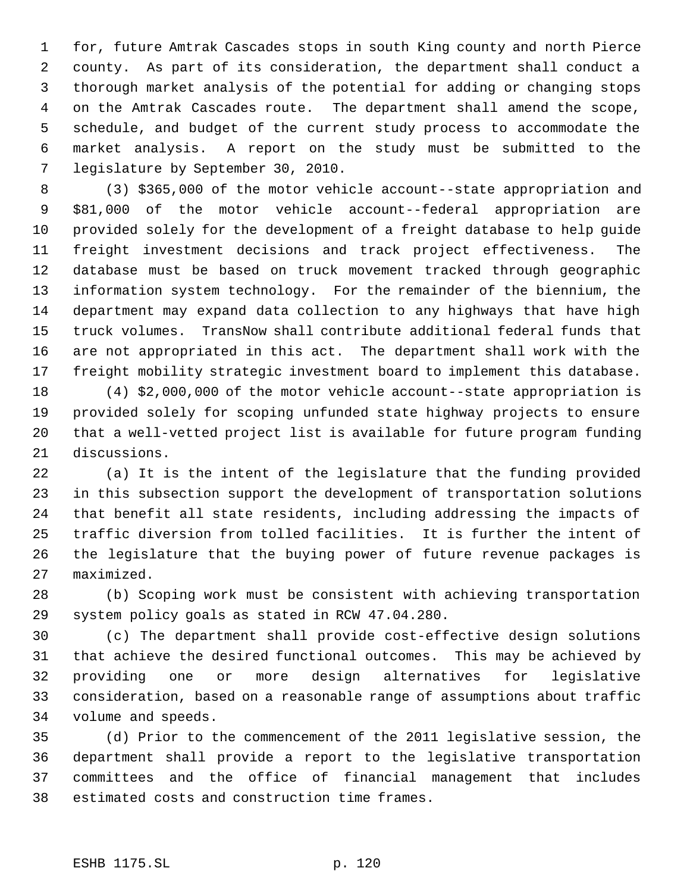for, future Amtrak Cascades stops in south King county and north Pierce county. As part of its consideration, the department shall conduct a thorough market analysis of the potential for adding or changing stops on the Amtrak Cascades route. The department shall amend the scope, schedule, and budget of the current study process to accommodate the market analysis. A report on the study must be submitted to the legislature by September 30, 2010.

(3) $365,000 of the motor vehicle account--state appropriation and $81,000 of the motor vehicle account--federal appropriation are provided solely for the development of a freight database to help guide freight investment decisions and track project effectiveness. The database must be based on truck movement tracked through geographic information system technology. For the remainder of the biennium, the department may expand data collection to any highways that have high truck volumes. TransNow shall contribute additional federal funds that are not appropriated in this act. The department shall work with the freight mobility strategic investment board to implement this database.

(4) $2,000,000 of the motor vehicle account--state appropriation is provided solely for scoping unfunded state highway projects to ensure that a well-vetted project list is available for future program funding discussions.

(a) It is the intent of the legislature that the funding provided in this subsection support the development of transportation solutions that benefit all state residents, including addressing the impacts of traffic diversion from tolled facilities. It is further the intent of the legislature that the buying power of future revenue packages is maximized.

(b) Scoping work must be consistent with achieving transportation system policy goals as stated in RCW 47.04.280.

(c) The department shall provide cost-effective design solutions that achieve the desired functional outcomes. This may be achieved by providing one or more design alternatives for legislative consideration, based on a reasonable range of assumptions about traffic volume and speeds.

(d) Prior to the commencement of the 2011 legislative session, the department shall provide a report to the legislative transportation committees and the office of financial management that includes estimated costs and construction time frames.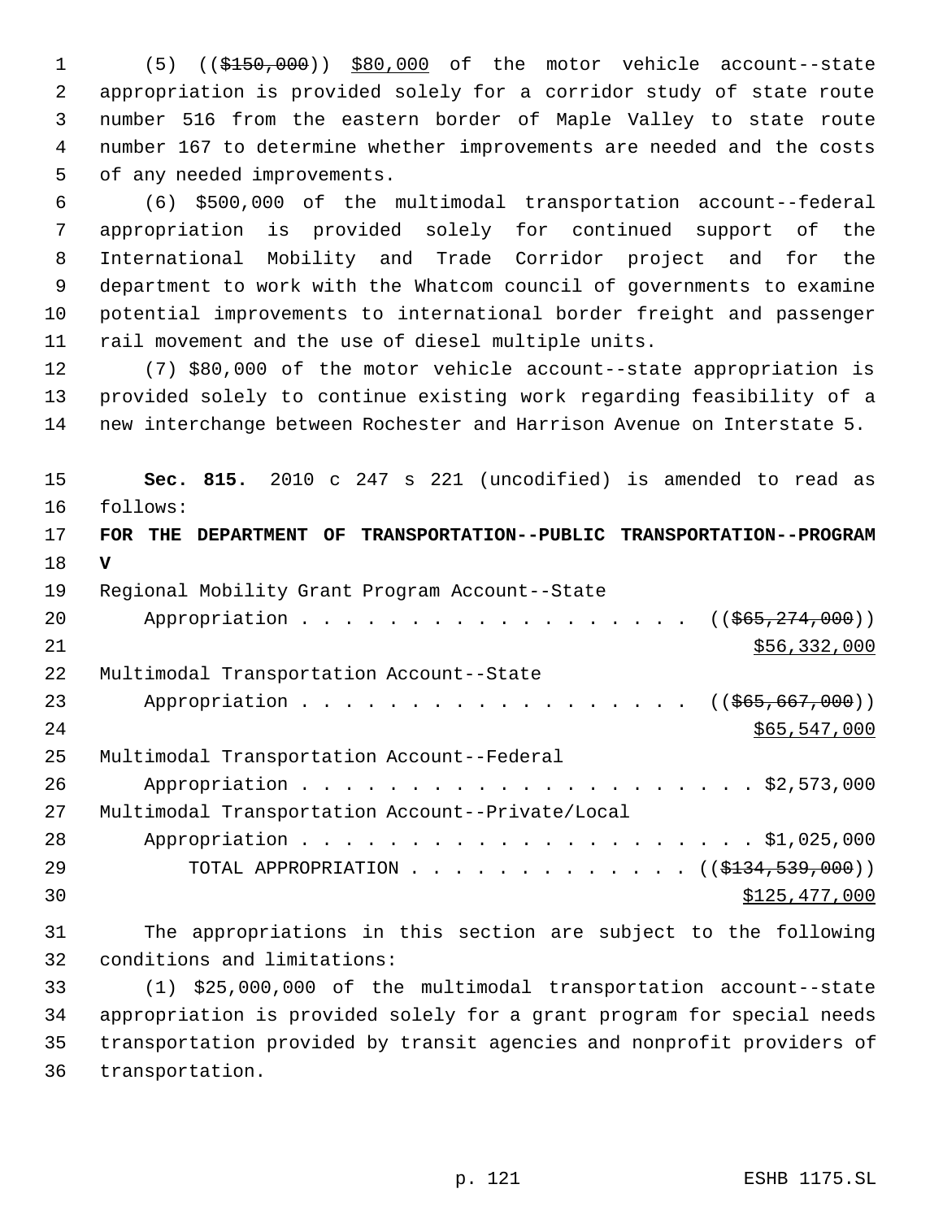(5) ((~~$150,000~~)) <u>$80,000</u> of the motor vehicle account--state appropriation is provided solely for a corridor study of state route number 516 from the eastern border of Maple Valley to state route number 167 to determine whether improvements are needed and the costs of any needed improvements.

(6) $500,000 of the multimodal transportation account--federal appropriation is provided solely for continued support of the International Mobility and Trade Corridor project and for the department to work with the Whatcom council of governments to examine potential improvements to international border freight and passenger rail movement and the use of diesel multiple units.

(7) $80,000 of the motor vehicle account--state appropriation is provided solely to continue existing work regarding feasibility of a new interchange between Rochester and Harrison Avenue on Interstate 5.

**Sec. 815.** 2010 c 247 s 221 (uncodified) is amended to read as follows:

**FOR THE DEPARTMENT OF TRANSPORTATION--PUBLIC TRANSPORTATION--PROGRAM V**

Regional Mobility Grant Program Account--State
Appropriation . . . . . . . . . . . . . . . . . . . ((~~$65,274,000~~))
<u>$56,332,000</u>

Multimodal Transportation Account--State
Appropriation . . . . . . . . . . . . . . . . . . . ((~~$65,667,000~~))
<u>$65,547,000</u>

Multimodal Transportation Account--Federal
Appropriation . . . . . . . . . . . . . . . . . . . . . . $2,573,000

Multimodal Transportation Account--Private/Local
Appropriation . . . . . . . . . . . . . . . . . . . . . . $1,025,000

TOTAL APPROPRIATION . . . . . . . . . . . . . ((~~$134,539,000~~))
<u>$125,477,000</u>

The appropriations in this section are subject to the following conditions and limitations:

(1) $25,000,000 of the multimodal transportation account--state appropriation is provided solely for a grant program for special needs transportation provided by transit agencies and nonprofit providers of transportation.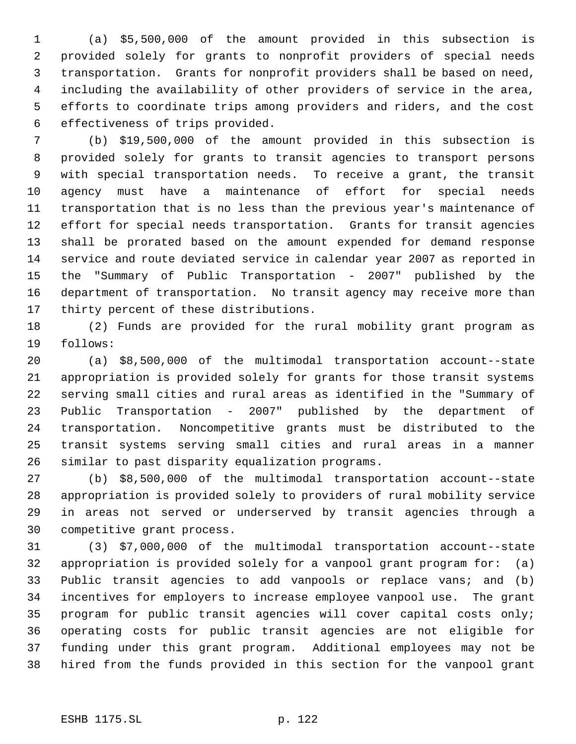(a) $5,500,000 of the amount provided in this subsection is provided solely for grants to nonprofit providers of special needs transportation. Grants for nonprofit providers shall be based on need, including the availability of other providers of service in the area, efforts to coordinate trips among providers and riders, and the cost effectiveness of trips provided.

(b) $19,500,000 of the amount provided in this subsection is provided solely for grants to transit agencies to transport persons with special transportation needs. To receive a grant, the transit agency must have a maintenance of effort for special needs transportation that is no less than the previous year's maintenance of effort for special needs transportation. Grants for transit agencies shall be prorated based on the amount expended for demand response service and route deviated service in calendar year 2007 as reported in the "Summary of Public Transportation - 2007" published by the department of transportation. No transit agency may receive more than thirty percent of these distributions.

(2) Funds are provided for the rural mobility grant program as follows:

(a) $8,500,000 of the multimodal transportation account--state appropriation is provided solely for grants for those transit systems serving small cities and rural areas as identified in the "Summary of Public Transportation - 2007" published by the department of transportation. Noncompetitive grants must be distributed to the transit systems serving small cities and rural areas in a manner similar to past disparity equalization programs.

(b) $8,500,000 of the multimodal transportation account--state appropriation is provided solely to providers of rural mobility service in areas not served or underserved by transit agencies through a competitive grant process.

(3) $7,000,000 of the multimodal transportation account--state appropriation is provided solely for a vanpool grant program for: (a) Public transit agencies to add vanpools or replace vans; and (b) incentives for employers to increase employee vanpool use. The grant program for public transit agencies will cover capital costs only; operating costs for public transit agencies are not eligible for funding under this grant program. Additional employees may not be hired from the funds provided in this section for the vanpool grant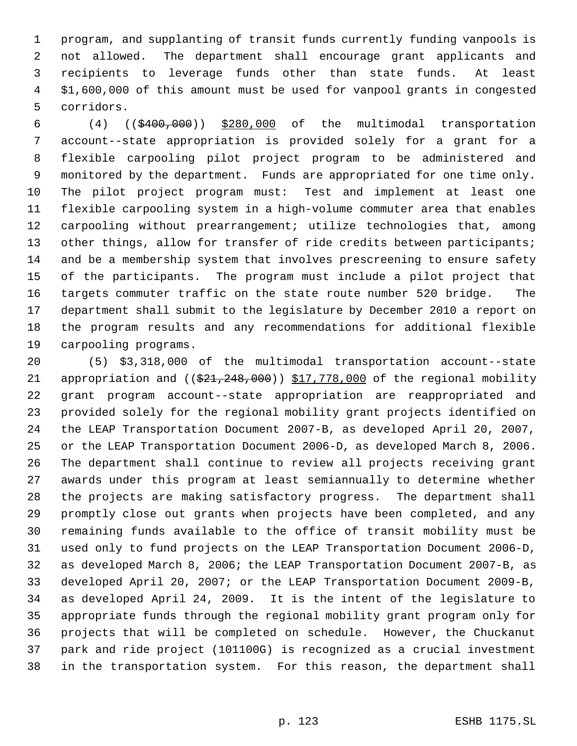program, and supplanting of transit funds currently funding vanpools is not allowed. The department shall encourage grant applicants and recipients to leverage funds other than state funds. At least $1,600,000 of this amount must be used for vanpool grants in congested corridors.

(4) ((~~$400,000~~)) <u>$280,000</u> of the multimodal transportation account--state appropriation is provided solely for a grant for a flexible carpooling pilot project program to be administered and monitored by the department. Funds are appropriated for one time only. The pilot project program must: Test and implement at least one flexible carpooling system in a high-volume commuter area that enables carpooling without prearrangement; utilize technologies that, among other things, allow for transfer of ride credits between participants; and be a membership system that involves prescreening to ensure safety of the participants. The program must include a pilot project that targets commuter traffic on the state route number 520 bridge. The department shall submit to the legislature by December 2010 a report on the program results and any recommendations for additional flexible carpooling programs.

(5) $3,318,000 of the multimodal transportation account--state appropriation and ((~~$21,248,000~~)) <u>$17,778,000</u> of the regional mobility grant program account--state appropriation are reappropriated and provided solely for the regional mobility grant projects identified on the LEAP Transportation Document 2007-B, as developed April 20, 2007, or the LEAP Transportation Document 2006-D, as developed March 8, 2006. The department shall continue to review all projects receiving grant awards under this program at least semiannually to determine whether the projects are making satisfactory progress. The department shall promptly close out grants when projects have been completed, and any remaining funds available to the office of transit mobility must be used only to fund projects on the LEAP Transportation Document 2006-D, as developed March 8, 2006; the LEAP Transportation Document 2007-B, as developed April 20, 2007; or the LEAP Transportation Document 2009-B, as developed April 24, 2009. It is the intent of the legislature to appropriate funds through the regional mobility grant program only for projects that will be completed on schedule. However, the Chuckanut park and ride project (101100G) is recognized as a crucial investment in the transportation system. For this reason, the department shall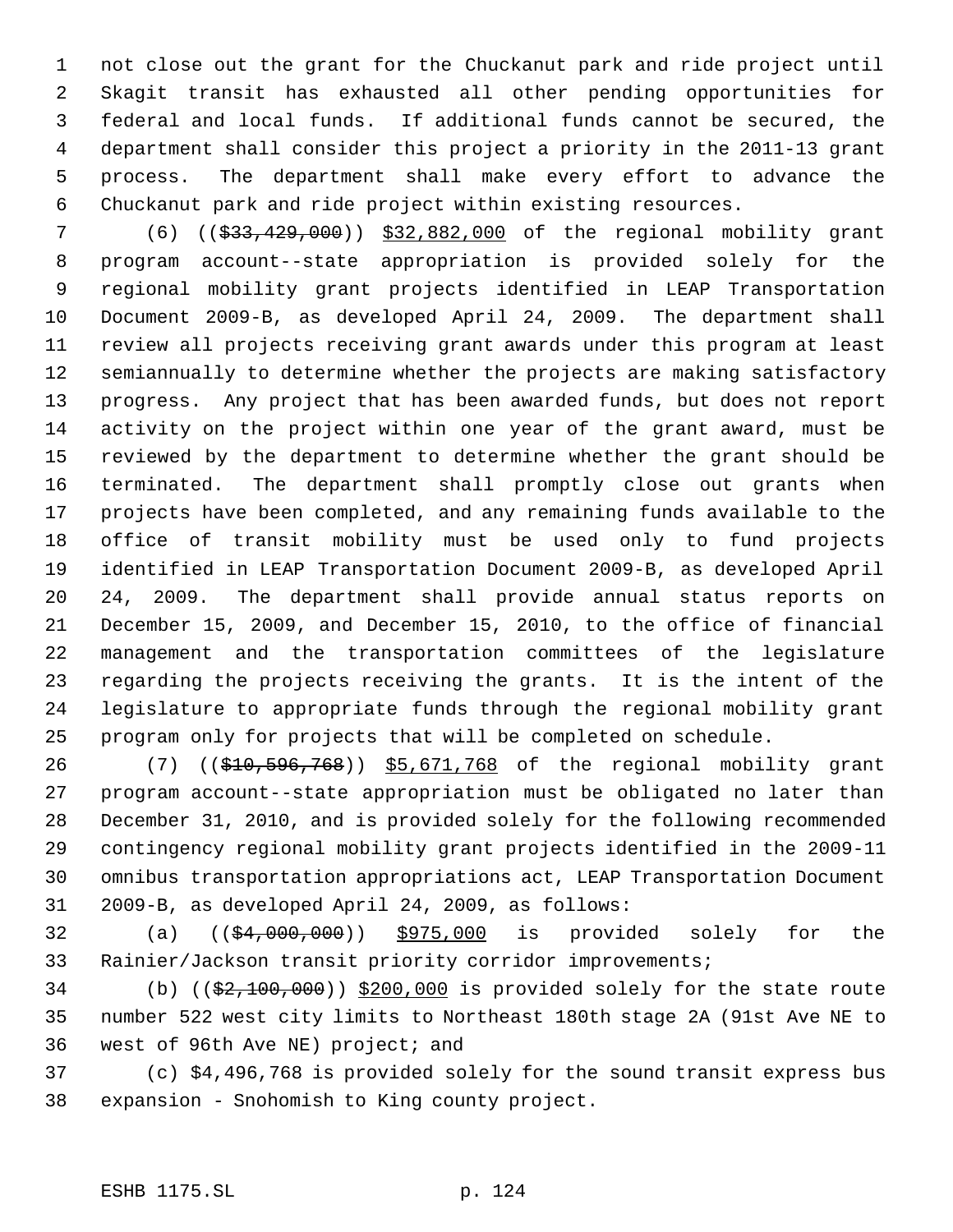not close out the grant for the Chuckanut park and ride project until Skagit transit has exhausted all other pending opportunities for federal and local funds. If additional funds cannot be secured, the department shall consider this project a priority in the 2011-13 grant process. The department shall make every effort to advance the Chuckanut park and ride project within existing resources.

(6) ((~~$33,429,000~~)) <u>$32,882,000</u> of the regional mobility grant program account--state appropriation is provided solely for the regional mobility grant projects identified in LEAP Transportation Document 2009-B, as developed April 24, 2009. The department shall review all projects receiving grant awards under this program at least semiannually to determine whether the projects are making satisfactory progress. Any project that has been awarded funds, but does not report activity on the project within one year of the grant award, must be reviewed by the department to determine whether the grant should be terminated. The department shall promptly close out grants when projects have been completed, and any remaining funds available to the office of transit mobility must be used only to fund projects identified in LEAP Transportation Document 2009-B, as developed April 24, 2009. The department shall provide annual status reports on December 15, 2009, and December 15, 2010, to the office of financial management and the transportation committees of the legislature regarding the projects receiving the grants. It is the intent of the legislature to appropriate funds through the regional mobility grant program only for projects that will be completed on schedule.

(7) ((~~$10,596,768~~)) <u>$5,671,768</u> of the regional mobility grant program account--state appropriation must be obligated no later than December 31, 2010, and is provided solely for the following recommended contingency regional mobility grant projects identified in the 2009-11 omnibus transportation appropriations act, LEAP Transportation Document 2009-B, as developed April 24, 2009, as follows:

(a) ((~~$4,000,000~~)) <u>$975,000</u> is provided solely for the Rainier/Jackson transit priority corridor improvements;

(b) ((~~$2,100,000~~)) <u>$200,000</u> is provided solely for the state route number 522 west city limits to Northeast 180th stage 2A (91st Ave NE to west of 96th Ave NE) project; and

(c) $4,496,768 is provided solely for the sound transit express bus expansion - Snohomish to King county project.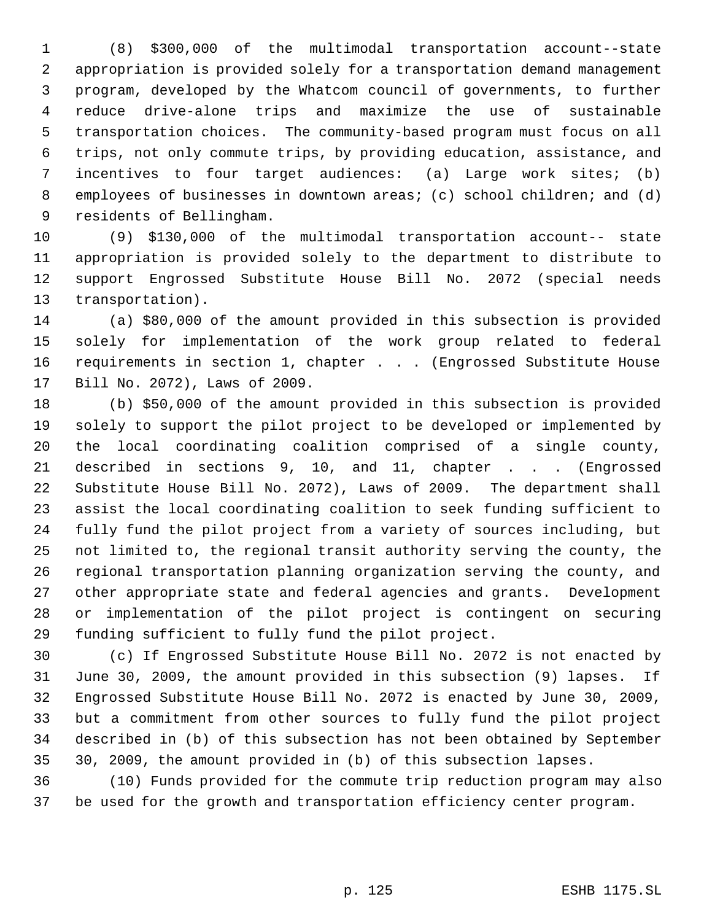(8) $300,000 of the multimodal transportation account--state appropriation is provided solely for a transportation demand management program, developed by the Whatcom council of governments, to further reduce drive-alone trips and maximize the use of sustainable transportation choices. The community-based program must focus on all trips, not only commute trips, by providing education, assistance, and incentives to four target audiences: (a) Large work sites; (b) employees of businesses in downtown areas; (c) school children; and (d) residents of Bellingham.

(9) $130,000 of the multimodal transportation account-- state appropriation is provided solely to the department to distribute to support Engrossed Substitute House Bill No. 2072 (special needs transportation).

(a) $80,000 of the amount provided in this subsection is provided solely for implementation of the work group related to federal requirements in section 1, chapter . . . (Engrossed Substitute House Bill No. 2072), Laws of 2009.

(b) $50,000 of the amount provided in this subsection is provided solely to support the pilot project to be developed or implemented by the local coordinating coalition comprised of a single county, described in sections 9, 10, and 11, chapter . . . (Engrossed Substitute House Bill No. 2072), Laws of 2009. The department shall assist the local coordinating coalition to seek funding sufficient to fully fund the pilot project from a variety of sources including, but not limited to, the regional transit authority serving the county, the regional transportation planning organization serving the county, and other appropriate state and federal agencies and grants. Development or implementation of the pilot project is contingent on securing funding sufficient to fully fund the pilot project.

(c) If Engrossed Substitute House Bill No. 2072 is not enacted by June 30, 2009, the amount provided in this subsection (9) lapses. If Engrossed Substitute House Bill No. 2072 is enacted by June 30, 2009, but a commitment from other sources to fully fund the pilot project described in (b) of this subsection has not been obtained by September 30, 2009, the amount provided in (b) of this subsection lapses.

(10) Funds provided for the commute trip reduction program may also be used for the growth and transportation efficiency center program.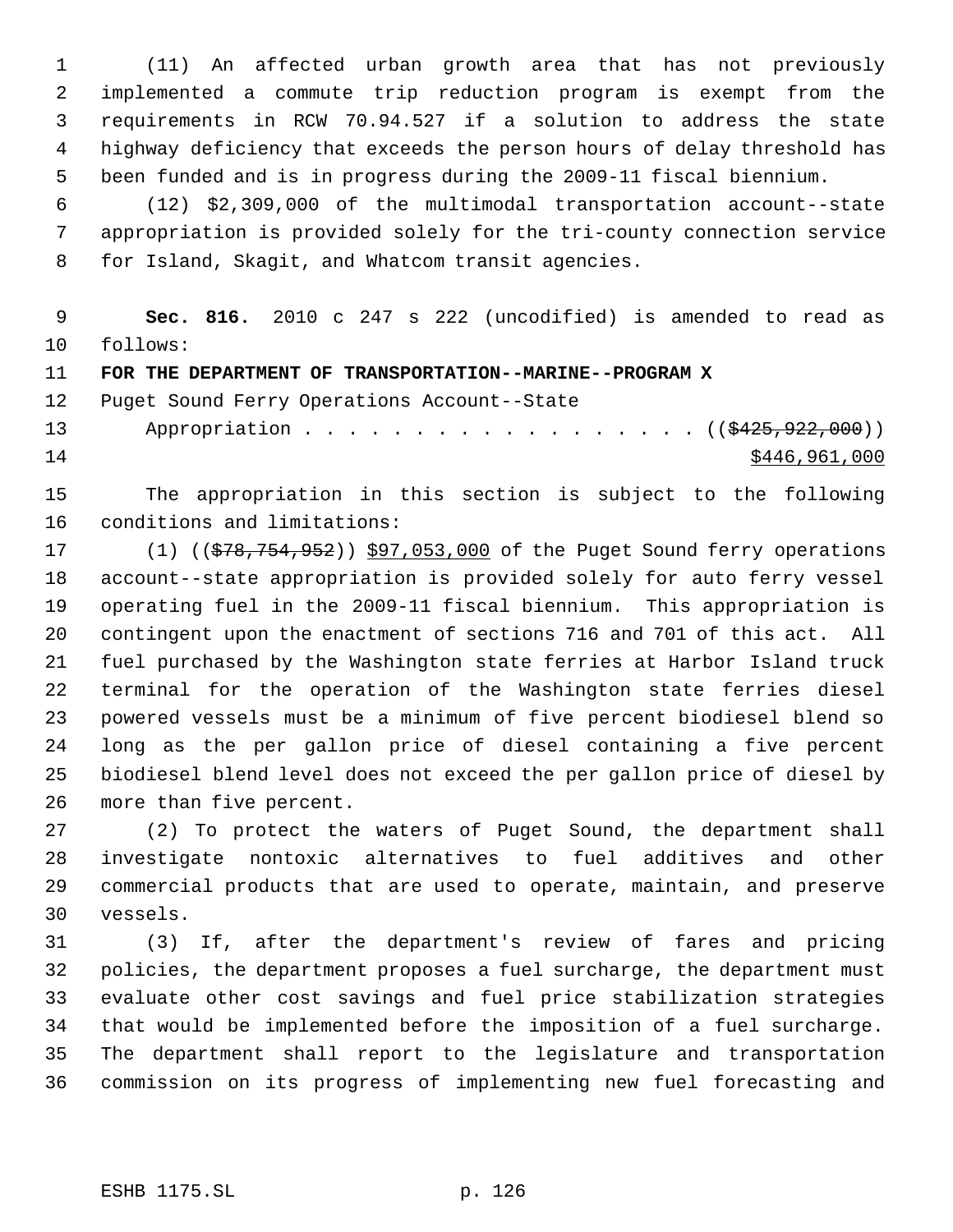(11) An affected urban growth area that has not previously implemented a commute trip reduction program is exempt from the requirements in RCW 70.94.527 if a solution to address the state highway deficiency that exceeds the person hours of delay threshold has been funded and is in progress during the 2009-11 fiscal biennium.

(12) $2,309,000 of the multimodal transportation account--state appropriation is provided solely for the tri-county connection service for Island, Skagit, and Whatcom transit agencies.

**Sec. 816.** 2010 c 247 s 222 (uncodified) is amended to read as follows:

**FOR THE DEPARTMENT OF TRANSPORTATION--MARINE--PROGRAM X**

Puget Sound Ferry Operations Account--State
Appropriation . . . . . . . . . . . . . . . . . . . (($425,922,000))
$446,961,000

The appropriation in this section is subject to the following conditions and limitations:

(1) (($78,754,952)) $97,053,000 of the Puget Sound ferry operations account--state appropriation is provided solely for auto ferry vessel operating fuel in the 2009-11 fiscal biennium. This appropriation is contingent upon the enactment of sections 716 and 701 of this act. All fuel purchased by the Washington state ferries at Harbor Island truck terminal for the operation of the Washington state ferries diesel powered vessels must be a minimum of five percent biodiesel blend so long as the per gallon price of diesel containing a five percent biodiesel blend level does not exceed the per gallon price of diesel by more than five percent.

(2) To protect the waters of Puget Sound, the department shall investigate nontoxic alternatives to fuel additives and other commercial products that are used to operate, maintain, and preserve vessels.

(3) If, after the department's review of fares and pricing policies, the department proposes a fuel surcharge, the department must evaluate other cost savings and fuel price stabilization strategies that would be implemented before the imposition of a fuel surcharge. The department shall report to the legislature and transportation commission on its progress of implementing new fuel forecasting and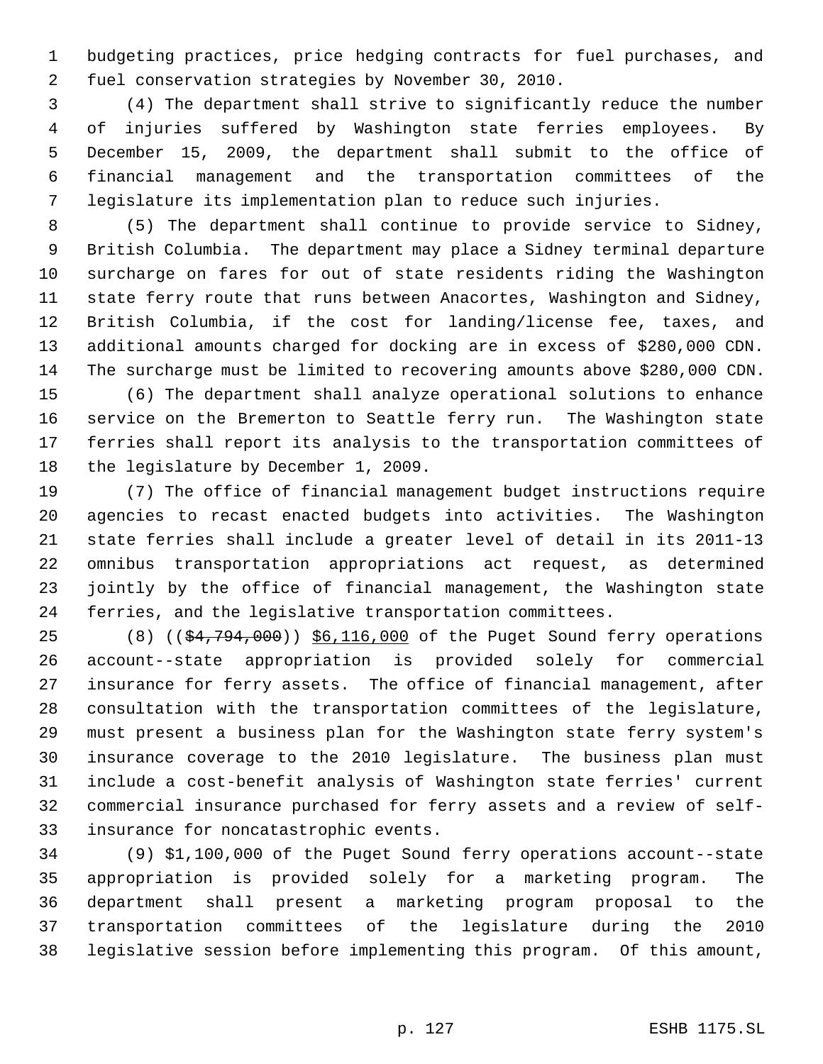budgeting practices, price hedging contracts for fuel purchases, and fuel conservation strategies by November 30, 2010.

(4) The department shall strive to significantly reduce the number of injuries suffered by Washington state ferries employees. By December 15, 2009, the department shall submit to the office of financial management and the transportation committees of the legislature its implementation plan to reduce such injuries.

(5) The department shall continue to provide service to Sidney, British Columbia. The department may place a Sidney terminal departure surcharge on fares for out of state residents riding the Washington state ferry route that runs between Anacortes, Washington and Sidney, British Columbia, if the cost for landing/license fee, taxes, and additional amounts charged for docking are in excess of $280,000 CDN. The surcharge must be limited to recovering amounts above $280,000 CDN.

(6) The department shall analyze operational solutions to enhance service on the Bremerton to Seattle ferry run. The Washington state ferries shall report its analysis to the transportation committees of the legislature by December 1, 2009.

(7) The office of financial management budget instructions require agencies to recast enacted budgets into activities. The Washington state ferries shall include a greater level of detail in its 2011-13 omnibus transportation appropriations act request, as determined jointly by the office of financial management, the Washington state ferries, and the legislative transportation committees.

(8) ((~~$4,794,000~~)) <u>$6,116,000</u> of the Puget Sound ferry operations account--state appropriation is provided solely for commercial insurance for ferry assets. The office of financial management, after consultation with the transportation committees of the legislature, must present a business plan for the Washington state ferry system's insurance coverage to the 2010 legislature. The business plan must include a cost-benefit analysis of Washington state ferries' current commercial insurance purchased for ferry assets and a review of self-insurance for noncatastrophic events.

(9) $1,100,000 of the Puget Sound ferry operations account--state appropriation is provided solely for a marketing program. The department shall present a marketing program proposal to the transportation committees of the legislature during the 2010 legislative session before implementing this program. Of this amount,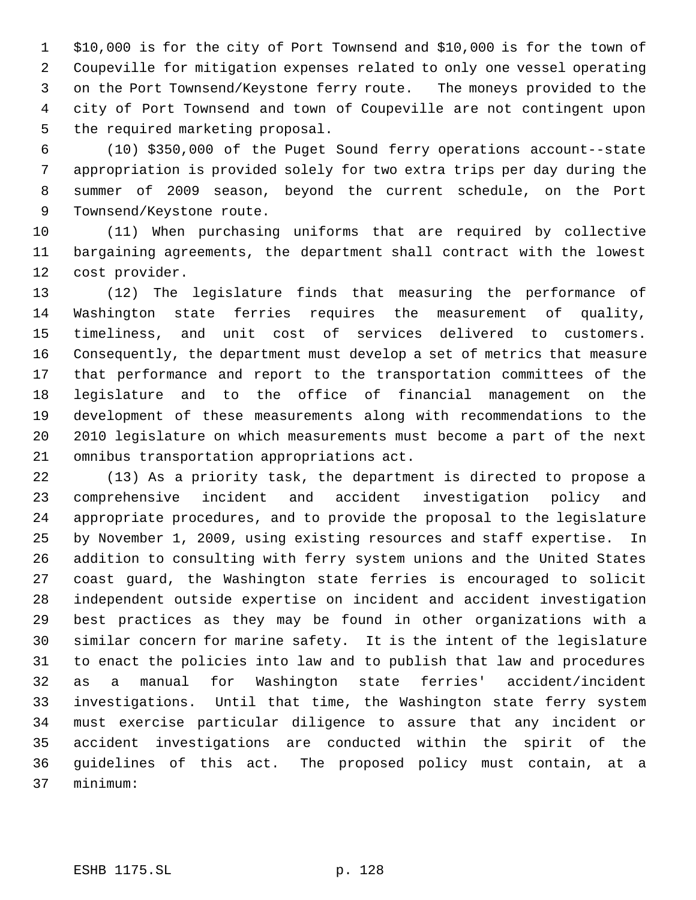$10,000 is for the city of Port Townsend and $10,000 is for the town of Coupeville for mitigation expenses related to only one vessel operating on the Port Townsend/Keystone ferry route. The moneys provided to the city of Port Townsend and town of Coupeville are not contingent upon the required marketing proposal.

(10) $350,000 of the Puget Sound ferry operations account--state appropriation is provided solely for two extra trips per day during the summer of 2009 season, beyond the current schedule, on the Port Townsend/Keystone route.

(11) When purchasing uniforms that are required by collective bargaining agreements, the department shall contract with the lowest cost provider.

(12) The legislature finds that measuring the performance of Washington state ferries requires the measurement of quality, timeliness, and unit cost of services delivered to customers. Consequently, the department must develop a set of metrics that measure that performance and report to the transportation committees of the legislature and to the office of financial management on the development of these measurements along with recommendations to the 2010 legislature on which measurements must become a part of the next omnibus transportation appropriations act.

(13) As a priority task, the department is directed to propose a comprehensive incident and accident investigation policy and appropriate procedures, and to provide the proposal to the legislature by November 1, 2009, using existing resources and staff expertise. In addition to consulting with ferry system unions and the United States coast guard, the Washington state ferries is encouraged to solicit independent outside expertise on incident and accident investigation best practices as they may be found in other organizations with a similar concern for marine safety. It is the intent of the legislature to enact the policies into law and to publish that law and procedures as a manual for Washington state ferries' accident/incident investigations. Until that time, the Washington state ferry system must exercise particular diligence to assure that any incident or accident investigations are conducted within the spirit of the guidelines of this act. The proposed policy must contain, at a minimum: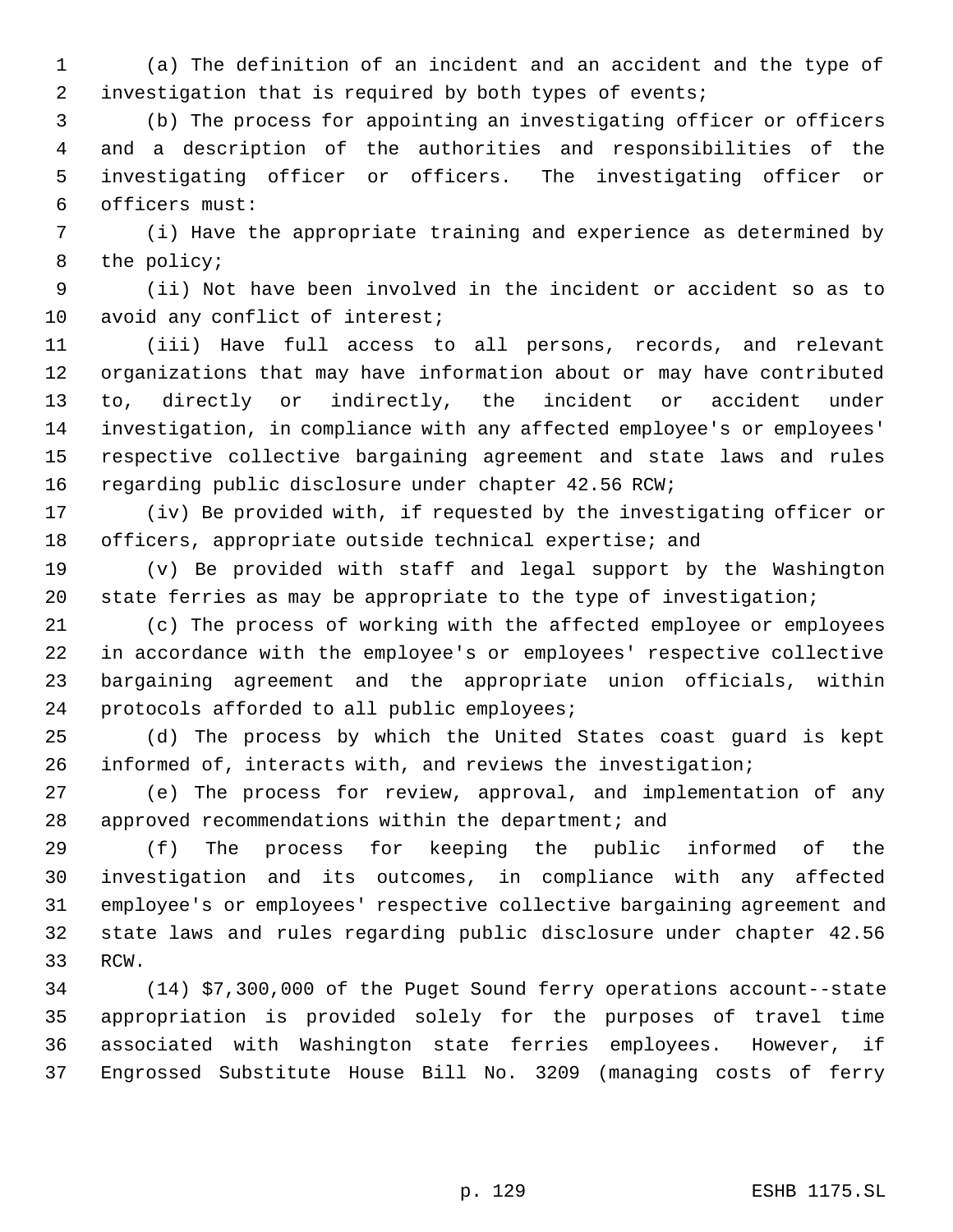(a) The definition of an incident and an accident and the type of investigation that is required by both types of events;

(b) The process for appointing an investigating officer or officers and a description of the authorities and responsibilities of the investigating officer or officers. The investigating officer or officers must:

(i) Have the appropriate training and experience as determined by the policy;

(ii) Not have been involved in the incident or accident so as to avoid any conflict of interest;

(iii) Have full access to all persons, records, and relevant organizations that may have information about or may have contributed to, directly or indirectly, the incident or accident under investigation, in compliance with any affected employee's or employees' respective collective bargaining agreement and state laws and rules regarding public disclosure under chapter 42.56 RCW;

(iv) Be provided with, if requested by the investigating officer or officers, appropriate outside technical expertise; and

(v) Be provided with staff and legal support by the Washington state ferries as may be appropriate to the type of investigation;

(c) The process of working with the affected employee or employees in accordance with the employee's or employees' respective collective bargaining agreement and the appropriate union officials, within protocols afforded to all public employees;

(d) The process by which the United States coast guard is kept informed of, interacts with, and reviews the investigation;

(e) The process for review, approval, and implementation of any approved recommendations within the department; and

(f) The process for keeping the public informed of the investigation and its outcomes, in compliance with any affected employee's or employees' respective collective bargaining agreement and state laws and rules regarding public disclosure under chapter 42.56 RCW.

(14) $7,300,000 of the Puget Sound ferry operations account--state appropriation is provided solely for the purposes of travel time associated with Washington state ferries employees. However, if Engrossed Substitute House Bill No. 3209 (managing costs of ferry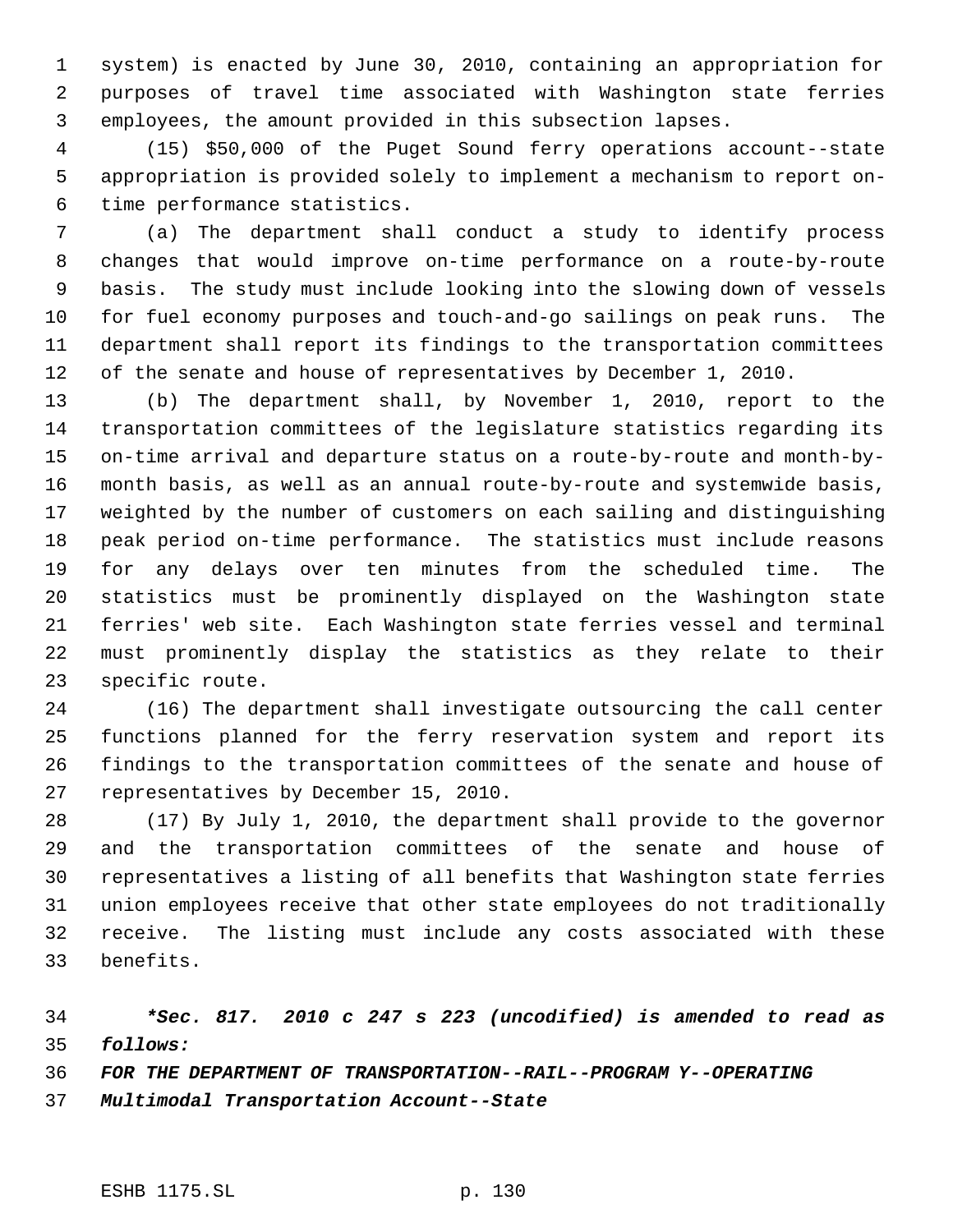system) is enacted by June 30, 2010, containing an appropriation for purposes of travel time associated with Washington state ferries employees, the amount provided in this subsection lapses.

(15) $50,000 of the Puget Sound ferry operations account--state appropriation is provided solely to implement a mechanism to report on-time performance statistics.

(a) The department shall conduct a study to identify process changes that would improve on-time performance on a route-by-route basis. The study must include looking into the slowing down of vessels for fuel economy purposes and touch-and-go sailings on peak runs. The department shall report its findings to the transportation committees of the senate and house of representatives by December 1, 2010.

(b) The department shall, by November 1, 2010, report to the transportation committees of the legislature statistics regarding its on-time arrival and departure status on a route-by-route and month-by-month basis, as well as an annual route-by-route and systemwide basis, weighted by the number of customers on each sailing and distinguishing peak period on-time performance. The statistics must include reasons for any delays over ten minutes from the scheduled time. The statistics must be prominently displayed on the Washington state ferries' web site. Each Washington state ferries vessel and terminal must prominently display the statistics as they relate to their specific route.

(16) The department shall investigate outsourcing the call center functions planned for the ferry reservation system and report its findings to the transportation committees of the senate and house of representatives by December 15, 2010.

(17) By July 1, 2010, the department shall provide to the governor and the transportation committees of the senate and house of representatives a listing of all benefits that Washington state ferries union employees receive that other state employees do not traditionally receive. The listing must include any costs associated with these benefits.

***Sec. 817. 2010 c 247 s 223 (uncodified) is amended to read as follows:***

***FOR THE DEPARTMENT OF TRANSPORTATION--RAIL--PROGRAM Y--OPERATING***

***Multimodal Transportation Account--State***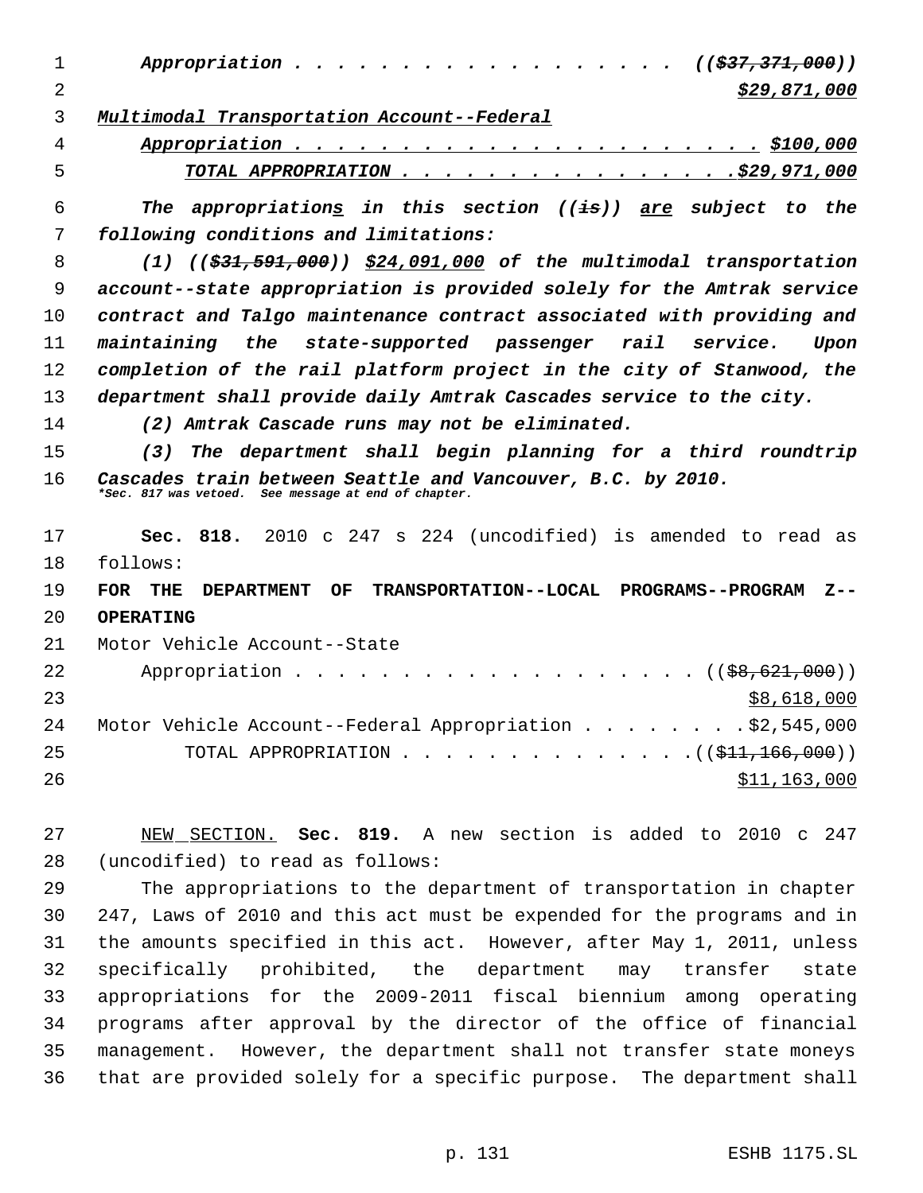*Appropriation . . . . . . . . . . . . . . . . . . ((~~$37,371,000~~))*
*<u>$29,871,000</u>*

*<u>Multimodal Transportation Account--Federal</u>*
*<u>Appropriation . . . . . . . . . . . . . . . . . . . . . . $100,000</u>*
*<u>TOTAL APPROPRIATION . . . . . . . . . . . . . . . .$29,971,000</u>*

*The appropriation<u>s</u> in this section ((~~is~~)) <u>are</u> subject to the following conditions and limitations:*

*(1) ((~~$31,591,000~~)) <u>$24,091,000</u> of the multimodal transportation account--state appropriation is provided solely for the Amtrak service contract and Talgo maintenance contract associated with providing and maintaining the state-supported passenger rail service. Upon completion of the rail platform project in the city of Stanwood, the department shall provide daily Amtrak Cascades service to the city.*

*(2) Amtrak Cascade runs may not be eliminated.*

*(3) The department shall begin planning for a third roundtrip Cascades train between Seattle and Vancouver, B.C. by 2010.*

*\*Sec. 817 was vetoed. See message at end of chapter.*

**Sec. 818.** 2010 c 247 s 224 (uncodified) is amended to read as follows:

**FOR THE DEPARTMENT OF TRANSPORTATION--LOCAL PROGRAMS--PROGRAM Z--OPERATING**

Motor Vehicle Account--State
Appropriation . . . . . . . . . . . . . . . . . . . ((~~$8,621,000~~))
<u>$8,618,000</u>

Motor Vehicle Account--Federal Appropriation . . . . . . . . .$2,545,000

TOTAL APPROPRIATION . . . . . . . . . . . . . . .((~~$11,166,000~~))
<u>$11,163,000</u>

<u>NEW SECTION.</u> **Sec. 819.** A new section is added to 2010 c 247 (uncodified) to read as follows:

The appropriations to the department of transportation in chapter 247, Laws of 2010 and this act must be expended for the programs and in the amounts specified in this act. However, after May 1, 2011, unless specifically prohibited, the department may transfer state appropriations for the 2009-2011 fiscal biennium among operating programs after approval by the director of the office of financial management. However, the department shall not transfer state moneys that are provided solely for a specific purpose. The department shall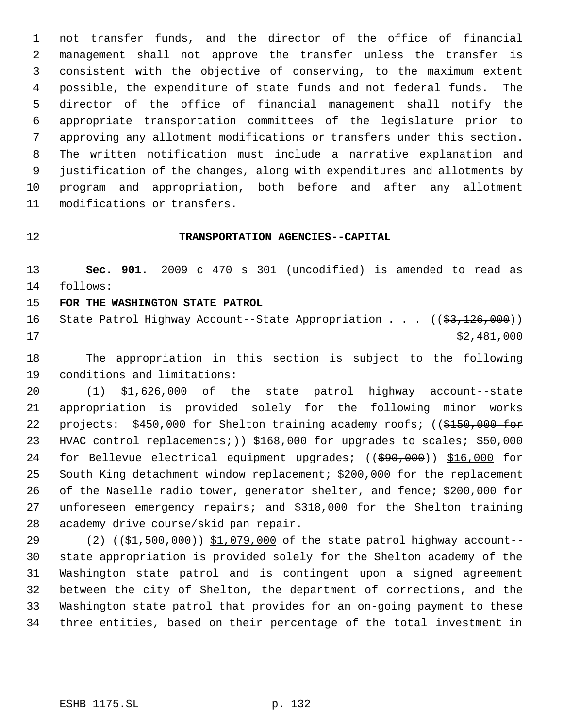not transfer funds, and the director of the office of financial management shall not approve the transfer unless the transfer is consistent with the objective of conserving, to the maximum extent possible, the expenditure of state funds and not federal funds. The director of the office of financial management shall notify the appropriate transportation committees of the legislature prior to approving any allotment modifications or transfers under this section. The written notification must include a narrative explanation and justification of the changes, along with expenditures and allotments by program and appropriation, both before and after any allotment modifications or transfers.

## TRANSPORTATION AGENCIES--CAPITAL

**Sec. 901.** 2009 c 470 s 301 (uncodified) is amended to read as follows:

**FOR THE WASHINGTON STATE PATROL**

State Patrol Highway Account--State Appropriation . . . ((~~$3,126,000~~)) $2,481,000

The appropriation in this section is subject to the following conditions and limitations:

(1) $1,626,000 of the state patrol highway account--state appropriation is provided solely for the following minor works projects: $450,000 for Shelton training academy roofs; ((~~$150,000 for HVAC control replacements;~~)) $168,000 for upgrades to scales; $50,000 for Bellevue electrical equipment upgrades; ((~~$90,000~~)) $16,000 for South King detachment window replacement; $200,000 for the replacement of the Naselle radio tower, generator shelter, and fence; $200,000 for unforeseen emergency repairs; and $318,000 for the Shelton training academy drive course/skid pan repair.

(2) ((~~$1,500,000~~)) $1,079,000 of the state patrol highway account--state appropriation is provided solely for the Shelton academy of the Washington state patrol and is contingent upon a signed agreement between the city of Shelton, the department of corrections, and the Washington state patrol that provides for an on-going payment to these three entities, based on their percentage of the total investment in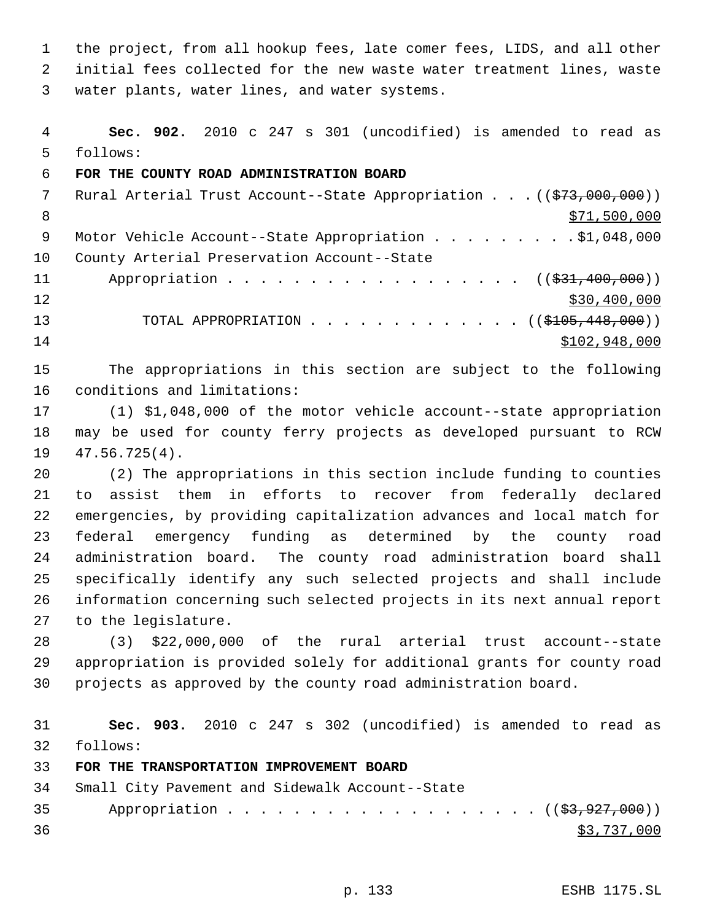the project, from all hookup fees, late comer fees, LIDS, and all other initial fees collected for the new waste water treatment lines, waste water plants, water lines, and water systems.

**Sec. 902.** 2010 c 247 s 301 (uncodified) is amended to read as follows:

**FOR THE COUNTY ROAD ADMINISTRATION BOARD**

Rural Arterial Trust Account--State Appropriation . . . ((~~$73,000,000~~)) $71,500,000

Motor Vehicle Account--State Appropriation . . . . . . . . . $1,048,000

County Arterial Preservation Account--State Appropriation . . . . . . . . . . . . . . . . . . . ((~~$31,400,000~~)) $30,400,000

TOTAL APPROPRIATION . . . . . . . . . . . . . ((~~$105,448,000~~)) $102,948,000

The appropriations in this section are subject to the following conditions and limitations:

(1) $1,048,000 of the motor vehicle account--state appropriation may be used for county ferry projects as developed pursuant to RCW 47.56.725(4).

(2) The appropriations in this section include funding to counties to assist them in efforts to recover from federally declared emergencies, by providing capitalization advances and local match for federal emergency funding as determined by the county road administration board. The county road administration board shall specifically identify any such selected projects and shall include information concerning such selected projects in its next annual report to the legislature.

(3) $22,000,000 of the rural arterial trust account--state appropriation is provided solely for additional grants for county road projects as approved by the county road administration board.

**Sec. 903.** 2010 c 247 s 302 (uncodified) is amended to read as follows:

**FOR THE TRANSPORTATION IMPROVEMENT BOARD**

Small City Pavement and Sidewalk Account--State Appropriation . . . . . . . . . . . . . . . . . . . ((~~$3,927,000~~)) $3,737,000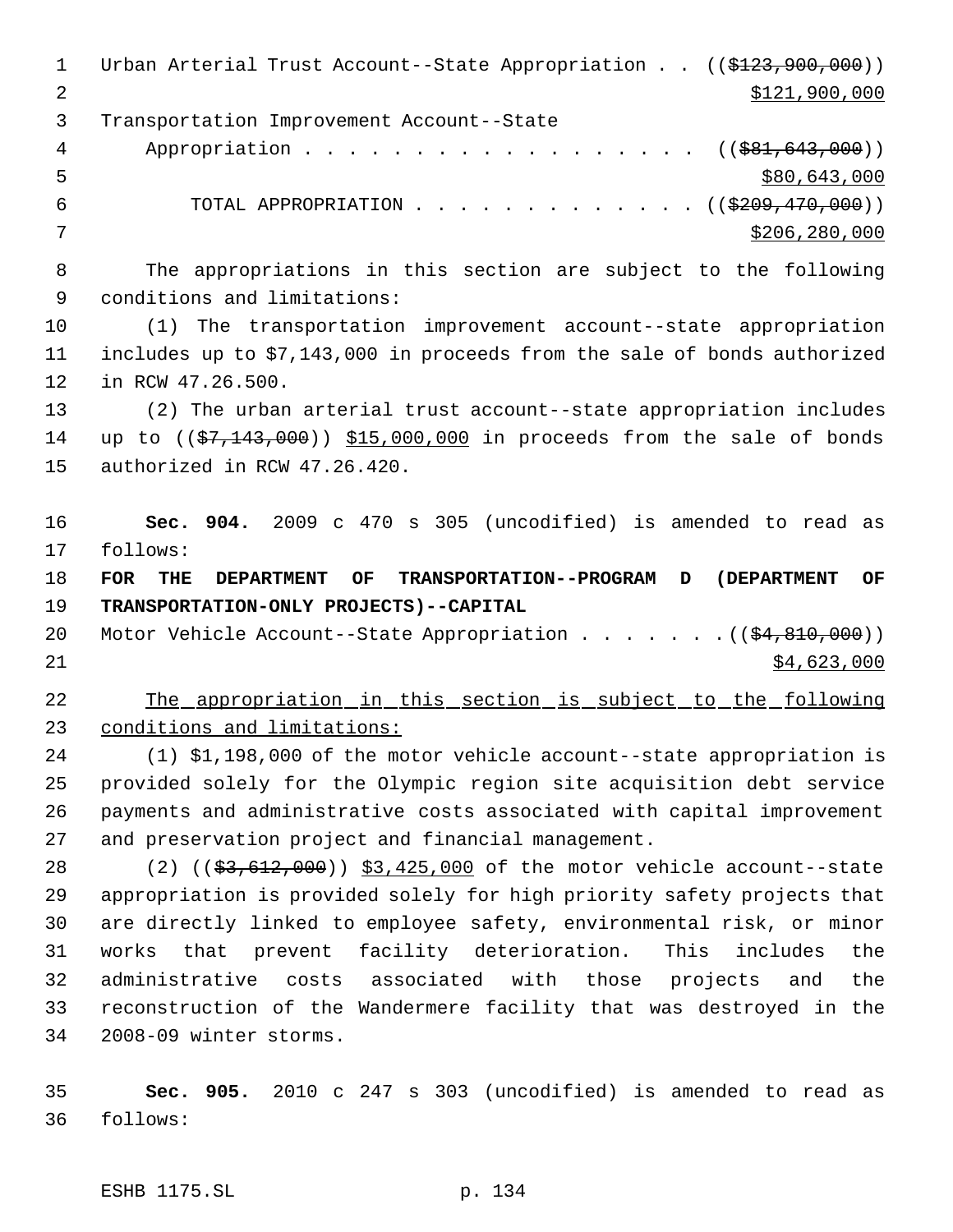Urban Arterial Trust Account--State Appropriation . . ((~~$123,900,000~~))
<u>$121,900,000</u>

Transportation Improvement Account--State
Appropriation . . . . . . . . . . . . . . . . . . ((~~$81,643,000~~))
<u>$80,643,000</u>

TOTAL APPROPRIATION . . . . . . . . . . . . . ((~~$209,470,000~~))
<u>$206,280,000</u>

The appropriations in this section are subject to the following conditions and limitations:

(1) The transportation improvement account--state appropriation includes up to $7,143,000 in proceeds from the sale of bonds authorized in RCW 47.26.500.

(2) The urban arterial trust account--state appropriation includes up to ((~~$7,143,000~~)) <u>$15,000,000</u> in proceeds from the sale of bonds authorized in RCW 47.26.420.

**Sec. 904.** 2009 c 470 s 305 (uncodified) is amended to read as follows:

**FOR THE DEPARTMENT OF TRANSPORTATION--PROGRAM D (DEPARTMENT OF TRANSPORTATION-ONLY PROJECTS)--CAPITAL**

Motor Vehicle Account--State Appropriation . . . . . . . ((~~$4,810,000~~))
<u>$4,623,000</u>

<u>The appropriation in this section is subject to the following conditions and limitations:</u>

(1) $1,198,000 of the motor vehicle account--state appropriation is provided solely for the Olympic region site acquisition debt service payments and administrative costs associated with capital improvement and preservation project and financial management.

(2) ((~~$3,612,000~~)) <u>$3,425,000</u> of the motor vehicle account--state appropriation is provided solely for high priority safety projects that are directly linked to employee safety, environmental risk, or minor works that prevent facility deterioration. This includes the administrative costs associated with those projects and the reconstruction of the Wandermere facility that was destroyed in the 2008-09 winter storms.

**Sec. 905.** 2010 c 247 s 303 (uncodified) is amended to read as follows: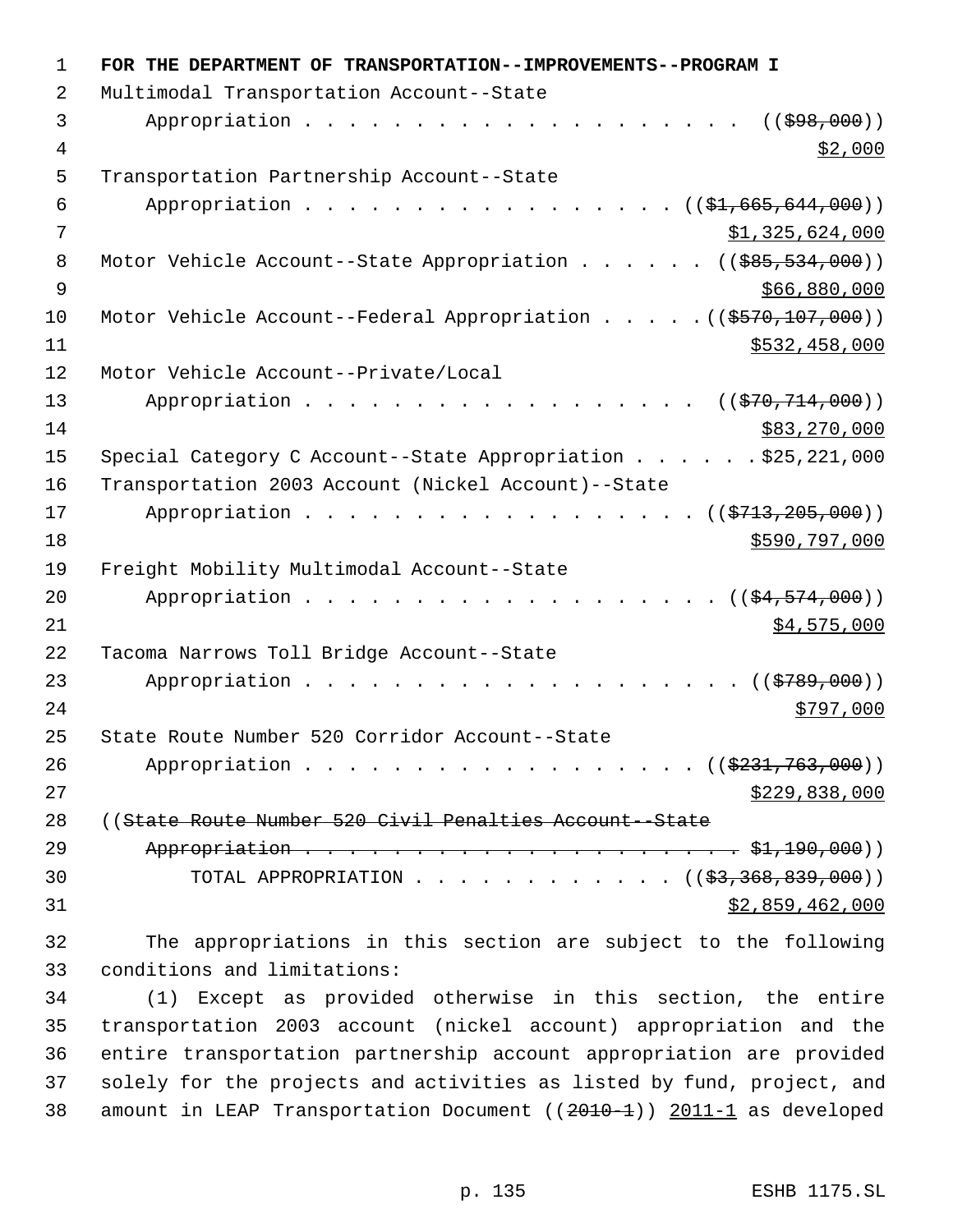**FOR THE DEPARTMENT OF TRANSPORTATION--IMPROVEMENTS--PROGRAM I**

Multimodal Transportation Account--State
Appropriation . . . . . . . . . . . . . . . . . . . . . (($98,000))
$2,000

Transportation Partnership Account--State
Appropriation . . . . . . . . . . . . . . . . . . . (($1,665,644,000))
$1,325,624,000

Motor Vehicle Account--State Appropriation . . . . . . (($85,534,000))
$66,880,000

Motor Vehicle Account--Federal Appropriation . . . . .(($570,107,000))
$532,458,000

Motor Vehicle Account--Private/Local
Appropriation . . . . . . . . . . . . . . . . . . . (($70,714,000))
$83,270,000

Special Category C Account--State Appropriation . . . . . .$25,221,000

Transportation 2003 Account (Nickel Account)--State
Appropriation . . . . . . . . . . . . . . . . . . . (($713,205,000))
$590,797,000

Freight Mobility Multimodal Account--State
Appropriation . . . . . . . . . . . . . . . . . . . . (($4,574,000))
$4,575,000

Tacoma Narrows Toll Bridge Account--State
Appropriation . . . . . . . . . . . . . . . . . . . . . (($789,000))
$797,000

State Route Number 520 Corridor Account--State
Appropriation . . . . . . . . . . . . . . . . . . . (($231,763,000))
$229,838,000

((~~State Route Number 520 Civil Penalties Account--State~~
~~Appropriation . . . . . . . . . . . . . . . . . . . . . . $1,190,000~~))

TOTAL APPROPRIATION . . . . . . . . . . . . (($3,368,839,000))
$2,859,462,000

The appropriations in this section are subject to the following conditions and limitations:

(1) Except as provided otherwise in this section, the entire transportation 2003 account (nickel account) appropriation and the entire transportation partnership account appropriation are provided solely for the projects and activities as listed by fund, project, and amount in LEAP Transportation Document ((~~2010-1~~)) 2011-1 as developed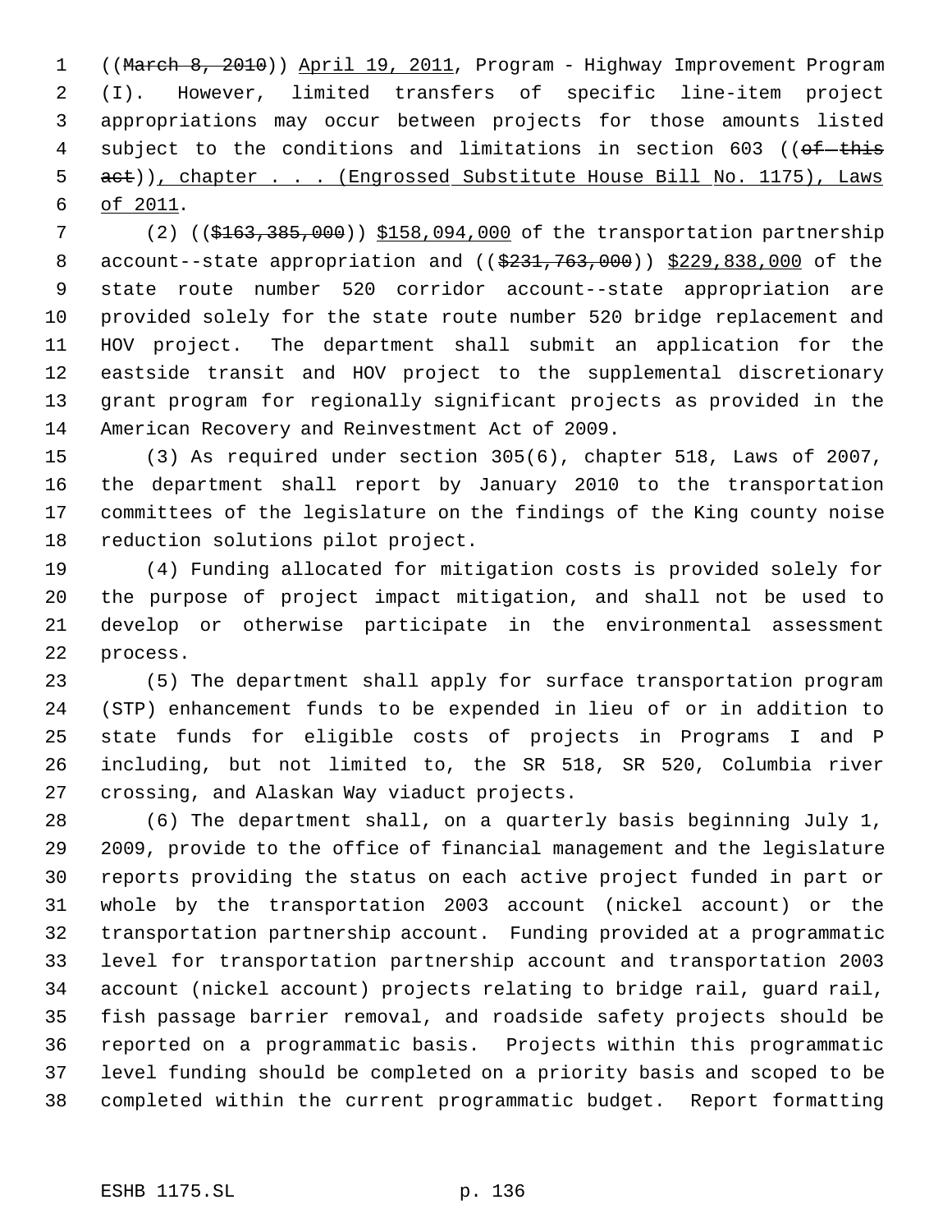((~~March 8, 2010~~)) April 19, 2011, Program - Highway Improvement Program (I). However, limited transfers of specific line-item project appropriations may occur between projects for those amounts listed subject to the conditions and limitations in section 603 ((~~of this act~~)), chapter . . . (Engrossed Substitute House Bill No. 1175), Laws of 2011.

(2) ((~~$163,385,000~~)) $158,094,000 of the transportation partnership account--state appropriation and ((~~$231,763,000~~)) $229,838,000 of the state route number 520 corridor account--state appropriation are provided solely for the state route number 520 bridge replacement and HOV project. The department shall submit an application for the eastside transit and HOV project to the supplemental discretionary grant program for regionally significant projects as provided in the American Recovery and Reinvestment Act of 2009.

(3) As required under section 305(6), chapter 518, Laws of 2007, the department shall report by January 2010 to the transportation committees of the legislature on the findings of the King county noise reduction solutions pilot project.

(4) Funding allocated for mitigation costs is provided solely for the purpose of project impact mitigation, and shall not be used to develop or otherwise participate in the environmental assessment process.

(5) The department shall apply for surface transportation program (STP) enhancement funds to be expended in lieu of or in addition to state funds for eligible costs of projects in Programs I and P including, but not limited to, the SR 518, SR 520, Columbia river crossing, and Alaskan Way viaduct projects.

(6) The department shall, on a quarterly basis beginning July 1, 2009, provide to the office of financial management and the legislature reports providing the status on each active project funded in part or whole by the transportation 2003 account (nickel account) or the transportation partnership account. Funding provided at a programmatic level for transportation partnership account and transportation 2003 account (nickel account) projects relating to bridge rail, guard rail, fish passage barrier removal, and roadside safety projects should be reported on a programmatic basis. Projects within this programmatic level funding should be completed on a priority basis and scoped to be completed within the current programmatic budget. Report formatting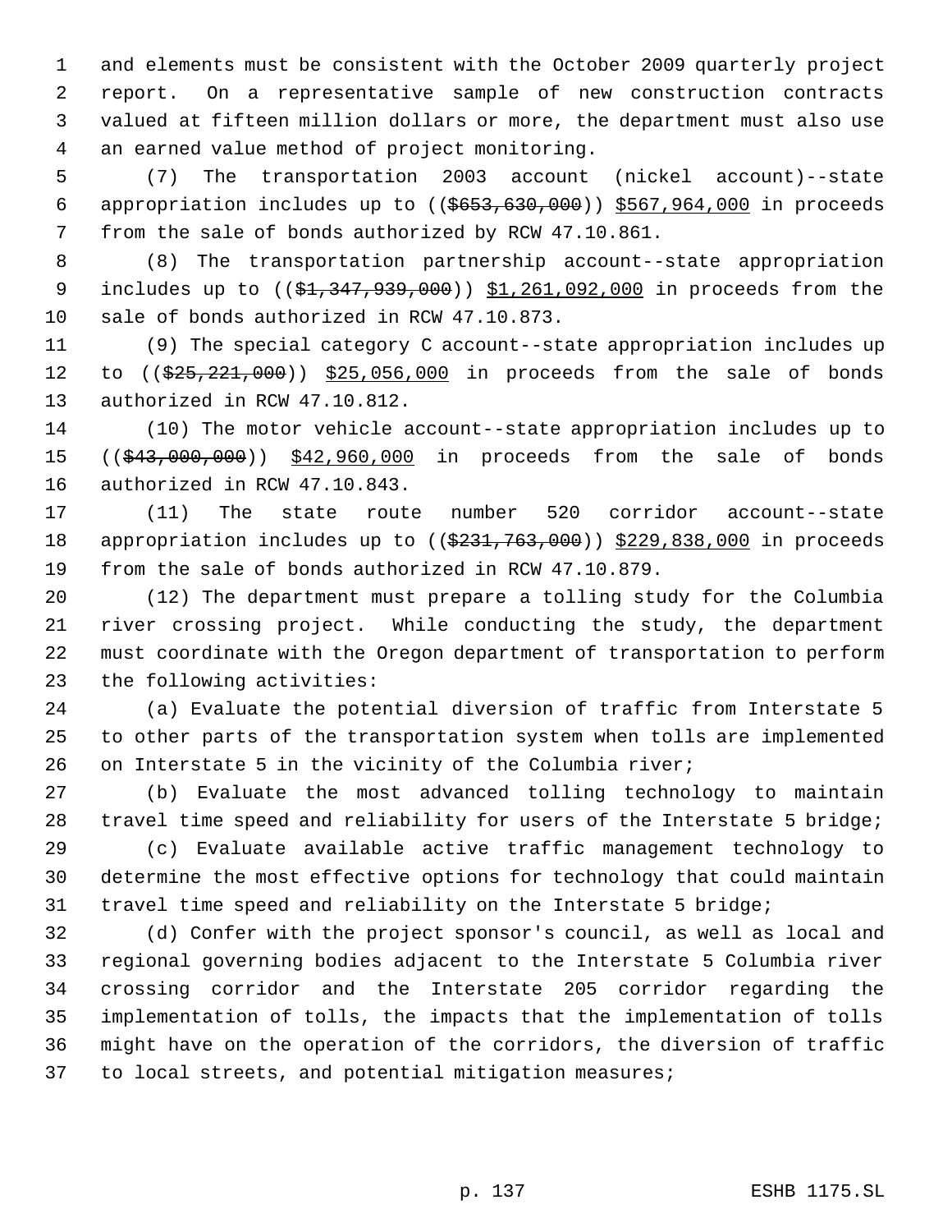and elements must be consistent with the October 2009 quarterly project report. On a representative sample of new construction contracts valued at fifteen million dollars or more, the department must also use an earned value method of project monitoring.

(7) The transportation 2003 account (nickel account)--state appropriation includes up to ((~~$653,630,000~~)) $567,964,000 in proceeds from the sale of bonds authorized by RCW 47.10.861.

(8) The transportation partnership account--state appropriation includes up to ((~~$1,347,939,000~~)) $1,261,092,000 in proceeds from the sale of bonds authorized in RCW 47.10.873.

(9) The special category C account--state appropriation includes up to ((~~$25,221,000~~)) $25,056,000 in proceeds from the sale of bonds authorized in RCW 47.10.812.

(10) The motor vehicle account--state appropriation includes up to ((~~$43,000,000~~)) $42,960,000 in proceeds from the sale of bonds authorized in RCW 47.10.843.

(11) The state route number 520 corridor account--state appropriation includes up to ((~~$231,763,000~~)) $229,838,000 in proceeds from the sale of bonds authorized in RCW 47.10.879.

(12) The department must prepare a tolling study for the Columbia river crossing project. While conducting the study, the department must coordinate with the Oregon department of transportation to perform the following activities:

(a) Evaluate the potential diversion of traffic from Interstate 5 to other parts of the transportation system when tolls are implemented on Interstate 5 in the vicinity of the Columbia river;

(b) Evaluate the most advanced tolling technology to maintain travel time speed and reliability for users of the Interstate 5 bridge;

(c) Evaluate available active traffic management technology to determine the most effective options for technology that could maintain travel time speed and reliability on the Interstate 5 bridge;

(d) Confer with the project sponsor's council, as well as local and regional governing bodies adjacent to the Interstate 5 Columbia river crossing corridor and the Interstate 205 corridor regarding the implementation of tolls, the impacts that the implementation of tolls might have on the operation of the corridors, the diversion of traffic to local streets, and potential mitigation measures;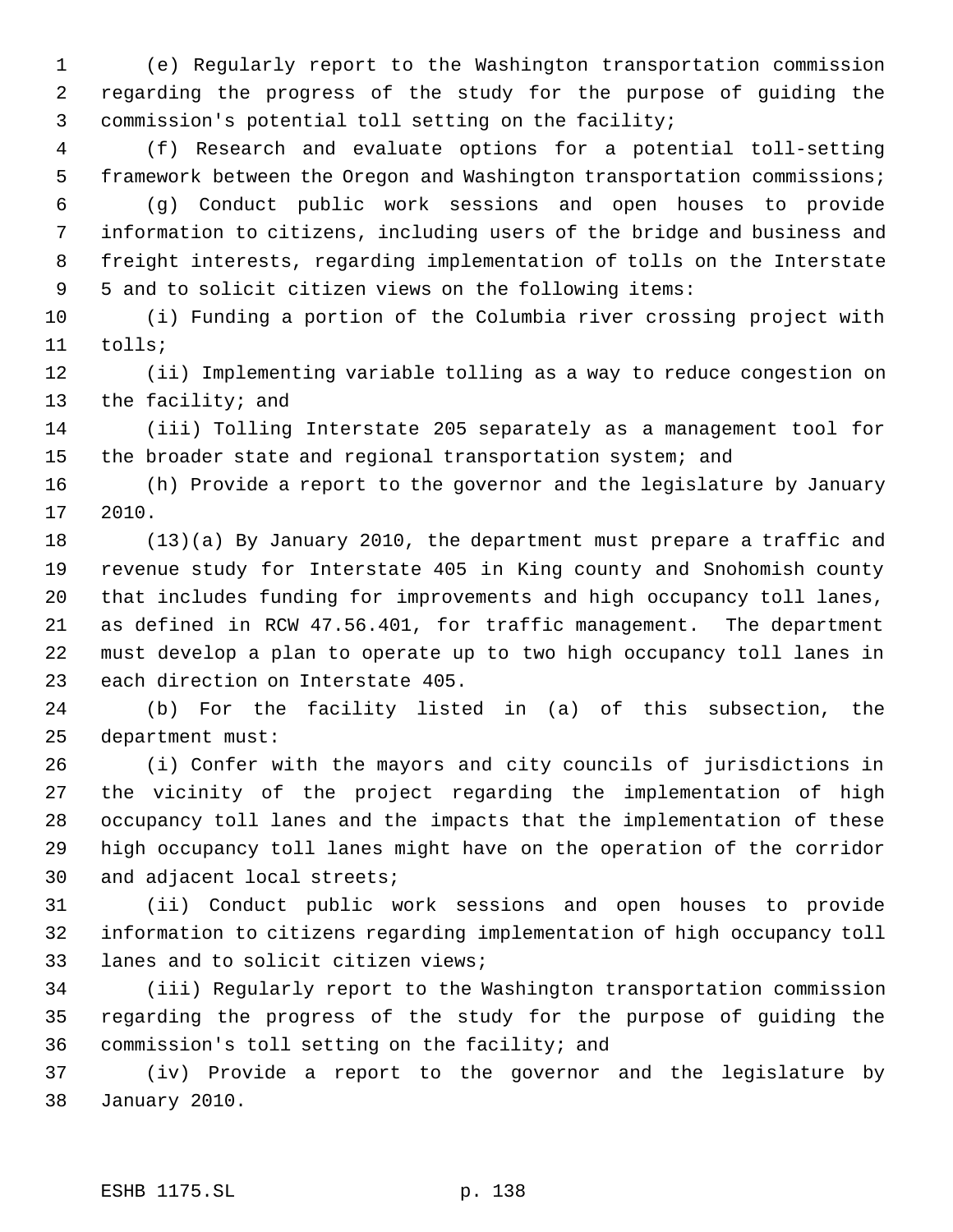(e) Regularly report to the Washington transportation commission regarding the progress of the study for the purpose of guiding the commission's potential toll setting on the facility;

(f) Research and evaluate options for a potential toll-setting framework between the Oregon and Washington transportation commissions;

(g) Conduct public work sessions and open houses to provide information to citizens, including users of the bridge and business and freight interests, regarding implementation of tolls on the Interstate 5 and to solicit citizen views on the following items:

(i) Funding a portion of the Columbia river crossing project with tolls;

(ii) Implementing variable tolling as a way to reduce congestion on the facility; and

(iii) Tolling Interstate 205 separately as a management tool for the broader state and regional transportation system; and

(h) Provide a report to the governor and the legislature by January 2010.

(13)(a) By January 2010, the department must prepare a traffic and revenue study for Interstate 405 in King county and Snohomish county that includes funding for improvements and high occupancy toll lanes, as defined in RCW 47.56.401, for traffic management. The department must develop a plan to operate up to two high occupancy toll lanes in each direction on Interstate 405.

(b) For the facility listed in (a) of this subsection, the department must:

(i) Confer with the mayors and city councils of jurisdictions in the vicinity of the project regarding the implementation of high occupancy toll lanes and the impacts that the implementation of these high occupancy toll lanes might have on the operation of the corridor and adjacent local streets;

(ii) Conduct public work sessions and open houses to provide information to citizens regarding implementation of high occupancy toll lanes and to solicit citizen views;

(iii) Regularly report to the Washington transportation commission regarding the progress of the study for the purpose of guiding the commission's toll setting on the facility; and

(iv) Provide a report to the governor and the legislature by January 2010.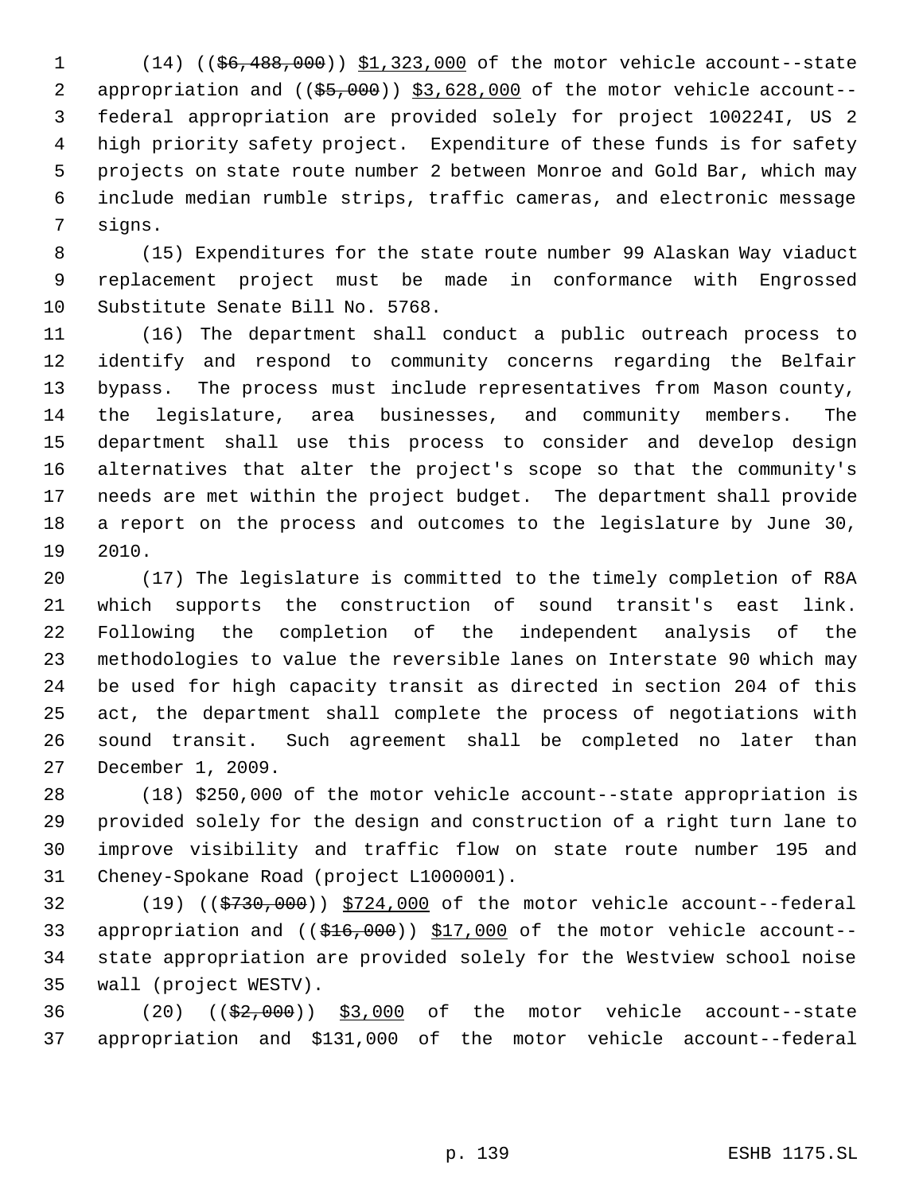(14) (($6,488,000)) $1,323,000 of the motor vehicle account--state appropriation and (($5,000)) $3,628,000 of the motor vehicle account--federal appropriation are provided solely for project 100224I, US 2 high priority safety project. Expenditure of these funds is for safety projects on state route number 2 between Monroe and Gold Bar, which may include median rumble strips, traffic cameras, and electronic message signs.

(15) Expenditures for the state route number 99 Alaskan Way viaduct replacement project must be made in conformance with Engrossed Substitute Senate Bill No. 5768.

(16) The department shall conduct a public outreach process to identify and respond to community concerns regarding the Belfair bypass. The process must include representatives from Mason county, the legislature, area businesses, and community members. The department shall use this process to consider and develop design alternatives that alter the project's scope so that the community's needs are met within the project budget. The department shall provide a report on the process and outcomes to the legislature by June 30, 2010.

(17) The legislature is committed to the timely completion of R8A which supports the construction of sound transit's east link. Following the completion of the independent analysis of the methodologies to value the reversible lanes on Interstate 90 which may be used for high capacity transit as directed in section 204 of this act, the department shall complete the process of negotiations with sound transit. Such agreement shall be completed no later than December 1, 2009.

(18) $250,000 of the motor vehicle account--state appropriation is provided solely for the design and construction of a right turn lane to improve visibility and traffic flow on state route number 195 and Cheney-Spokane Road (project L1000001).

(19) (($730,000)) $724,000 of the motor vehicle account--federal appropriation and (($16,000)) $17,000 of the motor vehicle account--state appropriation are provided solely for the Westview school noise wall (project WESTV).

(20) (($2,000)) $3,000 of the motor vehicle account--state appropriation and $131,000 of the motor vehicle account--federal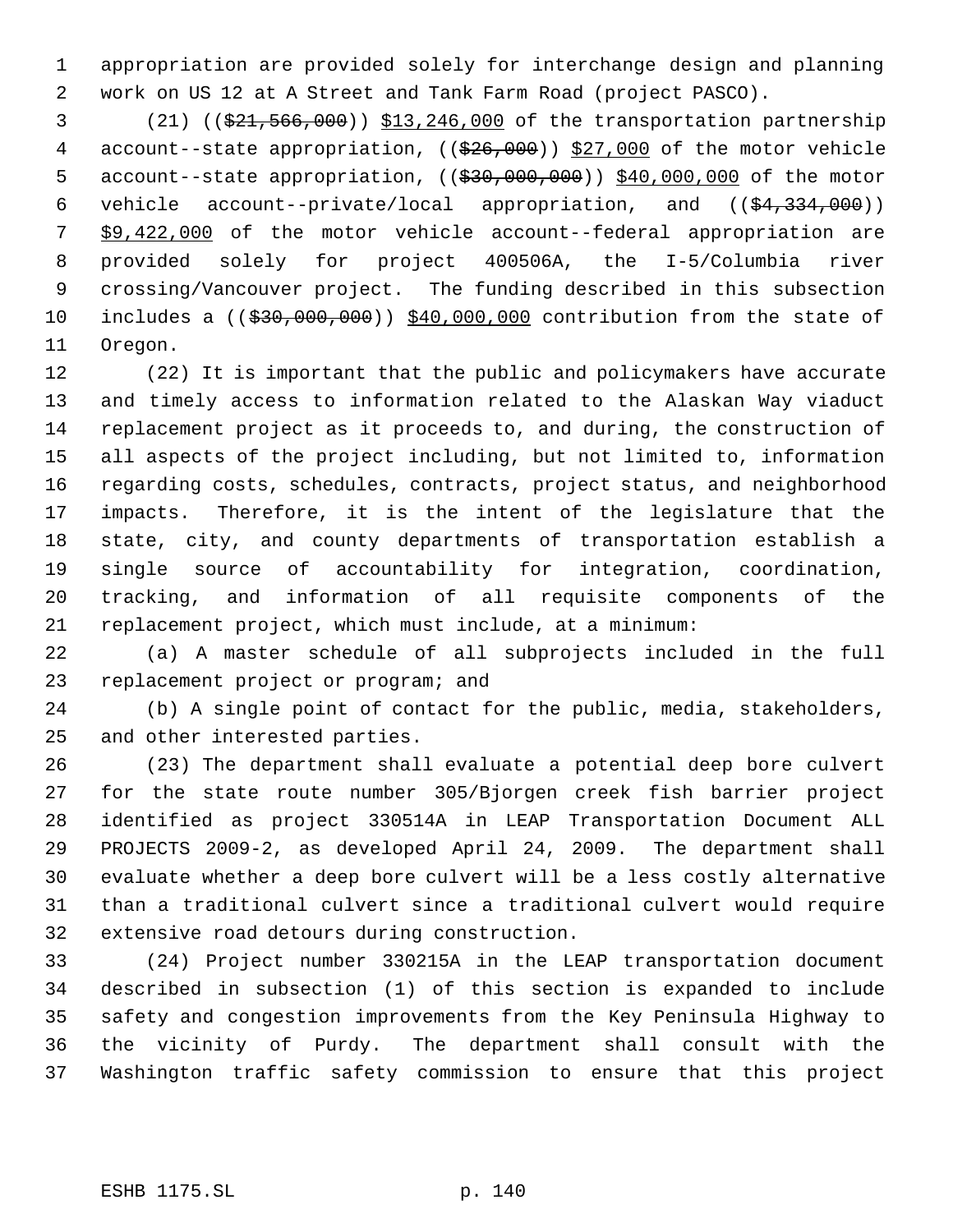appropriation are provided solely for interchange design and planning work on US 12 at A Street and Tank Farm Road (project PASCO).

(21) ((~~$21,566,000~~)) <u>$13,246,000</u> of the transportation partnership account--state appropriation, ((~~$26,000~~)) <u>$27,000</u> of the motor vehicle account--state appropriation, ((~~$30,000,000~~)) <u>$40,000,000</u> of the motor vehicle account--private/local appropriation, and ((~~$4,334,000~~)) <u>$9,422,000</u> of the motor vehicle account--federal appropriation are provided solely for project 400506A, the I-5/Columbia river crossing/Vancouver project. The funding described in this subsection includes a ((~~$30,000,000~~)) <u>$40,000,000</u> contribution from the state of Oregon.

(22) It is important that the public and policymakers have accurate and timely access to information related to the Alaskan Way viaduct replacement project as it proceeds to, and during, the construction of all aspects of the project including, but not limited to, information regarding costs, schedules, contracts, project status, and neighborhood impacts. Therefore, it is the intent of the legislature that the state, city, and county departments of transportation establish a single source of accountability for integration, coordination, tracking, and information of all requisite components of the replacement project, which must include, at a minimum:

(a) A master schedule of all subprojects included in the full replacement project or program; and

(b) A single point of contact for the public, media, stakeholders, and other interested parties.

(23) The department shall evaluate a potential deep bore culvert for the state route number 305/Bjorgen creek fish barrier project identified as project 330514A in LEAP Transportation Document ALL PROJECTS 2009-2, as developed April 24, 2009. The department shall evaluate whether a deep bore culvert will be a less costly alternative than a traditional culvert since a traditional culvert would require extensive road detours during construction.

(24) Project number 330215A in the LEAP transportation document described in subsection (1) of this section is expanded to include safety and congestion improvements from the Key Peninsula Highway to the vicinity of Purdy. The department shall consult with the Washington traffic safety commission to ensure that this project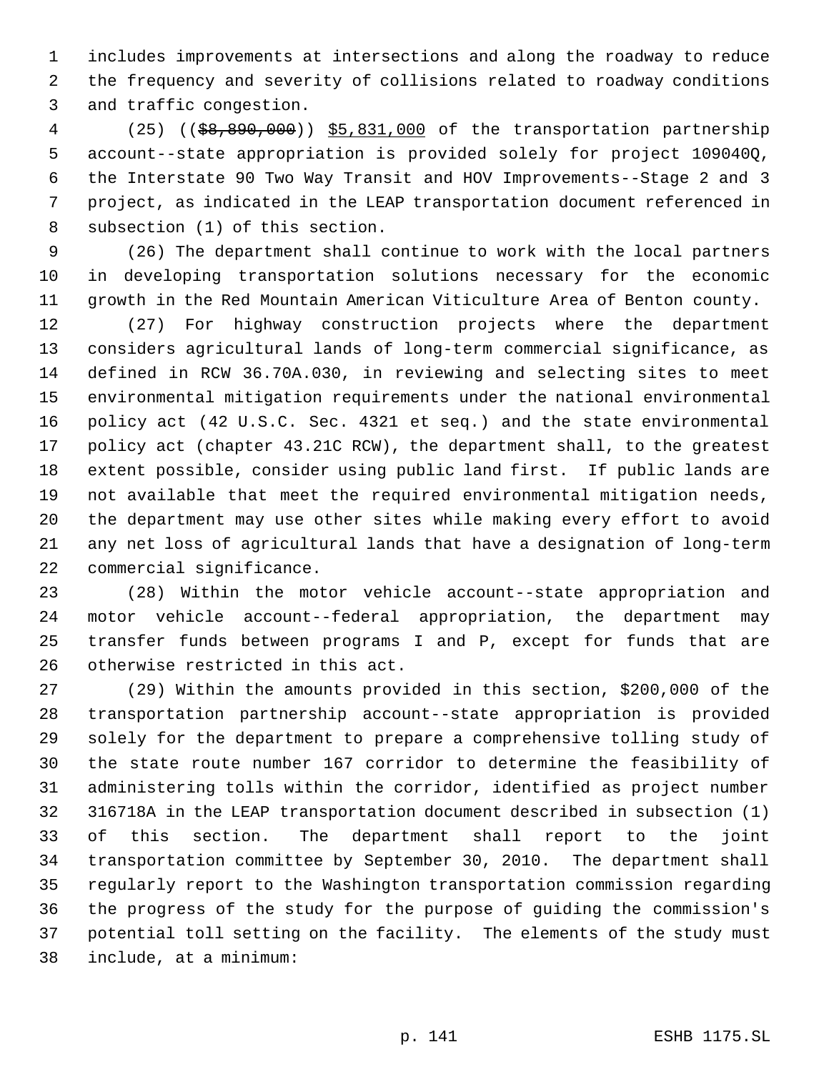includes improvements at intersections and along the roadway to reduce the frequency and severity of collisions related to roadway conditions and traffic congestion.

(25) ((~~$8,890,000~~)) $5,831,000 of the transportation partnership account--state appropriation is provided solely for project 109040Q, the Interstate 90 Two Way Transit and HOV Improvements--Stage 2 and 3 project, as indicated in the LEAP transportation document referenced in subsection (1) of this section.

(26) The department shall continue to work with the local partners in developing transportation solutions necessary for the economic growth in the Red Mountain American Viticulture Area of Benton county.

(27) For highway construction projects where the department considers agricultural lands of long-term commercial significance, as defined in RCW 36.70A.030, in reviewing and selecting sites to meet environmental mitigation requirements under the national environmental policy act (42 U.S.C. Sec. 4321 et seq.) and the state environmental policy act (chapter 43.21C RCW), the department shall, to the greatest extent possible, consider using public land first. If public lands are not available that meet the required environmental mitigation needs, the department may use other sites while making every effort to avoid any net loss of agricultural lands that have a designation of long-term commercial significance.

(28) Within the motor vehicle account--state appropriation and motor vehicle account--federal appropriation, the department may transfer funds between programs I and P, except for funds that are otherwise restricted in this act.

(29) Within the amounts provided in this section, $200,000 of the transportation partnership account--state appropriation is provided solely for the department to prepare a comprehensive tolling study of the state route number 167 corridor to determine the feasibility of administering tolls within the corridor, identified as project number 316718A in the LEAP transportation document described in subsection (1) of this section. The department shall report to the joint transportation committee by September 30, 2010. The department shall regularly report to the Washington transportation commission regarding the progress of the study for the purpose of guiding the commission's potential toll setting on the facility. The elements of the study must include, at a minimum: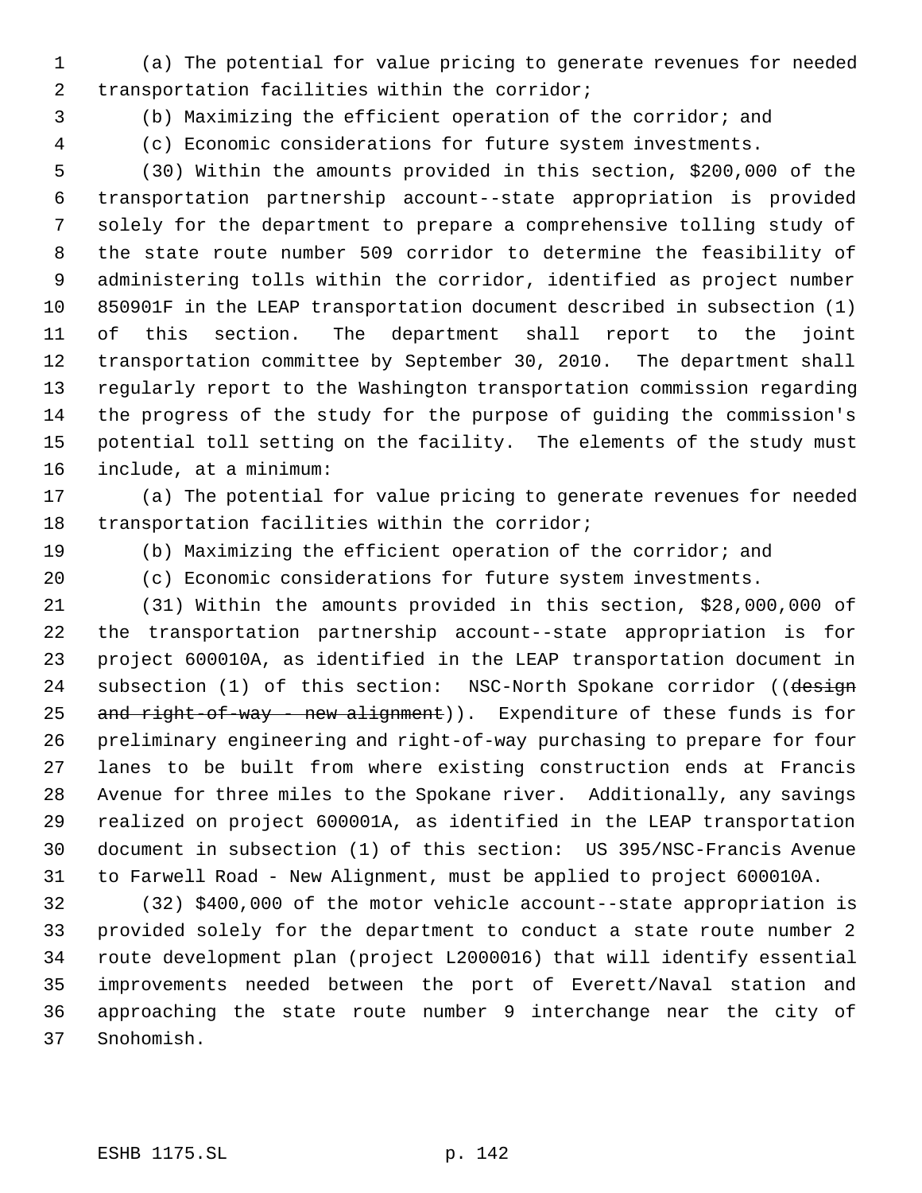(a) The potential for value pricing to generate revenues for needed transportation facilities within the corridor;

(b) Maximizing the efficient operation of the corridor; and

(c) Economic considerations for future system investments.

(30) Within the amounts provided in this section, $200,000 of the transportation partnership account--state appropriation is provided solely for the department to prepare a comprehensive tolling study of the state route number 509 corridor to determine the feasibility of administering tolls within the corridor, identified as project number 850901F in the LEAP transportation document described in subsection (1) of this section. The department shall report to the joint transportation committee by September 30, 2010. The department shall regularly report to the Washington transportation commission regarding the progress of the study for the purpose of guiding the commission's potential toll setting on the facility. The elements of the study must include, at a minimum:

(a) The potential for value pricing to generate revenues for needed transportation facilities within the corridor;

(b) Maximizing the efficient operation of the corridor; and

(c) Economic considerations for future system investments.

(31) Within the amounts provided in this section, $28,000,000 of the transportation partnership account--state appropriation is for project 600010A, as identified in the LEAP transportation document in subsection (1) of this section: NSC-North Spokane corridor ((~~design and right-of-way - new alignment~~)). Expenditure of these funds is for preliminary engineering and right-of-way purchasing to prepare for four lanes to be built from where existing construction ends at Francis Avenue for three miles to the Spokane river. Additionally, any savings realized on project 600001A, as identified in the LEAP transportation document in subsection (1) of this section: US 395/NSC-Francis Avenue to Farwell Road - New Alignment, must be applied to project 600010A.

(32) $400,000 of the motor vehicle account--state appropriation is provided solely for the department to conduct a state route number 2 route development plan (project L2000016) that will identify essential improvements needed between the port of Everett/Naval station and approaching the state route number 9 interchange near the city of Snohomish.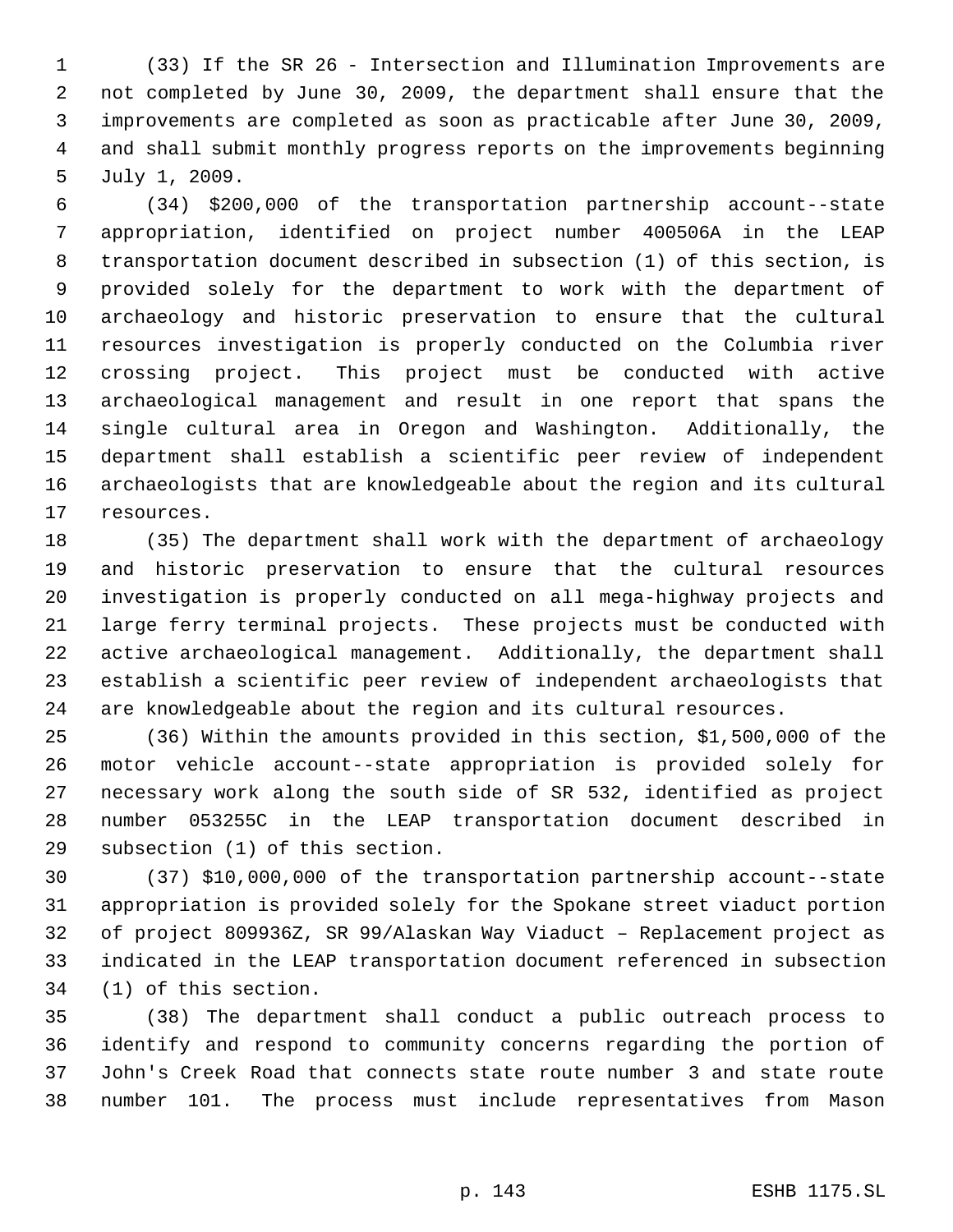(33) If the SR 26 - Intersection and Illumination Improvements are not completed by June 30, 2009, the department shall ensure that the improvements are completed as soon as practicable after June 30, 2009, and shall submit monthly progress reports on the improvements beginning July 1, 2009.

(34) $200,000 of the transportation partnership account--state appropriation, identified on project number 400506A in the LEAP transportation document described in subsection (1) of this section, is provided solely for the department to work with the department of archaeology and historic preservation to ensure that the cultural resources investigation is properly conducted on the Columbia river crossing project. This project must be conducted with active archaeological management and result in one report that spans the single cultural area in Oregon and Washington. Additionally, the department shall establish a scientific peer review of independent archaeologists that are knowledgeable about the region and its cultural resources.

(35) The department shall work with the department of archaeology and historic preservation to ensure that the cultural resources investigation is properly conducted on all mega-highway projects and large ferry terminal projects. These projects must be conducted with active archaeological management. Additionally, the department shall establish a scientific peer review of independent archaeologists that are knowledgeable about the region and its cultural resources.

(36) Within the amounts provided in this section, $1,500,000 of the motor vehicle account--state appropriation is provided solely for necessary work along the south side of SR 532, identified as project number 053255C in the LEAP transportation document described in subsection (1) of this section.

(37) $10,000,000 of the transportation partnership account--state appropriation is provided solely for the Spokane street viaduct portion of project 809936Z, SR 99/Alaskan Way Viaduct – Replacement project as indicated in the LEAP transportation document referenced in subsection (1) of this section.

(38) The department shall conduct a public outreach process to identify and respond to community concerns regarding the portion of John's Creek Road that connects state route number 3 and state route number 101. The process must include representatives from Mason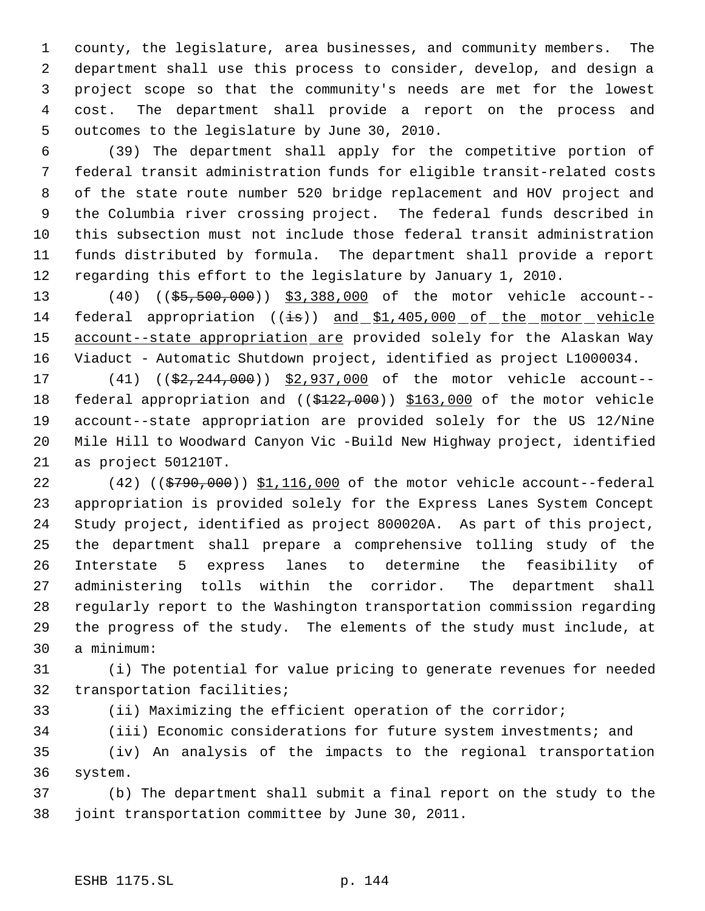county, the legislature, area businesses, and community members. The department shall use this process to consider, develop, and design a project scope so that the community's needs are met for the lowest cost. The department shall provide a report on the process and outcomes to the legislature by June 30, 2010.

(39) The department shall apply for the competitive portion of federal transit administration funds for eligible transit-related costs of the state route number 520 bridge replacement and HOV project and the Columbia river crossing project. The federal funds described in this subsection must not include those federal transit administration funds distributed by formula. The department shall provide a report regarding this effort to the legislature by January 1, 2010.

(40) ((~~$5,500,000~~)) $3,388,000 of the motor vehicle account--federal appropriation ((~~is~~)) and $1,405,000 of the motor vehicle account--state appropriation are provided solely for the Alaskan Way Viaduct - Automatic Shutdown project, identified as project L1000034.

(41) ((~~$2,244,000~~)) $2,937,000 of the motor vehicle account--federal appropriation and ((~~$122,000~~)) $163,000 of the motor vehicle account--state appropriation are provided solely for the US 12/Nine Mile Hill to Woodward Canyon Vic -Build New Highway project, identified as project 501210T.

(42) ((~~$790,000~~)) $1,116,000 of the motor vehicle account--federal appropriation is provided solely for the Express Lanes System Concept Study project, identified as project 800020A. As part of this project, the department shall prepare a comprehensive tolling study of the Interstate 5 express lanes to determine the feasibility of administering tolls within the corridor. The department shall regularly report to the Washington transportation commission regarding the progress of the study. The elements of the study must include, at a minimum:

(i) The potential for value pricing to generate revenues for needed transportation facilities;

(ii) Maximizing the efficient operation of the corridor;

(iii) Economic considerations for future system investments; and

(iv) An analysis of the impacts to the regional transportation system.

(b) The department shall submit a final report on the study to the joint transportation committee by June 30, 2011.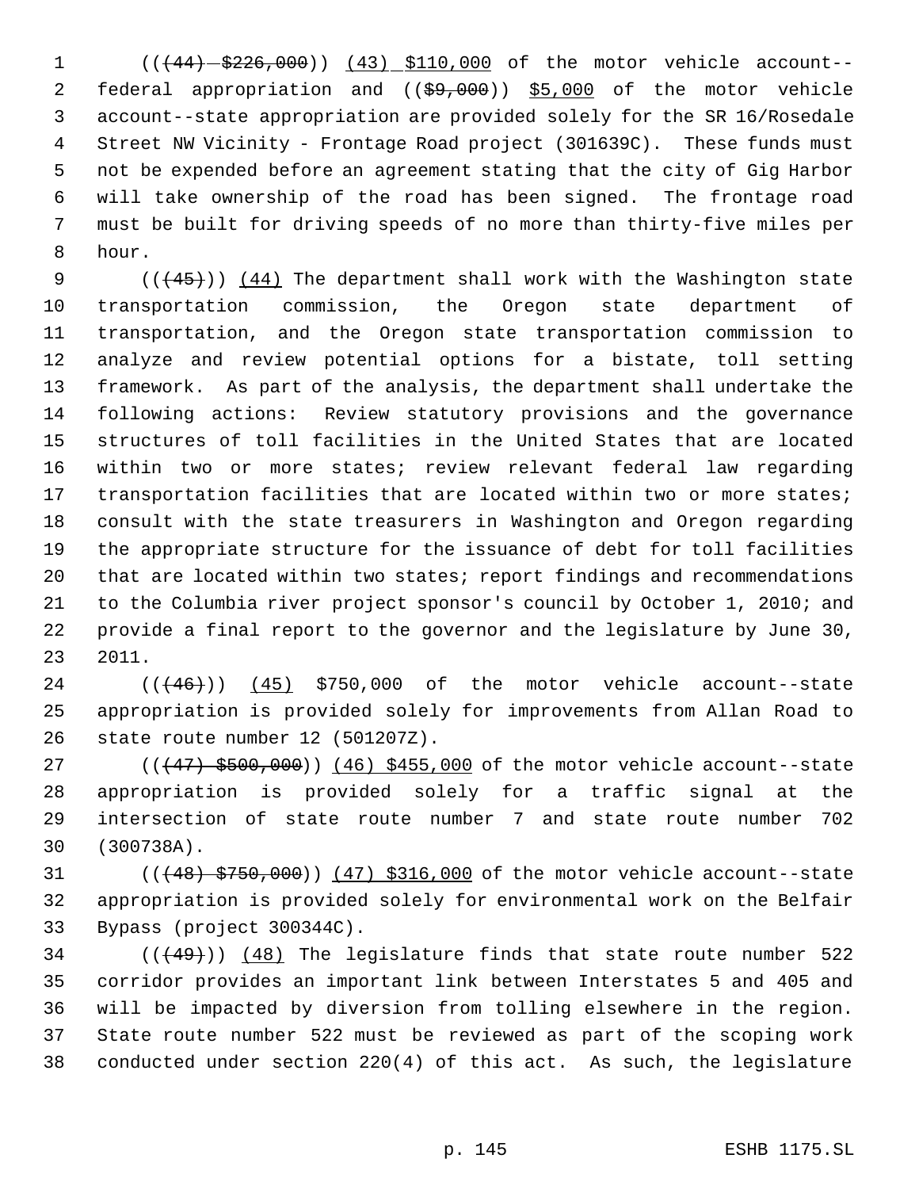((~~(44) $226,000~~)) (43) $110,000 of the motor vehicle account--federal appropriation and ((~~$9,000~~)) $5,000 of the motor vehicle account--state appropriation are provided solely for the SR 16/Rosedale Street NW Vicinity - Frontage Road project (301639C). These funds must not be expended before an agreement stating that the city of Gig Harbor will take ownership of the road has been signed. The frontage road must be built for driving speeds of no more than thirty-five miles per hour.

((~~(45)~~)) (44) The department shall work with the Washington state transportation commission, the Oregon state department of transportation, and the Oregon state transportation commission to analyze and review potential options for a bistate, toll setting framework. As part of the analysis, the department shall undertake the following actions: Review statutory provisions and the governance structures of toll facilities in the United States that are located within two or more states; review relevant federal law regarding transportation facilities that are located within two or more states; consult with the state treasurers in Washington and Oregon regarding the appropriate structure for the issuance of debt for toll facilities that are located within two states; report findings and recommendations to the Columbia river project sponsor's council by October 1, 2010; and provide a final report to the governor and the legislature by June 30, 2011.

((~~(46)~~)) (45) $750,000 of the motor vehicle account--state appropriation is provided solely for improvements from Allan Road to state route number 12 (501207Z).

((~~(47) $500,000~~)) (46) $455,000 of the motor vehicle account--state appropriation is provided solely for a traffic signal at the intersection of state route number 7 and state route number 702 (300738A).

((~~(48) $750,000~~)) (47) $316,000 of the motor vehicle account--state appropriation is provided solely for environmental work on the Belfair Bypass (project 300344C).

((~~(49)~~)) (48) The legislature finds that state route number 522 corridor provides an important link between Interstates 5 and 405 and will be impacted by diversion from tolling elsewhere in the region. State route number 522 must be reviewed as part of the scoping work conducted under section 220(4) of this act. As such, the legislature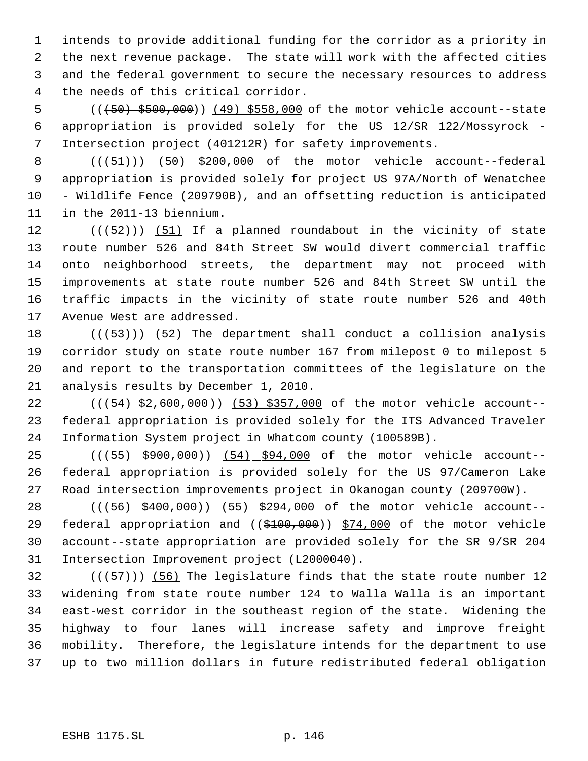intends to provide additional funding for the corridor as a priority in the next revenue package. The state will work with the affected cities and the federal government to secure the necessary resources to address the needs of this critical corridor.

((~~(50) $500,000~~)) (49) $558,000 of the motor vehicle account--state appropriation is provided solely for the US 12/SR 122/Mossyrock - Intersection project (401212R) for safety improvements.

((~~(51)~~)) (50) $200,000 of the motor vehicle account--federal appropriation is provided solely for project US 97A/North of Wenatchee - Wildlife Fence (209790B), and an offsetting reduction is anticipated in the 2011-13 biennium.

((~~(52)~~)) (51) If a planned roundabout in the vicinity of state route number 526 and 84th Street SW would divert commercial traffic onto neighborhood streets, the department may not proceed with improvements at state route number 526 and 84th Street SW until the traffic impacts in the vicinity of state route number 526 and 40th Avenue West are addressed.

((~~(53)~~)) (52) The department shall conduct a collision analysis corridor study on state route number 167 from milepost 0 to milepost 5 and report to the transportation committees of the legislature on the analysis results by December 1, 2010.

((~~(54) $2,600,000~~)) (53) $357,000 of the motor vehicle account--federal appropriation is provided solely for the ITS Advanced Traveler Information System project in Whatcom county (100589B).

((~~(55) $900,000~~)) (54) $94,000 of the motor vehicle account--federal appropriation is provided solely for the US 97/Cameron Lake Road intersection improvements project in Okanogan county (209700W).

((~~(56) $400,000~~)) (55) $294,000 of the motor vehicle account--federal appropriation and ((~~$100,000~~)) $74,000 of the motor vehicle account--state appropriation are provided solely for the SR 9/SR 204 Intersection Improvement project (L2000040).

((~~(57)~~)) (56) The legislature finds that the state route number 12 widening from state route number 124 to Walla Walla is an important east-west corridor in the southeast region of the state. Widening the highway to four lanes will increase safety and improve freight mobility. Therefore, the legislature intends for the department to use up to two million dollars in future redistributed federal obligation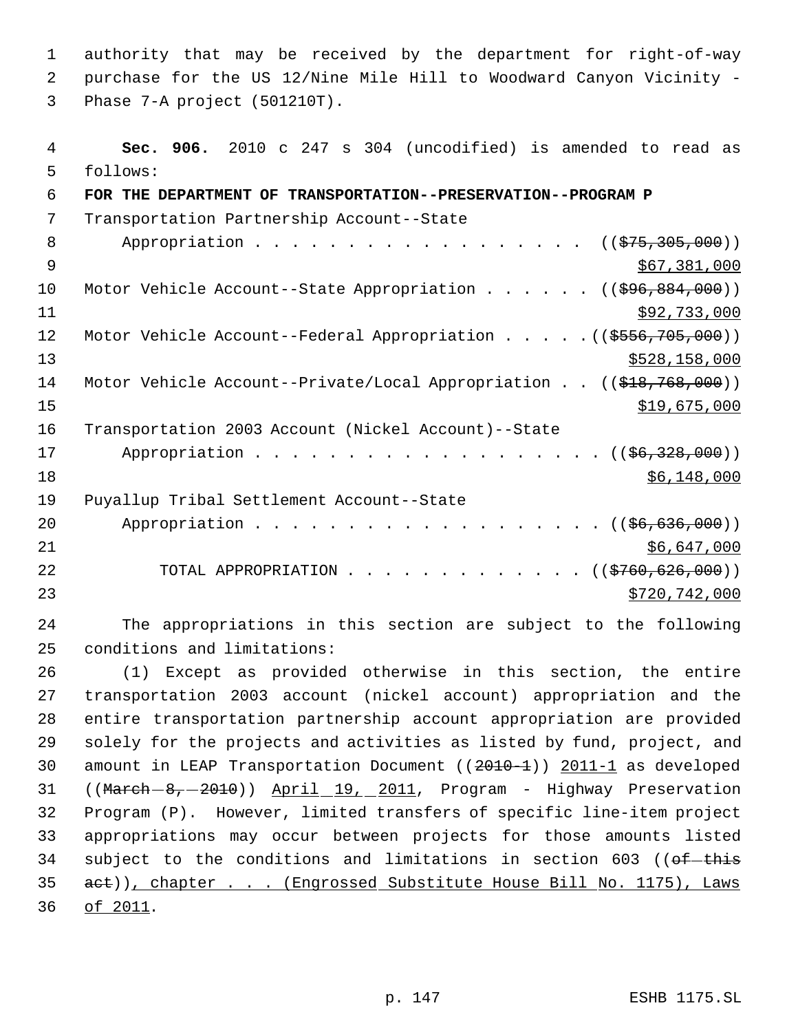authority that may be received by the department for right-of-way purchase for the US 12/Nine Mile Hill to Woodward Canyon Vicinity - Phase 7-A project (501210T).

**Sec. 906.** 2010 c 247 s 304 (uncodified) is amended to read as follows:

**FOR THE DEPARTMENT OF TRANSPORTATION--PRESERVATION--PROGRAM P**

Transportation Partnership Account--State Appropriation . . . . . . . . . . . . . . . . . . . (($75,305,000)) $67,381,000

Motor Vehicle Account--State Appropriation . . . . . . (($96,884,000)) $92,733,000

Motor Vehicle Account--Federal Appropriation . . . . .(($556,705,000)) $528,158,000

Motor Vehicle Account--Private/Local Appropriation . . (($18,768,000)) $19,675,000

Transportation 2003 Account (Nickel Account)--State Appropriation . . . . . . . . . . . . . . . . . . . . (($6,328,000)) $6,148,000

Puyallup Tribal Settlement Account--State Appropriation . . . . . . . . . . . . . . . . . . . . (($6,636,000)) $6,647,000

TOTAL APPROPRIATION . . . . . . . . . . . . . (($760,626,000)) $720,742,000

The appropriations in this section are subject to the following conditions and limitations:

(1) Except as provided otherwise in this section, the entire transportation 2003 account (nickel account) appropriation and the entire transportation partnership account appropriation are provided solely for the projects and activities as listed by fund, project, and amount in LEAP Transportation Document ((2010-1)) 2011-1 as developed ((March 8, 2010)) April 19, 2011, Program - Highway Preservation Program (P). However, limited transfers of specific line-item project appropriations may occur between projects for those amounts listed subject to the conditions and limitations in section 603 ((of this act)), chapter . . . (Engrossed Substitute House Bill No. 1175), Laws of 2011.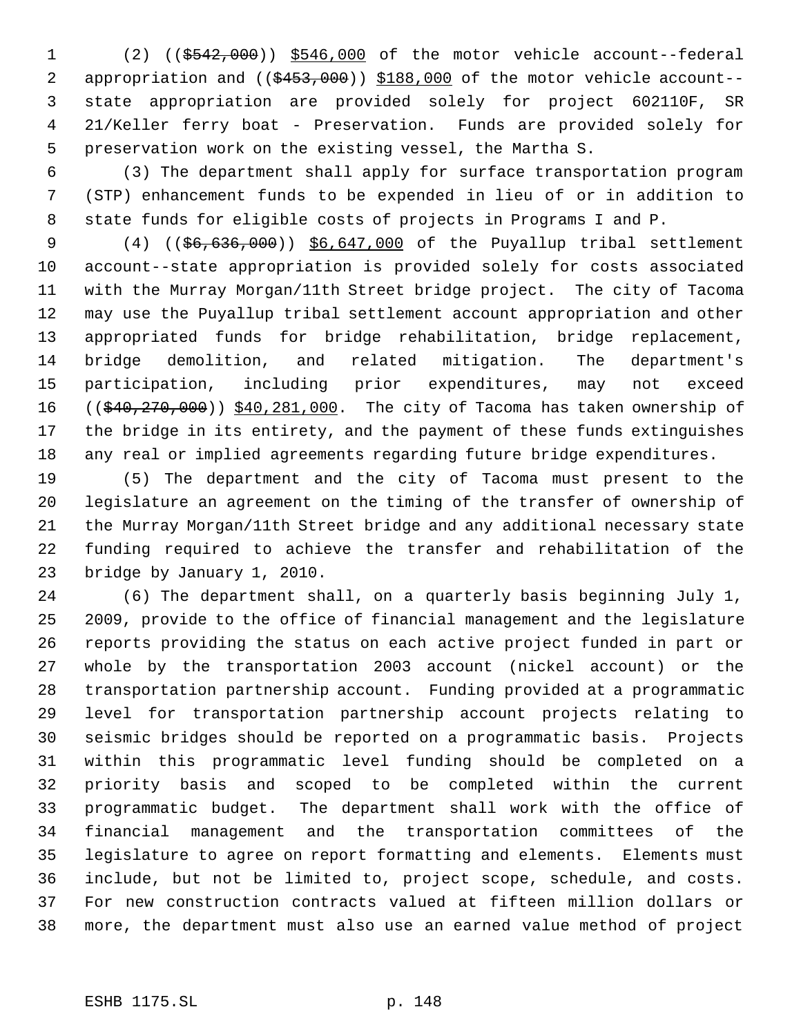(2) ((~~$542,000~~)) $546,000 of the motor vehicle account--federal appropriation and ((~~$453,000~~)) $188,000 of the motor vehicle account--state appropriation are provided solely for project 602110F, SR 21/Keller ferry boat - Preservation. Funds are provided solely for preservation work on the existing vessel, the Martha S.

(3) The department shall apply for surface transportation program (STP) enhancement funds to be expended in lieu of or in addition to state funds for eligible costs of projects in Programs I and P.

(4) ((~~$6,636,000~~)) $6,647,000 of the Puyallup tribal settlement account--state appropriation is provided solely for costs associated with the Murray Morgan/11th Street bridge project. The city of Tacoma may use the Puyallup tribal settlement account appropriation and other appropriated funds for bridge rehabilitation, bridge replacement, bridge demolition, and related mitigation. The department's participation, including prior expenditures, may not exceed ((~~$40,270,000~~)) $40,281,000. The city of Tacoma has taken ownership of the bridge in its entirety, and the payment of these funds extinguishes any real or implied agreements regarding future bridge expenditures.

(5) The department and the city of Tacoma must present to the legislature an agreement on the timing of the transfer of ownership of the Murray Morgan/11th Street bridge and any additional necessary state funding required to achieve the transfer and rehabilitation of the bridge by January 1, 2010.

(6) The department shall, on a quarterly basis beginning July 1, 2009, provide to the office of financial management and the legislature reports providing the status on each active project funded in part or whole by the transportation 2003 account (nickel account) or the transportation partnership account. Funding provided at a programmatic level for transportation partnership account projects relating to seismic bridges should be reported on a programmatic basis. Projects within this programmatic level funding should be completed on a priority basis and scoped to be completed within the current programmatic budget. The department shall work with the office of financial management and the transportation committees of the legislature to agree on report formatting and elements. Elements must include, but not be limited to, project scope, schedule, and costs. For new construction contracts valued at fifteen million dollars or more, the department must also use an earned value method of project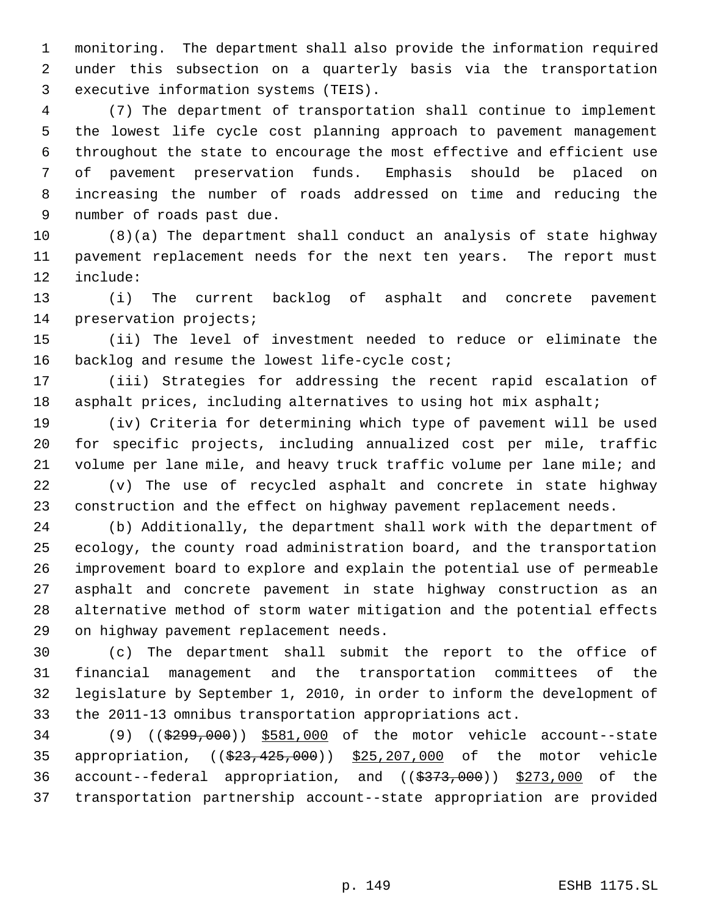monitoring. The department shall also provide the information required under this subsection on a quarterly basis via the transportation executive information systems (TEIS).

(7) The department of transportation shall continue to implement the lowest life cycle cost planning approach to pavement management throughout the state to encourage the most effective and efficient use of pavement preservation funds. Emphasis should be placed on increasing the number of roads addressed on time and reducing the number of roads past due.

(8)(a) The department shall conduct an analysis of state highway pavement replacement needs for the next ten years. The report must include:

(i) The current backlog of asphalt and concrete pavement preservation projects;

(ii) The level of investment needed to reduce or eliminate the backlog and resume the lowest life-cycle cost;

(iii) Strategies for addressing the recent rapid escalation of asphalt prices, including alternatives to using hot mix asphalt;

(iv) Criteria for determining which type of pavement will be used for specific projects, including annualized cost per mile, traffic volume per lane mile, and heavy truck traffic volume per lane mile; and

(v) The use of recycled asphalt and concrete in state highway construction and the effect on highway pavement replacement needs.

(b) Additionally, the department shall work with the department of ecology, the county road administration board, and the transportation improvement board to explore and explain the potential use of permeable asphalt and concrete pavement in state highway construction as an alternative method of storm water mitigation and the potential effects on highway pavement replacement needs.

(c) The department shall submit the report to the office of financial management and the transportation committees of the legislature by September 1, 2010, in order to inform the development of the 2011-13 omnibus transportation appropriations act.

(9) ((~~$299,000~~)) $581,000 of the motor vehicle account--state appropriation, ((~~$23,425,000~~)) $25,207,000 of the motor vehicle account--federal appropriation, and ((~~$373,000~~)) $273,000 of the transportation partnership account--state appropriation are provided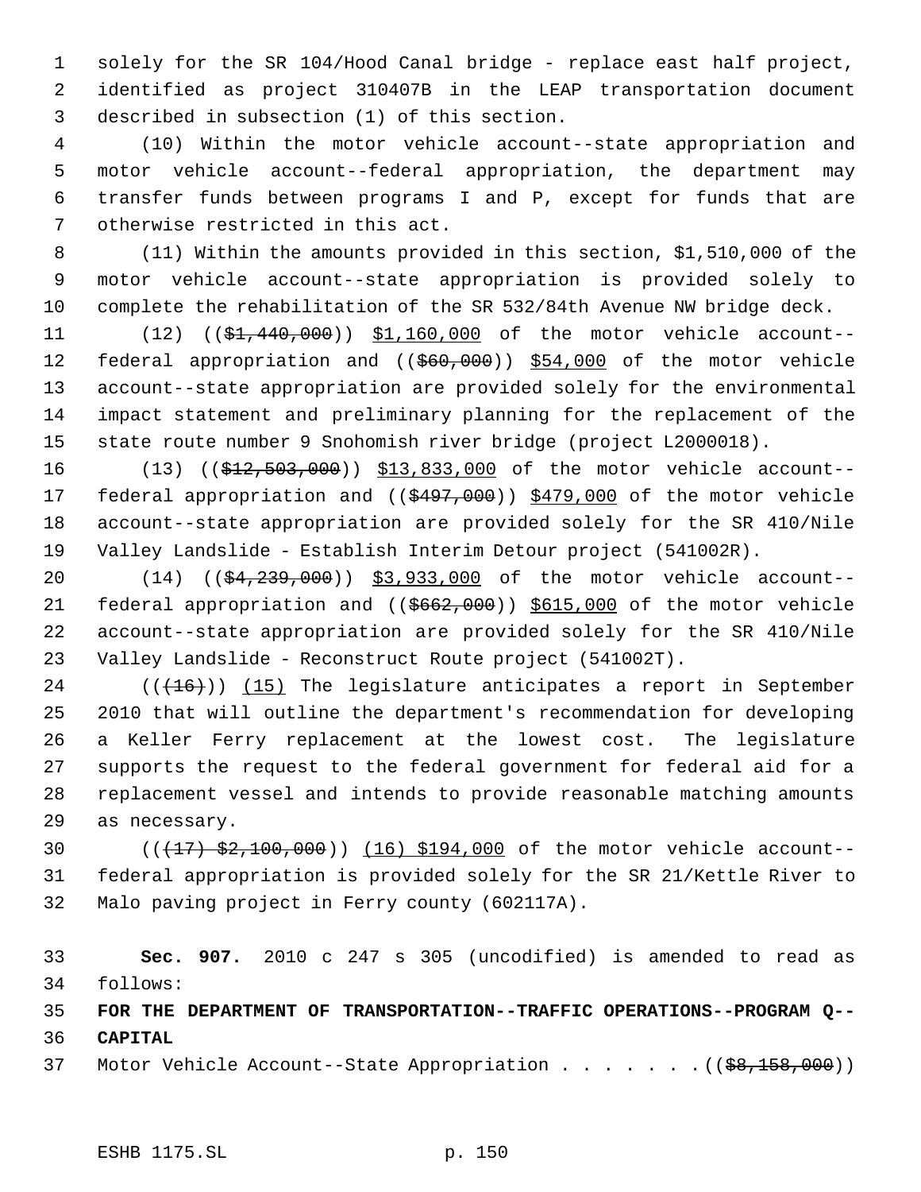solely for the SR 104/Hood Canal bridge - replace east half project, identified as project 310407B in the LEAP transportation document described in subsection (1) of this section.

(10) Within the motor vehicle account--state appropriation and motor vehicle account--federal appropriation, the department may transfer funds between programs I and P, except for funds that are otherwise restricted in this act.

(11) Within the amounts provided in this section, $1,510,000 of the motor vehicle account--state appropriation is provided solely to complete the rehabilitation of the SR 532/84th Avenue NW bridge deck.

(12) ((~~$1,440,000~~)) $1,160,000 of the motor vehicle account--federal appropriation and ((~~$60,000~~)) $54,000 of the motor vehicle account--state appropriation are provided solely for the environmental impact statement and preliminary planning for the replacement of the state route number 9 Snohomish river bridge (project L2000018).

(13) ((~~$12,503,000~~)) $13,833,000 of the motor vehicle account--federal appropriation and ((~~$497,000~~)) $479,000 of the motor vehicle account--state appropriation are provided solely for the SR 410/Nile Valley Landslide - Establish Interim Detour project (541002R).

(14) ((~~$4,239,000~~)) $3,933,000 of the motor vehicle account--federal appropriation and ((~~$662,000~~)) $615,000 of the motor vehicle account--state appropriation are provided solely for the SR 410/Nile Valley Landslide - Reconstruct Route project (541002T).

((~~(16)~~)) (15) The legislature anticipates a report in September 2010 that will outline the department's recommendation for developing a Keller Ferry replacement at the lowest cost. The legislature supports the request to the federal government for federal aid for a replacement vessel and intends to provide reasonable matching amounts as necessary.

((~~(17) $2,100,000~~)) (16) $194,000 of the motor vehicle account--federal appropriation is provided solely for the SR 21/Kettle River to Malo paving project in Ferry county (602117A).

**Sec. 907.** 2010 c 247 s 305 (uncodified) is amended to read as follows:

**FOR THE DEPARTMENT OF TRANSPORTATION--TRAFFIC OPERATIONS--PROGRAM Q--CAPITAL**

Motor Vehicle Account--State Appropriation . . . . . . . ((~~$8,158,000~~))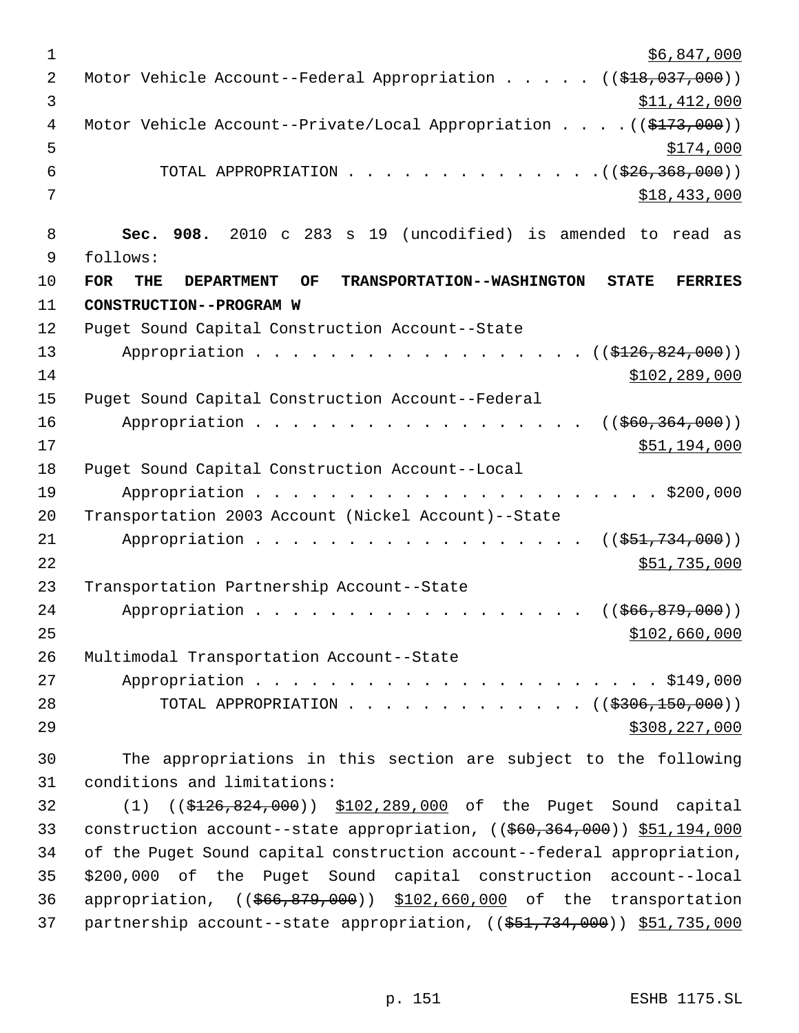$6,847,000

Motor Vehicle Account--Federal Appropriation . . . . . (($18,037,000))

$11,412,000

Motor Vehicle Account--Private/Local Appropriation . . . . (($173,000))

$174,000

TOTAL APPROPRIATION . . . . . . . . . . . . . . (($26,368,000))

$18,433,000

**Sec. 908.** 2010 c 283 s 19 (uncodified) is amended to read as follows:

**FOR THE DEPARTMENT OF TRANSPORTATION--WASHINGTON STATE FERRIES CONSTRUCTION--PROGRAM W**

Puget Sound Capital Construction Account--State Appropriation . . . . . . . . . . . . . . . . . . . (($126,824,000))

$102,289,000

Puget Sound Capital Construction Account--Federal Appropriation . . . . . . . . . . . . . . . . . . . (($60,364,000))

$51,194,000

Puget Sound Capital Construction Account--Local Appropriation . . . . . . . . . . . . . . . . . . . . . . . $200,000

Transportation 2003 Account (Nickel Account)--State Appropriation . . . . . . . . . . . . . . . . . . . (($51,734,000))

$51,735,000

Transportation Partnership Account--State Appropriation . . . . . . . . . . . . . . . . . . . (($66,879,000))

$102,660,000

Multimodal Transportation Account--State Appropriation . . . . . . . . . . . . . . . . . . . . . . . $149,000

TOTAL APPROPRIATION . . . . . . . . . . . . . . (($306,150,000))

$308,227,000

The appropriations in this section are subject to the following conditions and limitations:

(1) (($126,824,000)) $102,289,000 of the Puget Sound capital construction account--state appropriation, (($60,364,000)) $51,194,000 of the Puget Sound capital construction account--federal appropriation, $200,000 of the Puget Sound capital construction account--local appropriation, (($66,879,000)) $102,660,000 of the transportation partnership account--state appropriation, (($51,734,000)) $51,735,000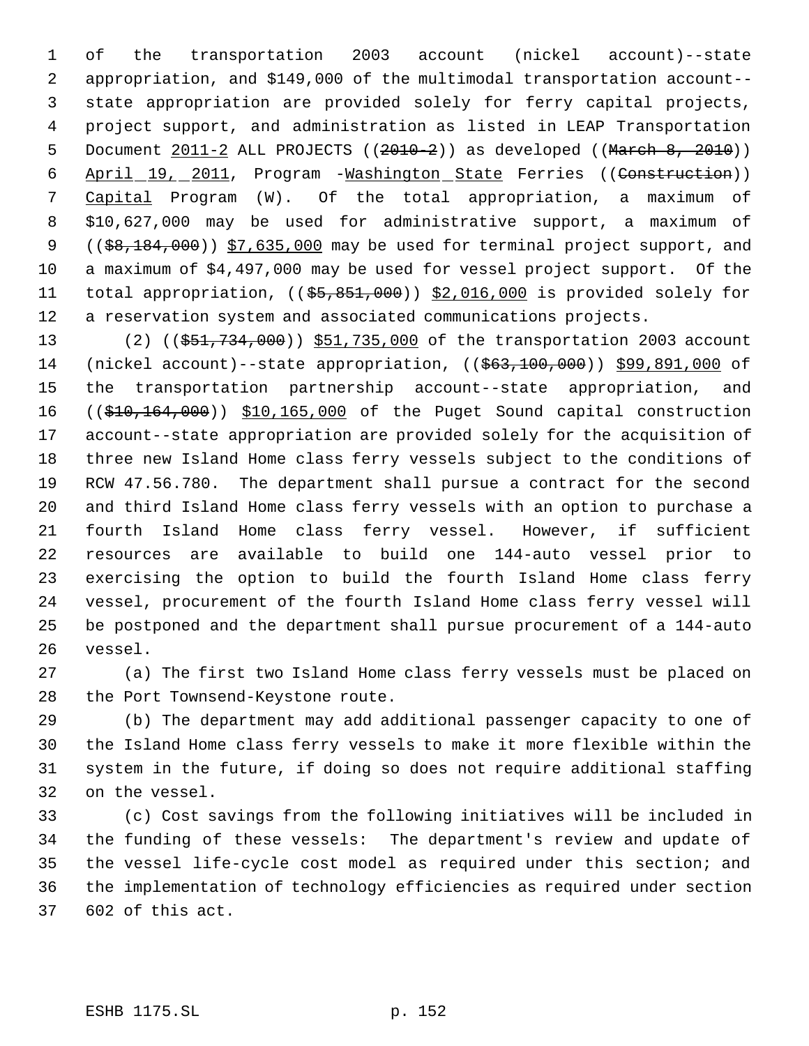of the transportation 2003 account (nickel account)--state appropriation, and $149,000 of the multimodal transportation account--state appropriation are provided solely for ferry capital projects, project support, and administration as listed in LEAP Transportation Document 2011-2 ALL PROJECTS ((2010-2)) as developed ((March 8, 2010)) April 19, 2011, Program -Washington State Ferries ((Construction)) Capital Program (W). Of the total appropriation, a maximum of $10,627,000 may be used for administrative support, a maximum of (($8,184,000)) $7,635,000 may be used for terminal project support, and a maximum of $4,497,000 may be used for vessel project support. Of the total appropriation, (($5,851,000)) $2,016,000 is provided solely for a reservation system and associated communications projects.

(2) (($51,734,000)) $51,735,000 of the transportation 2003 account (nickel account)--state appropriation, (($63,100,000)) $99,891,000 of the transportation partnership account--state appropriation, and (($10,164,000)) $10,165,000 of the Puget Sound capital construction account--state appropriation are provided solely for the acquisition of three new Island Home class ferry vessels subject to the conditions of RCW 47.56.780. The department shall pursue a contract for the second and third Island Home class ferry vessels with an option to purchase a fourth Island Home class ferry vessel. However, if sufficient resources are available to build one 144-auto vessel prior to exercising the option to build the fourth Island Home class ferry vessel, procurement of the fourth Island Home class ferry vessel will be postponed and the department shall pursue procurement of a 144-auto vessel.

(a) The first two Island Home class ferry vessels must be placed on the Port Townsend-Keystone route.

(b) The department may add additional passenger capacity to one of the Island Home class ferry vessels to make it more flexible within the system in the future, if doing so does not require additional staffing on the vessel.

(c) Cost savings from the following initiatives will be included in the funding of these vessels: The department's review and update of the vessel life-cycle cost model as required under this section; and the implementation of technology efficiencies as required under section 602 of this act.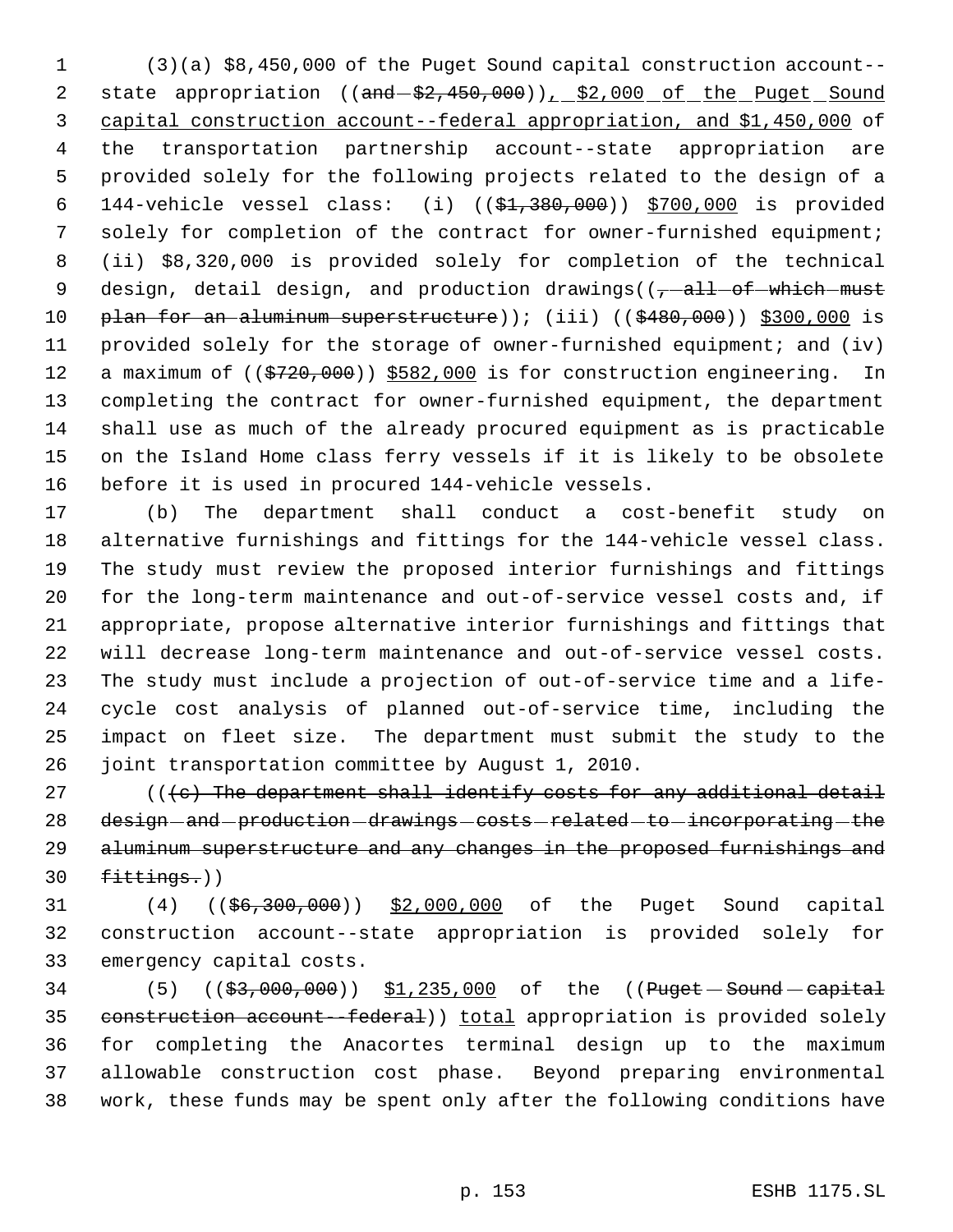(3)(a) $8,450,000 of the Puget Sound capital construction account--state appropriation ((~~and $2,450,000~~)), $2,000 of the Puget Sound capital construction account--federal appropriation, and $1,450,000 of the transportation partnership account--state appropriation are provided solely for the following projects related to the design of a 144-vehicle vessel class: (i) ((~~$1,380,000~~)) $700,000 is provided solely for completion of the contract for owner-furnished equipment; (ii) $8,320,000 is provided solely for completion of the technical design, detail design, and production drawings((~~, all of which must plan for an aluminum superstructure~~)); (iii) ((~~$480,000~~)) $300,000 is provided solely for the storage of owner-furnished equipment; and (iv) a maximum of ((~~$720,000~~)) $582,000 is for construction engineering. In completing the contract for owner-furnished equipment, the department shall use as much of the already procured equipment as is practicable on the Island Home class ferry vessels if it is likely to be obsolete before it is used in procured 144-vehicle vessels.

(b) The department shall conduct a cost-benefit study on alternative furnishings and fittings for the 144-vehicle vessel class. The study must review the proposed interior furnishings and fittings for the long-term maintenance and out-of-service vessel costs and, if appropriate, propose alternative interior furnishings and fittings that will decrease long-term maintenance and out-of-service vessel costs. The study must include a projection of out-of-service time and a life-cycle cost analysis of planned out-of-service time, including the impact on fleet size. The department must submit the study to the joint transportation committee by August 1, 2010.

((~~(c) The department shall identify costs for any additional detail design and production drawings costs related to incorporating the aluminum superstructure and any changes in the proposed furnishings and fittings.~~))

(4) ((~~$6,300,000~~)) $2,000,000 of the Puget Sound capital construction account--state appropriation is provided solely for emergency capital costs.

(5) ((~~$3,000,000~~)) $1,235,000 of the ((~~Puget Sound capital construction account--federal~~)) total appropriation is provided solely for completing the Anacortes terminal design up to the maximum allowable construction cost phase. Beyond preparing environmental work, these funds may be spent only after the following conditions have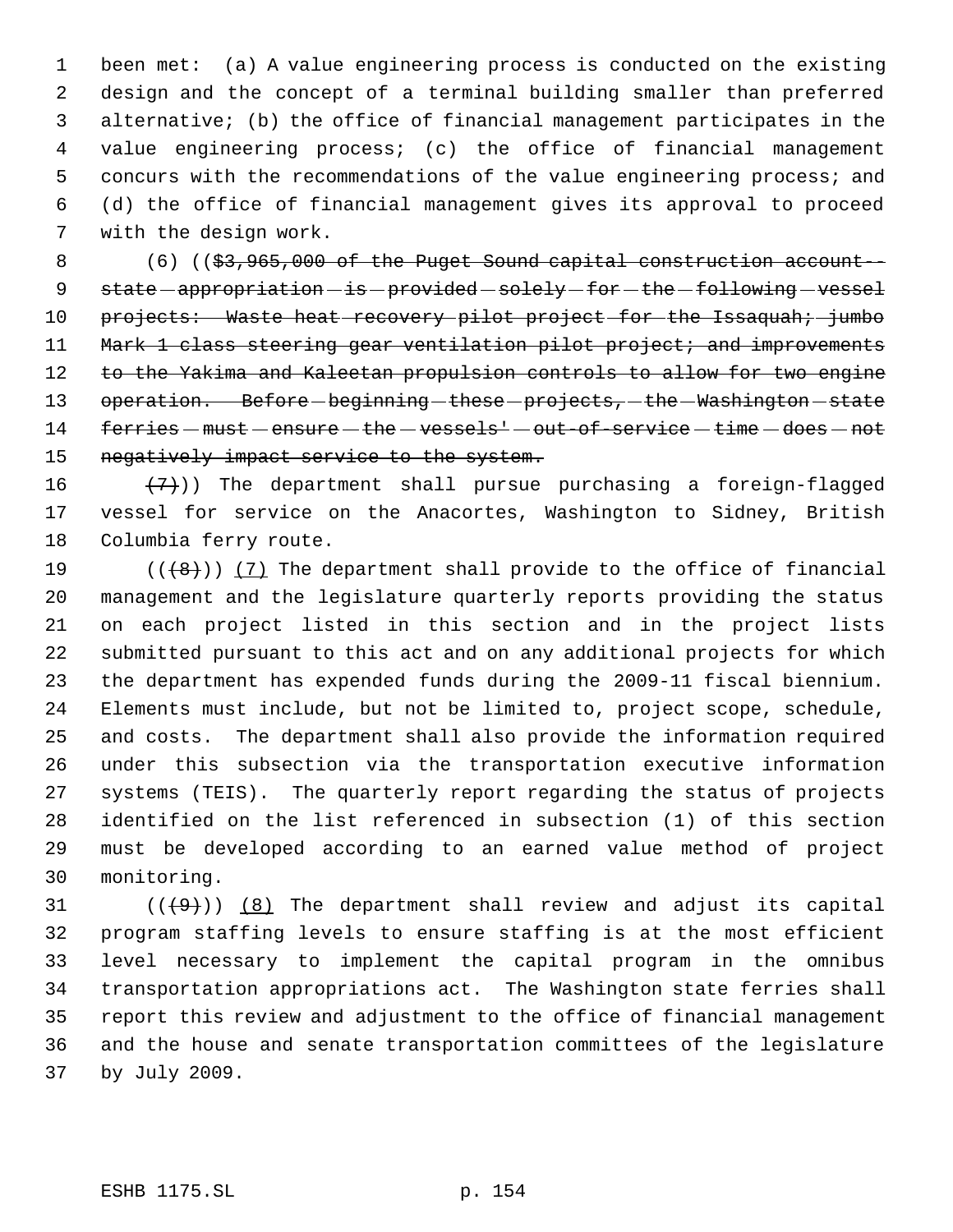been met: (a) A value engineering process is conducted on the existing design and the concept of a terminal building smaller than preferred alternative; (b) the office of financial management participates in the value engineering process; (c) the office of financial management concurs with the recommendations of the value engineering process; and (d) the office of financial management gives its approval to proceed with the design work.

(6) ((~~$3,965,000 of the Puget Sound capital construction account--state appropriation is provided solely for the following vessel projects: Waste heat recovery pilot project for the Issaquah; jumbo Mark 1 class steering gear ventilation pilot project; and improvements to the Yakima and Kaleetan propulsion controls to allow for two engine operation. Before beginning these projects, the Washington state ferries must ensure the vessels' out-of-service time does not negatively impact service to the system.~~

~~(7)~~)) The department shall pursue purchasing a foreign-flagged vessel for service on the Anacortes, Washington to Sidney, British Columbia ferry route.

((~~(8)~~)) <u>(7)</u> The department shall provide to the office of financial management and the legislature quarterly reports providing the status on each project listed in this section and in the project lists submitted pursuant to this act and on any additional projects for which the department has expended funds during the 2009-11 fiscal biennium. Elements must include, but not be limited to, project scope, schedule, and costs. The department shall also provide the information required under this subsection via the transportation executive information systems (TEIS). The quarterly report regarding the status of projects identified on the list referenced in subsection (1) of this section must be developed according to an earned value method of project monitoring.

((~~(9)~~)) <u>(8)</u> The department shall review and adjust its capital program staffing levels to ensure staffing is at the most efficient level necessary to implement the capital program in the omnibus transportation appropriations act. The Washington state ferries shall report this review and adjustment to the office of financial management and the house and senate transportation committees of the legislature by July 2009.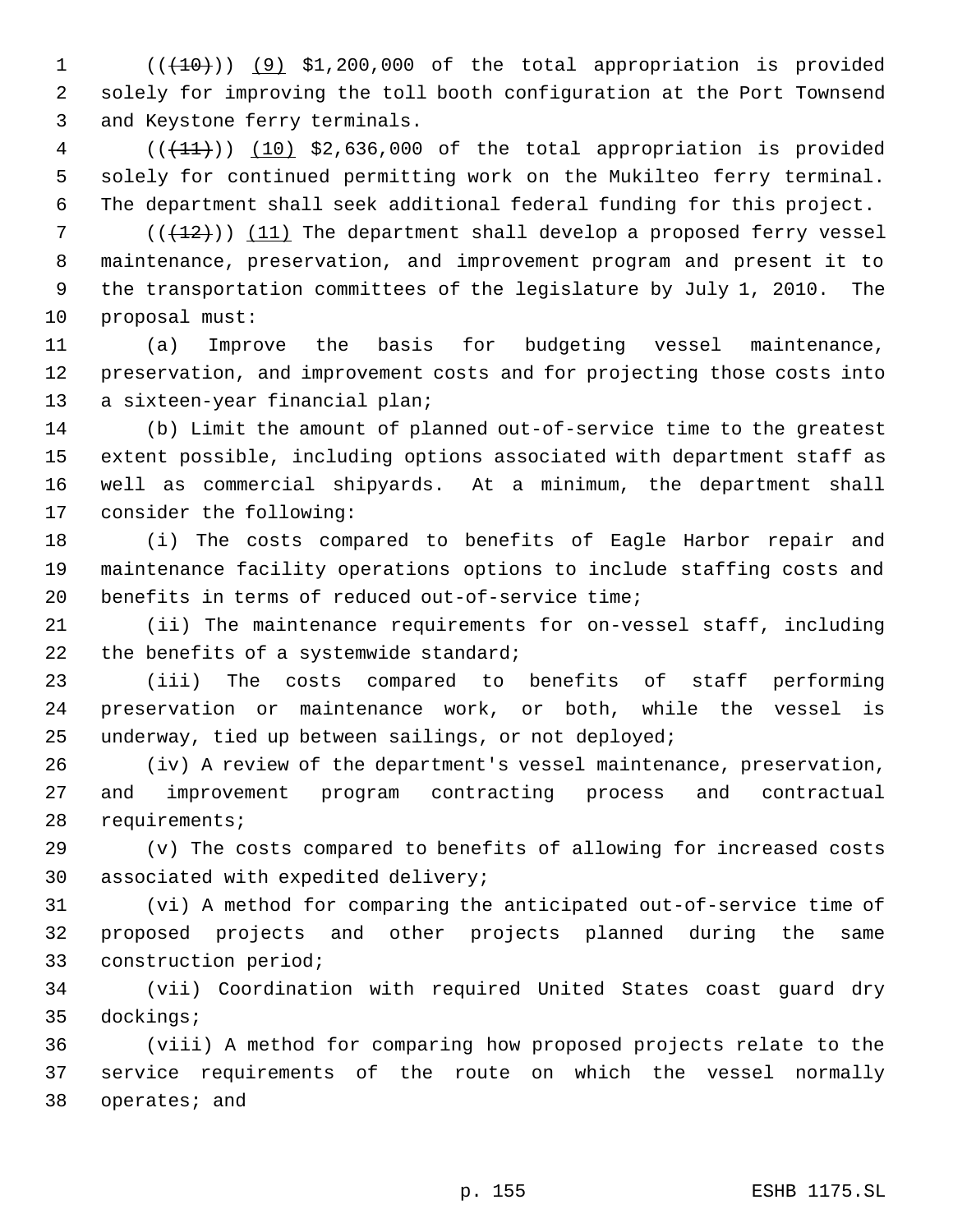(((10))) (9) $1,200,000 of the total appropriation is provided solely for improving the toll booth configuration at the Port Townsend and Keystone ferry terminals.

(((11))) (10) $2,636,000 of the total appropriation is provided solely for continued permitting work on the Mukilteo ferry terminal. The department shall seek additional federal funding for this project.

(((12))) (11) The department shall develop a proposed ferry vessel maintenance, preservation, and improvement program and present it to the transportation committees of the legislature by July 1, 2010. The proposal must:

(a) Improve the basis for budgeting vessel maintenance, preservation, and improvement costs and for projecting those costs into a sixteen-year financial plan;

(b) Limit the amount of planned out-of-service time to the greatest extent possible, including options associated with department staff as well as commercial shipyards. At a minimum, the department shall consider the following:

(i) The costs compared to benefits of Eagle Harbor repair and maintenance facility operations options to include staffing costs and benefits in terms of reduced out-of-service time;

(ii) The maintenance requirements for on-vessel staff, including the benefits of a systemwide standard;

(iii) The costs compared to benefits of staff performing preservation or maintenance work, or both, while the vessel is underway, tied up between sailings, or not deployed;

(iv) A review of the department's vessel maintenance, preservation, and improvement program contracting process and contractual requirements;

(v) The costs compared to benefits of allowing for increased costs associated with expedited delivery;

(vi) A method for comparing the anticipated out-of-service time of proposed projects and other projects planned during the same construction period;

(vii) Coordination with required United States coast guard dry dockings;

(viii) A method for comparing how proposed projects relate to the service requirements of the route on which the vessel normally operates; and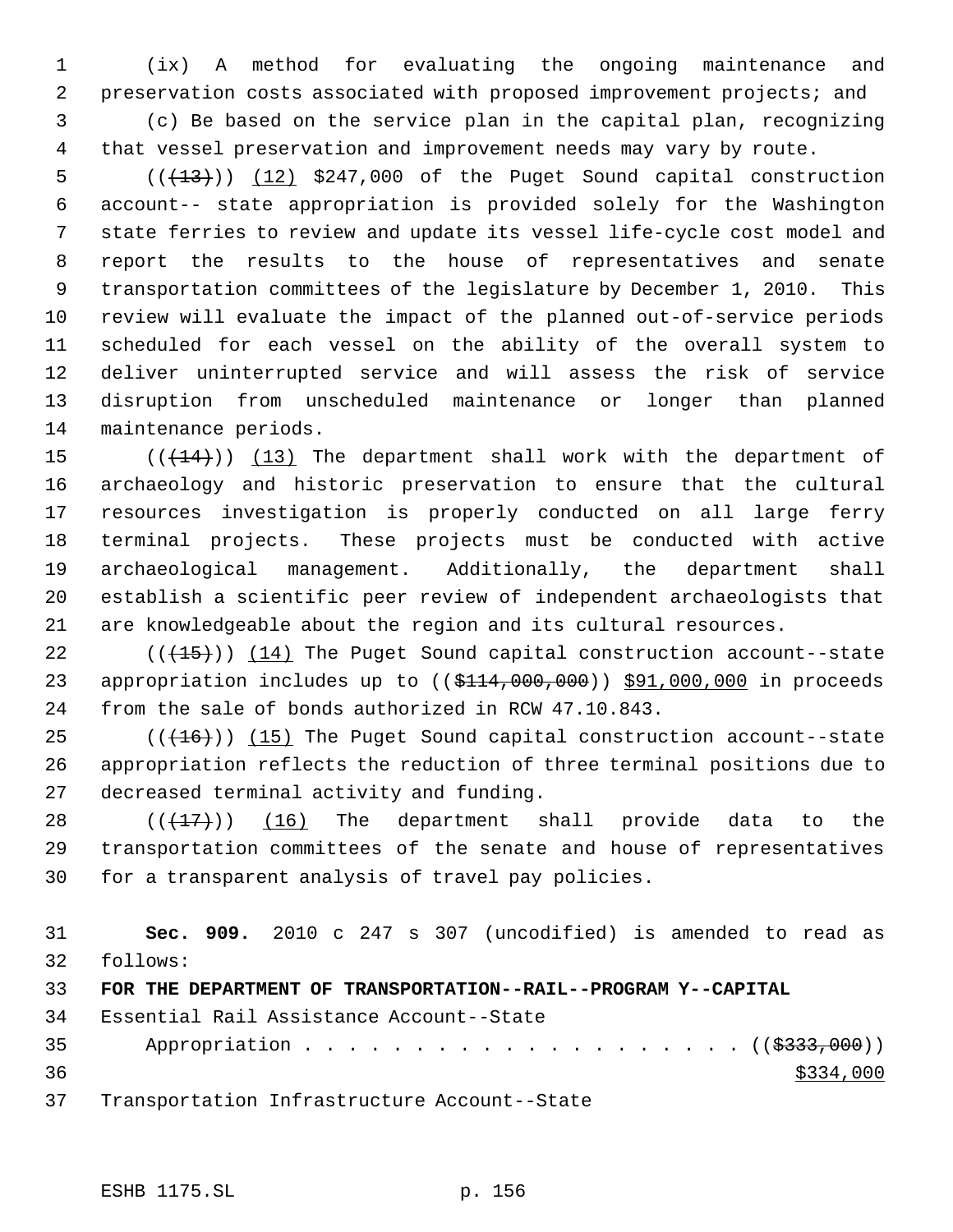(ix) A method for evaluating the ongoing maintenance and preservation costs associated with proposed improvement projects; and

(c) Be based on the service plan in the capital plan, recognizing that vessel preservation and improvement needs may vary by route.

(((13))) (12) $247,000 of the Puget Sound capital construction account-- state appropriation is provided solely for the Washington state ferries to review and update its vessel life-cycle cost model and report the results to the house of representatives and senate transportation committees of the legislature by December 1, 2010. This review will evaluate the impact of the planned out-of-service periods scheduled for each vessel on the ability of the overall system to deliver uninterrupted service and will assess the risk of service disruption from unscheduled maintenance or longer than planned maintenance periods.

(((14))) (13) The department shall work with the department of archaeology and historic preservation to ensure that the cultural resources investigation is properly conducted on all large ferry terminal projects. These projects must be conducted with active archaeological management. Additionally, the department shall establish a scientific peer review of independent archaeologists that are knowledgeable about the region and its cultural resources.

(((15))) (14) The Puget Sound capital construction account--state appropriation includes up to (($114,000,000)) $91,000,000 in proceeds from the sale of bonds authorized in RCW 47.10.843.

(((16))) (15) The Puget Sound capital construction account--state appropriation reflects the reduction of three terminal positions due to decreased terminal activity and funding.

(((17))) (16) The department shall provide data to the transportation committees of the senate and house of representatives for a transparent analysis of travel pay policies.

**Sec. 909.** 2010 c 247 s 307 (uncodified) is amended to read as follows:

**FOR THE DEPARTMENT OF TRANSPORTATION--RAIL--PROGRAM Y--CAPITAL**

Essential Rail Assistance Account--State
Appropriation . . . . . . . . . . . . . . . . . . . . (($333,000))
$334,000

Transportation Infrastructure Account--State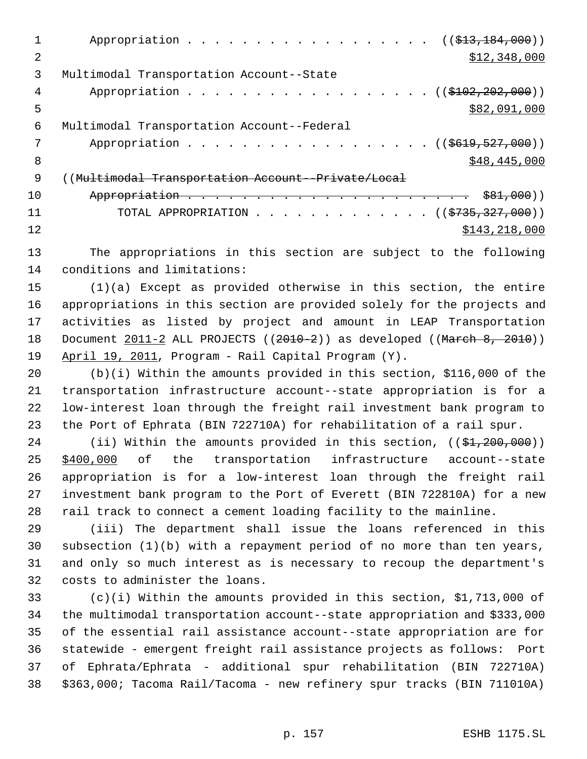Appropriation . . . . . . . . . . . . . . . . . . . ((~~$13,184,000~~))
$12,348,000

Multimodal Transportation Account--State
Appropriation . . . . . . . . . . . . . . . . . . . ((~~$102,202,000~~))
$82,091,000

Multimodal Transportation Account--Federal
Appropriation . . . . . . . . . . . . . . . . . . . ((~~$619,527,000~~))
$48,445,000

((~~Multimodal Transportation Account--Private/Local~~
~~Appropriation . . . . . . . . . . . . . . . . . . . . . . . $81,000~~))

TOTAL APPROPRIATION . . . . . . . . . . . . . ((~~$735,327,000~~))
$143,218,000

The appropriations in this section are subject to the following conditions and limitations:

(1)(a) Except as provided otherwise in this section, the entire appropriations in this section are provided solely for the projects and activities as listed by project and amount in LEAP Transportation Document 2011-2 ALL PROJECTS ((~~2010-2~~)) as developed ((~~March 8, 2010~~)) April 19, 2011, Program - Rail Capital Program (Y).

(b)(i) Within the amounts provided in this section, $116,000 of the transportation infrastructure account--state appropriation is for a low-interest loan through the freight rail investment bank program to the Port of Ephrata (BIN 722710A) for rehabilitation of a rail spur.

(ii) Within the amounts provided in this section, ((~~$1,200,000~~)) $400,000 of the transportation infrastructure account--state appropriation is for a low-interest loan through the freight rail investment bank program to the Port of Everett (BIN 722810A) for a new rail track to connect a cement loading facility to the mainline.

(iii) The department shall issue the loans referenced in this subsection (1)(b) with a repayment period of no more than ten years, and only so much interest as is necessary to recoup the department's costs to administer the loans.

(c)(i) Within the amounts provided in this section, $1,713,000 of the multimodal transportation account--state appropriation and $333,000 of the essential rail assistance account--state appropriation are for statewide - emergent freight rail assistance projects as follows: Port of Ephrata/Ephrata - additional spur rehabilitation (BIN 722710A) $363,000; Tacoma Rail/Tacoma - new refinery spur tracks (BIN 711010A)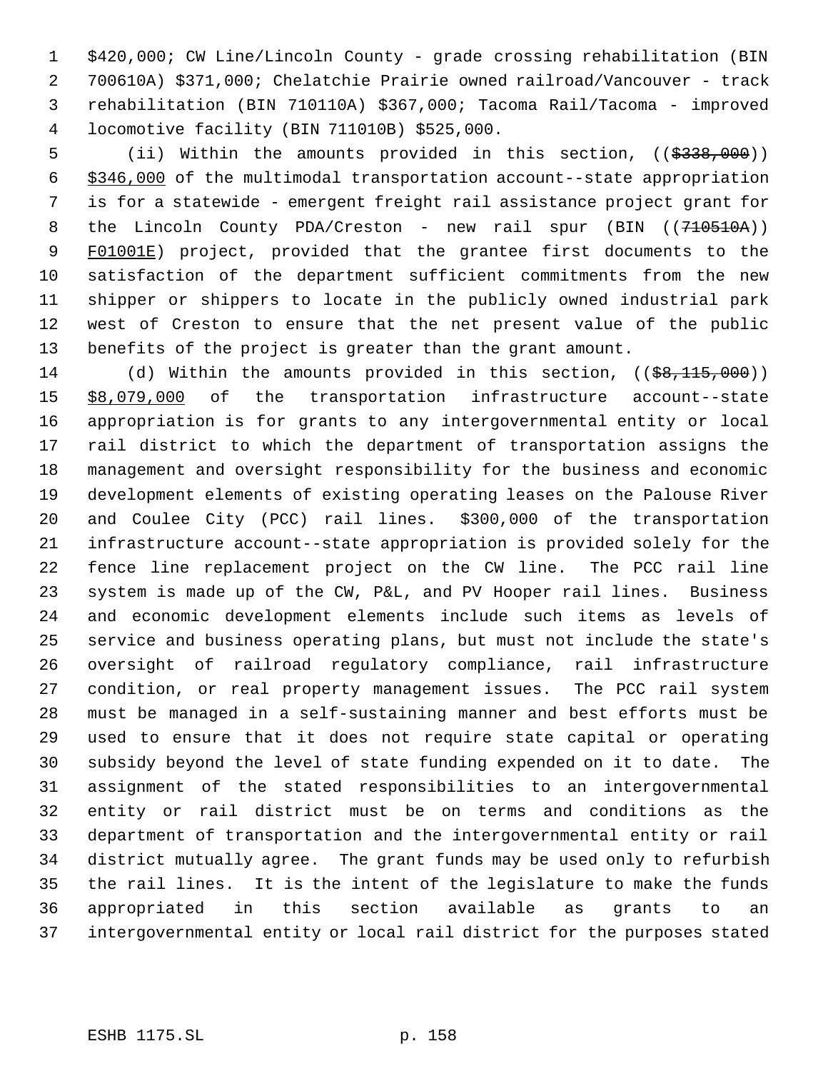$420,000; CW Line/Lincoln County - grade crossing rehabilitation (BIN 700610A) $371,000; Chelatchie Prairie owned railroad/Vancouver - track rehabilitation (BIN 710110A) $367,000; Tacoma Rail/Tacoma - improved locomotive facility (BIN 711010B) $525,000.

(ii) Within the amounts provided in this section, (($338,000)) $346,000 of the multimodal transportation account--state appropriation is for a statewide - emergent freight rail assistance project grant for the Lincoln County PDA/Creston - new rail spur (BIN ((710510A)) F01001E) project, provided that the grantee first documents to the satisfaction of the department sufficient commitments from the new shipper or shippers to locate in the publicly owned industrial park west of Creston to ensure that the net present value of the public benefits of the project is greater than the grant amount.

(d) Within the amounts provided in this section, (($8,115,000)) $8,079,000 of the transportation infrastructure account--state appropriation is for grants to any intergovernmental entity or local rail district to which the department of transportation assigns the management and oversight responsibility for the business and economic development elements of existing operating leases on the Palouse River and Coulee City (PCC) rail lines. $300,000 of the transportation infrastructure account--state appropriation is provided solely for the fence line replacement project on the CW line. The PCC rail line system is made up of the CW, P&L, and PV Hooper rail lines. Business and economic development elements include such items as levels of service and business operating plans, but must not include the state's oversight of railroad regulatory compliance, rail infrastructure condition, or real property management issues. The PCC rail system must be managed in a self-sustaining manner and best efforts must be used to ensure that it does not require state capital or operating subsidy beyond the level of state funding expended on it to date. The assignment of the stated responsibilities to an intergovernmental entity or rail district must be on terms and conditions as the department of transportation and the intergovernmental entity or rail district mutually agree. The grant funds may be used only to refurbish the rail lines. It is the intent of the legislature to make the funds appropriated in this section available as grants to an intergovernmental entity or local rail district for the purposes stated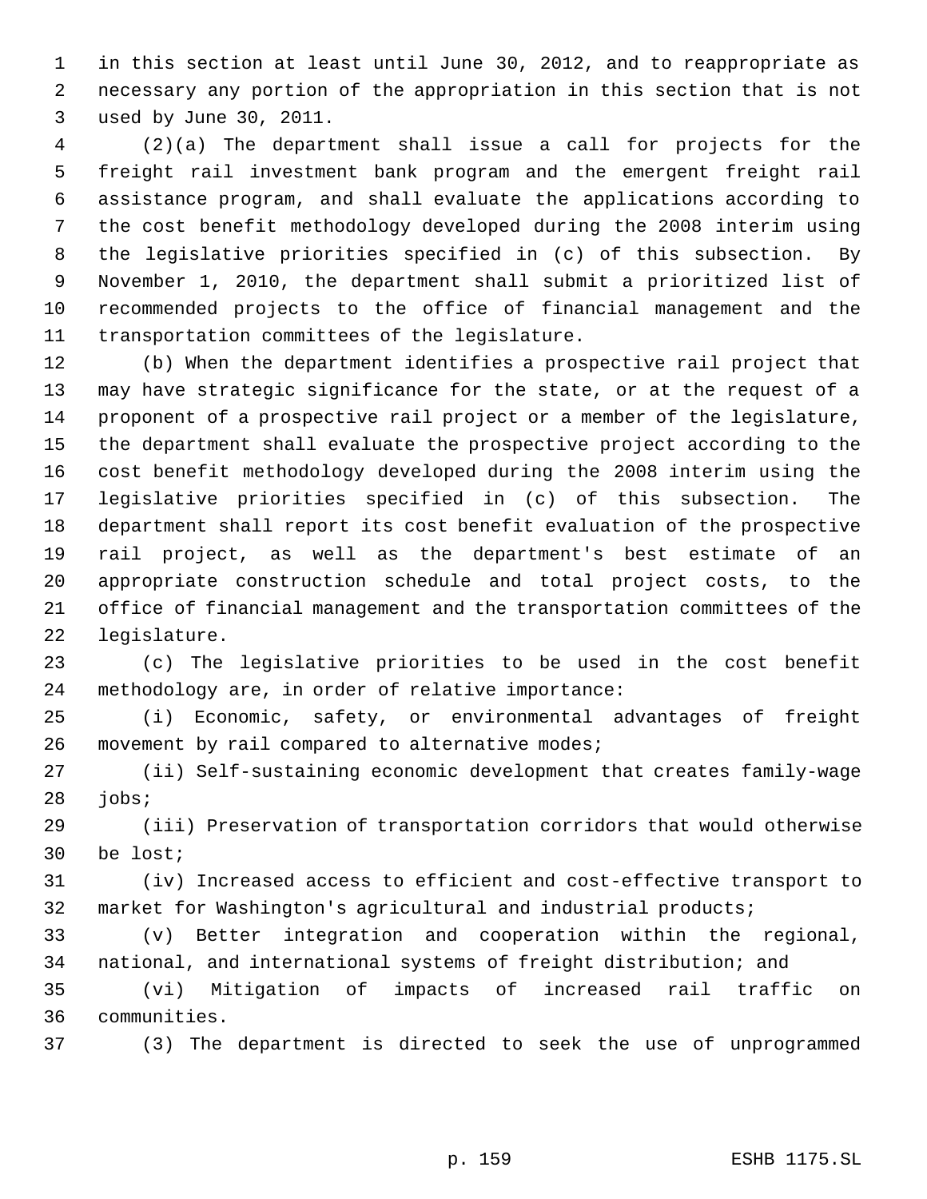in this section at least until June 30, 2012, and to reappropriate as necessary any portion of the appropriation in this section that is not used by June 30, 2011.

(2)(a) The department shall issue a call for projects for the freight rail investment bank program and the emergent freight rail assistance program, and shall evaluate the applications according to the cost benefit methodology developed during the 2008 interim using the legislative priorities specified in (c) of this subsection. By November 1, 2010, the department shall submit a prioritized list of recommended projects to the office of financial management and the transportation committees of the legislature.

(b) When the department identifies a prospective rail project that may have strategic significance for the state, or at the request of a proponent of a prospective rail project or a member of the legislature, the department shall evaluate the prospective project according to the cost benefit methodology developed during the 2008 interim using the legislative priorities specified in (c) of this subsection. The department shall report its cost benefit evaluation of the prospective rail project, as well as the department's best estimate of an appropriate construction schedule and total project costs, to the office of financial management and the transportation committees of the legislature.

(c) The legislative priorities to be used in the cost benefit methodology are, in order of relative importance:

(i) Economic, safety, or environmental advantages of freight movement by rail compared to alternative modes;

(ii) Self-sustaining economic development that creates family-wage jobs;

(iii) Preservation of transportation corridors that would otherwise be lost;

(iv) Increased access to efficient and cost-effective transport to market for Washington's agricultural and industrial products;

(v) Better integration and cooperation within the regional, national, and international systems of freight distribution; and

(vi) Mitigation of impacts of increased rail traffic on communities.

(3) The department is directed to seek the use of unprogrammed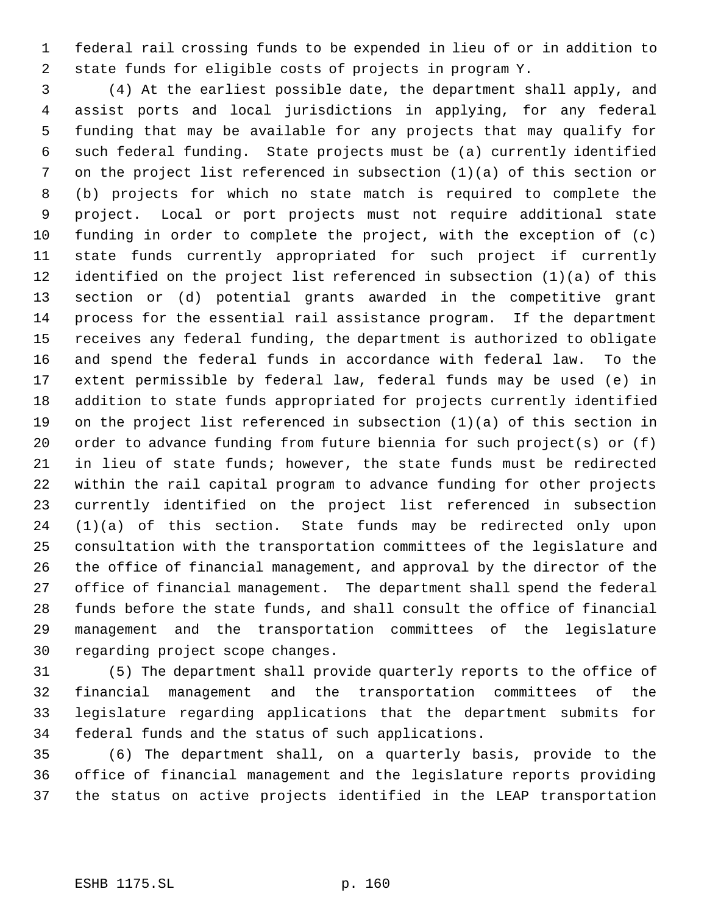federal rail crossing funds to be expended in lieu of or in addition to state funds for eligible costs of projects in program Y.

(4) At the earliest possible date, the department shall apply, and assist ports and local jurisdictions in applying, for any federal funding that may be available for any projects that may qualify for such federal funding. State projects must be (a) currently identified on the project list referenced in subsection (1)(a) of this section or (b) projects for which no state match is required to complete the project. Local or port projects must not require additional state funding in order to complete the project, with the exception of (c) state funds currently appropriated for such project if currently identified on the project list referenced in subsection (1)(a) of this section or (d) potential grants awarded in the competitive grant process for the essential rail assistance program. If the department receives any federal funding, the department is authorized to obligate and spend the federal funds in accordance with federal law. To the extent permissible by federal law, federal funds may be used (e) in addition to state funds appropriated for projects currently identified on the project list referenced in subsection (1)(a) of this section in order to advance funding from future biennia for such project(s) or (f) in lieu of state funds; however, the state funds must be redirected within the rail capital program to advance funding for other projects currently identified on the project list referenced in subsection (1)(a) of this section. State funds may be redirected only upon consultation with the transportation committees of the legislature and the office of financial management, and approval by the director of the office of financial management. The department shall spend the federal funds before the state funds, and shall consult the office of financial management and the transportation committees of the legislature regarding project scope changes.

(5) The department shall provide quarterly reports to the office of financial management and the transportation committees of the legislature regarding applications that the department submits for federal funds and the status of such applications.

(6) The department shall, on a quarterly basis, provide to the office of financial management and the legislature reports providing the status on active projects identified in the LEAP transportation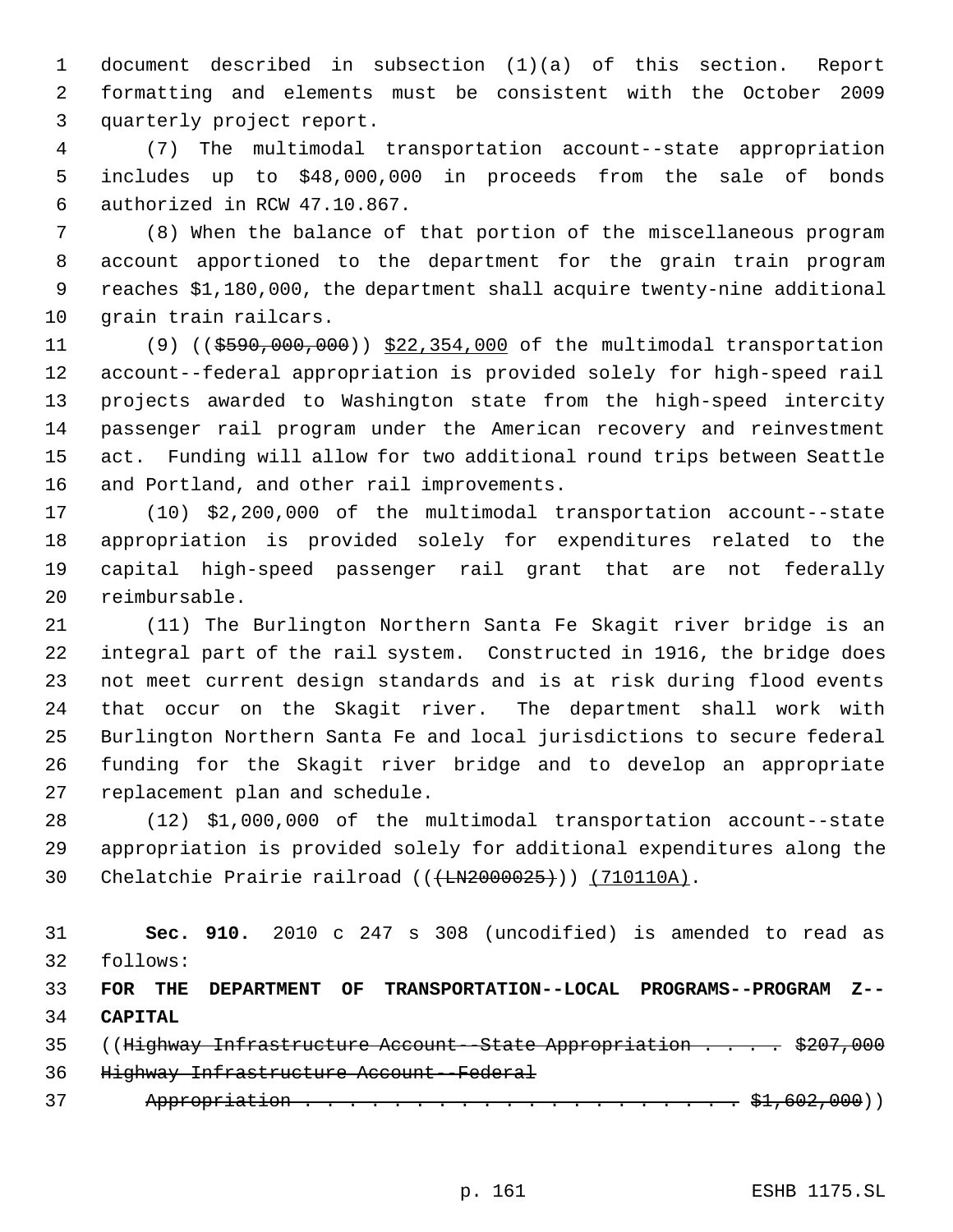document described in subsection (1)(a) of this section. Report formatting and elements must be consistent with the October 2009 quarterly project report.

(7) The multimodal transportation account--state appropriation includes up to $48,000,000 in proceeds from the sale of bonds authorized in RCW 47.10.867.

(8) When the balance of that portion of the miscellaneous program account apportioned to the department for the grain train program reaches $1,180,000, the department shall acquire twenty-nine additional grain train railcars.

(9) ((~~$590,000,000~~)) $22,354,000 of the multimodal transportation account--federal appropriation is provided solely for high-speed rail projects awarded to Washington state from the high-speed intercity passenger rail program under the American recovery and reinvestment act. Funding will allow for two additional round trips between Seattle and Portland, and other rail improvements.

(10) $2,200,000 of the multimodal transportation account--state appropriation is provided solely for expenditures related to the capital high-speed passenger rail grant that are not federally reimbursable.

(11) The Burlington Northern Santa Fe Skagit river bridge is an integral part of the rail system. Constructed in 1916, the bridge does not meet current design standards and is at risk during flood events that occur on the Skagit river. The department shall work with Burlington Northern Santa Fe and local jurisdictions to secure federal funding for the Skagit river bridge and to develop an appropriate replacement plan and schedule.

(12) $1,000,000 of the multimodal transportation account--state appropriation is provided solely for additional expenditures along the Chelatchie Prairie railroad ((~~(LN2000025)~~)) (710110A).

**Sec. 910.** 2010 c 247 s 308 (uncodified) is amended to read as follows:

**FOR THE DEPARTMENT OF TRANSPORTATION--LOCAL PROGRAMS--PROGRAM Z--CAPITAL**

((~~Highway Infrastructure Account--State Appropriation . . . . $207,000~~
~~Highway Infrastructure Account--Federal~~
~~Appropriation . . . . . . . . . . . . . . . . . . . . . . . $1,602,000~~))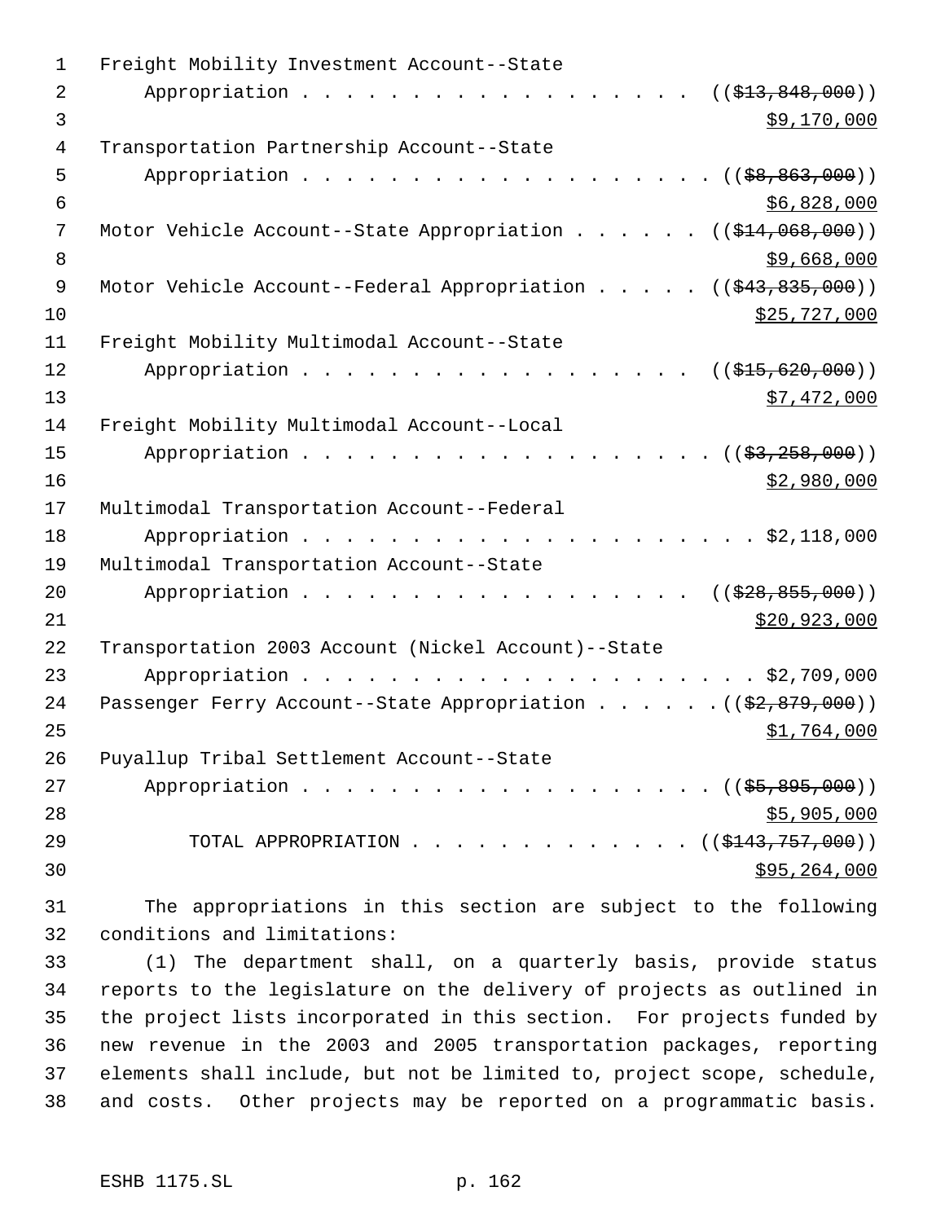Freight Mobility Investment Account--State
Appropriation . . . . . . . . . . . . . . . . . . . ((~~$13,848,000~~))
<u>$9,170,000</u>

Transportation Partnership Account--State
Appropriation . . . . . . . . . . . . . . . . . . . . ((~~$8,863,000~~))
<u>$6,828,000</u>

Motor Vehicle Account--State Appropriation . . . . . . ((~~$14,068,000~~))
<u>$9,668,000</u>

Motor Vehicle Account--Federal Appropriation . . . . . ((~~$43,835,000~~))
<u>$25,727,000</u>

Freight Mobility Multimodal Account--State
Appropriation . . . . . . . . . . . . . . . . . . . ((~~$15,620,000~~))
<u>$7,472,000</u>

Freight Mobility Multimodal Account--Local
Appropriation . . . . . . . . . . . . . . . . . . . . ((~~$3,258,000~~))
<u>$2,980,000</u>

Multimodal Transportation Account--Federal
Appropriation . . . . . . . . . . . . . . . . . . . . . . $2,118,000

Multimodal Transportation Account--State
Appropriation . . . . . . . . . . . . . . . . . . . ((~~$28,855,000~~))
<u>$20,923,000</u>

Transportation 2003 Account (Nickel Account)--State
Appropriation . . . . . . . . . . . . . . . . . . . . . . $2,709,000

Passenger Ferry Account--State Appropriation . . . . . . ((~~$2,879,000~~))
<u>$1,764,000</u>

Puyallup Tribal Settlement Account--State
Appropriation . . . . . . . . . . . . . . . . . . . . ((~~$5,895,000~~))
<u>$5,905,000</u>

TOTAL APPROPRIATION . . . . . . . . . . . . . ((~~$143,757,000~~))
<u>$95,264,000</u>

The appropriations in this section are subject to the following conditions and limitations:

(1) The department shall, on a quarterly basis, provide status reports to the legislature on the delivery of projects as outlined in the project lists incorporated in this section. For projects funded by new revenue in the 2003 and 2005 transportation packages, reporting elements shall include, but not be limited to, project scope, schedule, and costs. Other projects may be reported on a programmatic basis.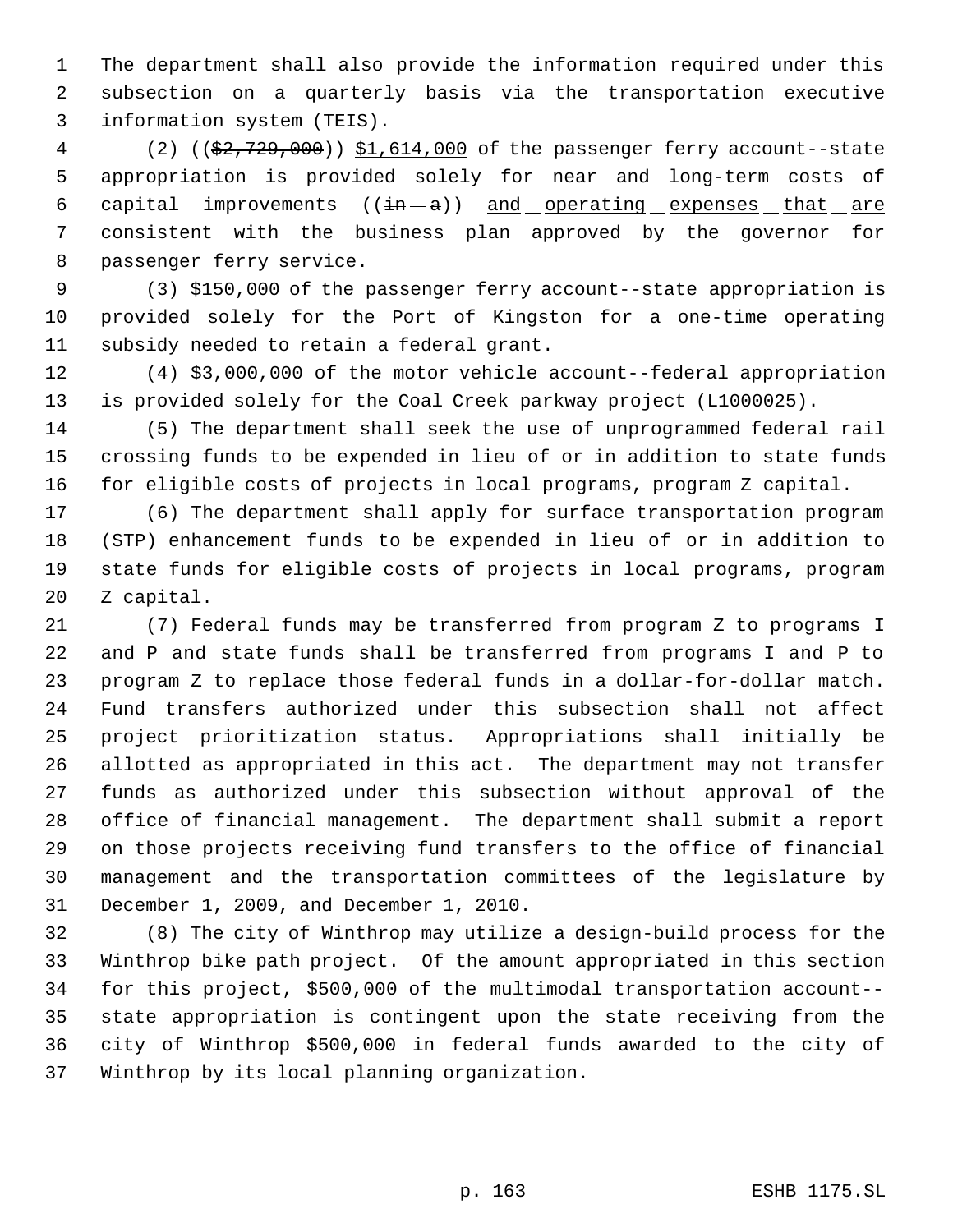The department shall also provide the information required under this subsection on a quarterly basis via the transportation executive information system (TEIS).

(2) ((~~$2,729,000~~)) <u>$1,614,000</u> of the passenger ferry account--state appropriation is provided solely for near and long-term costs of capital improvements ((~~in a~~)) <u>and operating expenses that are consistent with the</u> business plan approved by the governor for passenger ferry service.

(3) $150,000 of the passenger ferry account--state appropriation is provided solely for the Port of Kingston for a one-time operating subsidy needed to retain a federal grant.

(4) $3,000,000 of the motor vehicle account--federal appropriation is provided solely for the Coal Creek parkway project (L1000025).

(5) The department shall seek the use of unprogrammed federal rail crossing funds to be expended in lieu of or in addition to state funds for eligible costs of projects in local programs, program Z capital.

(6) The department shall apply for surface transportation program (STP) enhancement funds to be expended in lieu of or in addition to state funds for eligible costs of projects in local programs, program Z capital.

(7) Federal funds may be transferred from program Z to programs I and P and state funds shall be transferred from programs I and P to program Z to replace those federal funds in a dollar-for-dollar match. Fund transfers authorized under this subsection shall not affect project prioritization status. Appropriations shall initially be allotted as appropriated in this act. The department may not transfer funds as authorized under this subsection without approval of the office of financial management. The department shall submit a report on those projects receiving fund transfers to the office of financial management and the transportation committees of the legislature by December 1, 2009, and December 1, 2010.

(8) The city of Winthrop may utilize a design-build process for the Winthrop bike path project. Of the amount appropriated in this section for this project, $500,000 of the multimodal transportation account--state appropriation is contingent upon the state receiving from the city of Winthrop $500,000 in federal funds awarded to the city of Winthrop by its local planning organization.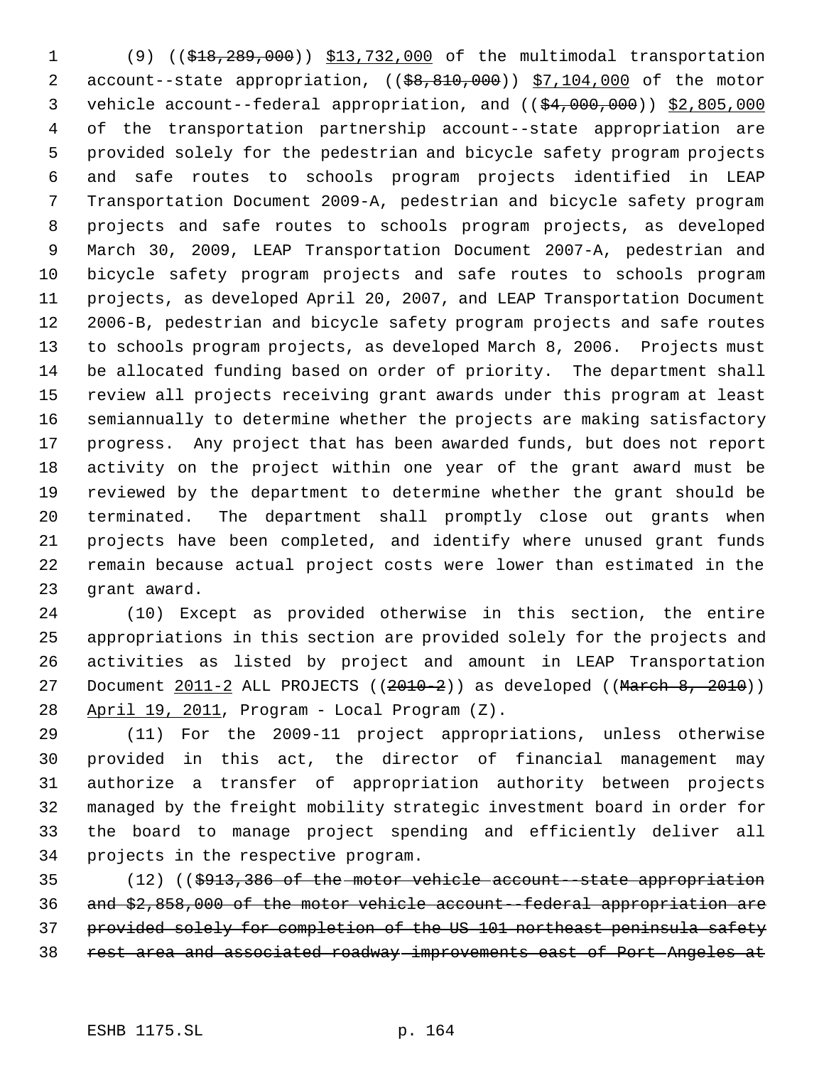(9) (($18,289,000)) $13,732,000 of the multimodal transportation account--state appropriation, (($8,810,000)) $7,104,000 of the motor vehicle account--federal appropriation, and (($4,000,000)) $2,805,000 of the transportation partnership account--state appropriation are provided solely for the pedestrian and bicycle safety program projects and safe routes to schools program projects identified in LEAP Transportation Document 2009-A, pedestrian and bicycle safety program projects and safe routes to schools program projects, as developed March 30, 2009, LEAP Transportation Document 2007-A, pedestrian and bicycle safety program projects and safe routes to schools program projects, as developed April 20, 2007, and LEAP Transportation Document 2006-B, pedestrian and bicycle safety program projects and safe routes to schools program projects, as developed March 8, 2006. Projects must be allocated funding based on order of priority. The department shall review all projects receiving grant awards under this program at least semiannually to determine whether the projects are making satisfactory progress. Any project that has been awarded funds, but does not report activity on the project within one year of the grant award must be reviewed by the department to determine whether the grant should be terminated. The department shall promptly close out grants when projects have been completed, and identify where unused grant funds remain because actual project costs were lower than estimated in the grant award.

(10) Except as provided otherwise in this section, the entire appropriations in this section are provided solely for the projects and activities as listed by project and amount in LEAP Transportation Document 2011-2 ALL PROJECTS ((2010-2)) as developed ((March 8, 2010)) April 19, 2011, Program - Local Program (Z).

(11) For the 2009-11 project appropriations, unless otherwise provided in this act, the director of financial management may authorize a transfer of appropriation authority between projects managed by the freight mobility strategic investment board in order for the board to manage project spending and efficiently deliver all projects in the respective program.

(12) (($913,386 of the motor vehicle account--state appropriation and $2,858,000 of the motor vehicle account--federal appropriation are provided solely for completion of the US 101 northeast peninsula safety rest area and associated roadway improvements east of Port Angeles at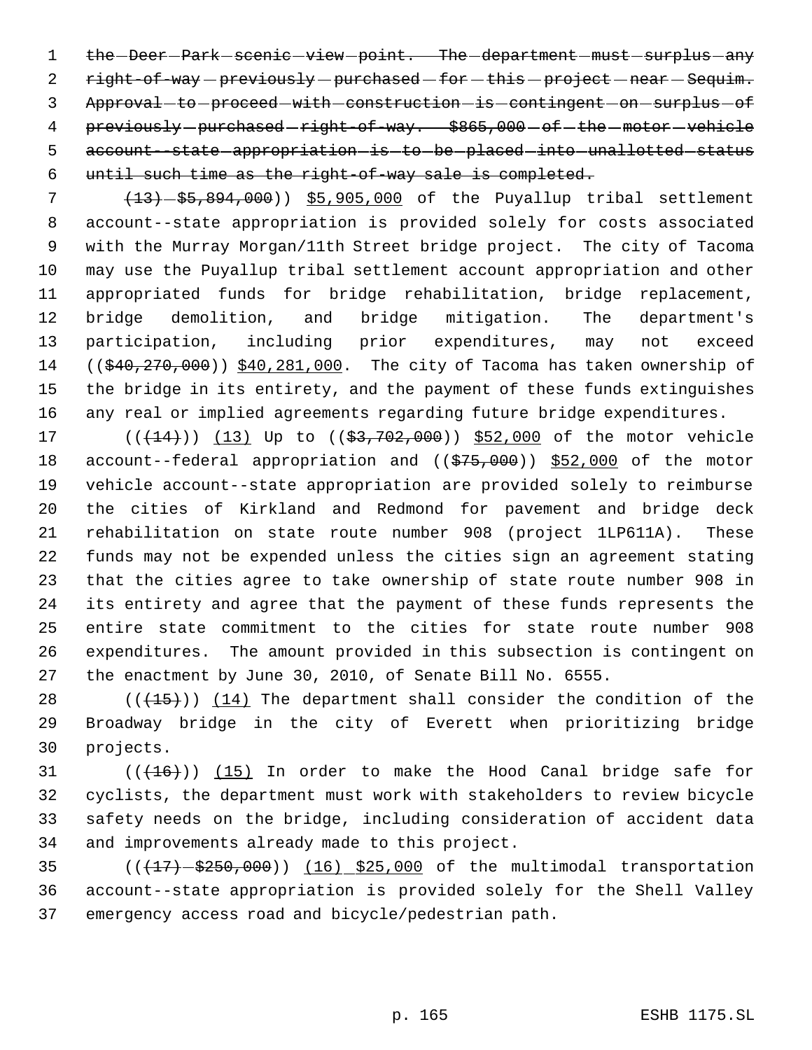~~the Deer Park scenic view point. The department must surplus any right-of-way previously purchased for this project near Sequim. Approval to proceed with construction is contingent on surplus of previously purchased right-of-way. $865,000 of the motor vehicle account--state appropriation is to be placed into unallotted status until such time as the right-of-way sale is completed.~~

~~(13) $5,894,000~~)) $5,905,000 of the Puyallup tribal settlement account--state appropriation is provided solely for costs associated with the Murray Morgan/11th Street bridge project. The city of Tacoma may use the Puyallup tribal settlement account appropriation and other appropriated funds for bridge rehabilitation, bridge replacement, bridge demolition, and bridge mitigation. The department's participation, including prior expenditures, may not exceed ((~~$40,270,000~~)) $40,281,000. The city of Tacoma has taken ownership of the bridge in its entirety, and the payment of these funds extinguishes any real or implied agreements regarding future bridge expenditures.

((~~(14)~~)) (13) Up to ((~~$3,702,000~~)) $52,000 of the motor vehicle account--federal appropriation and ((~~$75,000~~)) $52,000 of the motor vehicle account--state appropriation are provided solely to reimburse the cities of Kirkland and Redmond for pavement and bridge deck rehabilitation on state route number 908 (project 1LP611A). These funds may not be expended unless the cities sign an agreement stating that the cities agree to take ownership of state route number 908 in its entirety and agree that the payment of these funds represents the entire state commitment to the cities for state route number 908 expenditures. The amount provided in this subsection is contingent on the enactment by June 30, 2010, of Senate Bill No. 6555.

((~~(15)~~)) (14) The department shall consider the condition of the Broadway bridge in the city of Everett when prioritizing bridge projects.

((~~(16)~~)) (15) In order to make the Hood Canal bridge safe for cyclists, the department must work with stakeholders to review bicycle safety needs on the bridge, including consideration of accident data and improvements already made to this project.

((~~(17) $250,000~~)) (16) $25,000 of the multimodal transportation account--state appropriation is provided solely for the Shell Valley emergency access road and bicycle/pedestrian path.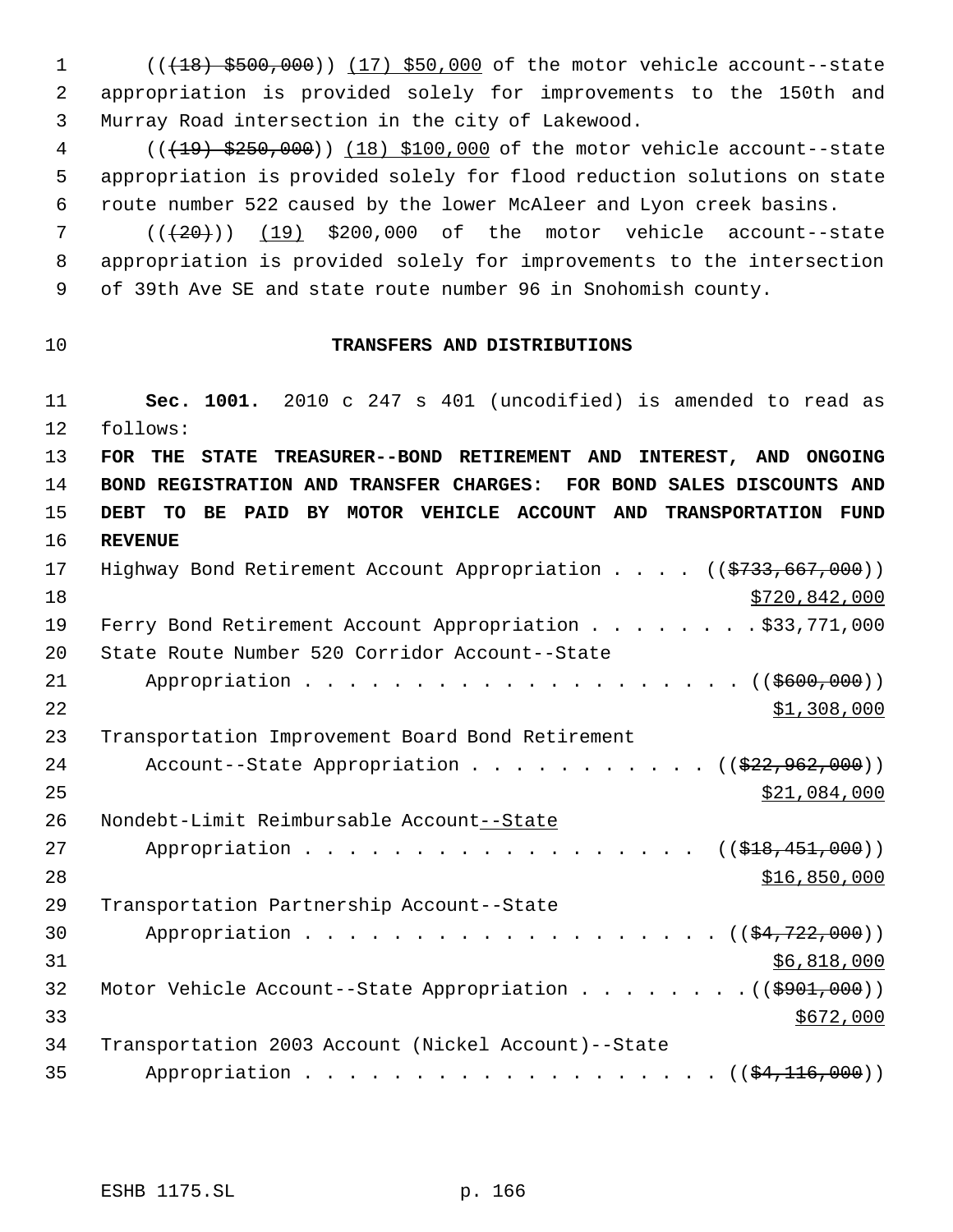((~~(18) $500,000~~)) (17) $50,000 of the motor vehicle account--state appropriation is provided solely for improvements to the 150th and Murray Road intersection in the city of Lakewood.

((~~(19) $250,000~~)) (18) $100,000 of the motor vehicle account--state appropriation is provided solely for flood reduction solutions on state route number 522 caused by the lower McAleer and Lyon creek basins.

((~~(20)~~)) (19) $200,000 of the motor vehicle account--state appropriation is provided solely for improvements to the intersection of 39th Ave SE and state route number 96 in Snohomish county.

**TRANSFERS AND DISTRIBUTIONS**

**Sec. 1001.** 2010 c 247 s 401 (uncodified) is amended to read as follows:

**FOR THE STATE TREASURER--BOND RETIREMENT AND INTEREST, AND ONGOING BOND REGISTRATION AND TRANSFER CHARGES: FOR BOND SALES DISCOUNTS AND DEBT TO BE PAID BY MOTOR VEHICLE ACCOUNT AND TRANSPORTATION FUND REVENUE**

Highway Bond Retirement Account Appropriation . . . . ((~~$733,667,000~~)) $720,842,000

Ferry Bond Retirement Account Appropriation . . . . . . . . $33,771,000

State Route Number 520 Corridor Account--State Appropriation . . . . . . . . . . . . . . . . . . . . ((~~$600,000~~)) $1,308,000

Transportation Improvement Board Bond Retirement Account--State Appropriation . . . . . . . . . . . ((~~$22,962,000~~)) $21,084,000

Nondebt-Limit Reimbursable Account--State Appropriation . . . . . . . . . . . . . . . . . . ((~~$18,451,000~~)) $16,850,000

Transportation Partnership Account--State Appropriation . . . . . . . . . . . . . . . . . . . . ((~~$4,722,000~~)) $6,818,000

Motor Vehicle Account--State Appropriation . . . . . . . . ((~~$901,000~~)) $672,000

Transportation 2003 Account (Nickel Account)--State Appropriation . . . . . . . . . . . . . . . . . . . . ((~~$4,116,000~~))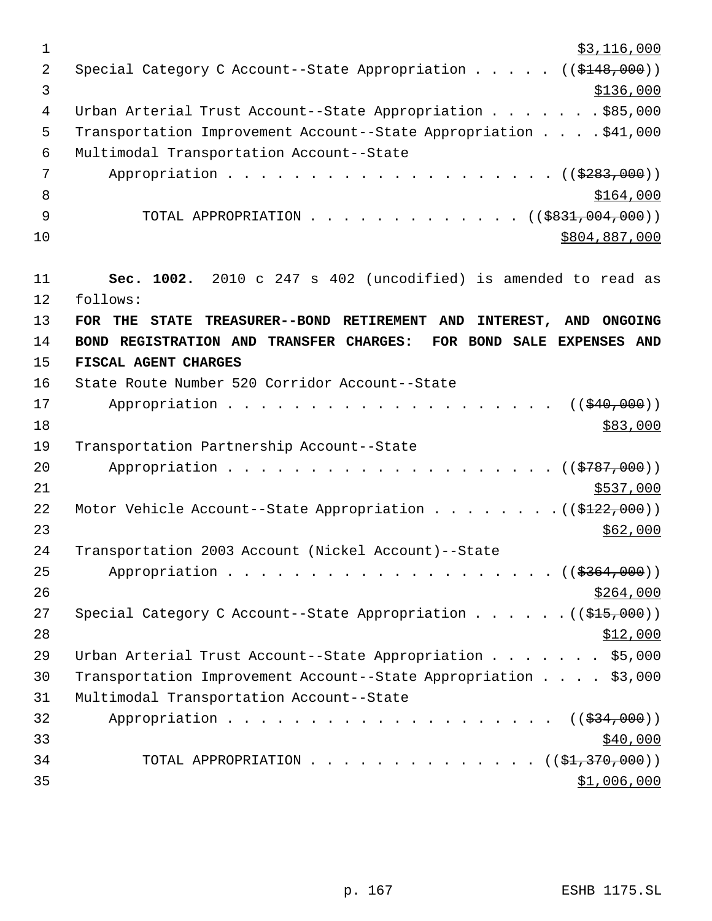$3,116,000

Special Category C Account--State Appropriation . . . . . (( ~~$148,000~~ ))
$136,000

Urban Arterial Trust Account--State Appropriation . . . . . . . $85,000

Transportation Improvement Account--State Appropriation . . . . $41,000

Multimodal Transportation Account--State
Appropriation . . . . . . . . . . . . . . . . . . . . (( ~~$283,000~~ ))
$164,000

TOTAL APPROPRIATION . . . . . . . . . . . . . (( ~~$831,004,000~~ ))
$804,887,000

**Sec. 1002.** 2010 c 247 s 402 (uncodified) is amended to read as follows:

**FOR THE STATE TREASURER--BOND RETIREMENT AND INTEREST, AND ONGOING BOND REGISTRATION AND TRANSFER CHARGES: FOR BOND SALE EXPENSES AND FISCAL AGENT CHARGES**

State Route Number 520 Corridor Account--State
Appropriation . . . . . . . . . . . . . . . . . . . . (( ~~$40,000~~ ))
$83,000

Transportation Partnership Account--State
Appropriation . . . . . . . . . . . . . . . . . . . . (( ~~$787,000~~ ))
$537,000

Motor Vehicle Account--State Appropriation . . . . . . . . (( ~~$122,000~~ ))
$62,000

Transportation 2003 Account (Nickel Account)--State
Appropriation . . . . . . . . . . . . . . . . . . . . (( ~~$364,000~~ ))
$264,000

Special Category C Account--State Appropriation . . . . . . (( ~~$15,000~~ ))
$12,000

Urban Arterial Trust Account--State Appropriation . . . . . . . $5,000

Transportation Improvement Account--State Appropriation . . . . $3,000

Multimodal Transportation Account--State
Appropriation . . . . . . . . . . . . . . . . . . . . (( ~~$34,000~~ ))
$40,000

TOTAL APPROPRIATION . . . . . . . . . . . . . . (( ~~$1,370,000~~ ))
$1,006,000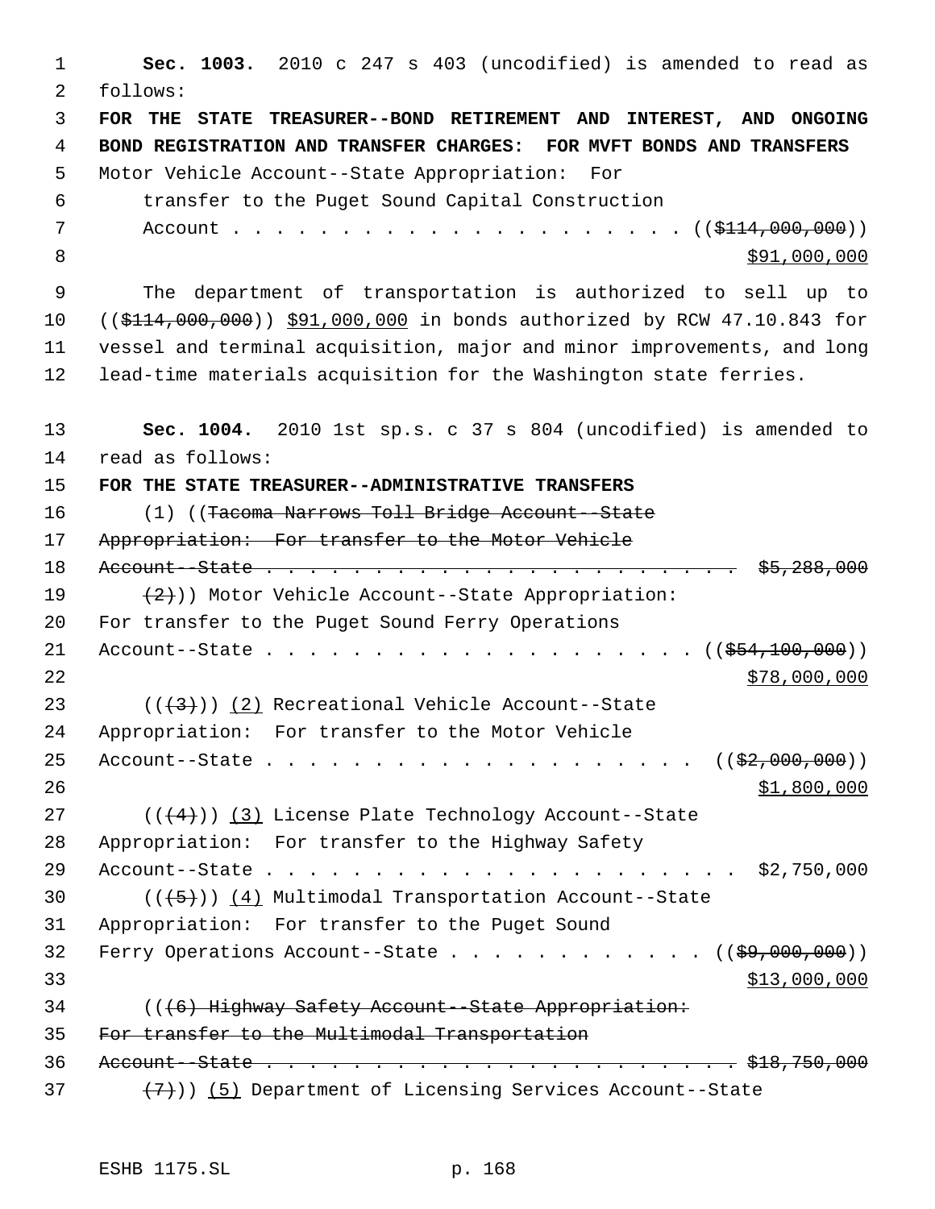**Sec. 1003.** 2010 c 247 s 403 (uncodified) is amended to read as follows:

**FOR THE STATE TREASURER--BOND RETIREMENT AND INTEREST, AND ONGOING BOND REGISTRATION AND TRANSFER CHARGES: FOR MVFT BONDS AND TRANSFERS**

Motor Vehicle Account--State Appropriation: For transfer to the Puget Sound Capital Construction Account . . . . . . . . . . . . . . . . . . . . . . ((~~$114,000,000~~)) <u>$91,000,000</u>

The department of transportation is authorized to sell up to ((~~$114,000,000~~)) <u>$91,000,000</u> in bonds authorized by RCW 47.10.843 for vessel and terminal acquisition, major and minor improvements, and long lead-time materials acquisition for the Washington state ferries.

**Sec. 1004.** 2010 1st sp.s. c 37 s 804 (uncodified) is amended to read as follows:

**FOR THE STATE TREASURER--ADMINISTRATIVE TRANSFERS**

(1) ((~~Tacoma Narrows Toll Bridge Account--State Appropriation: For transfer to the Motor Vehicle Account--State . . . . . . . . . . . . . . . . . . . . . . . $5,288,000~~

~~(2)~~)) Motor Vehicle Account--State Appropriation: For transfer to the Puget Sound Ferry Operations Account--State . . . . . . . . . . . . . . . . . . . . . ((~~$54,100,000~~)) <u>$78,000,000</u>

((~~(3)~~)) <u>(2)</u> Recreational Vehicle Account--State Appropriation: For transfer to the Motor Vehicle Account--State . . . . . . . . . . . . . . . . . . . . . ((~~$2,000,000~~)) <u>$1,800,000</u>

((~~(4)~~)) <u>(3)</u> License Plate Technology Account--State Appropriation: For transfer to the Highway Safety Account--State . . . . . . . . . . . . . . . . . . . . . . $2,750,000

((~~(5)~~)) <u>(4)</u> Multimodal Transportation Account--State Appropriation: For transfer to the Puget Sound Ferry Operations Account--State . . . . . . . . . . . . . ((~~$9,000,000~~)) <u>$13,000,000</u>

((~~(6) Highway Safety Account--State Appropriation: For transfer to the Multimodal Transportation Account--State . . . . . . . . . . . . . . . . . . . . . . . . $18,750,000~~

~~(7)~~)) <u>(5)</u> Department of Licensing Services Account--State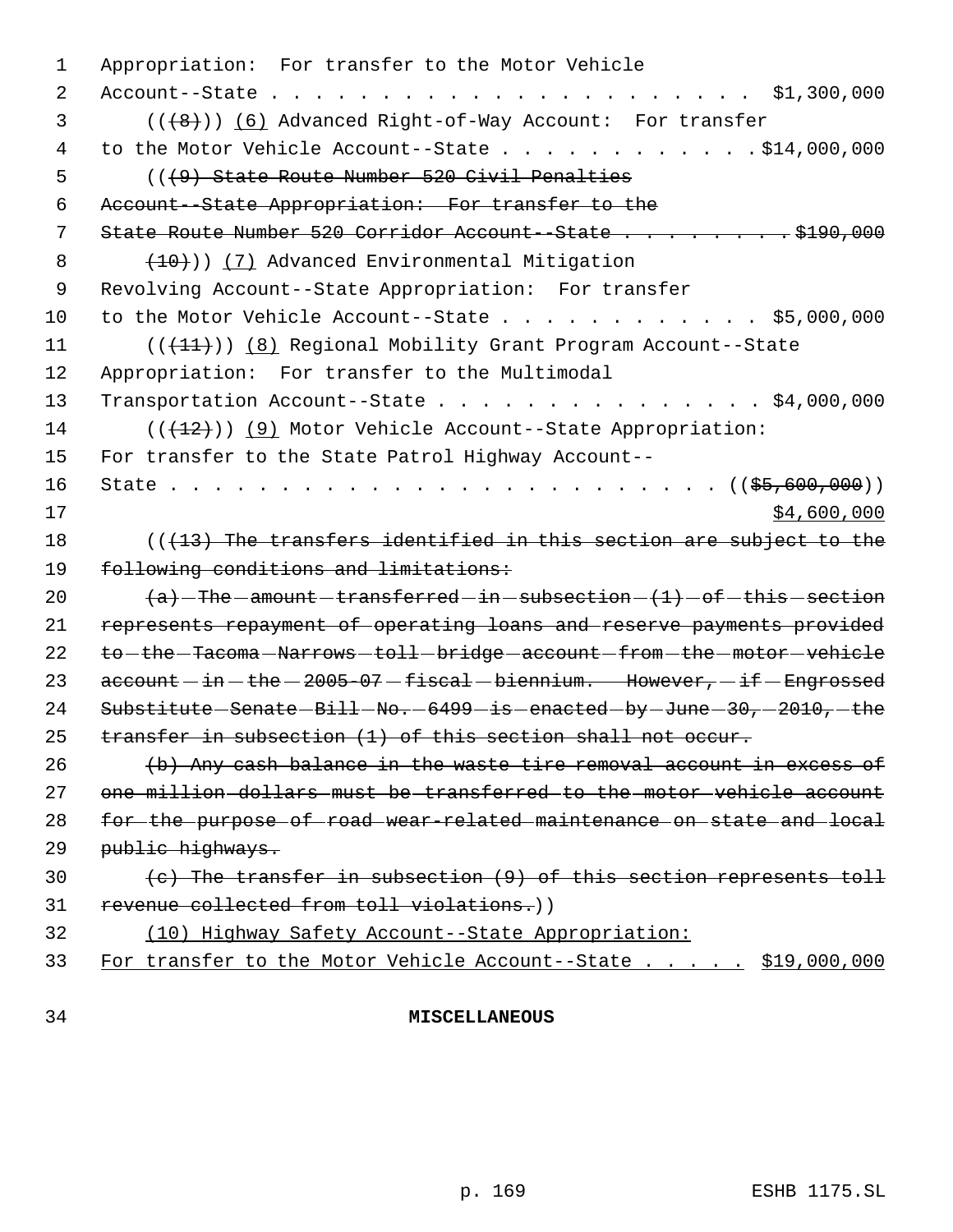Appropriation: For transfer to the Motor Vehicle Account--State . . . . . . . . . . . . . . . . . . . . . . . $1,300,000

((~~(8)~~)) <u>(6)</u> Advanced Right-of-Way Account: For transfer to the Motor Vehicle Account--State . . . . . . . . . . . . $14,000,000

((~~(9) State Route Number 520 Civil Penalties Account--State Appropriation: For transfer to the State Route Number 520 Corridor Account--State . . . . . . . . . $190,000~~

~~(10)~~)) <u>(7)</u> Advanced Environmental Mitigation Revolving Account--State Appropriation: For transfer to the Motor Vehicle Account--State . . . . . . . . . . . . $5,000,000

((~~(11)~~)) <u>(8)</u> Regional Mobility Grant Program Account--State Appropriation: For transfer to the Multimodal Transportation Account--State . . . . . . . . . . . . . . . $4,000,000

((~~(12)~~)) <u>(9)</u> Motor Vehicle Account--State Appropriation: For transfer to the State Patrol Highway Account--State . . . . . . . . . . . . . . . . . . . . . . . . . ((~~$5,600,000~~)) <u>$4,600,000</u>

((~~(13) The transfers identified in this section are subject to the following conditions and limitations:~~

~~(a) The amount transferred in subsection (1) of this section represents repayment of operating loans and reserve payments provided to the Tacoma Narrows toll bridge account from the motor vehicle account in the 2005-07 fiscal biennium. However, if Engrossed Substitute Senate Bill No. 6499 is enacted by June 30, 2010, the transfer in subsection (1) of this section shall not occur.~~

~~(b) Any cash balance in the waste tire removal account in excess of one million dollars must be transferred to the motor vehicle account for the purpose of road wear-related maintenance on state and local public highways.~~

~~(c) The transfer in subsection (9) of this section represents toll revenue collected from toll violations.~~))

<u>(10) Highway Safety Account--State Appropriation: For transfer to the Motor Vehicle Account--State . . . . . $19,000,000</u>

**MISCELLANEOUS**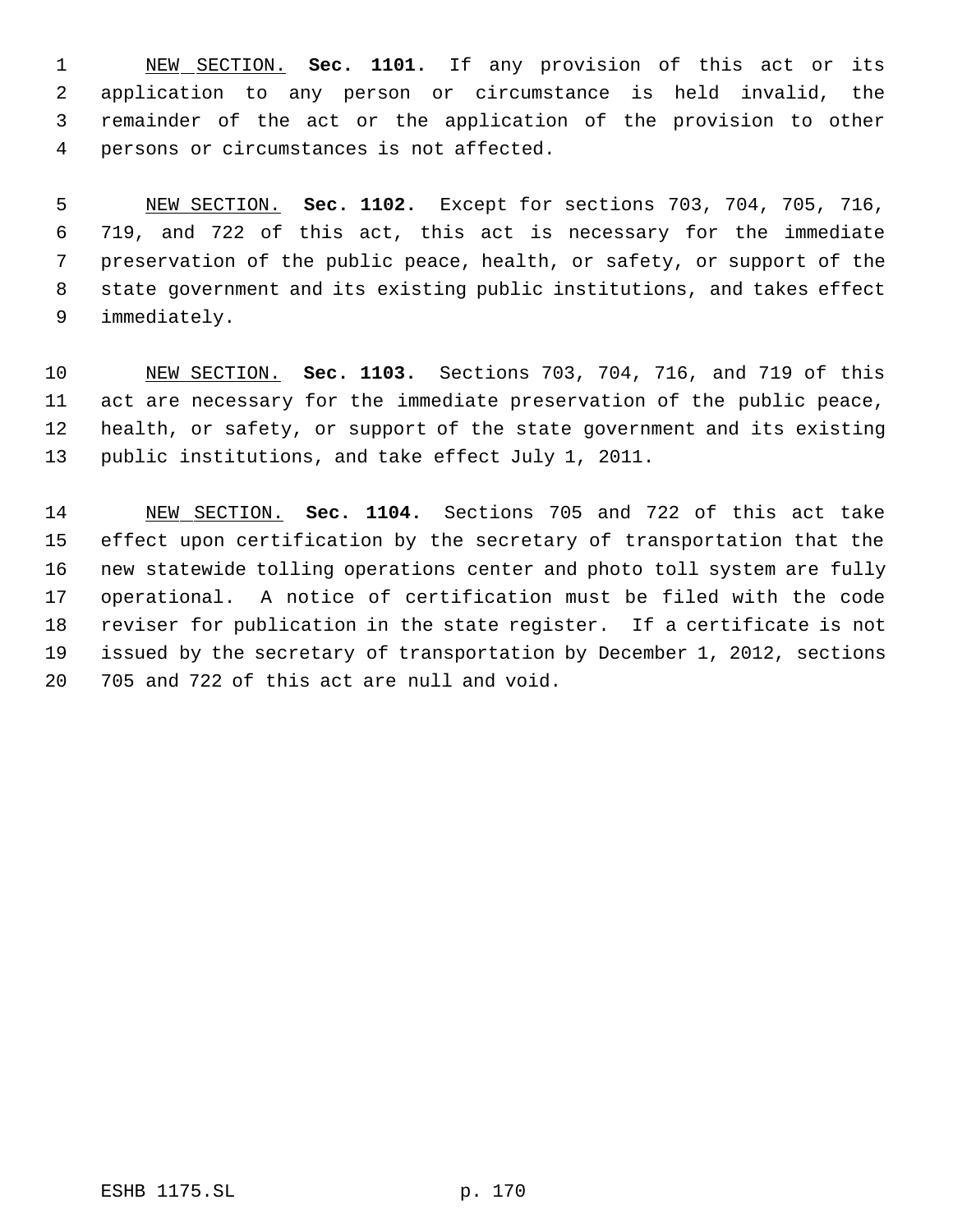<u>NEW SECTION.</u> **Sec. 1101.** If any provision of this act or its application to any person or circumstance is held invalid, the remainder of the act or the application of the provision to other persons or circumstances is not affected.

<u>NEW SECTION.</u> **Sec. 1102.** Except for sections 703, 704, 705, 716, 719, and 722 of this act, this act is necessary for the immediate preservation of the public peace, health, or safety, or support of the state government and its existing public institutions, and takes effect immediately.

<u>NEW SECTION.</u> **Sec. 1103.** Sections 703, 704, 716, and 719 of this act are necessary for the immediate preservation of the public peace, health, or safety, or support of the state government and its existing public institutions, and take effect July 1, 2011.

<u>NEW SECTION.</u> **Sec. 1104.** Sections 705 and 722 of this act take effect upon certification by the secretary of transportation that the new statewide tolling operations center and photo toll system are fully operational. A notice of certification must be filed with the code reviser for publication in the state register. If a certificate is not issued by the secretary of transportation by December 1, 2012, sections 705 and 722 of this act are null and void.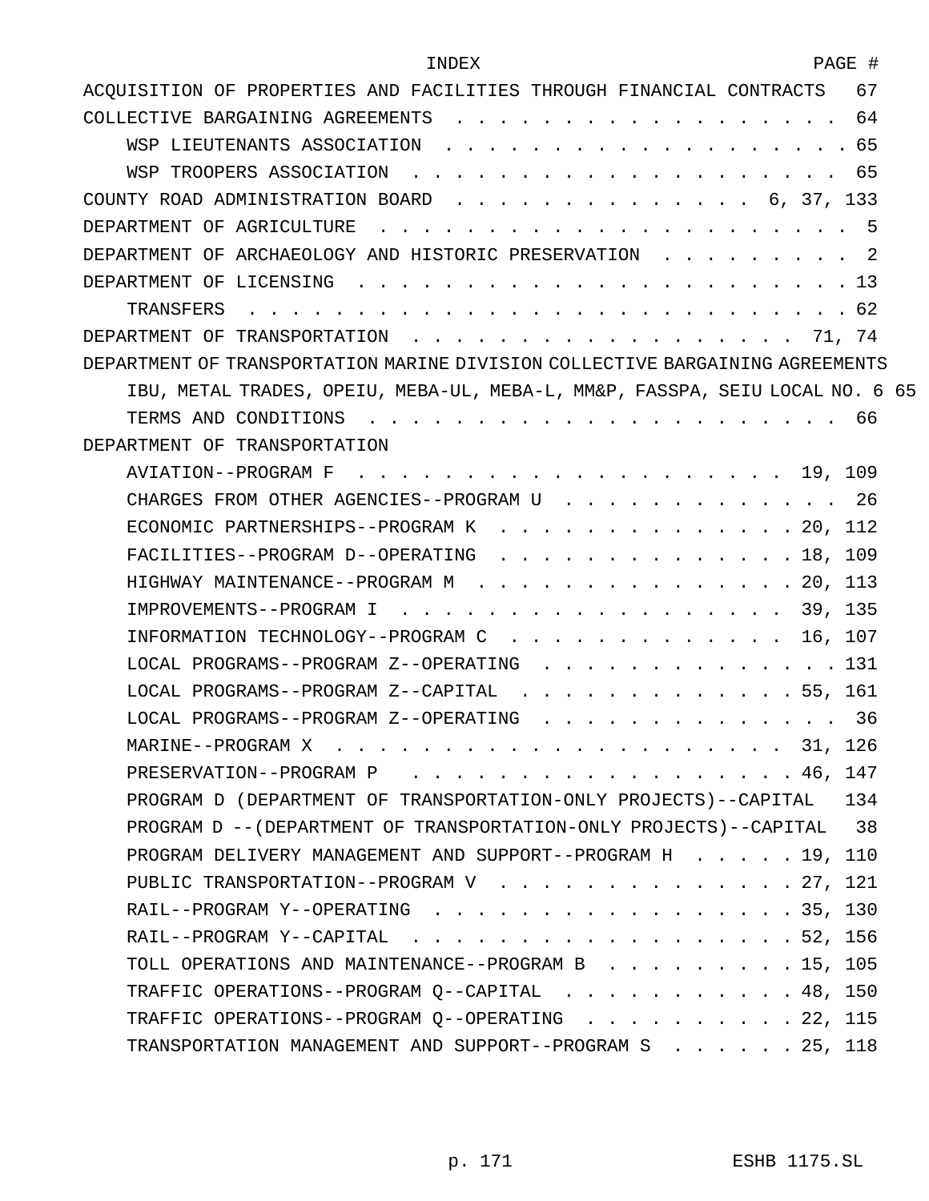INDEX PAGE #

ACQUISITION OF PROPERTIES AND FACILITIES THROUGH FINANCIAL CONTRACTS 67

COLLECTIVE BARGAINING AGREEMENTS . . . . . . . . . . . . . . . . . . 64

    WSP LIEUTENANTS ASSOCIATION . . . . . . . . . . . . . . . . . . . 65

    WSP TROOPERS ASSOCIATION . . . . . . . . . . . . . . . . . . . . 65

COUNTY ROAD ADMINISTRATION BOARD . . . . . . . . . . . . . . . 6, 37, 133

DEPARTMENT OF AGRICULTURE . . . . . . . . . . . . . . . . . . . . . . 5

DEPARTMENT OF ARCHAEOLOGY AND HISTORIC PRESERVATION . . . . . . . . . 2

DEPARTMENT OF LICENSING . . . . . . . . . . . . . . . . . . . . . . 13

    TRANSFERS . . . . . . . . . . . . . . . . . . . . . . . . . . . . 62

DEPARTMENT OF TRANSPORTATION . . . . . . . . . . . . . . . . . . 71, 74

DEPARTMENT OF TRANSPORTATION MARINE DIVISION COLLECTIVE BARGAINING AGREEMENTS

    IBU, METAL TRADES, OPEIU, MEBA-UL, MEBA-L, MM&P, FASSPA, SEIU LOCAL NO. 6 65

    TERMS AND CONDITIONS . . . . . . . . . . . . . . . . . . . . . . 66

DEPARTMENT OF TRANSPORTATION

    AVIATION--PROGRAM F . . . . . . . . . . . . . . . . . . . . . 19, 109

    CHARGES FROM OTHER AGENCIES--PROGRAM U . . . . . . . . . . . . . 26

    ECONOMIC PARTNERSHIPS--PROGRAM K . . . . . . . . . . . . . . . 20, 112

    FACILITIES--PROGRAM D--OPERATING . . . . . . . . . . . . . . . 18, 109

    HIGHWAY MAINTENANCE--PROGRAM M . . . . . . . . . . . . . . . . 20, 113

    IMPROVEMENTS--PROGRAM I . . . . . . . . . . . . . . . . . . . 39, 135

    INFORMATION TECHNOLOGY--PROGRAM C . . . . . . . . . . . . . . 16, 107

    LOCAL PROGRAMS--PROGRAM Z--OPERATING . . . . . . . . . . . . . . 131

    LOCAL PROGRAMS--PROGRAM Z--CAPITAL . . . . . . . . . . . . . . 55, 161

    LOCAL PROGRAMS--PROGRAM Z--OPERATING . . . . . . . . . . . . . . 36

    MARINE--PROGRAM X . . . . . . . . . . . . . . . . . . . . . . 31, 126

    PRESERVATION--PROGRAM P . . . . . . . . . . . . . . . . . . . 46, 147

    PROGRAM D (DEPARTMENT OF TRANSPORTATION-ONLY PROJECTS)--CAPITAL 134

    PROGRAM D --(DEPARTMENT OF TRANSPORTATION-ONLY PROJECTS)--CAPITAL 38

    PROGRAM DELIVERY MANAGEMENT AND SUPPORT--PROGRAM H . . . . . 19, 110

    PUBLIC TRANSPORTATION--PROGRAM V . . . . . . . . . . . . . . . 27, 121

    RAIL--PROGRAM Y--OPERATING . . . . . . . . . . . . . . . . . . 35, 130

    RAIL--PROGRAM Y--CAPITAL . . . . . . . . . . . . . . . . . . . 52, 156

    TOLL OPERATIONS AND MAINTENANCE--PROGRAM B . . . . . . . . . 15, 105

    TRAFFIC OPERATIONS--PROGRAM Q--CAPITAL . . . . . . . . . . . 48, 150

    TRAFFIC OPERATIONS--PROGRAM Q--OPERATING . . . . . . . . . . 22, 115

    TRANSPORTATION MANAGEMENT AND SUPPORT--PROGRAM S . . . . . . 25, 118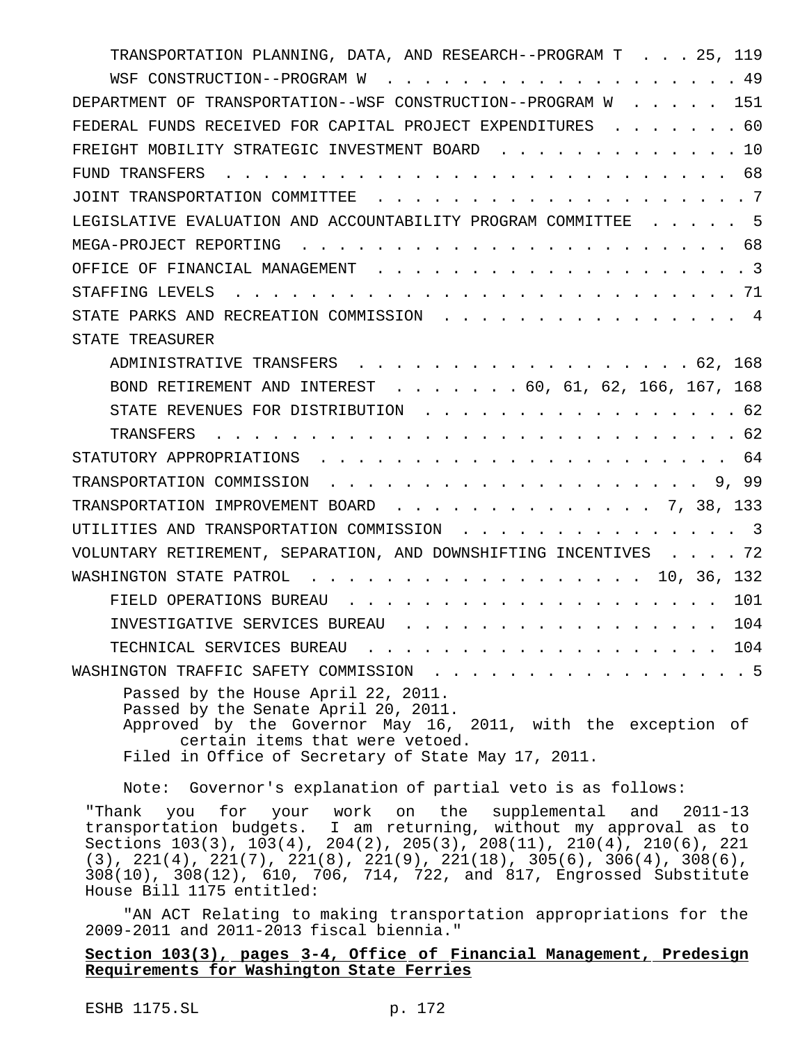TRANSPORTATION PLANNING, DATA, AND RESEARCH--PROGRAM T . . . 25, 119

WSF CONSTRUCTION--PROGRAM W . . . . . . . . . . . . . . . . . . . 49

DEPARTMENT OF TRANSPORTATION--WSF CONSTRUCTION--PROGRAM W . . . . . 151

FEDERAL FUNDS RECEIVED FOR CAPITAL PROJECT EXPENDITURES . . . . . . . 60

FREIGHT MOBILITY STRATEGIC INVESTMENT BOARD . . . . . . . . . . . . . 10

FUND TRANSFERS . . . . . . . . . . . . . . . . . . . . . . . . . . 68

JOINT TRANSPORTATION COMMITTEE . . . . . . . . . . . . . . . . . . . . 7

LEGISLATIVE EVALUATION AND ACCOUNTABILITY PROGRAM COMMITTEE . . . . . 5

MEGA-PROJECT REPORTING . . . . . . . . . . . . . . . . . . . . . . . 68

OFFICE OF FINANCIAL MANAGEMENT . . . . . . . . . . . . . . . . . . . . 3

STAFFING LEVELS . . . . . . . . . . . . . . . . . . . . . . . . . . . 71

STATE PARKS AND RECREATION COMMISSION . . . . . . . . . . . . . . . . 4

STATE TREASURER

ADMINISTRATIVE TRANSFERS . . . . . . . . . . . . . . . . . . . 62, 168

BOND RETIREMENT AND INTEREST . . . . . . . 60, 61, 62, 166, 167, 168

STATE REVENUES FOR DISTRIBUTION . . . . . . . . . . . . . . . . . 62

TRANSFERS . . . . . . . . . . . . . . . . . . . . . . . . . . . . 62

STATUTORY APPROPRIATIONS . . . . . . . . . . . . . . . . . . . . . . 64

TRANSPORTATION COMMISSION . . . . . . . . . . . . . . . . . . . . 9, 99

TRANSPORTATION IMPROVEMENT BOARD . . . . . . . . . . . . . . 7, 38, 133

UTILITIES AND TRANSPORTATION COMMISSION . . . . . . . . . . . . . . . 3

VOLUNTARY RETIREMENT, SEPARATION, AND DOWNSHIFTING INCENTIVES . . . . 72

WASHINGTON STATE PATROL . . . . . . . . . . . . . . . . . . 10, 36, 132

FIELD OPERATIONS BUREAU . . . . . . . . . . . . . . . . . . . . . 101

INVESTIGATIVE SERVICES BUREAU . . . . . . . . . . . . . . . . . . 104

TECHNICAL SERVICES BUREAU . . . . . . . . . . . . . . . . . . . . 104

WASHINGTON TRAFFIC SAFETY COMMISSION . . . . . . . . . . . . . . . . . 5

Passed by the House April 22, 2011.
Passed by the Senate April 20, 2011.
Approved by the Governor May 16, 2011, with the exception of certain items that were vetoed.
Filed in Office of Secretary of State May 17, 2011.

Note: Governor's explanation of partial veto is as follows:

"Thank you for your work on the supplemental and 2011-13 transportation budgets. I am returning, without my approval as to Sections 103(3), 103(4), 204(2), 205(3), 208(11), 210(4), 210(6), 221(3), 221(4), 221(7), 221(8), 221(9), 221(18), 305(6), 306(4), 308(6), 308(10), 308(12), 610, 706, 714, 722, and 817, Engrossed Substitute House Bill 1175 entitled:

"AN ACT Relating to making transportation appropriations for the 2009-2011 and 2011-2013 fiscal biennia."

<u>**Section 103(3), pages 3-4, Office of Financial Management, Predesign Requirements for Washington State Ferries**</u>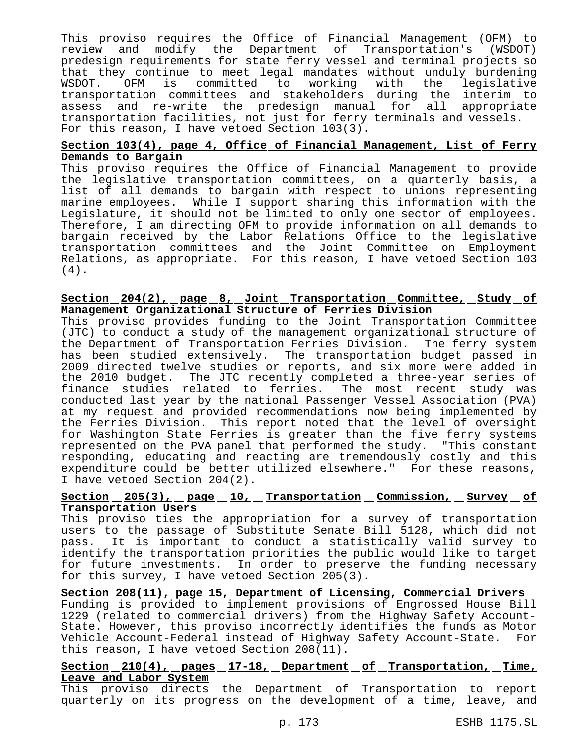This proviso requires the Office of Financial Management (OFM) to review and modify the Department of Transportation's (WSDOT) predesign requirements for state ferry vessel and terminal projects so that they continue to meet legal mandates without unduly burdening WSDOT. OFM is committed to working with the legislative transportation committees and stakeholders during the interim to assess and re-write the predesign manual for all appropriate transportation facilities, not just for ferry terminals and vessels. For this reason, I have vetoed Section 103(3).

**Section 103(4), page 4, Office of Financial Management, List of Ferry Demands to Bargain**

This proviso requires the Office of Financial Management to provide the legislative transportation committees, on a quarterly basis, a list of all demands to bargain with respect to unions representing marine employees. While I support sharing this information with the Legislature, it should not be limited to only one sector of employees. Therefore, I am directing OFM to provide information on all demands to bargain received by the Labor Relations Office to the legislative transportation committees and the Joint Committee on Employment Relations, as appropriate. For this reason, I have vetoed Section 103 (4).

**Section 204(2), page 8, Joint Transportation Committee, Study of Management Organizational Structure of Ferries Division**

This proviso provides funding to the Joint Transportation Committee (JTC) to conduct a study of the management organizational structure of the Department of Transportation Ferries Division. The ferry system has been studied extensively. The transportation budget passed in 2009 directed twelve studies or reports, and six more were added in the 2010 budget. The JTC recently completed a three-year series of finance studies related to ferries. The most recent study was conducted last year by the national Passenger Vessel Association (PVA) at my request and provided recommendations now being implemented by the Ferries Division. This report noted that the level of oversight for Washington State Ferries is greater than the five ferry systems represented on the PVA panel that performed the study. "This constant responding, educating and reacting are tremendously costly and this expenditure could be better utilized elsewhere." For these reasons, I have vetoed Section 204(2).

**Section 205(3), page 10, Transportation Commission, Survey of Transportation Users**

This proviso ties the appropriation for a survey of transportation users to the passage of Substitute Senate Bill 5128, which did not pass. It is important to conduct a statistically valid survey to identify the transportation priorities the public would like to target for future investments. In order to preserve the funding necessary for this survey, I have vetoed Section 205(3).

**Section 208(11), page 15, Department of Licensing, Commercial Drivers**

Funding is provided to implement provisions of Engrossed House Bill 1229 (related to commercial drivers) from the Highway Safety Account-State. However, this proviso incorrectly identifies the funds as Motor Vehicle Account-Federal instead of Highway Safety Account-State. For this reason, I have vetoed Section 208(11).

**Section 210(4), pages 17-18, Department of Transportation, Time, Leave and Labor System**

This proviso directs the Department of Transportation to report quarterly on its progress on the development of a time, leave, and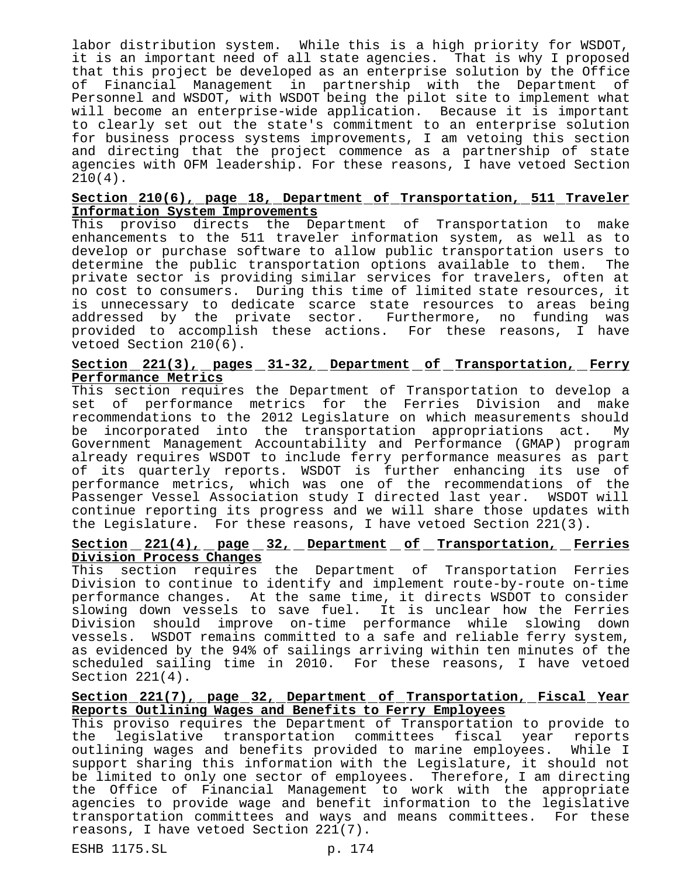labor distribution system. While this is a high priority for WSDOT, it is an important need of all state agencies. That is why I proposed that this project be developed as an enterprise solution by the Office of Financial Management in partnership with the Department of Personnel and WSDOT, with WSDOT being the pilot site to implement what will become an enterprise-wide application. Because it is important to clearly set out the state's commitment to an enterprise solution for business process systems improvements, I am vetoing this section and directing that the project commence as a partnership of state agencies with OFM leadership. For these reasons, I have vetoed Section 210(4).

**Section 210(6), page 18, Department of Transportation, 511 Traveler Information System Improvements**

This proviso directs the Department of Transportation to make enhancements to the 511 traveler information system, as well as to develop or purchase software to allow public transportation users to determine the public transportation options available to them. The private sector is providing similar services for travelers, often at no cost to consumers. During this time of limited state resources, it is unnecessary to dedicate scarce state resources to areas being addressed by the private sector. Furthermore, no funding was provided to accomplish these actions. For these reasons, I have vetoed Section 210(6).

**Section 221(3), pages 31-32, Department of Transportation, Ferry Performance Metrics**

This section requires the Department of Transportation to develop a set of performance metrics for the Ferries Division and make recommendations to the 2012 Legislature on which measurements should be incorporated into the transportation appropriations act. My Government Management Accountability and Performance (GMAP) program already requires WSDOT to include ferry performance measures as part of its quarterly reports. WSDOT is further enhancing its use of performance metrics, which was one of the recommendations of the Passenger Vessel Association study I directed last year. WSDOT will continue reporting its progress and we will share those updates with the Legislature. For these reasons, I have vetoed Section 221(3).

**Section 221(4), page 32, Department of Transportation, Ferries Division Process Changes**

This section requires the Department of Transportation Ferries Division to continue to identify and implement route-by-route on-time performance changes. At the same time, it directs WSDOT to consider slowing down vessels to save fuel. It is unclear how the Ferries Division should improve on-time performance while slowing down vessels. WSDOT remains committed to a safe and reliable ferry system, as evidenced by the 94% of sailings arriving within ten minutes of the scheduled sailing time in 2010. For these reasons, I have vetoed Section 221(4).

**Section 221(7), page 32, Department of Transportation, Fiscal Year Reports Outlining Wages and Benefits to Ferry Employees**

This proviso requires the Department of Transportation to provide to the legislative transportation committees fiscal year reports outlining wages and benefits provided to marine employees. While I support sharing this information with the Legislature, it should not be limited to only one sector of employees. Therefore, I am directing the Office of Financial Management to work with the appropriate agencies to provide wage and benefit information to the legislative transportation committees and ways and means committees. For these reasons, I have vetoed Section 221(7).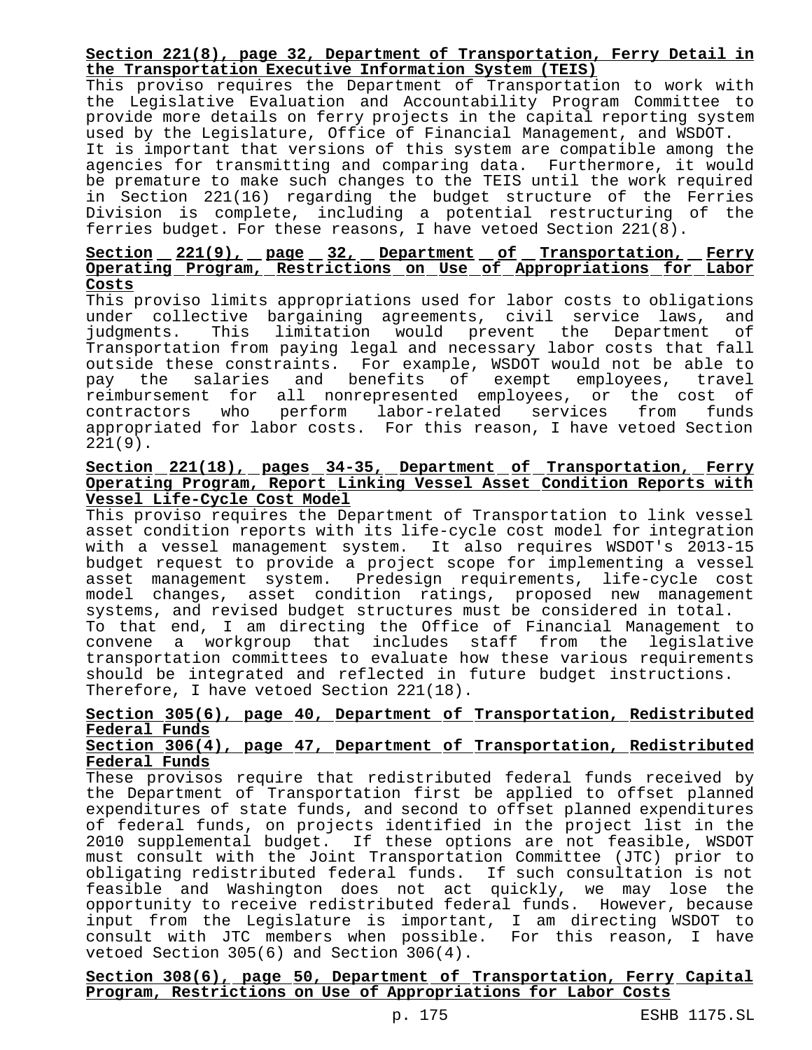**Section 221(8), page 32, Department of Transportation, Ferry Detail in the Transportation Executive Information System (TEIS)**

This proviso requires the Department of Transportation to work with the Legislative Evaluation and Accountability Program Committee to provide more details on ferry projects in the capital reporting system used by the Legislature, Office of Financial Management, and WSDOT. It is important that versions of this system are compatible among the agencies for transmitting and comparing data. Furthermore, it would be premature to make such changes to the TEIS until the work required in Section 221(16) regarding the budget structure of the Ferries Division is complete, including a potential restructuring of the ferries budget. For these reasons, I have vetoed Section 221(8).

**Section 221(9), page 32, Department of Transportation, Ferry Operating Program, Restrictions on Use of Appropriations for Labor Costs**

This proviso limits appropriations used for labor costs to obligations under collective bargaining agreements, civil service laws, and judgments. This limitation would prevent the Department of Transportation from paying legal and necessary labor costs that fall outside these constraints. For example, WSDOT would not be able to pay the salaries and benefits of exempt employees, travel reimbursement for all nonrepresented employees, or the cost of contractors who perform labor-related services from funds appropriated for labor costs. For this reason, I have vetoed Section 221(9).

**Section 221(18), pages 34-35, Department of Transportation, Ferry Operating Program, Report Linking Vessel Asset Condition Reports with Vessel Life-Cycle Cost Model**

This proviso requires the Department of Transportation to link vessel asset condition reports with its life-cycle cost model for integration with a vessel management system. It also requires WSDOT's 2013-15 budget request to provide a project scope for implementing a vessel asset management system. Predesign requirements, life-cycle cost model changes, asset condition ratings, proposed new management systems, and revised budget structures must be considered in total. To that end, I am directing the Office of Financial Management to convene a workgroup that includes staff from the legislative transportation committees to evaluate how these various requirements should be integrated and reflected in future budget instructions. Therefore, I have vetoed Section 221(18).

**Section 305(6), page 40, Department of Transportation, Redistributed Federal Funds**

**Section 306(4), page 47, Department of Transportation, Redistributed Federal Funds**

These provisos require that redistributed federal funds received by the Department of Transportation first be applied to offset planned expenditures of state funds, and second to offset planned expenditures of federal funds, on projects identified in the project list in the 2010 supplemental budget. If these options are not feasible, WSDOT must consult with the Joint Transportation Committee (JTC) prior to obligating redistributed federal funds. If such consultation is not feasible and Washington does not act quickly, we may lose the opportunity to receive redistributed federal funds. However, because input from the Legislature is important, I am directing WSDOT to consult with JTC members when possible. For this reason, I have vetoed Section 305(6) and Section 306(4).

**Section 308(6), page 50, Department of Transportation, Ferry Capital Program, Restrictions on Use of Appropriations for Labor Costs**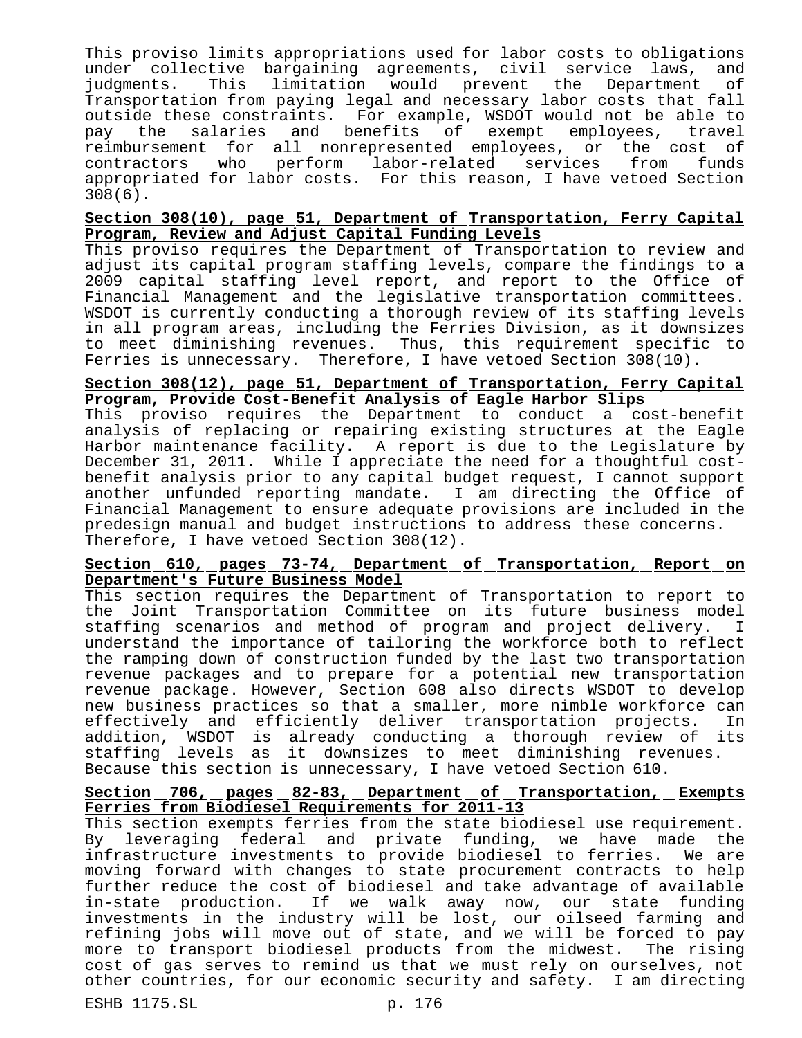This proviso limits appropriations used for labor costs to obligations under collective bargaining agreements, civil service laws, and judgments. This limitation would prevent the Department of Transportation from paying legal and necessary labor costs that fall outside these constraints. For example, WSDOT would not be able to pay the salaries and benefits of exempt employees, travel reimbursement for all nonrepresented employees, or the cost of contractors who perform labor-related services from funds appropriated for labor costs. For this reason, I have vetoed Section 308(6).

**Section 308(10), page 51, Department of Transportation, Ferry Capital Program, Review and Adjust Capital Funding Levels**

This proviso requires the Department of Transportation to review and adjust its capital program staffing levels, compare the findings to a 2009 capital staffing level report, and report to the Office of Financial Management and the legislative transportation committees. WSDOT is currently conducting a thorough review of its staffing levels in all program areas, including the Ferries Division, as it downsizes to meet diminishing revenues. Thus, this requirement specific to Ferries is unnecessary. Therefore, I have vetoed Section 308(10).

**Section 308(12), page 51, Department of Transportation, Ferry Capital Program, Provide Cost-Benefit Analysis of Eagle Harbor Slips**

This proviso requires the Department to conduct a cost-benefit analysis of replacing or repairing existing structures at the Eagle Harbor maintenance facility. A report is due to the Legislature by December 31, 2011. While I appreciate the need for a thoughtful cost-benefit analysis prior to any capital budget request, I cannot support another unfunded reporting mandate. I am directing the Office of Financial Management to ensure adequate provisions are included in the predesign manual and budget instructions to address these concerns. Therefore, I have vetoed Section 308(12).

**Section 610, pages 73-74, Department of Transportation, Report on Department's Future Business Model**

This section requires the Department of Transportation to report to the Joint Transportation Committee on its future business model staffing scenarios and method of program and project delivery. I understand the importance of tailoring the workforce both to reflect the ramping down of construction funded by the last two transportation revenue packages and to prepare for a potential new transportation revenue package. However, Section 608 also directs WSDOT to develop new business practices so that a smaller, more nimble workforce can effectively and efficiently deliver transportation projects. In addition, WSDOT is already conducting a thorough review of its staffing levels as it downsizes to meet diminishing revenues. Because this section is unnecessary, I have vetoed Section 610.

**Section 706, pages 82-83, Department of Transportation, Exempts Ferries from Biodiesel Requirements for 2011-13**

This section exempts ferries from the state biodiesel use requirement. By leveraging federal and private funding, we have made the infrastructure investments to provide biodiesel to ferries. We are moving forward with changes to state procurement contracts to help further reduce the cost of biodiesel and take advantage of available in-state production. If we walk away now, our state funding investments in the industry will be lost, our oilseed farming and refining jobs will move out of state, and we will be forced to pay more to transport biodiesel products from the midwest. The rising cost of gas serves to remind us that we must rely on ourselves, not other countries, for our economic security and safety. I am directing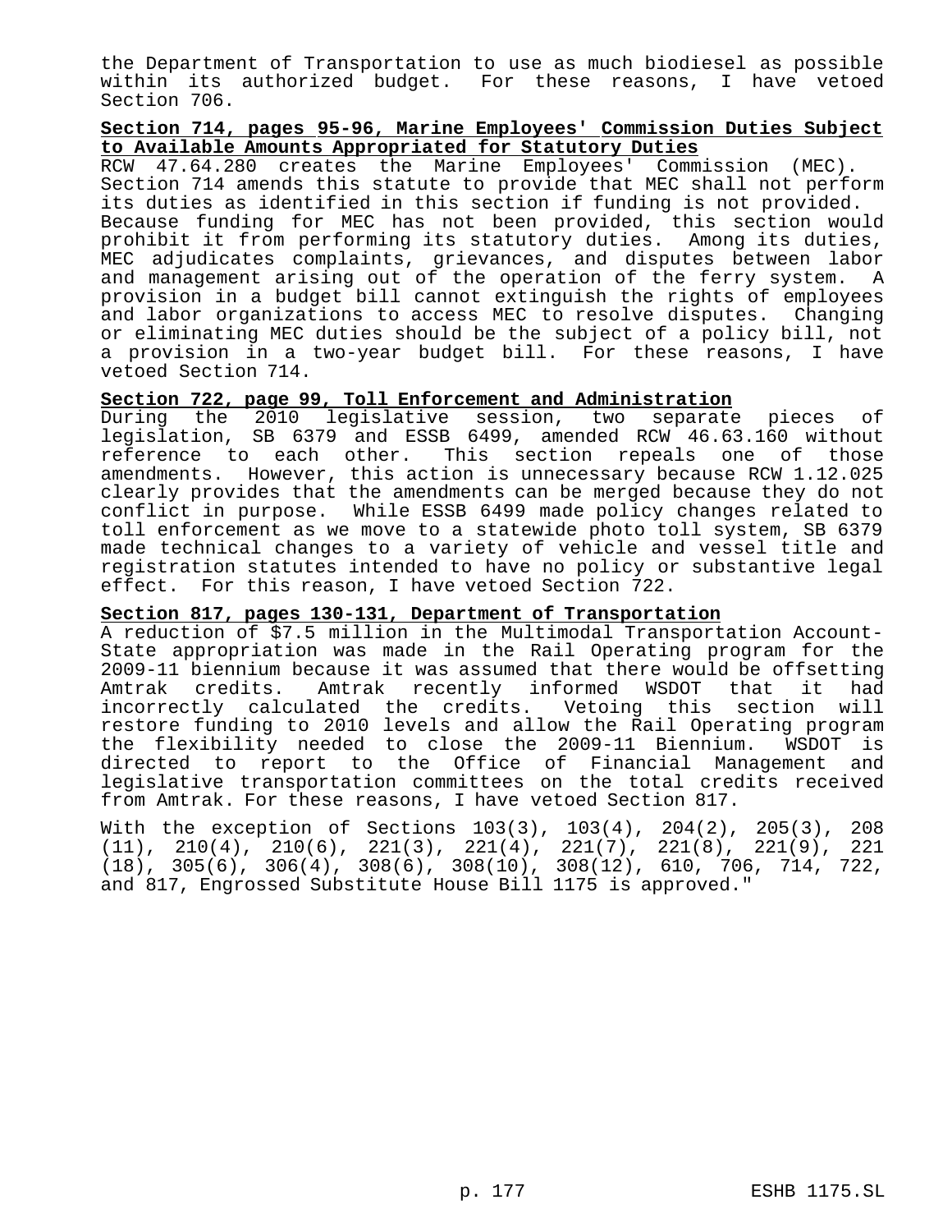the Department of Transportation to use as much biodiesel as possible within its authorized budget. For these reasons, I have vetoed Section 706.

**Section 714, pages 95-96, Marine Employees' Commission Duties Subject to Available Amounts Appropriated for Statutory Duties**

RCW 47.64.280 creates the Marine Employees' Commission (MEC). Section 714 amends this statute to provide that MEC shall not perform its duties as identified in this section if funding is not provided. Because funding for MEC has not been provided, this section would prohibit it from performing its statutory duties. Among its duties, MEC adjudicates complaints, grievances, and disputes between labor and management arising out of the operation of the ferry system. A provision in a budget bill cannot extinguish the rights of employees and labor organizations to access MEC to resolve disputes. Changing or eliminating MEC duties should be the subject of a policy bill, not a provision in a two-year budget bill. For these reasons, I have vetoed Section 714.

**Section 722, page 99, Toll Enforcement and Administration**

During the 2010 legislative session, two separate pieces of legislation, SB 6379 and ESSB 6499, amended RCW 46.63.160 without reference to each other. This section repeals one of those amendments. However, this action is unnecessary because RCW 1.12.025 clearly provides that the amendments can be merged because they do not conflict in purpose. While ESSB 6499 made policy changes related to toll enforcement as we move to a statewide photo toll system, SB 6379 made technical changes to a variety of vehicle and vessel title and registration statutes intended to have no policy or substantive legal effect. For this reason, I have vetoed Section 722.

**Section 817, pages 130-131, Department of Transportation**

A reduction of $7.5 million in the Multimodal Transportation Account-State appropriation was made in the Rail Operating program for the 2009-11 biennium because it was assumed that there would be offsetting Amtrak credits. Amtrak recently informed WSDOT that it had incorrectly calculated the credits. Vetoing this section will restore funding to 2010 levels and allow the Rail Operating program the flexibility needed to close the 2009-11 Biennium. WSDOT is directed to report to the Office of Financial Management and legislative transportation committees on the total credits received from Amtrak. For these reasons, I have vetoed Section 817.

With the exception of Sections 103(3), 103(4), 204(2), 205(3), 208 (11), 210(4), 210(6), 221(3), 221(4), 221(7), 221(8), 221(9), 221 (18), 305(6), 306(4), 308(6), 308(10), 308(12), 610, 706, 714, 722, and 817, Engrossed Substitute House Bill 1175 is approved."